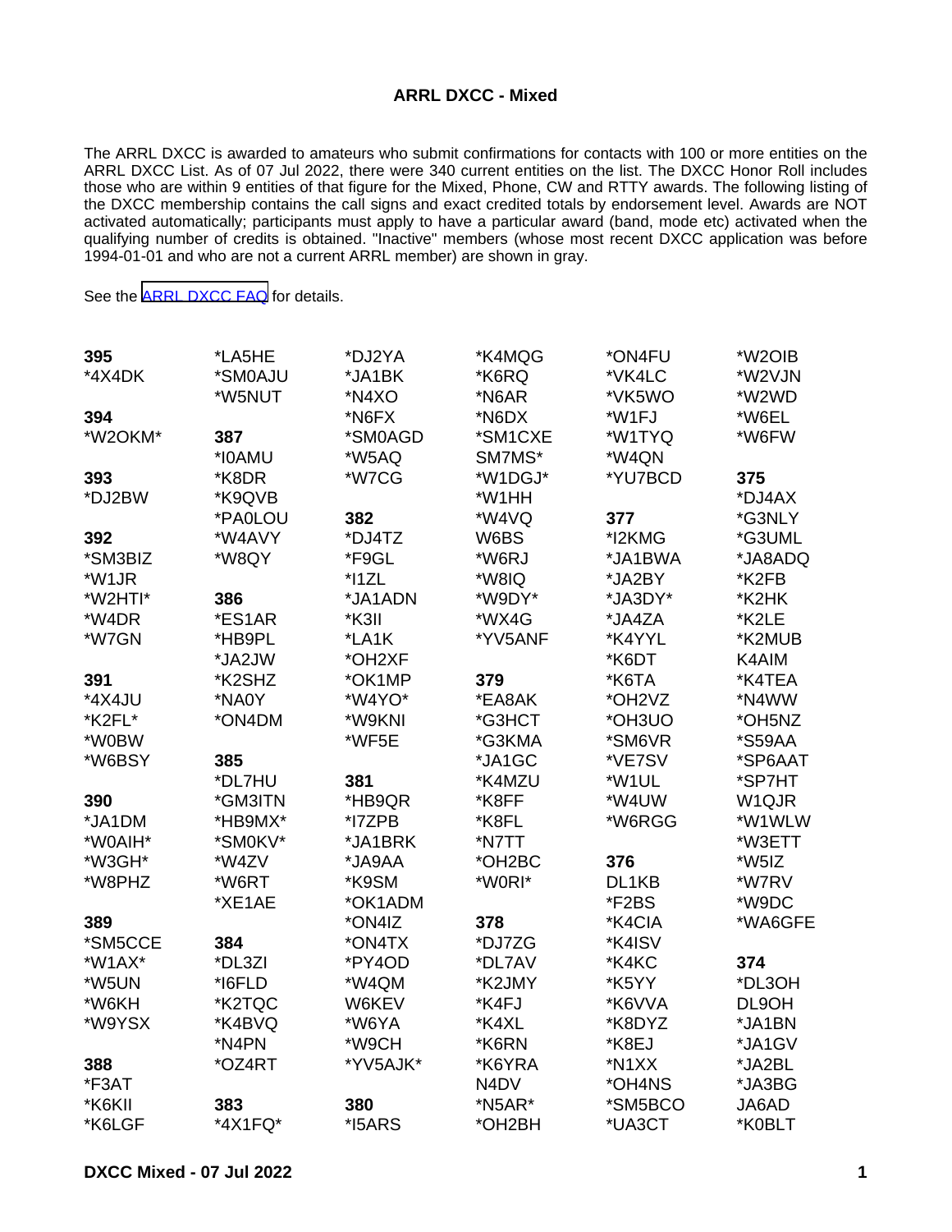# ARRL DXCC - Mixed

The ARRL DXCC is awarded to amateurs who submit confirmations for contacts with 100 or more entities on the ARRL DXCC List. As of 07 Jul 2022, there were 340 current entities on the list. The DXCC Honor Roll includes those who are within 9 entities of that figure for the Mixed, Phone, CW and RTTY awards. The following listing of the DXCC membership contains the call signs and exact credited totals by endorsement level. Awards are NOT activated automatically; participants must apply to have a particular award (band, mode etc) activated when the qualifying number of credits is obtained. "Inactive" members (whose most recent DXCC application was before 1994-01-01 and who are not a current ARRL member) are shown in gray.

See the [ARRL DXCC FAQ] for details.

**395**
*4X4DK

**394**
*W2OKM*

**393**
*DJ2BW

**392**
*SM3BIZ
*W1JR
*W2HTI*
*W4DR
*W7GN

**391**
*4X4JU
*K2FL*
*W0BW
*W6BSY

**390**
*JA1DM
*W0AIH*
*W3GH*
*W8PHZ

**389**
*SM5CCE
*W1AX*
*W5UN
*W6KH
*W9YSX

**388**
*F3AT
*K6KII
*K6LGF
*LA5HE
*SM0AJU
*W5NUT

**387**
*I0AMU
*K8DR
*K9QVB
*PA0LOU
*W4AVY
*W8QY

**386**
*ES1AR
*HB9PL
*JA2JW
*K2SHZ
*NA0Y
*ON4DM

**385**
*DL7HU
*GM3ITN
*HB9MX*
*SM0KV*
*W4ZV
*W6RT
*XE1AE

**384**
*DL3ZI
*I6FLD
*K2TQC
*K4BVQ
*N4PN
*OZ4RT

**383**
*4X1FQ*
*DJ2YA
*JA1BK
*N4XO
*N6FX
*SM0AGD
*W5AQ
*W7CG

**382**
*DJ4TZ
*F9GL
*I1ZL
*JA1ADN
*K3II
*LA1K
*OH2XF
*OK1MP
*W4YO*
*W9KNI
*WF5E

**381**
*HB9QR
*I7ZPB
*JA1BRK
*JA9AA
*K9SM
*OK1ADM
*ON4IZ
*ON4TX
*PY4OD
*W4QM
W6KEV
*W6YA
*W9CH
*YV5AJK*

**380**
*I5ARS
*K4MQG
*K6RQ
*N6AR
*N6DX
*SM1CXE
SM7MS*
*W1DGJ*
*W1HH
*W4VQ
W6BS
*W6RJ
*W8IQ
*W9DY*
*WX4G
*YV5ANF

**379**
*EA8AK
*G3HCT
*G3KMA
*JA1GC
*K4MZU
*K8FF
*K8FL
*N7TT
*OH2BC
*W0RI*

**378**
*DJ7ZG
*DL7AV
*K2JMY
*K4FJ
*K4XL
*K6RN
*K6YRA
N4DV
*N5AR*
*OH2BH
*ON4FU
*VK4LC
*VK5WO
*W1FJ
*W1TYQ
*W4QN
*YU7BCD

**377**
*I2KMG
*JA1BWA
*JA2BY
*JA3DY*
*JA4ZA
*K4YYL
*K6DT
*K6TA
*OH2VZ
*OH3UO
*SM6VR
*VE7SV
*W1UL
*W4UW
*W6RGG

**376**
DL1KB
*F2BS
*K4CIA
*K4ISV
*K4KC
*K5YY
*K6VVA
*K8DYZ
*K8EJ
*N1XX
*OH4NS
*SM5BCO
*UA3CT
*W2OIB
*W2VJN
*W2WD
*W6EL
*W6FW

**375**
*DJ4AX
*G3NLY
*G3UML
*JA8ADQ
*K2FB
*K2HK
*K2LE
*K2MUB
K4AIM
*K4TEA
*N4WW
*OH5NZ
*S59AA
*SP6AAT
*SP7HT
W1QJR
*W1WLW
*W3ETT
*W5IZ
*W7RV
*W9DC
*WA6GFE

**374**
*DL3OH
DL9OH
*JA1BN
*JA1GV
*JA2BL
*JA3BG
JA6AD
*K0BLT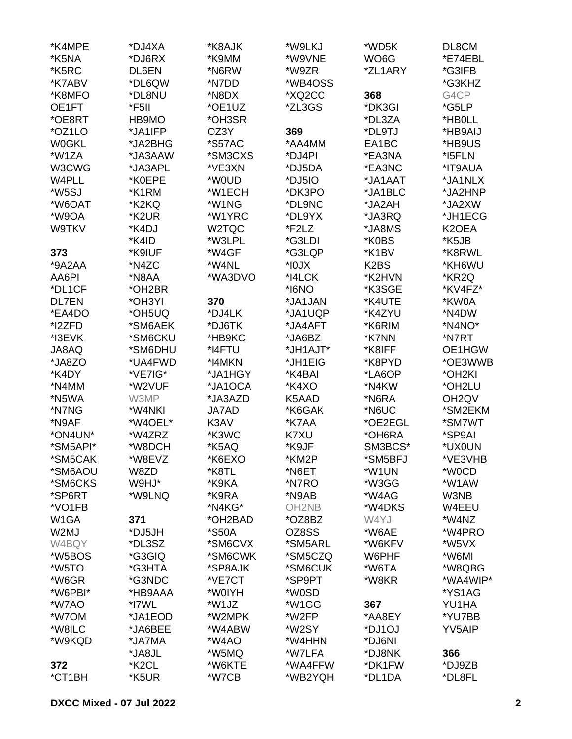*K4MPE
*K5NA
*K5RC
*K7ABV
*K8MFO
OE1FT
*OE8RT
*OZ1LO
W0GKL
*W1ZA
W3CWG
W4PLL
*W5SJ
*W6OAT
*W9OA
W9TKV

**373**

*9A2AA
AA6PI
*DL1CF
DL7EN
*EA4DO
*I2ZFD
*I3EVK
JA8AQ
*JA8ZO
*K4DY
*N4MM
*N5WA
*N7NG
*N9AF
*ON4UN*
*SM5API*
*SM5CAK
*SM6AOU
*SM6CKS
*SP6RT
*VO1FB
W1GA
W2MJ
W4BQY
*W5BOS
*W5TO
*W6GR
*W6PBI*
*W7AO
*W7OM
*W8ILC
*W9KQD

**372**

*CT1BH
*DJ4XA
*DJ6RX
DL6EN
*DL6QW
*DL8NU
*F5II
HB9MO
*JA1IFP
*JA2BHG
*JA3AAW
*JA3APL
*K0EPE
*K1RM
*K2KQ
*K2UR
*K4DJ
*K4ID
*K9IUF
*N4ZC
*N8AA
*OH2BR
*OH3YI
*OH5UQ
*SM6AEK
*SM6CKU
*SM6DHU
*UA4FWD
*VE7IG*
*W2VUF
W3MP
*W4NKI
*W4OEL*
*W4ZRZ
*W8DCH
*W8EVZ
W8ZD
W9HJ*
*W9LNQ

**371**

*DJ5JH
*DL3SZ
*G3GIQ
*G3HTA
*G3NDC
*HB9AAA
*I7WL
*JA1EOD
*JA6BEE
*JA7MA
*JA8JL
*K2CL
*K5UR
*K8AJK
*K9MM
*N6RW
*N7DD
*N8DX
*OE1UZ
*OH3SR
OZ3Y
*S57AC
*SM3CXS
*VE3XN
*W0UD
*W1ECH
*W1NG
*W1YRC
W2TQC
*W3LPL
*W4GF
*W4NL
*WA3DVO

**370**

*DJ4LK
*DJ6TK
*HB9KC
*I4FTU
*I4MKN
*JA1HGY
*JA1OCA
*JA3AZD
JA7AD
K3AV
*K3WC
*K5AQ
*K6EXO
*K8TL
*K9KA
*K9RA
*N4KG*
*OH2BAD
*S50A
*SM6CVX
*SM6CWK
*SP8AJK
*VE7CT
*W0IYH
*W1JZ
*W2MPK
*W4ABW
*W4AO
*W5MQ
*W6KTE
*W7CB
*W9LKJ
*W9VNE
*W9ZR
*WB4OSS
*XQ2CC
*ZL3GS

**369**

*AA4MM
*DJ4PI
*DJ5DA
*DJ5IO
*DK3PO
*DL9NC
*DL9YX
*F2LZ
*G3LDI
*G3LQP
*I0JX
*I4LCK
*I6NO
*JA1JAN
*JA1UQP
*JA4AFT
*JA6BZI
*JH1AJT*
*JH1EIG
*K4BAI
*K4XO
K5AAD
*K6GAK
*K7AA
K7XU
*K9JF
*KM2P
*N6ET
*N7RO
*N9AB
OH2NB
*OZ8BZ
OZ8SS
*SM5ARL
*SM5CZQ
*SM6CUK
*SP9PT
*W0SD
*W1GG
*W2FP
*W2SY
*W4HHN
*W7LFA
*WA4FFW
*WB2YQH
*WD5K
WO6G
*ZL1ARY

**368**

*DK3GI
*DL3ZA
*DL9TJ
EA1BC
*EA3NA
*EA3NC
*JA1AAT
*JA1BLC
*JA2AH
*JA3RQ
*JA8MS
*K0BS
*K1BV
K2BS
*K2HVN
*K3SGE
*K4UTE
*K4ZYU
*K6RIM
*K7NN
*K8IFF
*K8PYD
*LA6OP
*N4KW
*N6RA
*N6UC
*OE2EGL
*OH6RA
SM3BCS*
*SM5BFJ
*W1UN
*W3GG
*W4AG
*W4DKS
W4YJ
*W6AE
*W6KFV
W6PHF
*W6TA
*W8KR

**367**

*AA8EY
*DJ1OJ
*DJ6NI
*DJ8NK
*DK1FW
*DL1DA
DL8CM
*E74EBL
*G3IFB
*G3KHZ
G4CP
*G5LP
*HB0LL
*HB9AIJ
*HB9US
*I5FLN
*IT9AUA
*JA1NLX
*JA2HNP
*JA2XW
*JH1ECG
K2OEA
*K5JB
*K8RWL
*KH6WU
*KR2Q
*KV4FZ*
*KW0A
*N4DW
*N4NO*
*N7RT
OE1HGW
*OE3WWB
*OH2KI
*OH2LU
OH2QV
*SM2EKM
*SM7WT
*SP9AI
*UX0UN
*VE3VHB
*W0CD
*W1AW
W3NB
W4EEU
*W4NZ
*W4PRO
*W5VX
*W6MI
*W8QBG
*WA4WIP*
*YS1AG
YU1HA
*YU7BB
YV5AIP

**366**

*DJ9ZB
*DL8FL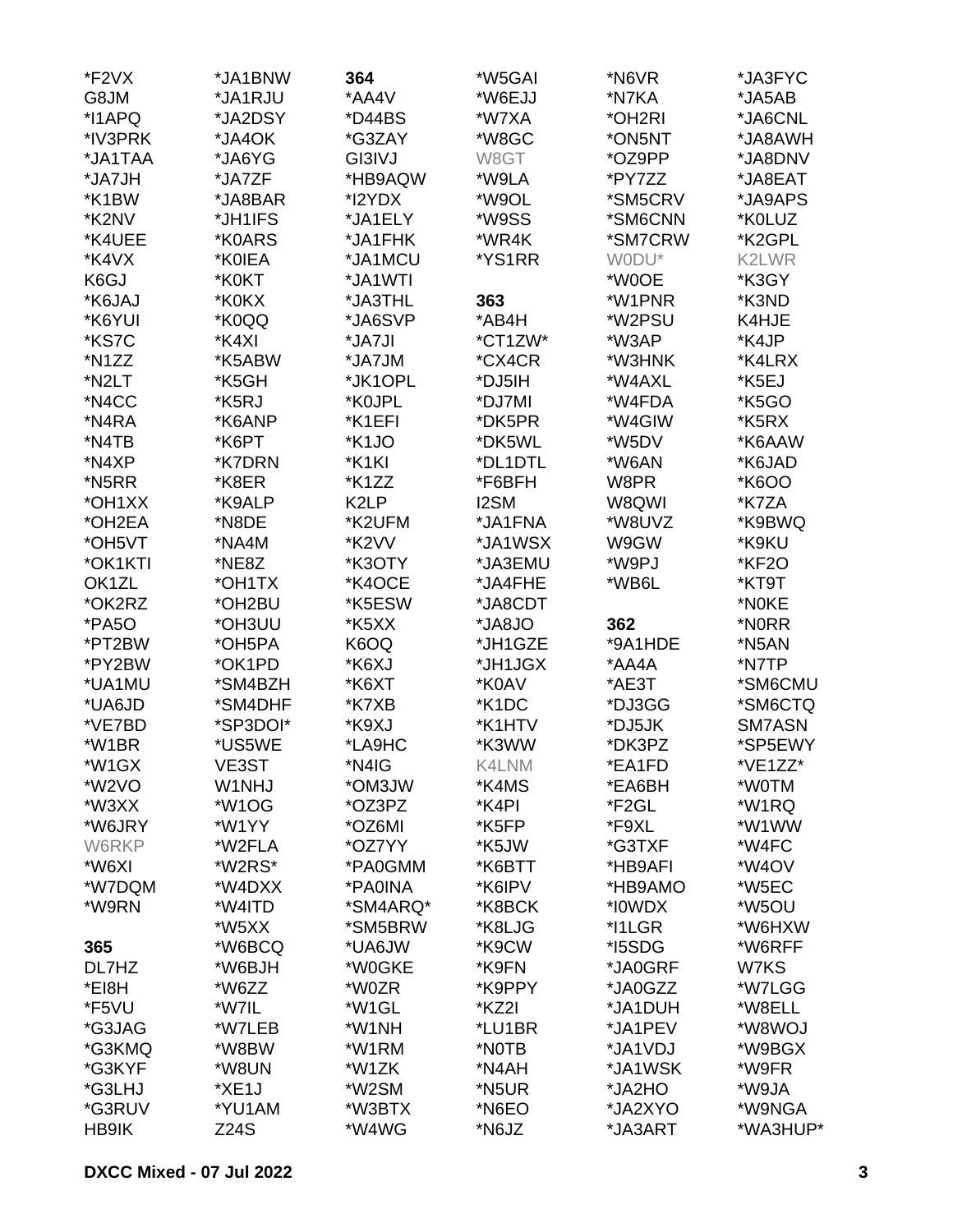*F2VX
G8JM
*I1APQ
*IV3PRK
*JA1TAA
*JA7JH
*K1BW
*K2NV
*K4UEE
*K4VX
K6GJ
*K6JAJ
*K6YUI
*KS7C
*N1ZZ
*N2LT
*N4CC
*N4RA
*N4TB
*N4XP
*N5RR
*OH1XX
*OH2EA
*OH5VT
*OK1KTI
OK1ZL
*OK2RZ
*PA5O
*PT2BW
*PY2BW
*UA1MU
*UA6JD
*VE7BD
*W1BR
*W1GX
*W2VO
*W3XX
*W6JRY
W6RKP
*W6XI
*W7DQM
*W9RN

**365**

DL7HZ
*EI8H
*F5VU
*G3JAG
*G3KMQ
*G3KYF
*G3LHJ
*G3RUV
HB9IK
*JA1BNW
*JA1RJU
*JA2DSY
*JA4OK
*JA6YG
*JA7ZF
*JA8BAR
*JH1IFS
*K0ARS
*K0IEA
*K0KT
*K0KX
*K0QQ
*K4XI
*K5ABW
*K5GH
*K5RJ
*K6ANP
*K6PT
*K7DRN
*K8ER
*K9ALP
*N8DE
*NA4M
*NE8Z
*OH1TX
*OH2BU
*OH3UU
*OH5PA
*OK1PD
*SM4BZH
*SM4DHF
*SP3DOI*
*US5WE
VE3ST
W1NHJ
*W1OG
*W1YY
*W2FLA
*W2RS*
*W4DXX
*W4ITD
*W5XX
*W6BCQ
*W6BJH
*W6ZZ
*W7IL
*W7LEB
*W8BW
*W8UN
*XE1J
*YU1AM
Z24S

**364**

*AA4V
*D44BS
*G3ZAY
GI3IVJ
*HB9AQW
*I2YDX
*JA1ELY
*JA1FHK
*JA1MCU
*JA1WTI
*JA3THL
*JA6SVP
*JA7JI
*JA7JM
*JK1OPL
*K0JPL
*K1EFI
*K1JO
*K1KI
*K1ZZ
K2LP
*K2UFM
*K2VV
*K3OTY
*K4OCE
*K5ESW
*K5XX
K6OQ
*K6XJ
*K6XT
*K7XB
*K9XJ
*LA9HC
*N4IG
*OM3JW
*OZ3PZ
*OZ6MI
*OZ7YY
*PA0GMM
*PA0INA
*SM4ARQ*
*SM5BRW
*UA6JW
*W0GKE
*W0ZR
*W1GL
*W1NH
*W1RM
*W1ZK
*W2SM
*W3BTX
*W4WG
*W5GAI
*W6EJJ
*W7XA
*W8GC
W8GT
*W9LA
*W9OL
*W9SS
*WR4K
*YS1RR

**363**

*AB4H
*CT1ZW*
*CX4CR
*DJ5IH
*DJ7MI
*DK5PR
*DK5WL
*DL1DTL
*F6BFH
I2SM
*JA1FNA
*JA1WSX
*JA3EMU
*JA4FHE
*JA8CDT
*JA8JO
*JH1GZE
*JH1JGX
*K0AV
*K1DC
*K1HTV
*K3WW
K4LNM
*K4MS
*K4PI
*K5FP
*K5JW
*K6BTT
*K6IPV
*K8BCK
*K8LJG
*K9CW
*K9FN
*K9PPY
*KZ2I
*LU1BR
*N0TB
*N4AH
*N5UR
*N6EO
*N6JZ
*N6VR
*N7KA
*OH2RI
*ON5NT
*OZ9PP
*PY7ZZ
*SM5CRV
*SM6CNN
*SM7CRW
W0DU*
*W0OE
*W1PNR
*W2PSU
*W3AP
*W3HNK
*W4AXL
*W4FDA
*W4GIW
*W5DV
*W6AN
W8PR
W8QWI
*W8UVZ
W9GW
*W9PJ
*WB6L

**362**

*9A1HDE
*AA4A
*AE3T
*DJ3GG
*DJ5JK
*DK3PZ
*EA1FD
*EA6BH
*F2GL
*F9XL
*G3TXF
*HB9AFI
*HB9AMO
*I0WDX
*I1LGR
*I5SDG
*JA0GRF
*JA0GZZ
*JA1DUH
*JA1PEV
*JA1VDJ
*JA1WSK
*JA2HO
*JA2XYO
*JA3ART
*JA3FYC
*JA5AB
*JA6CNL
*JA8AWH
*JA8DNV
*JA8EAT
*JA9APS
*K0LUZ
*K2GPL
K2LWR
*K3GY
*K3ND
K4HJE
*K4JP
*K4LRX
*K5EJ
*K5GO
*K5RX
*K6AAW
*K6JAD
*K6OO
*K7ZA
*K9BWQ
*K9KU
*KF2O
*KT9T
*N0KE
*N0RR
*N5AN
*N7TP
*SM6CMU
*SM6CTQ
SM7ASN
*SP5EWY
*VE1ZZ*
*W0TM
*W1RQ
*W1WW
*W4FC
*W4OV
*W5EC
*W5OU
*W6HXW
*W6RFF
W7KS
*W7LGG
*W8ELL
*W8WOJ
*W9BGX
*W9FR
*W9JA
*W9NGA
*WA3HUP*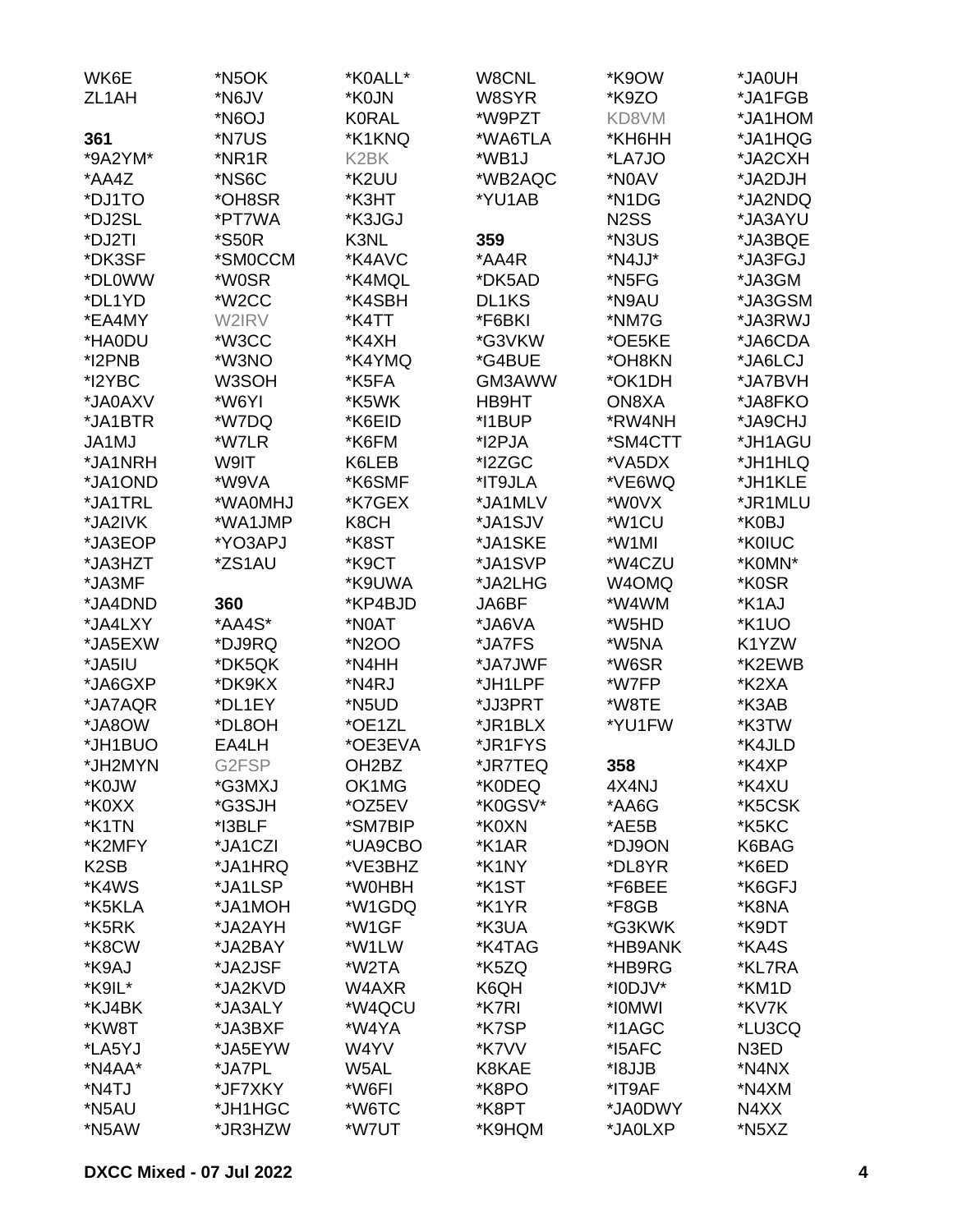WK6E
ZL1AH

**361**
*9A2YM*
*AA4Z
*DJ1TO
*DJ2SL
*DJ2TI
*DK3SF
*DL0WW
*DL1YD
*EA4MY
*HA0DU
*I2PNB
*I2YBC
*JA0AXV
*JA1BTR
JA1MJ
*JA1NRH
*JA1OND
*JA1TRL
*JA2IVK
*JA3EOP
*JA3HZT
*JA3MF
*JA4DND
*JA4LXY
*JA5EXW
*JA5IU
*JA6GXP
*JA7AQR
*JA8OW
*JH1BUO
*JH2MYN
*K0JW
*K0XX
*K1TN
*K2MFY
K2SB
*K4WS
*K5KLA
*K5RK
*K8CW
*K9AJ
*K9IL*
*KJ4BK
*KW8T
*LA5YJ
*N4AA*
*N4TJ
*N5AU
*N5AW

*N5OK
*N6JV
*N6OJ
*N7US
*NR1R
*NS6C
*OH8SR
*PT7WA
*S50R
*SM0CCM
*W0SR
*W2CC
W2IRV
*W3CC
*W3NO
W3SOH
*W6YI
*W7DQ
*W7LR
W9IT
*W9VA
*WA0MHJ
*WA1JMP
*YO3APJ
*ZS1AU

**360**
*AA4S*
*DJ9RQ
*DK5QK
*DK9KX
*DL1EY
*DL8OH
EA4LH
G2FSP
*G3MXJ
*G3SJH
*I3BLF
*JA1CZI
*JA1HRQ
*JA1LSP
*JA1MOH
*JA2AYH
*JA2BAY
*JA2JSF
*JA2KVD
*JA3ALY
*JA3BXF
*JA5EYW
*JA7PL
*JF7XKY
*JH1HGC
*JR3HZW

*K0ALL*
*K0JN
K0RAL
*K1KNQ
K2BK
*K2UU
*K3HT
*K3JGJ
K3NL
*K4AVC
*K4MQL
*K4SBH
*K4TT
*K4XH
*K4YMQ
*K5FA
*K5WK
*K6EID
*K6FM
K6LEB
*K6SMF
*K7GEX
K8CH
*K8ST
*K9CT
*K9UWA
*KP4BJD
*N0AT
*N2OO
*N4HH
*N4RJ
*N5UD
*OE1ZL
*OE3EVA
OH2BZ
OK1MG
*OZ5EV
*SM7BIP
*UA9CBO
*VE3BHZ
*W0HBH
*W1GDQ
*W1GF
*W1LW
*W2TA
W4AXR
*W4QCU
*W4YA
W4YV
W5AL
*W6FI
*W6TC
*W7UT

W8CNL
W8SYR
*W9PZT
*WA6TLA
*WB1J
*WB2AQC
*YU1AB

**359**
*AA4R
*DK5AD
DL1KS
*F6BKI
*G3VKW
*G4BUE
GM3AWW
HB9HT
*I1BUP
*I2PJA
*I2ZGC
*IT9JLA
*JA1MLV
*JA1SJV
*JA1SKE
*JA1SVP
*JA2LHG
JA6BF
*JA6VA
*JA7FS
*JA7JWF
*JH1LPF
*JJ3PRT
*JR1BLX
*JR1FYS
*JR7TEQ
*K0DEQ
*K0GSV*
*K0XN
*K1AR
*K1NY
*K1ST
*K1YR
*K3UA
*K4TAG
*K5ZQ
K6QH
*K7RI
*K7SP
*K7VV
K8KAE
*K8PO
*K8PT
*K9HQM

*K9OW
*K9ZO
KD8VM
*KH6HH
*LA7JO
*N0AV
*N1DG
N2SS
*N3US
*N4JJ*
*N5FG
*N9AU
*NM7G
*OE5KE
*OH8KN
*OK1DH
ON8XA
*RW4NH
*SM4CTT
*VA5DX
*VE6WQ
*W0VX
*W1CU
*W1MI
*W4CZU
W4OMQ
*W4WM
*W5HD
*W5NA
*W6SR
*W7FP
*W8TE
*YU1FW

**358**
4X4NJ
*AA6G
*AE5B
*DJ9ON
*DL8YR
*F6BEE
*F8GB
*G3KWK
*HB9ANK
*HB9RG
*I0DJV*
*I0MWI
*I1AGC
*I5AFC
*I8JJB
*IT9AF
*JA0DWY
*JA0LXP

*JA0UH
*JA1FGB
*JA1HOM
*JA1HQG
*JA2CXH
*JA2DJH
*JA2NDQ
*JA3AYU
*JA3BQE
*JA3FGJ
*JA3GM
*JA3GSM
*JA3RWJ
*JA6CDA
*JA6LCJ
*JA7BVH
*JA8FKO
*JA9CHJ
*JH1AGU
*JH1HLQ
*JH1KLE
*JR1MLU
*K0BJ
*K0IUC
*K0MN*
*K0SR
*K1AJ
*K1UO
K1YZW
*K2EWB
*K2XA
*K3AB
*K3TW
*K4JLD
*K4XP
*K4XU
*K5CSK
*K5KC
K6BAG
*K6ED
*K6GFJ
*K8NA
*K9DT
*KA4S
*KL7RA
*KM1D
*KV7K
*LU3CQ
N3ED
*N4NX
*N4XM
N4XX
*N5XZ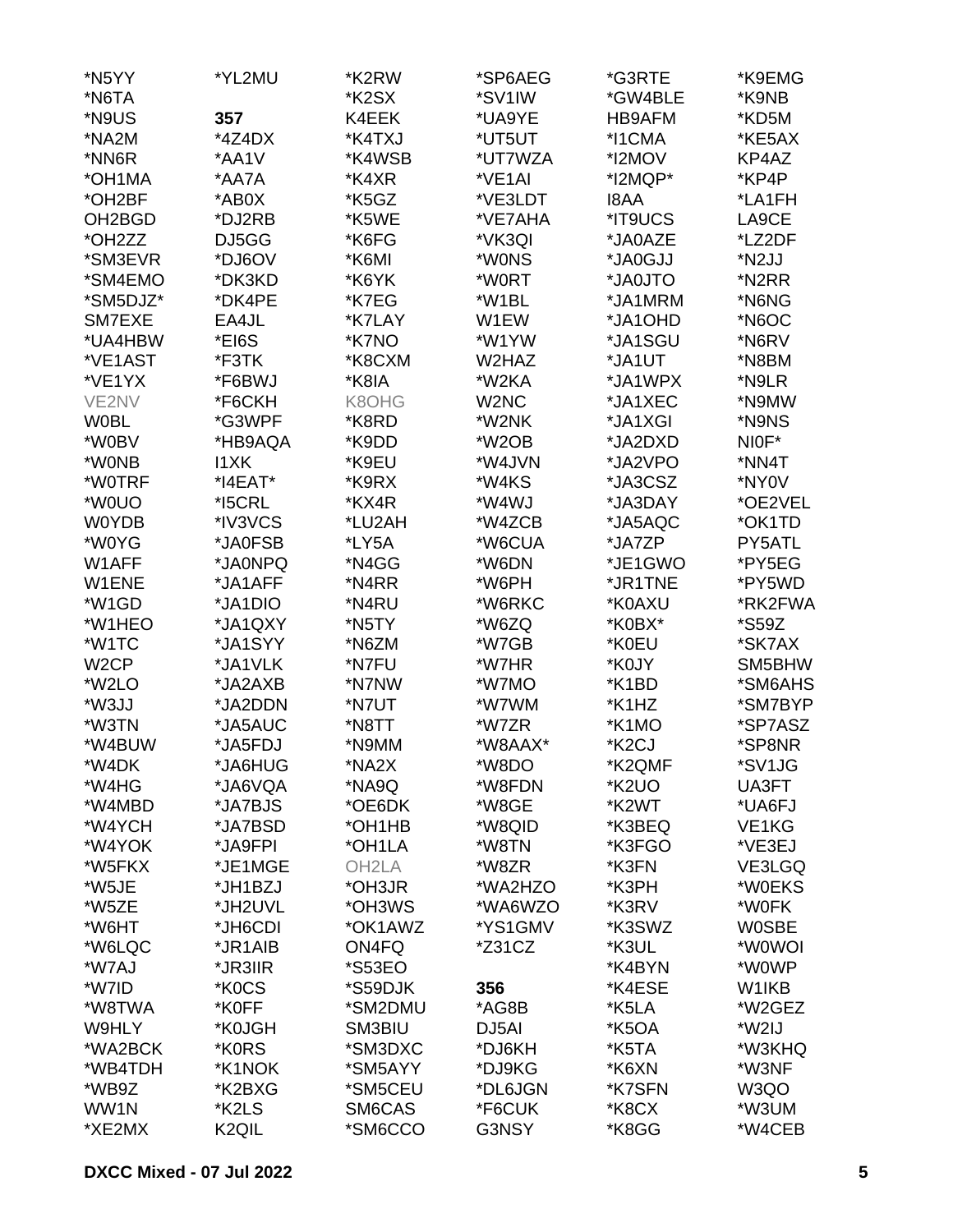*N5YY
*N6TA
*N9US
*NA2M
*NN6R
*OH1MA
*OH2BF
OH2BGD
*OH2ZZ
*SM3EVR
*SM4EMO
*SM5DJZ*
SM7EXE
*UA4HBW
*VE1AST
*VE1YX
VE2NV
W0BL
*W0BV
*W0NB
*W0TRF
*W0UO
W0YDB
*W0YG
W1AFF
W1ENE
*W1GD
*W1HEO
*W1TC
W2CP
*W2LO
*W3JJ
*W3TN
*W4BUW
*W4DK
*W4HG
*W4MBD
*W4YCH
*W4YOK
*W5FKX
*W5JE
*W5ZE
*W6HT
*W6LQC
*W7AJ
*W7ID
*W8TWA
W9HLY
*WA2BCK
*WB4TDH
*WB9Z
WW1N
*XE2MX

*YL2MU

**357**

*4Z4DX
*AA1V
*AA7A
*AB0X
*DJ2RB
DJ5GG
*DJ6OV
*DK3KD
*DK4PE
EA4JL
*EI6S
*F3TK
*F6BWJ
*F6CKH
*G3WPF
*HB9AQA
I1XK
*I4EAT*
*I5CRL
*IV3VCS
*JA0FSB
*JA0NPQ
*JA1AFF
*JA1DIO
*JA1QXY
*JA1SYY
*JA1VLK
*JA2AXB
*JA2DDN
*JA5AUC
*JA5FDJ
*JA6HUG
*JA6VQA
*JA7BJS
*JA7BSD
*JA9FPI
*JE1MGE
*JH1BZJ
*JH2UVL
*JH6CDI
*JR1AIB
*JR3IIR
*K0CS
*K0FF
*K0JGH
*K0RS
*K1NOK
*K2BXG
*K2LS
K2QIL

*K2RW
*K2SX
K4EEK
*K4TXJ
*K4WSB
*K4XR
*K5GZ
*K5WE
*K6FG
*K6MI
*K6YK
*K7EG
*K7LAY
*K7NO
*K8CXM
*K8IA
K8OHG
*K8RD
*K9DD
*K9EU
*K9RX
*KX4R
*LU2AH
*LY5A
*N4GG
*N4RR
*N4RU
*N5TY
*N6ZM
*N7FU
*N7NW
*N7UT
*N8TT
*N9MM
*NA2X
*NA9Q
*OE6DK
*OH1HB
*OH1LA
OH2LA
*OH3JR
*OH3WS
*OK1AWZ
ON4FQ
*S53EO
*S59DJK
*SM2DMU
SM3BIU
*SM3DXC
*SM5AYY
*SM5CEU
SM6CAS
*SM6CCO

*SP6AEG
*SV1IW
*UA9YE
*UT5UT
*UT7WZA
*VE1AI
*VE3LDT
*VE7AHA
*VK3QI
*W0NS
*W0RT
*W1BL
W1EW
*W1YW
W2HAZ
*W2KA
W2NC
*W2NK
*W2OB
*W4JVN
*W4KS
*W4WJ
*W4ZCB
*W6CUA
*W6DN
*W6PH
*W6RKC
*W6ZQ
*W7GB
*W7HR
*W7MO
*W7WM
*W7ZR
*W8AAX*
*W8DO
*W8FDN
*W8GE
*W8QID
*W8TN
*W8ZR
*WA2HZO
*WA6WZO
*YS1GMV
*Z31CZ

**356**

*AG8B
DJ5AI
*DJ6KH
*DJ9KG
*DL6JGN
*F6CUK
G3NSY

*G3RTE
*GW4BLE
HB9AFM
*I1CMA
*I2MOV
*I2MQP*
I8AA
*IT9UCS
*JA0AZE
*JA0GJJ
*JA0JTO
*JA1MRM
*JA1OHD
*JA1SGU
*JA1UT
*JA1WPX
*JA1XEC
*JA1XGI
*JA2DXD
*JA2VPO
*JA3CSZ
*JA3DAY
*JA5AQC
*JA7ZP
*JE1GWO
*JR1TNE
*K0AXU
*K0BX*
*K0EU
*K0JY
*K1BD
*K1HZ
*K1MO
*K2CJ
*K2QMF
*K2UO
*K2WT
*K3BEQ
*K3FGO
*K3FN
*K3PH
*K3RV
*K3SWZ
*K3UL
*K4BYN
*K4ESE
*K5LA
*K5OA
*K5TA
*K6XN
*K7SFN
*K8CX
*K8GG

*K9EMG
*K9NB
*KD5M
*KE5AX
KP4AZ
*KP4P
*LA1FH
LA9CE
*LZ2DF
*N2JJ
*N2RR
*N6NG
*N6OC
*N6RV
*N8BM
*N9LR
*N9MW
*N9NS
NI0F*
*NN4T
*NY0V
*OE2VEL
*OK1TD
PY5ATL
*PY5EG
*PY5WD
*RK2FWA
*S59Z
*SK7AX
SM5BHW
*SM6AHS
*SM7BYP
*SP7ASZ
*SP8NR
*SV1JG
UA3FT
*UA6FJ
VE1KG
*VE3EJ
VE3LGQ
*W0EKS
*W0FK
W0SBE
*W0WOI
*W0WP
W1IKB
*W2GEZ
*W2IJ
*W3KHQ
*W3NF
W3QO
*W3UM
*W4CEB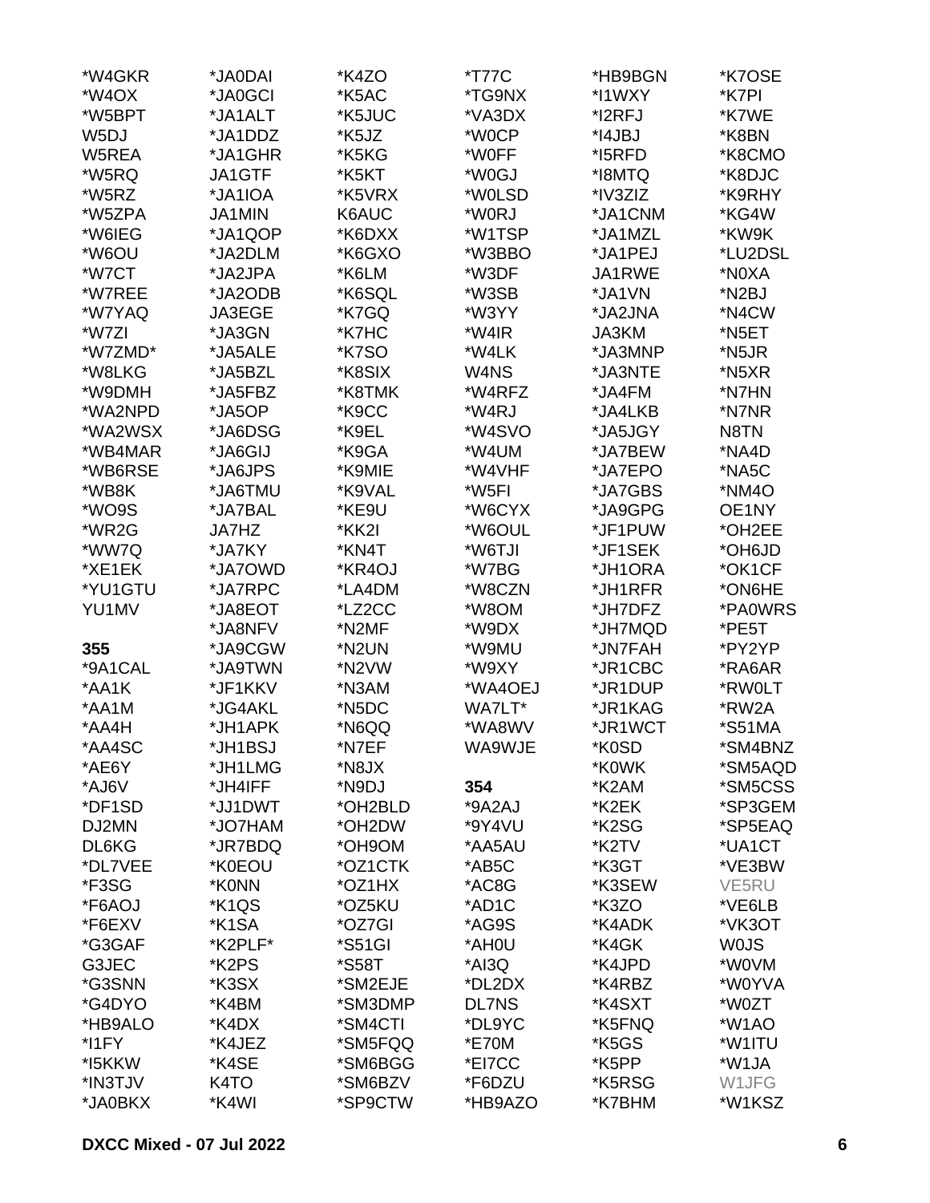*W4GKR
*W4OX
*W5BPT
W5DJ
W5REA
*W5RQ
*W5RZ
*W5ZPA
*W6IEG
*W6OU
*W7CT
*W7REE
*W7YAQ
*W7ZI
*W7ZMD*
*W8LKG
*W9DMH
*WA2NPD
*WA2WSX
*WB4MAR
*WB6RSE
*WB8K
*WO9S
*WR2G
*WW7Q
*XE1EK
*YU1GTU
YU1MV

**355**

*9A1CAL
*AA1K
*AA1M
*AA4H
*AA4SC
*AE6Y
*AJ6V
*DF1SD
DJ2MN
DL6KG
*DL7VEE
*F3SG
*F6AOJ
*F6EXV
*G3GAF
G3JEC
*G3SNN
*G4DYO
*HB9ALO
*I1FY
*I5KKW
*IN3TJV
*JA0BKX
*JA0DAI
*JA0GCI
*JA1ALT
*JA1DDZ
*JA1GHR
JA1GTF
*JA1IOA
JA1MIN
*JA1QOP
*JA2DLM
*JA2JPA
*JA2ODB
JA3EGE
*JA3GN
*JA5ALE
*JA5BZL
*JA5FBZ
*JA5OP
*JA6DSG
*JA6GIJ
*JA6JPS
*JA6TMU
*JA7BAL
JA7HZ
*JA7KY
*JA7OWD
*JA7RPC
*JA8EOT
*JA8NFV
*JA9CGW
*JA9TWN
*JF1KKV
*JG4AKL
*JH1APK
*JH1BSJ
*JH1LMG
*JH4IFF
*JJ1DWT
*JO7HAM
*JR7BDQ
*K0EOU
*K0NN
*K1QS
*K1SA
*K2PLF*
*K2PS
*K3SX
*K4BM
*K4DX
*K4JEZ
*K4SE
K4TO
*K4WI
*K4ZO
*K5AC
*K5JUC
*K5JZ
*K5KG
*K5KT
*K5VRX
K6AUC
*K6DXX
*K6GXO
*K6LM
*K6SQL
*K7GQ
*K7HC
*K7SO
*K8SIX
*K8TMK
*K9CC
*K9EL
*K9GA
*K9MIE
*K9VAL
*KE9U
*KK2I
*KN4T
*KR4OJ
*LA4DM
*LZ2CC
*N2MF
*N2UN
*N2VW
*N3AM
*N5DC
*N6QQ
*N7EF
*N8JX
*N9DJ
*OH2BLD
*OH2DW
*OH9OM
*OZ1CTK
*OZ1HX
*OZ5KU
*OZ7GI
*S51GI
*S58T
*SM2EJE
*SM3DMP
*SM4CTI
*SM5FQQ
*SM6BGG
*SM6BZV
*SP9CTW
*T77C
*TG9NX
*VA3DX
*W0CP
*W0FF
*W0GJ
*W0LSD
*W0RJ
*W1TSP
*W3BBO
*W3DF
*W3SB
*W3YY
*W4IR
*W4LK
W4NS
*W4RFZ
*W4RJ
*W4SVO
*W4UM
*W4VHF
*W5FI
*W6CYX
*W6OUL
*W6TJI
*W7BG
*W8CZN
*W8OM
*W9DX
*W9MU
*W9XY
*WA4OEJ
WA7LT*
*WA8WV
WA9WJE

**354**

*9A2AJ
*9Y4VU
*AA5AU
*AB5C
*AC8G
*AD1C
*AG9S
*AH0U
*AI3Q
*DL2DX
DL7NS
*DL9YC
*E70M
*EI7CC
*F6DZU
*HB9AZO
*HB9BGN
*I1WXY
*I2RFJ
*I4JBJ
*I5RFD
*I8MTQ
*IV3ZIZ
*JA1CNM
*JA1MZL
*JA1PEJ
JA1RWE
*JA1VN
*JA2JNA
JA3KM
*JA3MNP
*JA3NTE
*JA4FM
*JA4LKB
*JA5JGY
*JA7BEW
*JA7EPO
*JA7GBS
*JA9GPG
*JF1PUW
*JF1SEK
*JH1ORA
*JH1RFR
*JH7DFZ
*JH7MQD
*JN7FAH
*JR1CBC
*JR1DUP
*JR1KAG
*JR1WCT
*K0SD
*K0WK
*K2AM
*K2EK
*K2SG
*K2TV
*K3GT
*K3SEW
*K3ZO
*K4ADK
*K4GK
*K4JPD
*K4RBZ
*K4SXT
*K5FNQ
*K5GS
*K5PP
*K5RSG
*K7BHM
*K7OSE
*K7PI
*K7WE
*K8BN
*K8CMO
*K8DJC
*K9RHY
*KG4W
*KW9K
*LU2DSL
*N0XA
*N2BJ
*N4CW
*N5ET
*N5JR
*N5XR
*N7HN
*N7NR
N8TN
*NA4D
*NA5C
*NM4O
OE1NY
*OH2EE
*OH6JD
*OK1CF
*ON6HE
*PA0WRS
*PE5T
*PY2YP
*RA6AR
*RW0LT
*RW2A
*S51MA
*SM4BNZ
*SM5AQD
*SM5CSS
*SP3GEM
*SP5EAQ
*UA1CT
*VE3BW
VE5RU
*VE6LB
*VK3OT
W0JS
*W0VM
*W0YVA
*W0ZT
*W1AO
*W1ITU
*W1JA
W1JFG
*W1KSZ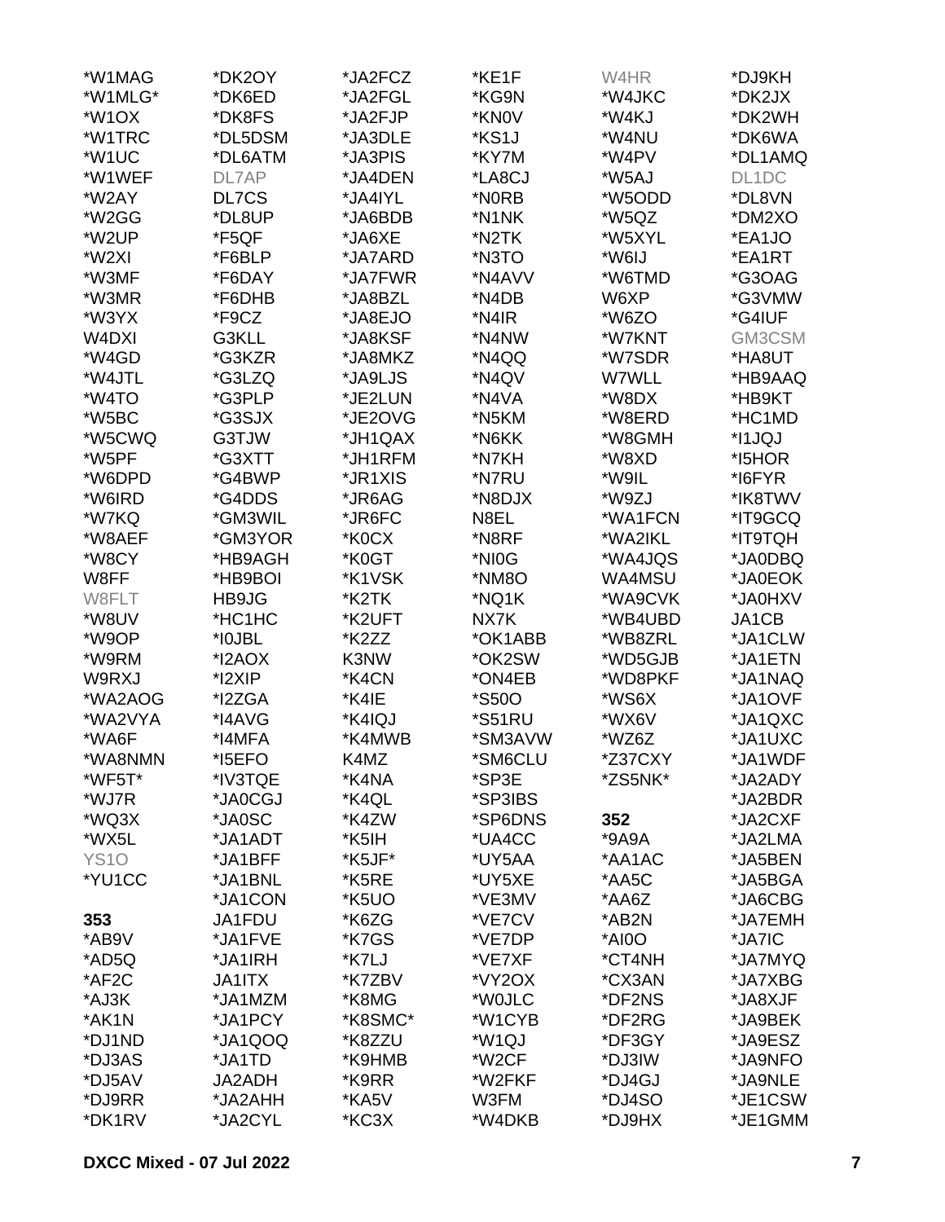*W1MAG
*W1MLG*
*W1OX
*W1TRC
*W1UC
*W1WEF
*W2AY
*W2GG
*W2UP
*W2XI
*W3MF
*W3MR
*W3YX
W4DXI
*W4GD
*W4JTL
*W4TO
*W5BC
*W5CWQ
*W5PF
*W6DPD
*W6IRD
*W7KQ
*W8AEF
*W8CY
W8FF
W8FLT
*W8UV
*W9OP
*W9RM
W9RXJ
*WA2AOG
*WA2VYA
*WA6F
*WA8NMN
*WF5T*
*WJ7R
*WQ3X
*WX5L
YS1O
*YU1CC

**353**
*AB9V
*AD5Q
*AF2C
*AJ3K
*AK1N
*DJ1ND
*DJ3AS
*DJ5AV
*DJ9RR
*DK1RV
*DK2OY
*DK6ED
*DK8FS
*DL5DSM
*DL6ATM
DL7AP
DL7CS
*DL8UP
*F5QF
*F6BLP
*F6DAY
*F6DHB
*F9CZ
G3KLL
*G3KZR
*G3LZQ
*G3PLP
*G3SJX
G3TJW
*G3XTT
*G4BWP
*G4DDS
*GM3WIL
*GM3YOR
*HB9AGH
*HB9BOI
HB9JG
*HC1HC
*I0JBL
*I2AOX
*I2XIP
*I2ZGA
*I4AVG
*I4MFA
*I5EFO
*IV3TQE
*JA0CGJ
*JA0SC
*JA1ADT
*JA1BFF
*JA1BNL
*JA1CON
JA1FDU
*JA1FVE
*JA1IRH
JA1ITX
*JA1MZM
*JA1PCY
*JA1QOQ
*JA1TD
JA2ADH
*JA2AHH
*JA2CYL
*JA2FCZ
*JA2FGL
*JA2FJP
*JA3DLE
*JA3PIS
*JA4DEN
*JA4IYL
*JA6BDB
*JA6XE
*JA7ARD
*JA7FWR
*JA8BZL
*JA8EJO
*JA8KSF
*JA8MKZ
*JA9LJS
*JE2LUN
*JE2OVG
*JH1QAX
*JH1RFM
*JR1XIS
*JR6AG
*JR6FC
*K0CX
*K0GT
*K1VSK
*K2TK
*K2UFT
*K2ZZ
K3NW
*K4CN
*K4IE
*K4IQJ
*K4MWB
K4MZ
*K4NA
*K4QL
*K4ZW
*K5IH
*K5JF*
*K5RE
*K5UO
*K6ZG
*K7GS
*K7LJ
*K7ZBV
*K8MG
*K8SMC*
*K8ZZU
*K9HMB
*K9RR
*KA5V
*KC3X
*KE1F
*KG9N
*KN0V
*KS1J
*KY7M
*LA8CJ
*N0RB
*N1NK
*N2TK
*N3TO
*N4AVV
*N4DB
*N4IR
*N4NW
*N4QQ
*N4QV
*N4VA
*N5KM
*N6KK
*N7KH
*N7RU
*N8DJX
N8EL
*N8RF
*NI0G
*NM8O
*NQ1K
NX7K
*OK1ABB
*OK2SW
*ON4EB
*S50O
*S51RU
*SM3AVW
*SM6CLU
*SP3E
*SP3IBS
*SP6DNS
*UA4CC
*UY5AA
*UY5XE
*VE3MV
*VE7CV
*VE7DP
*VE7XF
*VY2OX
*W0JLC
*W1CYB
*W1QJ
*W2CF
*W2FKF
W3FM
*W4DKB
W4HR
*W4JKC
*W4KJ
*W4NU
*W4PV
*W5AJ
*W5ODD
*W5QZ
*W5XYL
*W6IJ
*W6TMD
W6XP
*W6ZO
*W7KNT
*W7SDR
W7WLL
*W8DX
*W8ERD
*W8GMH
*W8XD
*W9IL
*W9ZJ
*WA1FCN
*WA2IKL
*WA4JQS
WA4MSU
*WA9CVK
*WB4UBD
*WB8ZRL
*WD5GJB
*WD8PKF
*WS6X
*WX6V
*WZ6Z
*Z37CXY
*ZS5NK*

**352**
*9A9A
*AA1AC
*AA5C
*AA6Z
*AB2N
*AI0O
*CT4NH
*CX3AN
*DF2NS
*DF2RG
*DF3GY
*DJ3IW
*DJ4GJ
*DJ4SO
*DJ9HX
*DJ9KH
*DK2JX
*DK2WH
*DK6WA
*DL1AMQ
DL1DC
*DL8VN
*DM2XO
*EA1JO
*EA1RT
*G3OAG
*G3VMW
*G4IUF
GM3CSM
*HA8UT
*HB9AAQ
*HB9KT
*HC1MD
*I1JQJ
*I5HOR
*I6FYR
*IK8TWV
*IT9GCQ
*IT9TQH
*JA0DBQ
*JA0EOK
*JA0HXV
JA1CB
*JA1CLW
*JA1ETN
*JA1NAQ
*JA1OVF
*JA1QXC
*JA1UXC
*JA1WDF
*JA2ADY
*JA2BDR
*JA2CXF
*JA2LMA
*JA5BEN
*JA5BGA
*JA6CBG
*JA7EMH
*JA7IC
*JA7MYQ
*JA7XBG
*JA8XJF
*JA9BEK
*JA9ESZ
*JA9NFO
*JA9NLE
*JE1CSW
*JE1GMM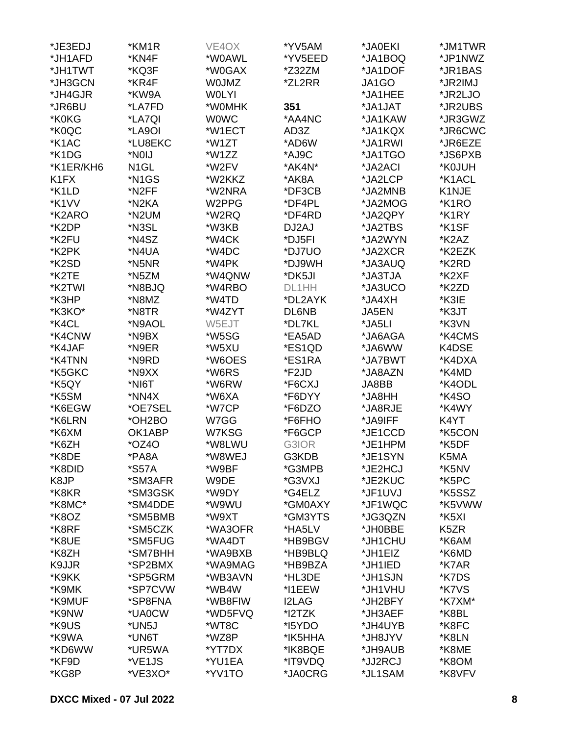*JE3EDJ
*JH1AFD
*JH1TWT
*JH3GCN
*JH4GJR
*JR6BU
*K0KG
*K0QC
*K1AC
*K1DG
*K1ER/KH6
K1FX
*K1LD
*K1VV
*K2ARO
*K2DP
*K2FU
*K2PK
*K2SD
*K2TE
*K2TWI
*K3HP
*K3KO*
*K4CL
*K4CNW
*K4JAF
*K4TNN
*K5GKC
*K5QY
*K5SM
*K6EGW
*K6LRN
*K6XM
*K6ZH
*K8DE
*K8DID
K8JP
*K8KR
*K8MC*
*K8OZ
*K8RF
*K8UE
*K8ZH
K9JJR
*K9KK
*K9MK
*K9MUF
*K9NW
*K9US
*K9WA
*KD6WW
*KF9D
*KG8P
*KM1R
*KN4F
*KQ3F
*KR4F
*KW9A
*LA7FD
*LA7QI
*LA9OI
*LU8EKC
*N0IJ
N1GL
*N1GS
*N2FF
*N2KA
*N2UM
*N3SL
*N4SZ
*N4UA
*N5NR
*N5ZM
*N8BJQ
*N8MZ
*N8TR
*N9AOL
*N9BX
*N9ER
*N9RD
*N9XX
*NI6T
*NN4X
*OE7SEL
*OH2BO
OK1ABP
*OZ4O
*PA8A
*S57A
*SM3AFR
*SM3GSK
*SM4DDE
*SM5BMB
*SM5CZK
*SM5FUG
*SM7BHH
*SP2BMX
*SP5GRM
*SP7CVW
*SP8FNA
*UA0CW
*UN5J
*UN6T
*UR5WA
*VE1JS
*VE3XO*
VE4OX
*W0AWL
*W0GAX
W0JMZ
W0LYI
*W0MHK
W0WC
*W1ECT
*W1ZT
*W1ZZ
*W2FV
*W2KKZ
*W2NRA
W2PPG
*W2RQ
*W3KB
*W4CK
*W4DC
*W4PK
*W4QNW
*W4RBO
*W4TD
*W4ZYT
W5EJT
*W5SG
*W5XU
*W6OES
*W6RS
*W6RW
*W6XA
*W7CP
W7GG
W7KSG
*W8LWU
*W8WEJ
*W9BF
W9DE
*W9DY
*W9WU
*W9XT
*WA3OFR
*WA4DT
*WA9BXB
*WA9MAG
*WB3AVN
*WB4W
*WB8FIW
*WD5FVQ
*WT8C
*WZ8P
*YT7DX
*YU1EA
*YV1TO
*YV5AM
*YV5EED
*Z32ZM
*ZL2RR

**351**

*AA4NC
AD3Z
*AD6W
*AJ9C
*AK4N*
*AK8A
*DF3CB
*DF4PL
*DF4RD
DJ2AJ
*DJ5FI
*DJ7UO
*DJ9WH
*DK5JI
DL1HH
*DL2AYK
DL6NB
*DL7KL
*EA5AD
*ES1QD
*ES1RA
*F2JD
*F6CXJ
*F6DYY
*F6DZO
*F6FHO
*F6GCP
G3IOR
G3KDB
*G3MPB
*G3VXJ
*G4ELZ
*GM0AXY
*GM3YTS
*HA5LV
*HB9BGV
*HB9BLQ
*HB9BZA
*HL3DE
*I1EEW
I2LAG
*I2TZK
*I5YDO
*IK5HHA
*IK8BQE
*IT9VDQ
*JA0CRG
*JA0EKI
*JA1BOQ
*JA1DOF
JA1GO
*JA1HEE
*JA1JAT
*JA1KAW
*JA1KQX
*JA1RWI
*JA1TGO
*JA2ACI
*JA2LCP
*JA2MNB
*JA2MOG
*JA2QPY
*JA2TBS
*JA2WYN
*JA2XCR
*JA3AUQ
*JA3TJA
*JA3UCO
*JA4XH
JA5EN
*JA5LI
*JA6AGA
*JA6WW
*JA7BWT
*JA8AZN
JA8BB
*JA8HH
*JA8RJE
*JA9IFF
*JE1CCD
*JE1HPM
*JE1SYN
*JE2HCJ
*JE2KUC
*JF1UVJ
*JF1WQC
*JG3QZN
*JH0BBE
*JH1CHU
*JH1EIZ
*JH1IED
*JH1SJN
*JH1VHU
*JH2BFY
*JH3AEF
*JH4UYB
*JH8JYV
*JH9AUB
*JJ2RCJ
*JL1SAM
*JM1TWR
*JP1NWZ
*JR1BAS
*JR2IMJ
*JR2LJO
*JR2UBS
*JR3GWZ
*JR6CWC
*JR6EZE
*JS6PXB
*K0JUH
*K1ACL
K1NJE
*K1RO
*K1RY
*K1SF
*K2AZ
*K2EZK
*K2RD
*K2XF
*K2ZD
*K3IE
*K3JT
*K3VN
*K4CMS
K4DSE
*K4DXA
*K4MD
*K4ODL
*K4SO
*K4WY
K4YT
*K5CON
*K5DF
K5MA
*K5NV
*K5PC
*K5SSZ
*K5VWW
*K5XI
K5ZR
*K6AM
*K6MD
*K7AR
*K7DS
*K7VS
*K7XM*
*K8BL
*K8FC
*K8LN
*K8ME
*K8OM
*K8VFV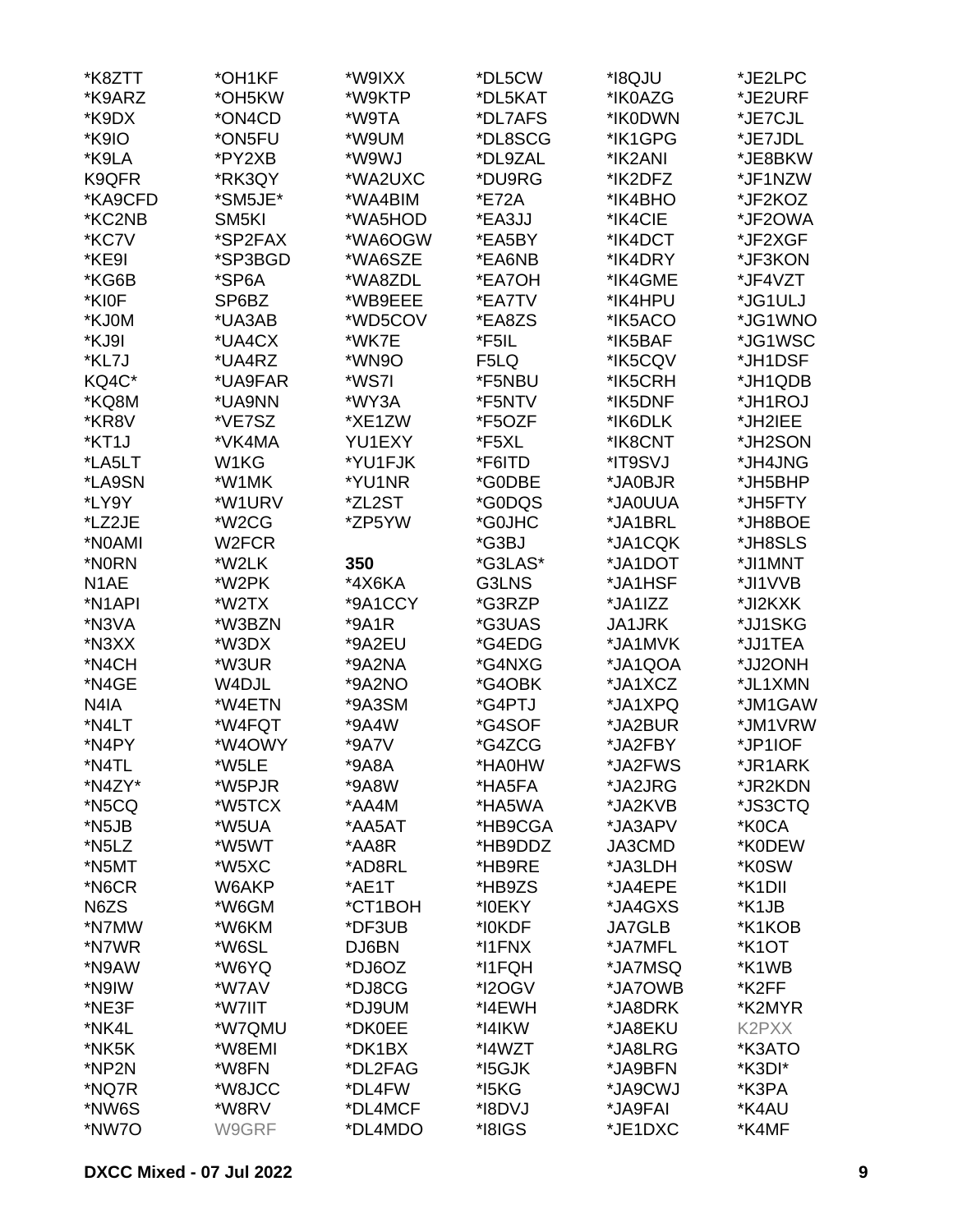*K8ZTT
*K9ARZ
*K9DX
*K9IO
*K9LA
K9QFR
*KA9CFD
*KC2NB
*KC7V
*KE9I
*KG6B
*KI0F
*KJ0M
*KJ9I
*KL7J
KQ4C*
*KQ8M
*KR8V
*KT1J
*LA5LT
*LA9SN
*LY9Y
*LZ2JE
*N0AMI
*N0RN
N1AE
*N1API
*N3VA
*N3XX
*N4CH
*N4GE
N4IA
*N4LT
*N4PY
*N4TL
*N4ZY*
*N5CQ
*N5JB
*N5LZ
*N5MT
*N6CR
N6ZS
*N7MW
*N7WR
*N9AW
*N9IW
*NE3F
*NK4L
*NK5K
*NP2N
*NQ7R
*NW6S
*NW7O

*OH1KF
*OH5KW
*ON4CD
*ON5FU
*PY2XB
*RK3QY
*SM5JE*
SM5KI
*SP2FAX
*SP3BGD
*SP6A
SP6BZ
*UA3AB
*UA4CX
*UA4RZ
*UA9FAR
*UA9NN
*VE7SZ
*VK4MA
W1KG
*W1MK
*W1URV
*W2CG
W2FCR
*W2LK
*W2PK
*W2TX
*W3BZN
*W3DX
*W3UR
W4DJL
*W4ETN
*W4FQT
*W4OWY
*W5LE
*W5PJR
*W5TCX
*W5UA
*W5WT
*W5XC
W6AKP
*W6GM
*W6KM
*W6SL
*W6YQ
*W7AV
*W7IIT
*W7QMU
*W8EMI
*W8FN
*W8JCC
*W8RV
W9GRF

*W9IXX
*W9KTP
*W9TA
*W9UM
*W9WJ
*WA2UXC
*WA4BIM
*WA5HOD
*WA6OGW
*WA6SZE
*WA8ZDL
*WB9EEE
*WD5COV
*WK7E
*WN9O
*WS7I
*WY3A
*XE1ZW
YU1EXY
*YU1FJK
*YU1NR
*ZL2ST
*ZP5YW

**350**

*4X6KA
*9A1CCY
*9A1R
*9A2EU
*9A2NA
*9A2NO
*9A3SM
*9A4W
*9A7V
*9A8A
*9A8W
*AA4M
*AA5AT
*AA8R
*AD8RL
*AE1T
*CT1BOH
*DF3UB
DJ6BN
*DJ6OZ
*DJ8CG
*DJ9UM
*DK0EE
*DK1BX
*DL2FAG
*DL4FW
*DL4MCF
*DL4MDO

*DL5CW
*DL5KAT
*DL7AFS
*DL8SCG
*DL9ZAL
*DU9RG
*E72A
*EA3JJ
*EA5BY
*EA6NB
*EA7OH
*EA7TV
*EA8ZS
*F5IL
F5LQ
*F5NBU
*F5NTV
*F5OZF
*F5XL
*F6ITD
*G0DBE
*G0DQS
*G0JHC
*G3BJ
*G3LAS*
G3LNS
*G3RZP
*G3UAS
*G4EDG
*G4NXG
*G4OBK
*G4PTJ
*G4SOF
*G4ZCG
*HA0HW
*HA5FA
*HA5WA
*HB9CGA
*HB9DDZ
*HB9RE
*HB9ZS
*I0EKY
*I0KDF
*I1FNX
*I1FQH
*I2OGV
*I4EWH
*I4IKW
*I4WZT
*I5GJK
*I5KG
*I8DVJ
*I8IGS

*I8QJU
*IK0AZG
*IK0DWN
*IK1GPG
*IK2ANI
*IK2DFZ
*IK4BHO
*IK4CIE
*IK4DCT
*IK4DRY
*IK4GME
*IK4HPU
*IK5ACO
*IK5BAF
*IK5CQV
*IK5CRH
*IK5DNF
*IK6DLK
*IK8CNT
*IT9SVJ
*JA0BJR
*JA0UUA
*JA1BRL
*JA1CQK
*JA1DOT
*JA1HSF
*JA1IZZ
JA1JRK
*JA1MVK
*JA1QOA
*JA1XCZ
*JA1XPQ
*JA2BUR
*JA2FBY
*JA2FWS
*JA2JRG
*JA2KVB
*JA3APV
JA3CMD
*JA3LDH
*JA4EPE
*JA4GXS
JA7GLB
*JA7MFL
*JA7MSQ
*JA7OWB
*JA8DRK
*JA8EKU
*JA8LRG
*JA9BFN
*JA9CWJ
*JA9FAI
*JE1DXC

*JE2LPC
*JE2URF
*JE7CJL
*JE7JDL
*JE8BKW
*JF1NZW
*JF2KOZ
*JF2OWA
*JF2XGF
*JF3KON
*JF4VZT
*JG1ULJ
*JG1WNO
*JG1WSC
*JH1DSF
*JH1QDB
*JH1ROJ
*JH2IEE
*JH2SON
*JH4JNG
*JH5BHP
*JH5FTY
*JH8BOE
*JH8SLS
*JI1MNT
*JI1VVB
*JI2KXK
*JJ1SKG
*JJ1TEA
*JJ2ONH
*JL1XMN
*JM1GAW
*JM1VRW
*JP1IOF
*JR1ARK
*JR2KDN
*JS3CTQ
*K0CA
*K0DEW
*K0SW
*K1DII
*K1JB
*K1KOB
*K1OT
*K1WB
*K2FF
*K2MYR
K2PXX
*K3ATO
*K3DI*
*K3PA
*K4AU
*K4MF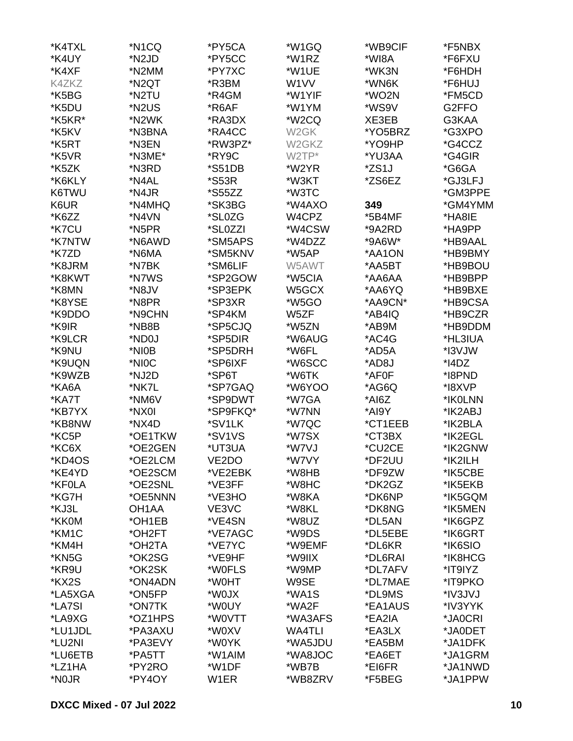*K4TXL
*K4UY
*K4XF
K4ZKZ
*K5BG
*K5DU
*K5KR*
*K5KV
*K5RT
*K5VR
*K5ZK
*K6KLY
K6TWU
K6UR
*K6ZZ
*K7CU
*K7NTW
*K7ZD
*K8JRM
*K8KWT
*K8MN
*K8YSE
*K9DDO
*K9IR
*K9LCR
*K9NU
*K9UQN
*K9WZB
*KA6A
*KA7T
*KB7YX
*KB8NW
*KC5P
*KC6X
*KD4OS
*KE4YD
*KF0LA
*KG7H
*KJ3L
*KK0M
*KM1C
*KM4H
*KN5G
*KR9U
*KX2S
*LA5XGA
*LA7SI
*LA9XG
*LU1JDL
*LU2NI
*LU6ETB
*LZ1HA
*N0JR

*N1CQ
*N2JD
*N2MM
*N2QT
*N2TU
*N2US
*N2WK
*N3BNA
*N3EN
*N3ME*
*N3RD
*N4AL
*N4JR
*N4MHQ
*N4VN
*N5PR
*N6AWD
*N6MA
*N7BK
*N7WS
*N8JV
*N8PR
*N9CHN
*NB8B
*ND0J
*NI0B
*NI0C
*NJ2D
*NK7L
*NM6V
*NX0I
*NX4D
*OE1TKW
*OE2GEN
*OE2LCM
*OE2SCM
*OE2SNL
*OE5NNN
OH1AA
*OH1EB
*OH2FT
*OH2TA
*OK2SG
*OK2SK
*ON4ADN
*ON5FP
*ON7TK
*OZ1HPS
*PA3AXU
*PA3EVY
*PA5TT
*PY2RO
*PY4OY

*PY5CA
*PY5CC
*PY7XC
*R3BM
*R4GM
*R6AF
*RA3DX
*RA4CC
*RW3PZ*
*RY9C
*S51DB
*S53R
*S55ZZ
*SK3BG
*SL0ZG
*SL0ZZI
*SM5APS
*SM5KNV
*SM6LIF
*SP2GOW
*SP3EPK
*SP3XR
*SP4KM
*SP5CJQ
*SP5DIR
*SP5DRH
*SP6IXF
*SP6T
*SP7GAQ
*SP9DWT
*SP9FKQ*
*SV1LK
*SV1VS
*UT3UA
VE2DO
*VE2EBK
*VE3FF
*VE3HO
VE3VC
*VE4SN
*VE7AGC
*VE7YC
*VE9HF
*W0FLS
*W0HT
*W0JX
*W0UY
*W0VTT
*W0XV
*W0YK
*W1AIM
*W1DF
W1ER

*W1GQ
*W1RZ
*W1UE
W1VV
*W1YIF
*W1YM
*W2CQ
W2GK
W2GKZ
W2TP*
*W2YR
*W3KT
*W3TC
*W4AXO
W4CPZ
*W4CSW
*W4DZZ
*W5AP
W5AWT
*W5CIA
W5GCX
*W5GO
W5ZF
*W5ZN
*W6AUG
*W6FL
*W6SCC
*W6TK
*W6YOO
*W7GA
*W7NN
*W7QC
*W7SX
*W7VJ
*W7VY
*W8HB
*W8HC
*W8KA
*W8KL
*W8UZ
*W9DS
*W9EMF
*W9IIX
*W9MP
W9SE
*WA1S
*WA2F
*WA3AFS
WA4TLI
*WA5JDU
*WA8JOC
*WB7B
*WB8ZRV

*WB9CIF
*WI8A
*WK3N
*WN6K
*WO2N
*WS9V
XE3EB
*YO5BRZ
*YO9HP
*YU3AA
*ZS1J
*ZS6EZ

**349**

*5B4MF
*9A2RD
*9A6W*
*AA1ON
*AA5BT
*AA6AA
*AA6YQ
*AA9CN*
*AB4IQ
*AB9M
*AC4G
*AD5A
*AD8J
*AF0F
*AG6Q
*AI6Z
*AI9Y
*CT1EEB
*CT3BX
*CU2CE
*DF2UU
*DK2GZ
*DK6NP
*DK8NG
*DL5AN
*DL5EBE
*DL6KR
*DL6RAI
*DL7AFV
*DL7MAE
*DL9MS
*EA1AUS
*EA2IA
*EA3LX
*EA5BM
*EA6ET
*EI6FR
*F5BEG

*F5NBX
*F6FXU
*F6HDH
*F6HUJ
*FM5CD
G2FFO
G3KAA
*G3XPO
*G4CCZ
*G4GIR
*G6GA
*GJ3LFJ
*GM3PPE
*GM4YMM
*HA8IE
*HA9PP
*HB9AAL
*HB9BMY
*HB9BOU
*HB9BPP
*HB9BXE
*HB9CSA
*HB9CZR
*HB9DDM
*HL3IUA
*I3VJW
*I4DZ
*I8PND
*I8XVP
*IK0LNN
*IK2ABJ
*IK2BLA
*IK2EGL
*IK2GNW
*IK2ILH
*IK5CBE
*IK5EKB
*IK5GQM
*IK5MEN
*IK6GPZ
*IK6GRT
*IK6SIO
*IK8HCG
*IT9IYZ
*IT9PKO
*IV3JVJ
*IV3YYK
*JA0CRI
*JA0DET
*JA1DFK
*JA1GRM
*JA1NWD
*JA1PPW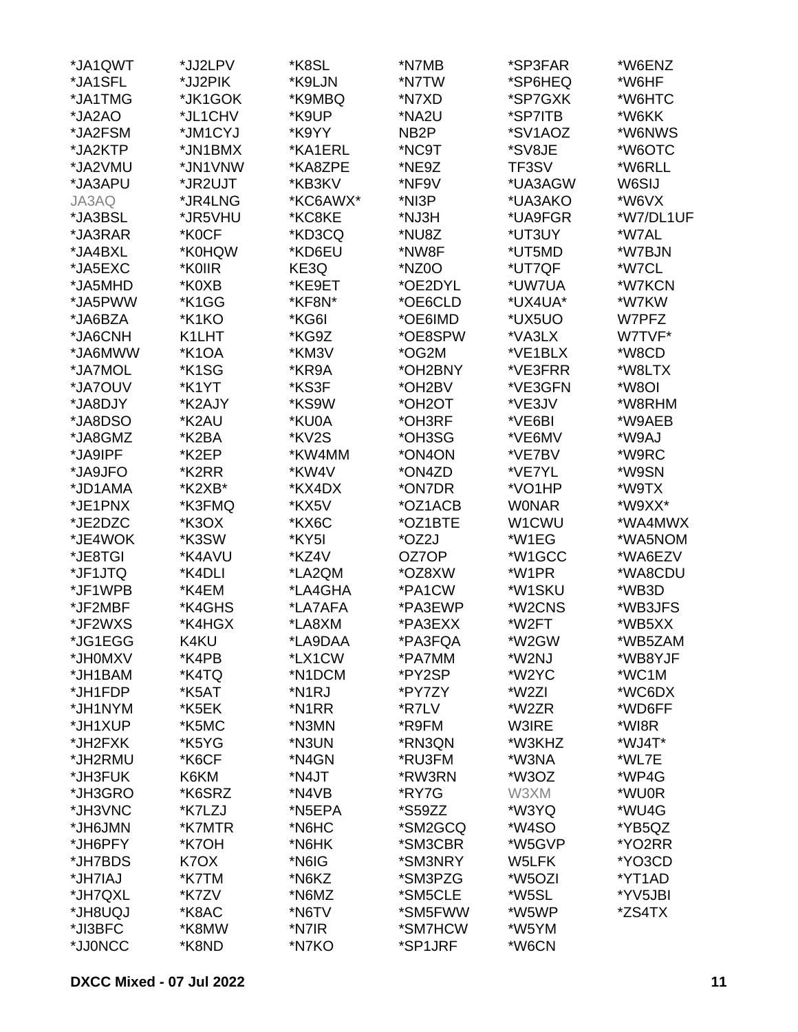*JA1QWT
*JA1SFL
*JA1TMG
*JA2AO
*JA2FSM
*JA2KTP
*JA2VMU
*JA3APU
JA3AQ
*JA3BSL
*JA3RAR
*JA4BXL
*JA5EXC
*JA5MHD
*JA5PWW
*JA6BZA
*JA6CNH
*JA6MWW
*JA7MOL
*JA7OUV
*JA8DJY
*JA8DSO
*JA8GMZ
*JA9IPF
*JA9JFO
*JD1AMA
*JE1PNX
*JE2DZC
*JE4WOK
*JE8TGI
*JF1JTQ
*JF1WPB
*JF2MBF
*JF2WXS
*JG1EGG
*JH0MXV
*JH1BAM
*JH1FDP
*JH1NYM
*JH1XUP
*JH2FXK
*JH2RMU
*JH3FUK
*JH3GRO
*JH3VNC
*JH6JMN
*JH6PFY
*JH7BDS
*JH7IAJ
*JH7QXL
*JH8UQJ
*JI3BFC
*JJ0NCC
*JJ2LPV
*JJ2PIK
*JK1GOK
*JL1CHV
*JM1CYJ
*JN1BMX
*JN1VNW
*JR2UJT
*JR4LNG
*JR5VHU
*K0CF
*K0HQW
*K0IIR
*K0XB
*K1GG
*K1KO
K1LHT
*K1OA
*K1SG
*K1YT
*K2AJY
*K2AU
*K2BA
*K2EP
*K2RR
*K2XB*
*K3FMQ
*K3OX
*K3SW
*K4AVU
*K4DLI
*K4EM
*K4GHS
*K4HGX
K4KU
*K4PB
*K4TQ
*K5AT
*K5EK
*K5MC
*K5YG
*K6CF
K6KM
*K6SRZ
*K7LZJ
*K7MTR
*K7OH
K7OX
*K7TM
*K7ZV
*K8AC
*K8MW
*K8ND
*K8SL
*K9LJN
*K9MBQ
*K9UP
*K9YY
*KA1ERL
*KA8ZPE
*KB3KV
*KC6AWX*
*KC8KE
*KD3CQ
*KD6EU
KE3Q
*KE9ET
*KF8N*
*KG6I
*KG9Z
*KM3V
*KR9A
*KS3F
*KS9W
*KU0A
*KV2S
*KW4MM
*KW4V
*KX4DX
*KX5V
*KX6C
*KY5I
*KZ4V
*LA2QM
*LA4GHA
*LA7AFA
*LA8XM
*LA9DAA
*LX1CW
*N1DCM
*N1RJ
*N1RR
*N3MN
*N3UN
*N4GN
*N4JT
*N4VB
*N5EPA
*N6HC
*N6HK
*N6IG
*N6KZ
*N6MZ
*N6TV
*N7IR
*N7KO
*N7MB
*N7TW
*N7XD
*NA2U
NB2P
*NC9T
*NE9Z
*NF9V
*NI3P
*NJ3H
*NU8Z
*NW8F
*NZ0O
*OE2DYL
*OE6CLD
*OE6IMD
*OE8SPW
*OG2M
*OH2BNY
*OH2BV
*OH2OT
*OH3RF
*OH3SG
*ON4ON
*ON4ZD
*ON7DR
*OZ1ACB
*OZ1BTE
*OZ2J
OZ7OP
*OZ8XW
*PA1CW
*PA3EWP
*PA3EXX
*PA3FQA
*PA7MM
*PY2SP
*PY7ZY
*R7LV
*R9FM
*RN3QN
*RU3FM
*RW3RN
*RY7G
*S59ZZ
*SM2GCQ
*SM3CBR
*SM3NRY
*SM3PZG
*SM5CLE
*SM5FWW
*SM7HCW
*SP1JRF
*SP3FAR
*SP6HEQ
*SP7GXK
*SP7ITB
*SV1AOZ
*SV8JE
TF3SV
*UA3AGW
*UA3AKO
*UA9FGR
*UT3UY
*UT5MD
*UT7QF
*UW7UA
*UX4UA*
*UX5UO
*VA3LX
*VE1BLX
*VE3FRR
*VE3GFN
*VE3JV
*VE6BI
*VE6MV
*VE7BV
*VE7YL
*VO1HP
W0NAR
W1CWU
*W1EG
*W1GCC
*W1PR
*W1SKU
*W2CNS
*W2FT
*W2GW
*W2NJ
*W2YC
*W2ZI
*W2ZR
W3IRE
*W3KHZ
*W3NA
*W3OZ
W3XM
*W3YQ
*W4SO
*W5GVP
W5LFK
*W5OZI
*W5SL
*W5WP
*W5YM
*W6CN
*W6ENZ
*W6HF
*W6HTC
*W6KK
*W6NWS
*W6OTC
*W6RLL
W6SIJ
*W6VX
*W7/DL1UF
*W7AL
*W7BJN
*W7CL
*W7KCN
*W7KW
W7PFZ
W7TVF*
*W8CD
*W8LTX
*W8OI
*W8RHM
*W9AEB
*W9AJ
*W9RC
*W9SN
*W9TX
*W9XX*
*WA4MWX
*WA5NOM
*WA6EZV
*WA8CDU
*WB3D
*WB3JFS
*WB5XX
*WB5ZAM
*WB8YJF
*WC1M
*WC6DX
*WD6FF
*WI8R
*WJ4T*
*WL7E
*WP4G
*WU0R
*WU4G
*YB5QZ
*YO2RR
*YO3CD
*YT1AD
*YV5JBI
*ZS4TX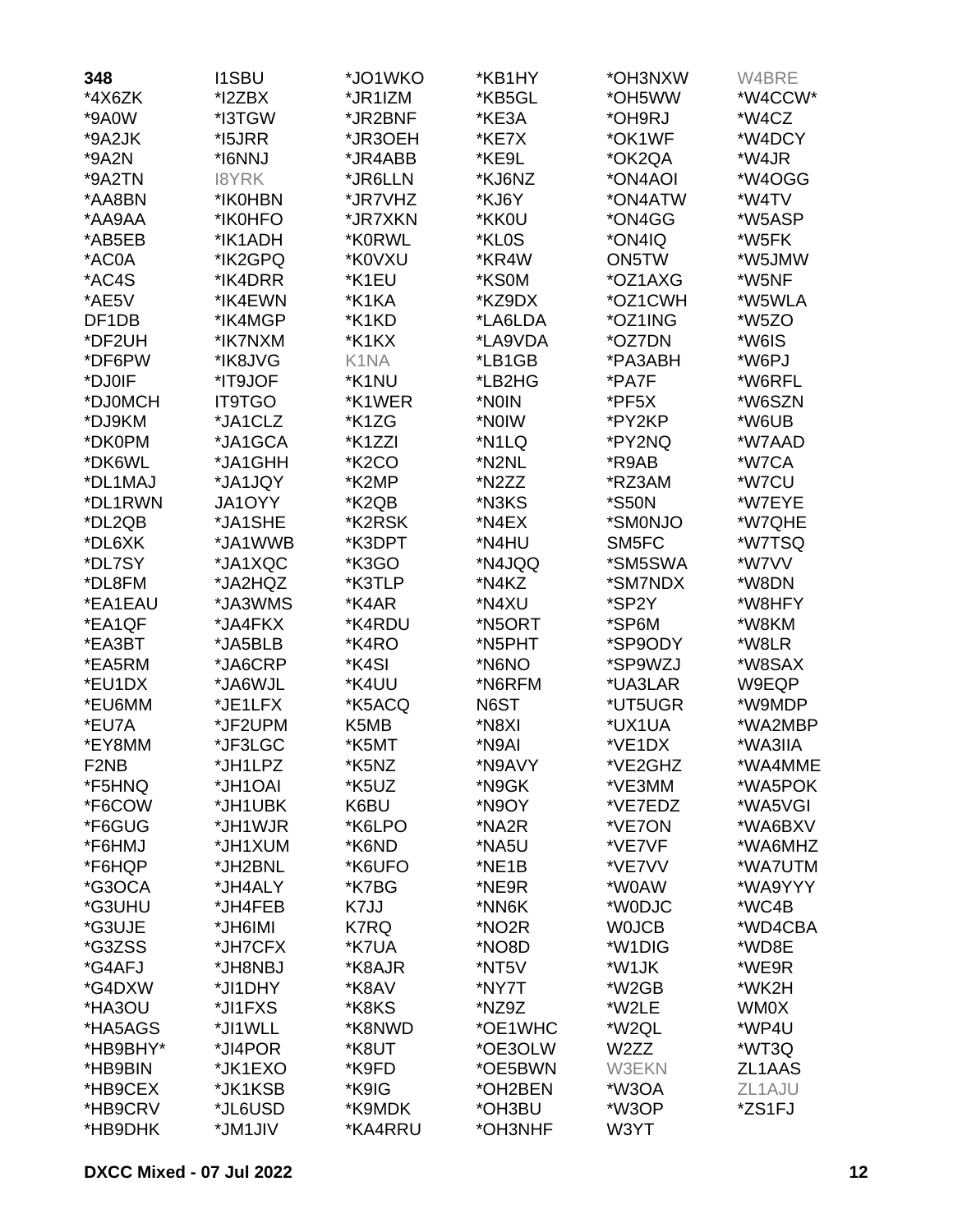**348**
*4X6ZK
*9A0W
*9A2JK
*9A2N
*9A2TN
*AA8BN
*AA9AA
*AB5EB
*AC0A
*AC4S
*AE5V
DF1DB
*DF2UH
*DF6PW
*DJ0IF
*DJ0MCH
*DJ9KM
*DK0PM
*DK6WL
*DL1MAJ
*DL1RWN
*DL2QB
*DL6XK
*DL7SY
*DL8FM
*EA1EAU
*EA1QF
*EA3BT
*EA5RM
*EU1DX
*EU6MM
*EU7A
*EY8MM
F2NB
*F5HNQ
*F6COW
*F6GUG
*F6HMJ
*F6HQP
*G3OCA
*G3UHU
*G3UJE
*G3ZSS
*G4AFJ
*G4DXW
*HA3OU
*HA5AGS
*HB9BHY*
*HB9BIN
*HB9CEX
*HB9CRV
*HB9DHK
I1SBU
*I2ZBX
*I3TGW
*I5JRR
*I6NNJ
I8YRK
*IK0HBN
*IK0HFO
*IK1ADH
*IK2GPQ
*IK4DRR
*IK4EWN
*IK4MGP
*IK7NXM
*IK8JVG
*IT9JOF
IT9TGO
*JA1CLZ
*JA1GCA
*JA1GHH
*JA1JQY
JA1OYY
*JA1SHE
*JA1WWB
*JA1XQC
*JA2HQZ
*JA3WMS
*JA4FKX
*JA5BLB
*JA6CRP
*JA6WJL
*JE1LFX
*JF2UPM
*JF3LGC
*JH1LPZ
*JH1OAI
*JH1UBK
*JH1WJR
*JH1XUM
*JH2BNL
*JH4ALY
*JH4FEB
*JH6IMI
*JH7CFX
*JH8NBJ
*JI1DHY
*JI1FXS
*JI1WLL
*JI4POR
*JK1EXO
*JK1KSB
*JL6USD
*JM1JIV
*JO1WKO
*JR1IZM
*JR2BNF
*JR3OEH
*JR4ABB
*JR6LLN
*JR7VHZ
*JR7XKN
*K0RWL
*K0VXU
*K1EU
*K1KA
*K1KD
*K1KX
K1NA
*K1NU
*K1WER
*K1ZG
*K1ZZI
*K2CO
*K2MP
*K2QB
*K2RSK
*K3DPT
*K3GO
*K3TLP
*K4AR
*K4RDU
*K4RO
*K4SI
*K4UU
*K5ACQ
K5MB
*K5MT
*K5NZ
*K5UZ
K6BU
*K6LPO
*K6ND
*K6UFO
*K7BG
K7JJ
K7RQ
*K7UA
*K8AJR
*K8AV
*K8KS
*K8NWD
*K8UT
*K9FD
*K9IG
*K9MDK
*KA4RRU
*KB1HY
*KB5GL
*KE3A
*KE7X
*KE9L
*KJ6NZ
*KJ6Y
*KK0U
*KL0S
*KR4W
*KS0M
*KZ9DX
*LA6LDA
*LA9VDA
*LB1GB
*LB2HG
*N0IN
*N0IW
*N1LQ
*N2NL
*N2ZZ
*N3KS
*N4EX
*N4HU
*N4JQQ
*N4KZ
*N4XU
*N5ORT
*N5PHT
*N6NO
*N6RFM
N6ST
*N8XI
*N9AI
*N9AVY
*N9GK
*N9OY
*NA2R
*NA5U
*NE1B
*NE9R
*NN6K
*NO2R
*NO8D
*NT5V
*NY7T
*NZ9Z
*OE1WHC
*OE3OLW
*OE5BWN
*OH2BEN
*OH3BU
*OH3NHF
*OH3NXW
*OH5WW
*OH9RJ
*OK1WF
*OK2QA
*ON4AOI
*ON4ATW
*ON4GG
*ON4IQ
ON5TW
*OZ1AXG
*OZ1CWH
*OZ1ING
*OZ7DN
*PA3ABH
*PA7F
*PF5X
*PY2KP
*PY2NQ
*R9AB
*RZ3AM
*S50N
*SM0NJO
SM5FC
*SM5SWA
*SM7NDX
*SP2Y
*SP6M
*SP9ODY
*SP9WZJ
*UA3LAR
*UT5UGR
*UX1UA
*VE1DX
*VE2GHZ
*VE3MM
*VE7EDZ
*VE7ON
*VE7VF
*VE7VV
*W0AW
*W0DJC
W0JCB
*W1DIG
*W1JK
*W2GB
*W2LE
*W2QL
W2ZZ
W3EKN
*W3OA
*W3OP
W3YT
W4BRE
*W4CCW*
*W4CZ
*W4DCY
*W4JR
*W4OGG
*W4TV
*W5ASP
*W5FK
*W5JMW
*W5NF
*W5WLA
*W5ZO
*W6IS
*W6PJ
*W6RFL
*W6SZN
*W6UB
*W7AAD
*W7CA
*W7CU
*W7EYE
*W7QHE
*W7TSQ
*W7VV
*W8DN
*W8HFY
*W8KM
*W8LR
*W8SAX
W9EQP
*W9MDP
*WA2MBP
*WA3IIA
*WA4MME
*WA5POK
*WA5VGI
*WA6BXV
*WA6MHZ
*WA7UTM
*WA9YYY
*WC4B
*WD4CBA
*WD8E
*WE9R
*WK2H
WM0X
*WP4U
*WT3Q
ZL1AAS
ZL1AJU
*ZS1FJ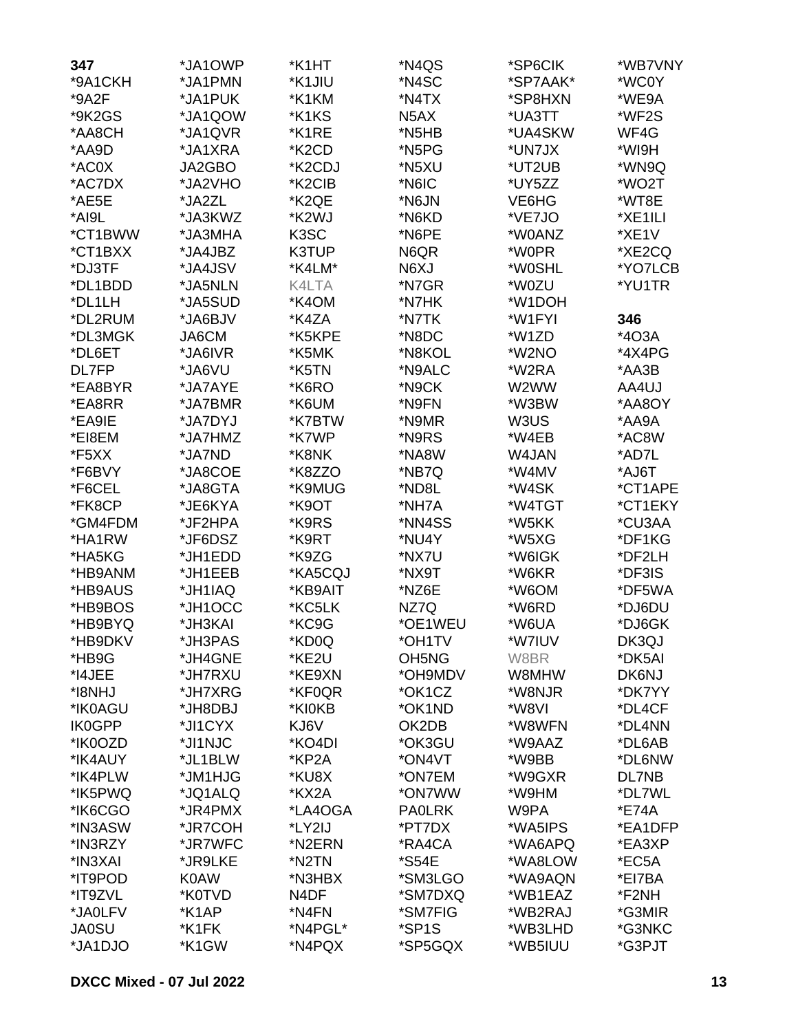**347**

*9A1CKH
*9A2F
*9K2GS
*AA8CH
*AA9D
*AC0X
*AC7DX
*AE5E
*AI9L
*CT1BWW
*CT1BXX
*DJ3TF
*DL1BDD
*DL1LH
*DL2RUM
*DL3MGK
*DL6ET
DL7FP
*EA8BYR
*EA8RR
*EA9IE
*EI8EM
*F5XX
*F6BVY
*F6CEL
*FK8CP
*GM4FDM
*HA1RW
*HA5KG
*HB9ANM
*HB9AUS
*HB9BOS
*HB9BYQ
*HB9DKV
*HB9G
*I4JEE
*I8NHJ
*IK0AGU
IK0GPP
*IK0OZD
*IK4AUY
*IK4PLW
*IK5PWQ
*IK6CGO
*IN3ASW
*IN3RZY
*IN3XAI
*IT9POD
*IT9ZVL
*JA0LFV
JA0SU
*JA1DJO
*JA1OWP
*JA1PMN
*JA1PUK
*JA1QOW
*JA1QVR
*JA1XRA
JA2GBO
*JA2VHO
*JA2ZL
*JA3KWZ
*JA3MHA
*JA4JBZ
*JA4JSV
*JA5NLN
*JA5SUD
*JA6BJV
JA6CM
*JA6IVR
*JA6VU
*JA7AYE
*JA7BMR
*JA7DYJ
*JA7HMZ
*JA7ND
*JA8COE
*JA8GTA
*JE6KYA
*JF2HPA
*JF6DSZ
*JH1EDD
*JH1EEB
*JH1IAQ
*JH1OCC
*JH3KAI
*JH3PAS
*JH4GNE
*JH7RXU
*JH7XRG
*JH8DBJ
*JI1CYX
*JI1NJC
*JL1BLW
*JM1HJG
*JQ1ALQ
*JR4PMX
*JR7COH
*JR7WFC
*JR9LKE
K0AW
*K0TVD
*K1AP
*K1FK
*K1GW
*K1HT
*K1JIU
*K1KM
*K1KS
*K1RE
*K2CD
*K2CDJ
*K2CIB
*K2QE
*K2WJ
K3SC
K3TUP
*K4LM*
K4LTA
*K4OM
*K4ZA
*K5KPE
*K5MK
*K5TN
*K6RO
*K6UM
*K7BTW
*K7WP
*K8NK
*K8ZZO
*K9MUG
*K9OT
*K9RS
*K9RT
*K9ZG
*KA5CQJ
*KB9AIT
*KC5LK
*KC9G
*KD0Q
*KE2U
*KE9XN
*KF0QR
*KI0KB
KJ6V
*KO4DI
*KP2A
*KU8X
*KX2A
*LA4OGA
*LY2IJ
*N2ERN
*N2TN
*N3HBX
N4DF
*N4FN
*N4PGL*
*N4PQX
*N4QS
*N4SC
*N4TX
N5AX
*N5HB
*N5PG
*N5XU
*N6IC
*N6JN
*N6KD
*N6PE
N6QR
N6XJ
*N7GR
*N7HK
*N7TK
*N8DC
*N8KOL
*N9ALC
*N9CK
*N9FN
*N9MR
*N9RS
*NA8W
*NB7Q
*ND8L
*NH7A
*NN4SS
*NU4Y
*NX7U
*NX9T
*NZ6E
NZ7Q
*OE1WEU
*OH1TV
OH5NG
*OH9MDV
*OK1CZ
*OK1ND
OK2DB
*OK3GU
*ON4VT
*ON7EM
*ON7WW
PA0LRK
*PT7DX
*RA4CA
*S54E
*SM3LGO
*SM7DXQ
*SM7FIG
*SP1S
*SP5GQX
*SP6CIK
*SP7AAK*
*SP8HXN
*UA3TT
*UA4SKW
*UN7JX
*UT2UB
*UY5ZZ
VE6HG
*VE7JO
*W0ANZ
*W0PR
*W0SHL
*W0ZU
*W1DOH
*W1FYI
*W1ZD
*W2NO
*W2RA
W2WW
*W3BW
W3US
*W4EB
W4JAN
*W4MV
*W4SK
*W4TGT
*W5KK
*W5XG
*W6IGK
*W6KR
*W6OM
*W6RD
*W6UA
*W7IUV
W8BR
W8MHW
*W8NJR
*W8VI
*W8WFN
*W9AAZ
*W9BB
*W9GXR
*W9HM
W9PA
*WA5IPS
*WA6APQ
*WA8LOW
*WA9AQN
*WB1EAZ
*WB2RAJ
*WB3LHD
*WB5IUU
*WB7VNY
*WC0Y
*WE9A
*WF2S
WF4G
*WI9H
*WN9Q
*WO2T
*WT8E
*XE1ILI
*XE1V
*XE2CQ
*YO7LCB
*YU1TR

**346**

*4O3A
*4X4PG
*AA3B
AA4UJ
*AA8OY
*AA9A
*AC8W
*AD7L
*AJ6T
*CT1APE
*CT1EKY
*CU3AA
*DF1KG
*DF2LH
*DF3IS
*DF5WA
*DJ6DU
*DJ6GK
DK3QJ
*DK5AI
DK6NJ
*DK7YY
*DL4CF
*DL4NN
*DL6AB
*DL6NW
DL7NB
*DL7WL
*E74A
*EA1DFP
*EA3XP
*EC5A
*EI7BA
*F2NH
*G3MIR
*G3NKC
*G3PJT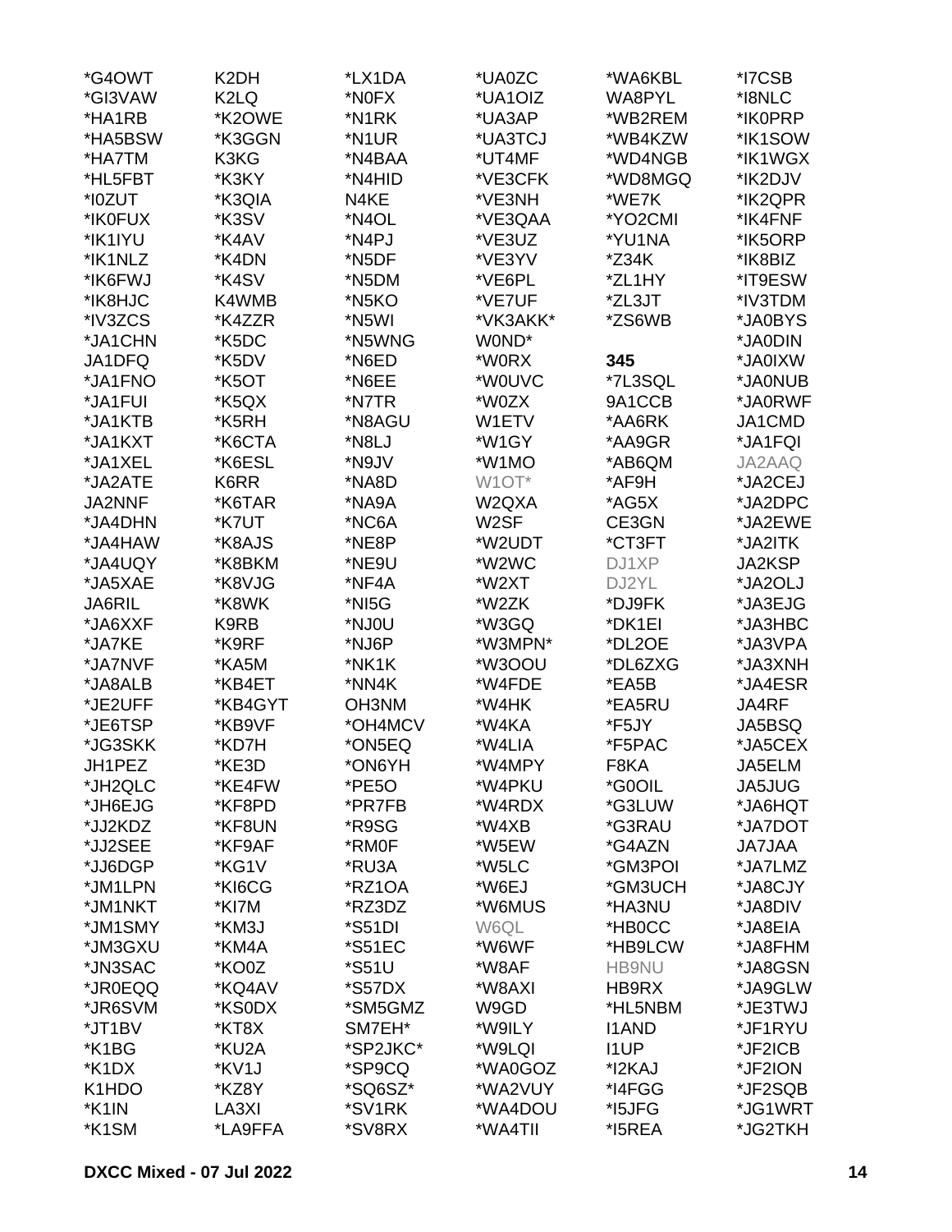*G4OWT
*GI3VAW
*HA1RB
*HA5BSW
*HA7TM
*HL5FBT
*I0ZUT
*IK0FUX
*IK1IYU
*IK1NLZ
*IK6FWJ
*IK8HJC
*IV3ZCS
*JA1CHN
JA1DFQ
*JA1FNO
*JA1FUI
*JA1KTB
*JA1KXT
*JA1XEL
*JA2ATE
JA2NNF
*JA4DHN
*JA4HAW
*JA4UQY
*JA5XAE
JA6RIL
*JA6XXF
*JA7KE
*JA7NVF
*JA8ALB
*JE2UFF
*JE6TSP
*JG3SKK
JH1PEZ
*JH2QLC
*JH6EJG
*JJ2KDZ
*JJ2SEE
*JJ6DGP
*JM1LPN
*JM1NKT
*JM1SMY
*JM3GXU
*JN3SAC
*JR0EQQ
*JR6SVM
*JT1BV
*K1BG
*K1DX
K1HDO
*K1IN
*K1SM

K2DH
K2LQ
*K2OWE
*K3GGN
K3KG
*K3KY
*K3QIA
*K3SV
*K4AV
*K4DN
*K4SV
K4WMB
*K4ZZR
*K5DC
*K5DV
*K5OT
*K5QX
*K5RH
*K6CTA
*K6ESL
K6RR
*K6TAR
*K7UT
*K8AJS
*K8BKM
*K8VJG
*K8WK
K9RB
*K9RF
*KA5M
*KB4ET
*KB4GYT
*KB9VF
*KD7H
*KE3D
*KE4FW
*KF8PD
*KF8UN
*KF9AF
*KG1V
*KI6CG
*KI7M
*KM3J
*KM4A
*KO0Z
*KQ4AV
*KS0DX
*KT8X
*KU2A
*KV1J
*KZ8Y
LA3XI
*LA9FFA

*LX1DA
*N0FX
*N1RK
*N1UR
*N4BAA
*N4HID
N4KE
*N4OL
*N4PJ
*N5DF
*N5DM
*N5KO
*N5WI
*N5WNG
*N6ED
*N6EE
*N7TR
*N8AGU
*N8LJ
*N9JV
*NA8D
*NA9A
*NC6A
*NE8P
*NE9U
*NF4A
*NI5G
*NJ0U
*NJ6P
*NK1K
*NN4K
OH3NM
*OH4MCV
*ON5EQ
*ON6YH
*PE5O
*PR7FB
*R9SG
*RM0F
*RU3A
*RZ1OA
*RZ3DZ
*S51DI
*S51EC
*S51U
*S57DX
*SM5GMZ
SM7EH*
*SP2JKC*
*SP9CQ
*SQ6SZ*
*SV1RK
*SV8RX

*UA0ZC
*UA1OIZ
*UA3AP
*UA3TCJ
*UT4MF
*VE3CFK
*VE3NH
*VE3QAA
*VE3UZ
*VE3YV
*VE6PL
*VE7UF
*VK3AKK*
W0ND*
*W0RX
*W0UVC
*W0ZX
W1ETV
*W1GY
*W1MO
W1OT*
W2QXA
W2SF
*W2UDT
*W2WC
*W2XT
*W2ZK
*W3GQ
*W3MPN*
*W3OOU
*W4FDE
*W4HK
*W4KA
*W4LIA
*W4MPY
*W4PKU
*W4RDX
*W4XB
*W5EW
*W5LC
*W6EJ
*W6MUS
W6QL
*W6WF
*W8AF
*W8AXI
W9GD
*W9ILY
*W9LQI
*WA0GOZ
*WA2VUY
*WA4DOU
*WA4TII

*WA6KBL
WA8PYL
*WB2REM
*WB4KZW
*WD4NGB
*WD8MGQ
*WE7K
*YO2CMI
*YU1NA
*Z34K
*ZL1HY
*ZL3JT
*ZS6WB

**345**

*7L3SQL
9A1CCB
*AA6RK
*AA9GR
*AB6QM
*AF9H
*AG5X
CE3GN
*CT3FT
DJ1XP
DJ2YL
*DJ9FK
*DK1EI
*DL2OE
*DL6ZXG
*EA5B
*EA5RU
*F5JY
*F5PAC
F8KA
*G0OIL
*G3LUW
*G3RAU
*G4AZN
*GM3POI
*GM3UCH
*HA3NU
*HB0CC
*HB9LCW
HB9NU
HB9RX
*HL5NBM
I1AND
I1UP
*I2KAJ
*I4FGG
*I5JFG
*I5REA

*I7CSB
*I8NLC
*IK0PRP
*IK1SOW
*IK1WGX
*IK2DJV
*IK2QPR
*IK4FNF
*IK5ORP
*IK8BIZ
*IT9ESW
*IV3TDM
*JA0BYS
*JA0DIN
*JA0IXW
*JA0NUB
*JA0RWF
JA1CMD
*JA1FQI
JA2AAQ
*JA2CEJ
*JA2DPC
*JA2EWE
*JA2ITK
JA2KSP
*JA2OLJ
*JA3EJG
*JA3HBC
*JA3VPA
*JA3XNH
*JA4ESR
JA4RF
JA5BSQ
*JA5CEX
JA5ELM
JA5JUG
*JA6HQT
*JA7DOT
JA7JAA
*JA7LMZ
*JA8CJY
*JA8DIV
*JA8EIA
*JA8FHM
*JA8GSN
*JA9GLW
*JE3TWJ
*JF1RYU
*JF2ICB
*JF2ION
*JF2SQB
*JG1WRT
*JG2TKH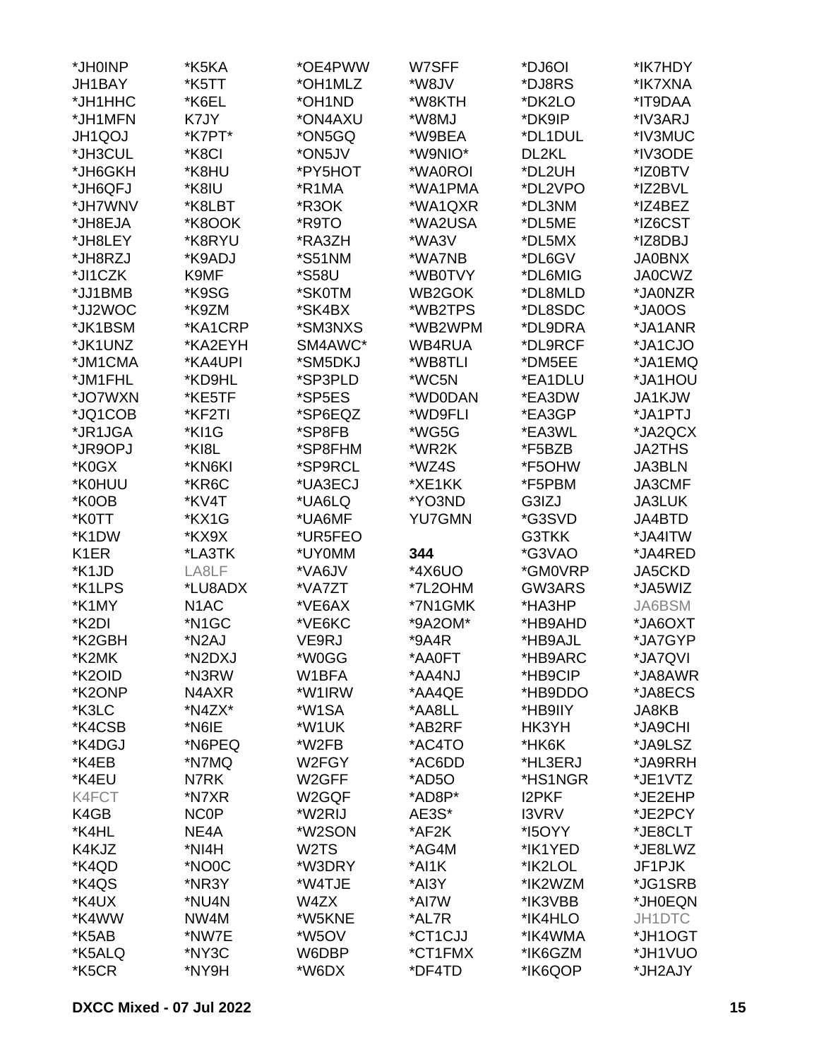*JH0INP
JH1BAY
*JH1HHC
*JH1MFN
JH1QOJ
*JH3CUL
*JH6GKH
*JH6QFJ
*JH7WNV
*JH8EJA
*JH8LEY
*JH8RZJ
*JI1CZK
*JJ1BMB
*JJ2WOC
*JK1BSM
*JK1UNZ
*JM1CMA
*JM1FHL
*JO7WXN
*JQ1COB
*JR1JGA
*JR9OPJ
*K0GX
*K0HUU
*K0OB
*K0TT
*K1DW
K1ER
*K1JD
*K1LPS
*K1MY
*K2DI
*K2GBH
*K2MK
*K2OID
*K2ONP
*K3LC
*K4CSB
*K4DGJ
*K4EB
*K4EU
K4FCT
K4GB
*K4HL
K4KJZ
*K4QD
*K4QS
*K4UX
*K4WW
*K5AB
*K5ALQ
*K5CR

*K5KA
*K5TT
*K6EL
K7JY
*K7PT*
*K8CI
*K8HU
*K8IU
*K8LBT
*K8OOK
*K8RYU
*K9ADJ
K9MF
*K9SG
*K9ZM
*KA1CRP
*KA2EYH
*KA4UPI
*KD9HL
*KE5TF
*KF2TI
*KI1G
*KI8L
*KN6KI
*KR6C
*KV4T
*KX1G
*KX9X
*LA3TK
LA8LF
*LU8ADX
N1AC
*N1GC
*N2AJ
*N2DXJ
*N3RW
N4AXR
*N4ZX*
*N6IE
*N6PEQ
*N7MQ
N7RK
*N7XR
NC0P
NE4A
*NI4H
*NO0C
*NR3Y
*NU4N
NW4M
*NW7E
*NY3C
*NY9H

*OE4PWW
*OH1MLZ
*OH1ND
*ON4AXU
*ON5GQ
*ON5JV
*PY5HOT
*R1MA
*R3OK
*R9TO
*RA3ZH
*S51NM
*S58U
*SK0TM
*SK4BX
*SM3NXS
SM4AWC*
*SM5DKJ
*SP3PLD
*SP5ES
*SP6EQZ
*SP8FB
*SP8FHM
*SP9RCL
*UA3ECJ
*UA6LQ
*UA6MF
*UR5FEO
*UY0MM
*VA6JV
*VA7ZT
*VE6AX
*VE6KC
VE9RJ
*W0GG
W1BFA
*W1IRW
*W1SA
*W1UK
*W2FB
W2FGY
W2GFF
W2GQF
*W2RIJ
*W2SON
W2TS
*W3DRY
*W4TJE
W4ZX
*W5KNE
*W5OV
W6DBP
*W6DX

W7SFF
*W8JV
*W8KTH
*W8MJ
*W9BEA
*W9NIO*
*WA0ROI
*WA1PMA
*WA1QXR
*WA2USA
*WA3V
*WA7NB
*WB0TVY
WB2GOK
*WB2TPS
*WB2WPM
WB4RUA
*WB8TLI
*WC5N
*WD0DAN
*WD9FLI
*WG5G
*WR2K
*WZ4S
*XE1KK
*YO3ND
YU7GMN

**344**

*4X6UO
*7L2OHM
*7N1GMK
*9A2OM*
*9A4R
*AA0FT
*AA4NJ
*AA4QE
*AA8LL
*AB2RF
*AC4TO
*AC6DD
*AD5O
*AD8P*
AE3S*
*AF2K
*AG4M
*AI1K
*AI3Y
*AI7W
*AL7R
*CT1CJJ
*CT1FMX
*DF4TD

*DJ6OI
*DJ8RS
*DK2LO
*DK9IP
*DL1DUL
DL2KL
*DL2UH
*DL2VPO
*DL3NM
*DL5ME
*DL5MX
*DL6GV
*DL6MIG
*DL8MLD
*DL8SDC
*DL9DRA
*DL9RCF
*DM5EE
*EA1DLU
*EA3DW
*EA3GP
*EA3WL
*F5BZB
*F5OHW
*F5PBM
G3IZJ
*G3SVD
G3TKK
*G3VAO
*GM0VRP
GW3ARS
*HA3HP
*HB9AHD
*HB9AJL
*HB9ARC
*HB9CIP
*HB9DDO
*HB9IIY
HK3YH
*HK6K
*HL3ERJ
*HS1NGR
I2PKF
I3VRV
*I5OYY
*IK1YED
*IK2LOL
*IK2WZM
*IK3VBB
*IK4HLO
*IK4WMA
*IK6GZM
*IK6QOP

*IK7HDY
*IK7XNA
*IT9DAA
*IV3ARJ
*IV3MUC
*IV3ODE
*IZ0BTV
*IZ2BVL
*IZ4BEZ
*IZ6CST
*IZ8DBJ
JA0BNX
JA0CWZ
*JA0NZR
*JA0OS
*JA1ANR
*JA1CJO
*JA1EMQ
*JA1HOU
JA1KJW
*JA1PTJ
*JA2QCX
JA2THS
JA3BLN
JA3CMF
JA3LUK
JA4BTD
*JA4ITW
*JA4RED
JA5CKD
*JA5WIZ
JA6BSM
*JA6OXT
*JA7GYP
*JA7QVI
*JA8AWR
*JA8ECS
JA8KB
*JA9CHI
*JA9LSZ
*JA9RRH
*JE1VTZ
*JE2EHP
*JE2PCY
*JE8CLT
*JE8LWZ
JF1PJK
*JG1SRB
*JH0EQN
JH1DTC
*JH1OGT
*JH1VUO
*JH2AJY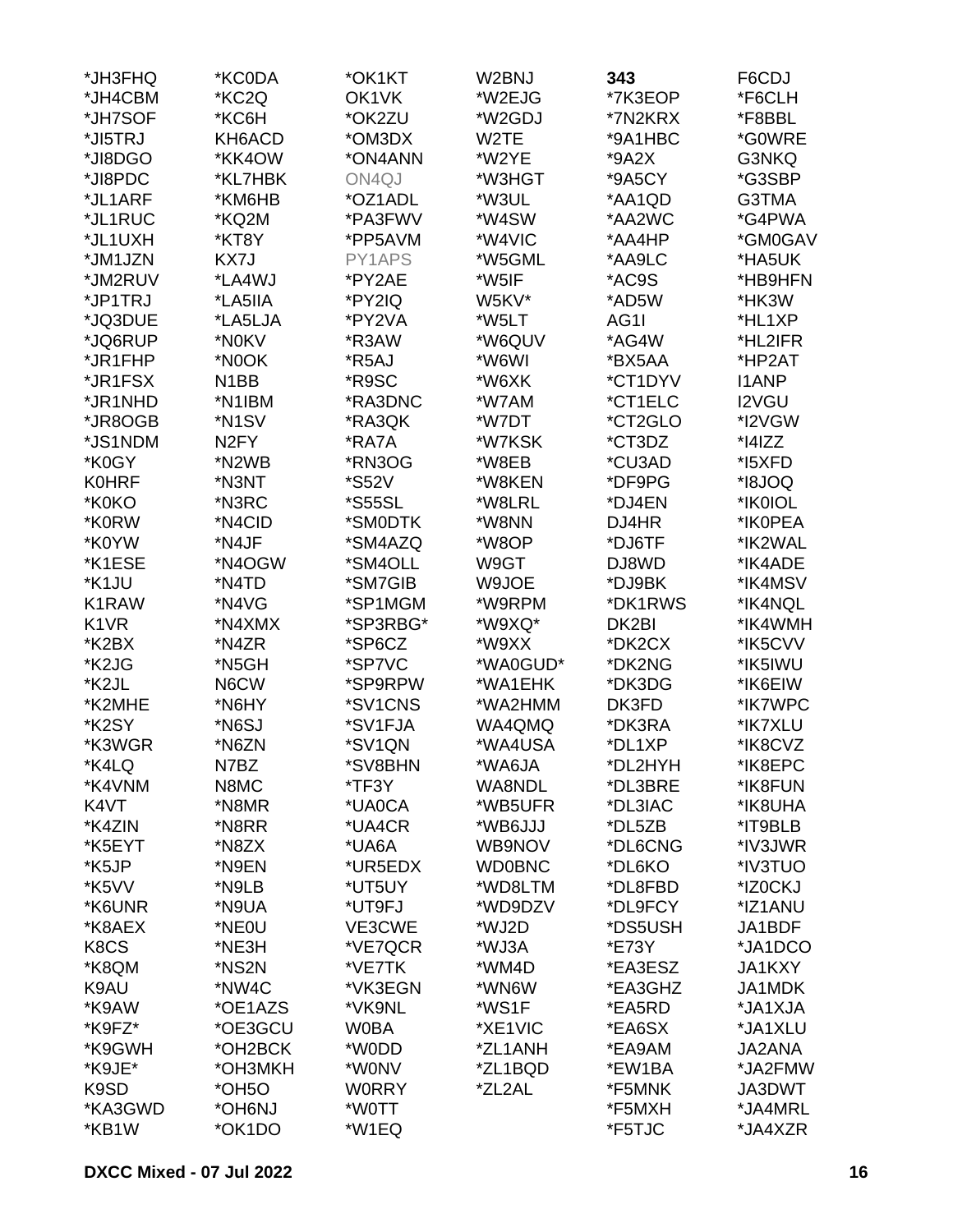*JH3FHQ
*JH4CBM
*JH7SOF
*JI5TRJ
*JI8DGO
*JI8PDC
*JL1ARF
*JL1RUC
*JL1UXH
*JM1JZN
*JM2RUV
*JP1TRJ
*JQ3DUE
*JQ6RUP
*JR1FHP
*JR1FSX
*JR1NHD
*JR8OGB
*JS1NDM
*K0GY
K0HRF
*K0KO
*K0RW
*K0YW
*K1ESE
*K1JU
K1RAW
K1VR
*K2BX
*K2JG
*K2JL
*K2MHE
*K2SY
*K3WGR
*K4LQ
*K4VNM
K4VT
*K4ZIN
*K5EYT
*K5JP
*K5VV
*K6UNR
*K8AEX
K8CS
*K8QM
K9AU
*K9AW
*K9FZ*
*K9GWH
*K9JE*
K9SD
*KA3GWD
*KB1W
*KC0DA
*KC2Q
*KC6H
KH6ACD
*KK4OW
*KL7HBK
*KM6HB
*KQ2M
*KT8Y
KX7J
*LA4WJ
*LA5IIA
*LA5LJA
*N0KV
*N0OK
N1BB
*N1IBM
*N1SV
N2FY
*N2WB
*N3NT
*N3RC
*N4CID
*N4JF
*N4OGW
*N4TD
*N4VG
*N4XMX
*N4ZR
*N5GH
N6CW
*N6HY
*N6SJ
*N6ZN
N7BZ
N8MC
*N8MR
*N8RR
*N8ZX
*N9EN
*N9LB
*N9UA
*NE0U
*NE3H
*NS2N
*NW4C
*OE1AZS
*OE3GCU
*OH2BCK
*OH3MKH
*OH5O
*OH6NJ
*OK1DO
*OK1KT
OK1VK
*OK2ZU
*OM3DX
*ON4ANN
ON4QJ
*OZ1ADL
*PA3FWV
*PP5AVM
PY1APS
*PY2AE
*PY2IQ
*PY2VA
*R3AW
*R5AJ
*R9SC
*RA3DNC
*RA3QK
*RA7A
*RN3OG
*S52V
*S55SL
*SM0DTK
*SM4AZQ
*SM4OLL
*SM7GIB
*SP1MGM
*SP3RBG*
*SP6CZ
*SP7VC
*SP9RPW
*SV1CNS
*SV1FJA
*SV1QN
*SV8BHN
*TF3Y
*UA0CA
*UA4CR
*UA6A
*UR5EDX
*UT5UY
*UT9FJ
VE3CWE
*VE7QCR
*VE7TK
*VK3EGN
*VK9NL
W0BA
*W0DD
*W0NV
W0RRY
*W0TT
*W1EQ
W2BNJ
*W2EJG
*W2GDJ
W2TE
*W2YE
*W3HGT
*W3UL
*W4SW
*W4VIC
*W5GML
*W5IF
W5KV*
*W5LT
*W6QUV
*W6WI
*W6XK
*W7AM
*W7DT
*W7KSK
*W8EB
*W8KEN
*W8LRL
*W8NN
*W8OP
W9GT
W9JOE
*W9RPM
*W9XQ*
*W9XX
*WA0GUD*
*WA1EHK
*WA2HMM
WA4QMQ
*WA4USA
*WA6JA
WA8NDL
*WB5UFR
*WB6JJJ
WB9NOV
WD0BNC
*WD8LTM
*WD9DZV
*WJ2D
*WJ3A
*WM4D
*WN6W
*WS1F
*XE1VIC
*ZL1ANH
*ZL1BQD
*ZL2AL

**343**

*7K3EOP
*7N2KRX
*9A1HBC
*9A2X
*9A5CY
*AA1QD
*AA2WC
*AA4HP
*AA9LC
*AC9S
*AD5W
AG1I
*AG4W
*BX5AA
*CT1DYV
*CT1ELC
*CT2GLO
*CT3DZ
*CU3AD
*DF9PG
*DJ4EN
DJ4HR
*DJ6TF
DJ8WD
*DJ9BK
*DK1RWS
DK2BI
*DK2CX
*DK2NG
*DK3DG
DK3FD
*DK3RA
*DL1XP
*DL2HYH
*DL3BRE
*DL3IAC
*DL5ZB
*DL6CNG
*DL6KO
*DL8FBD
*DL9FCY
*DS5USH
*E73Y
*EA3ESZ
*EA3GHZ
*EA5RD
*EA6SX
*EA9AM
*EW1BA
*F5MNK
*F5MXH
*F5TJC
F6CDJ
*F6CLH
*F8BBL
*G0WRE
G3NKQ
*G3SBP
G3TMA
*G4PWA
*GM0GAV
*HA5UK
*HB9HFN
*HK3W
*HL1XP
*HL2IFR
*HP2AT
I1ANP
I2VGU
*I2VGW
*I4IZZ
*I5XFD
*I8JOQ
*IK0IOL
*IK0PEA
*IK2WAL
*IK4ADE
*IK4MSV
*IK4NQL
*IK4WMH
*IK5CVV
*IK5IWU
*IK6EIW
*IK7WPC
*IK7XLU
*IK8CVZ
*IK8EPC
*IK8FUN
*IK8UHA
*IT9BLB
*IV3JWR
*IV3TUO
*IZ0CKJ
*IZ1ANU
JA1BDF
*JA1DCO
JA1KXY
JA1MDK
*JA1XJA
*JA1XLU
JA2ANA
*JA2FMW
JA3DWT
*JA4MRL
*JA4XZR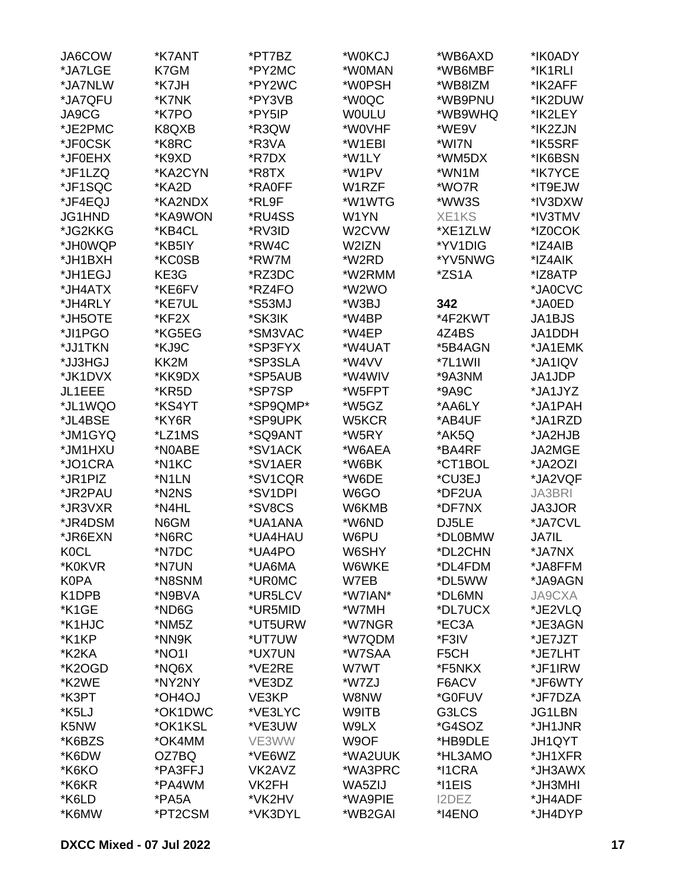JA6COW
*JA7LGE
*JA7NLW
*JA7QFU
JA9CG
*JE2PMC
*JF0CSK
*JF0EHX
*JF1LZQ
*JF1SQC
*JF4EQJ
JG1HND
*JG2KKG
*JH0WQP
*JH1BXH
*JH1EGJ
*JH4ATX
*JH4RLY
*JH5OTE
*JI1PGO
*JJ1TKN
*JJ3HGJ
*JK1DVX
JL1EEE
*JL1WQO
*JL4BSE
*JM1GYQ
*JM1HXU
*JO1CRA
*JR1PIZ
*JR2PAU
*JR3VXR
*JR4DSM
*JR6EXN
K0CL
*K0KVR
K0PA
K1DPB
*K1GE
*K1HJC
*K1KP
*K2KA
*K2OGD
*K2WE
*K3PT
*K5LJ
K5NW
*K6BZS
*K6DW
*K6KO
*K6KR
*K6LD
*K6MW

*K7ANT
K7GM
*K7JH
*K7NK
*K7PO
K8QXB
*K8RC
*K9XD
*KA2CYN
*KA2D
*KA2NDX
*KA9WON
*KB4CL
*KB5IY
*KC0SB
KE3G
*KE6FV
*KE7UL
*KF2X
*KG5EG
*KJ9C
KK2M
*KK9DX
*KR5D
*KS4YT
*KY6R
*LZ1MS
*N0ABE
*N1KC
*N1LN
*N2NS
*N4HL
N6GM
*N6RC
*N7DC
*N7UN
*N8SNM
*N9BVA
*ND6G
*NM5Z
*NN9K
*NO1I
*NQ6X
*NY2NY
*OH4OJ
*OK1DWC
*OK1KSL
*OK4MM
OZ7BQ
*PA3FFJ
*PA4WM
*PA5A
*PT2CSM

*PT7BZ
*PY2MC
*PY2WC
*PY3VB
*PY5IP
*R3QW
*R3VA
*R7DX
*R8TX
*RA0FF
*RL9F
*RU4SS
*RV3ID
*RW4C
*RW7M
*RZ3DC
*RZ4FO
*S53MJ
*SK3IK
*SM3VAC
*SP3FYX
*SP3SLA
*SP5AUB
*SP7SP
*SP9QMP*
*SP9UPK
*SQ9ANT
*SV1ACK
*SV1AER
*SV1CQR
*SV1DPI
*SV8CS
*UA1ANA
*UA4HAU
*UA4PO
*UA6MA
*UR0MC
*UR5LCV
*UR5MID
*UT5URW
*UT7UW
*UX7UN
*VE2RE
*VE3DZ
VE3KP
*VE3LYC
*VE3UW
VE3WW
*VE6WZ
VK2AVZ
VK2FH
*VK2HV
*VK3DYL

*W0KCJ
*W0MAN
*W0PSH
*W0QC
W0ULU
*W0VHF
*W1EBI
*W1LY
*W1PV
W1RZF
*W1WTG
W1YN
W2CVW
W2IZN
*W2RD
*W2RMM
*W2WO
*W3BJ
*W4BP
*W4EP
*W4UAT
*W4VV
*W4WIV
*W5FPT
*W5GZ
W5KCR
*W5RY
*W6AEA
*W6BK
*W6DE
W6GO
W6KMB
*W6ND
W6PU
W6SHY
W6WKE
W7EB
*W7IAN*
*W7MH
*W7NGR
*W7QDM
*W7SAA
W7WT
*W7ZJ
W8NW
W9ITB
W9LX
W9OF
*WA2UUK
*WA3PRC
WA5ZIJ
*WA9PIE
*WB2GAI

*WB6AXD
*WB6MBF
*WB8IZM
*WB9PNU
*WB9WHQ
*WE9V
*WI7N
*WM5DX
*WN1M
*WO7R
*WW3S
XE1KS
*XE1ZLW
*YV1DIG
*YV5NWG
*ZS1A

**342**
*4F2KWT
4Z4BS
*5B4AGN
*7L1WII
*9A3NM
*9A9C
*AA6LY
*AB4UF
*AK5Q
*BA4RF
*CT1BOL
*CU3EJ
*DF2UA
*DF7NX
DJ5LE
*DL0BMW
*DL2CHN
*DL4FDM
*DL5WW
*DL6MN
*DL7UCX
*EC3A
*F3IV
F5CH
*F5NKX
F6ACV
*G0FUV
G3LCS
*G4SOZ
*HB9DLE
*HL3AMO
*I1CRA
*I1EIS
I2DEZ
*I4ENO

*IK0ADY
*IK1RLI
*IK2AFF
*IK2DUW
*IK2LEY
*IK2ZJN
*IK5SRF
*IK6BSN
*IK7YCE
*IT9EJW
*IV3DXW
*IV3TMV
*IZ0COK
*IZ4AIB
*IZ4AIK
*IZ8ATP
*JA0CVC
*JA0ED
JA1BJS
JA1DDH
*JA1EMK
*JA1IQV
JA1JDP
*JA1JYZ
*JA1PAH
*JA1RZD
*JA2HJB
JA2MGE
*JA2OZI
*JA2VQF
JA3BRI
JA3JOR
*JA7CVL
JA7IL
*JA7NX
*JA8FFM
*JA9AGN
JA9CXA
*JE2VLQ
*JE3AGN
*JE7JZT
*JE7LHT
*JF1IRW
*JF6WTY
*JF7DZA
JG1LBN
*JH1JNR
JH1QYT
*JH1XFR
*JH3AWX
*JH3MHI
*JH4ADF
*JH4DYP

DXCC Mixed - 07 Jul 2022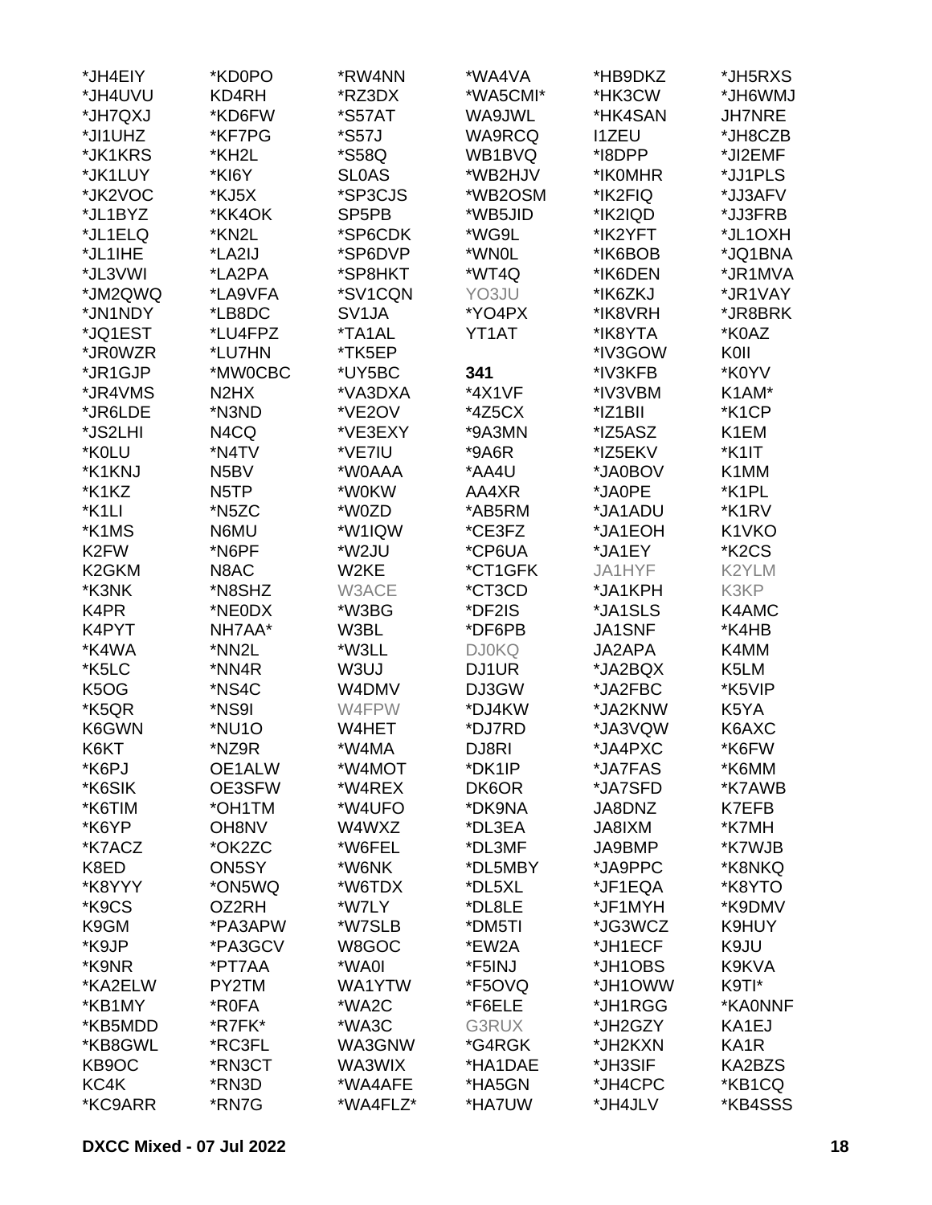| | | | | | |
|---|---|---|---|---|---|
| *JH4EIY | *KD0PO | *RW4NN | *WA4VA | *HB9DKZ | *JH5RXS |
| *JH4UVU | KD4RH | *RZ3DX | *WA5CMI* | *HK3CW | *JH6WMJ |
| *JH7QXJ | *KD6FW | *S57AT | WA9JWL | *HK4SAN | JH7NRE |
| *JI1UHZ | *KF7PG | *S57J | WA9RCQ | I1ZEU | *JH8CZB |
| *JK1KRS | *KH2L | *S58Q | WB1BVQ | *I8DPP | *JI2EMF |
| *JK1LUY | *KI6Y | SL0AS | *WB2HJV | *IK0MHR | *JJ1PLS |
| *JK2VOC | *KJ5X | *SP3CJS | *WB2OSM | *IK2FIQ | *JJ3AFV |
| *JL1BYZ | *KK4OK | SP5PB | *WB5JID | *IK2IQD | *JJ3FRB |
| *JL1ELQ | *KN2L | *SP6CDK | *WG9L | *IK2YFT | *JL1OXH |
| *JL1IHE | *LA2IJ | *SP6DVP | *WN0L | *IK6BOB | *JQ1BNA |
| *JL3VWI | *LA2PA | *SP8HKT | *WT4Q | *IK6DEN | *JR1MVA |
| *JM2QWQ | *LA9VFA | *SV1CQN | YO3JU | *IK6ZKJ | *JR1VAY |
| *JN1NDY | *LB8DC | SV1JA | *YO4PX | *IK8VRH | *JR8BRK |
| *JQ1EST | *LU4FPZ | *TA1AL | YT1AT | *IK8YTA | *K0AZ |
| *JR0WZR | *LU7HN | *TK5EP | | *IV3GOW | K0II |
| *JR1GJP | *MW0CBC | *UY5BC | **341** | *IV3KFB | *K0YV |
| *JR4VMS | N2HX | *VA3DXA | *4X1VF | *IV3VBM | K1AM* |
| *JR6LDE | *N3ND | *VE2OV | *4Z5CX | *IZ1BII | *K1CP |
| *JS2LHI | N4CQ | *VE3EXY | *9A3MN | *IZ5ASZ | K1EM |
| *K0LU | *N4TV | *VE7IU | *9A6R | *IZ5EKV | *K1IT |
| *K1KNJ | N5BV | *W0AAA | *AA4U | *JA0BOV | K1MM |
| *K1KZ | N5TP | *W0KW | AA4XR | *JA0PE | *K1PL |
| *K1LI | *N5ZC | *W0ZD | *AB5RM | *JA1ADU | *K1RV |
| *K1MS | N6MU | *W1IQW | *CE3FZ | *JA1EOH | K1VKO |
| K2FW | *N6PF | *W2JU | *CP6UA | *JA1EY | *K2CS |
| K2GKM | N8AC | W2KE | *CT1GFK | JA1HYF | K2YLM |
| *K3NK | *N8SHZ | W3ACE | *CT3CD | *JA1KPH | K3KP |
| K4PR | *NE0DX | *W3BG | *DF2IS | *JA1SLS | K4AMC |
| K4PYT | NH7AA* | W3BL | *DF6PB | JA1SNF | *K4HB |
| *K4WA | *NN2L | *W3LL | DJ0KQ | JA2APA | K4MM |
| *K5LC | *NN4R | W3UJ | DJ1UR | *JA2BQX | K5LM |
| K5OG | *NS4C | W4DMV | DJ3GW | *JA2FBC | *K5VIP |
| *K5QR | *NS9I | W4FPW | *DJ4KW | *JA2KNW | K5YA |
| K6GWN | *NU1O | W4HET | *DJ7RD | *JA3VQW | K6AXC |
| K6KT | *NZ9R | *W4MA | DJ8RI | *JA4PXC | *K6FW |
| *K6PJ | OE1ALW | *W4MOT | *DK1IP | *JA7FAS | *K6MM |
| *K6SIK | OE3SFW | *W4REX | DK6OR | *JA7SFD | *K7AWB |
| *K6TIM | *OH1TM | *W4UFO | *DK9NA | JA8DNZ | K7EFB |
| *K6YP | OH8NV | W4WXZ | *DL3EA | JA8IXM | *K7MH |
| *K7ACZ | *OK2ZC | *W6FEL | *DL3MF | JA9BMP | *K7WJB |
| K8ED | ON5SY | *W6NK | *DL5MBY | *JA9PPC | *K8NKQ |
| *K8YYY | *ON5WQ | *W6TDX | *DL5XL | *JF1EQA | *K8YTO |
| *K9CS | OZ2RH | *W7LY | *DL8LE | *JF1MYH | *K9DMV |
| K9GM | *PA3APW | *W7SLB | *DM5TI | *JG3WCZ | K9HUY |
| *K9JP | *PA3GCV | W8GOC | *EW2A | *JH1ECF | K9JU |
| *K9NR | *PT7AA | *WA0I | *F5INJ | *JH1OBS | K9KVA |
| *KA2ELW | PY2TM | WA1YTW | *F5OVQ | *JH1OWW | K9TI* |
| *KB1MY | *R0FA | *WA2C | *F6ELE | *JH1RGG | *KA0NNF |
| *KB5MDD | *R7FK* | *WA3C | G3RUX | *JH2GZY | KA1EJ |
| *KB8GWL | *RC3FL | WA3GNW | *G4RGK | *JH2KXN | KA1R |
| KB9OC | *RN3CT | WA3WIX | *HA1DAE | *JH3SIF | KA2BZS |
| KC4K | *RN3D | *WA4AFE | *HA5GN | *JH4CPC | *KB1CQ |
| *KC9ARR | *RN7G | *WA4FLZ* | *HA7UW | *JH4JLV | *KB4SSS |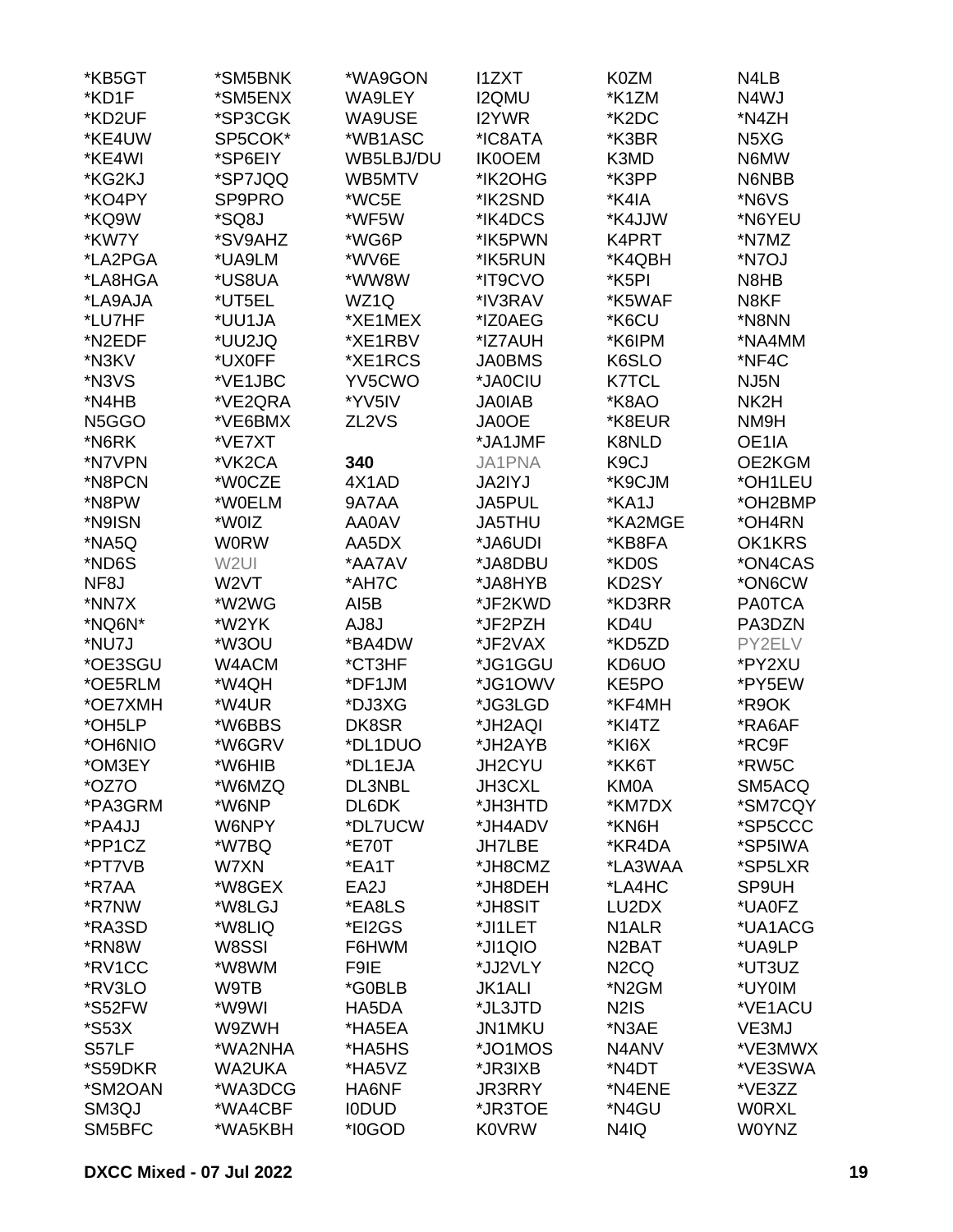*KB5GT
*KD1F
*KD2UF
*KE4UW
*KE4WI
*KG2KJ
*KO4PY
*KQ9W
*KW7Y
*LA2PGA
*LA8HGA
*LA9AJA
*LU7HF
*N2EDF
*N3KV
*N3VS
*N4HB
N5GGO
*N6RK
*N7VPN
*N8PCN
*N8PW
*N9ISN
*NA5Q
*ND6S
NF8J
*NN7X
*NQ6N*
*NU7J
*OE3SGU
*OE5RLM
*OE7XMH
*OH5LP
*OH6NIO
*OM3EY
*OZ7O
*PA3GRM
*PA4JJ
*PP1CZ
*PT7VB
*R7AA
*R7NW
*RA3SD
*RN8W
*RV1CC
*RV3LO
*S52FW
*S53X
S57LF
*S59DKR
*SM2OAN
SM3QJ
SM5BFC
*SM5BNK
*SM5ENX
*SP3CGK
SP5COK*
*SP6EIY
*SP7JQQ
SP9PRO
*SQ8J
*SV9AHZ
*UA9LM
*US8UA
*UT5EL
*UU1JA
*UU2JQ
*UX0FF
*VE1JBC
*VE2QRA
*VE6BMX
*VE7XT
*VK2CA
*W0CZE
*W0ELM
*W0IZ
W0RW
W2UI
W2VT
*W2WG
*W2YK
*W3OU
W4ACM
*W4QH
*W4UR
*W6BBS
*W6GRV
*W6HIB
*W6MZQ
*W6NP
W6NPY
*W7BQ
W7XN
*W8GEX
*W8LGJ
*W8LIQ
W8SSI
*W8WM
W9TB
*W9WI
W9ZWH
*WA2NHA
WA2UKA
*WA3DCG
*WA4CBF
*WA5KBH
*WA9GON
WA9LEY
WA9USE
*WB1ASC
WB5LBJ/DU
WB5MTV
*WC5E
*WF5W
*WG6P
*WV6E
*WW8W
WZ1Q
*XE1MEX
*XE1RBV
*XE1RCS
YV5CWO
*YV5IV
ZL2VS

**340**
4X1AD
9A7AA
AA0AV
AA5DX
*AA7AV
*AH7C
AI5B
AJ8J
*BA4DW
*CT3HF
*DF1JM
*DJ3XG
DK8SR
*DL1DUO
*DL1EJA
DL3NBL
DL6DK
*DL7UCW
*E70T
*EA1T
EA2J
*EA8LS
*EI2GS
F6HWM
F9IE
*G0BLB
HA5DA
*HA5EA
*HA5HS
*HA5VZ
HA6NF
I0DUD
*I0GOD
I1ZXT
I2QMU
I2YWR
*IC8ATA
IK0OEM
*IK2OHG
*IK2SND
*IK4DCS
*IK5PWN
*IK5RUN
*IT9CVO
*IV3RAV
*IZ0AEG
*IZ7AUH
JA0BMS
*JA0CIU
JA0IAB
JA0OE
*JA1JMF
JA1PNA
JA2IYJ
JA5PUL
JA5THU
*JA6UDI
*JA8DBU
*JA8HYB
*JF2KWD
*JF2PZH
*JF2VAX
*JG1GGU
*JG1OWV
*JG3LGD
*JH2AQI
*JH2AYB
JH2CYU
JH3CXL
*JH3HTD
*JH4ADV
JH7LBE
*JH8CMZ
*JH8DEH
*JH8SIT
*JI1LET
*JI1QIO
*JJ2VLY
JK1ALI
*JL3JTD
JN1MKU
*JO1MOS
*JR3IXB
JR3RRY
*JR3TOE
K0VRW
K0ZM
*K1ZM
*K2DC
*K3BR
K3MD
*K3PP
*K4IA
*K4JJW
K4PRT
*K4QBH
*K5PI
*K5WAF
*K6CU
*K6IPM
K6SLO
K7TCL
*K8AO
*K8EUR
K8NLD
K9CJ
*K9CJM
*KA1J
*KA2MGE
*KB8FA
*KD0S
KD2SY
*KD3RR
KD4U
*KD5ZD
KD6UO
KE5PO
*KF4MH
*KI4TZ
*KI6X
*KK6T
KM0A
*KM7DX
*KN6H
*KR4DA
*LA3WAA
*LA4HC
LU2DX
N1ALR
N2BAT
N2CQ
*N2GM
N2IS
*N3AE
N4ANV
*N4DT
*N4ENE
*N4GU
N4IQ
N4LB
N4WJ
*N4ZH
N5XG
N6MW
N6NBB
*N6VS
*N6YEU
*N7MZ
*N7OJ
N8HB
N8KF
*N8NN
*NA4MM
*NF4C
NJ5N
NK2H
NM9H
OE1IA
OE2KGM
*OH1LEU
*OH2BMP
*OH4RN
OK1KRS
*ON4CAS
*ON6CW
PA0TCA
PA3DZN
PY2ELV
*PY2XU
*PY5EW
*R9OK
*RA6AF
*RC9F
*RW5C
SM5ACQ
*SM7CQY
*SP5CCC
*SP5IWA
*SP5LXR
SP9UH
*UA0FZ
*UA1ACG
*UA9LP
*UT3UZ
*UY0IM
*VE1ACU
VE3MJ
*VE3MWX
*VE3SWA
*VE3ZZ
W0RXL
W0YNZ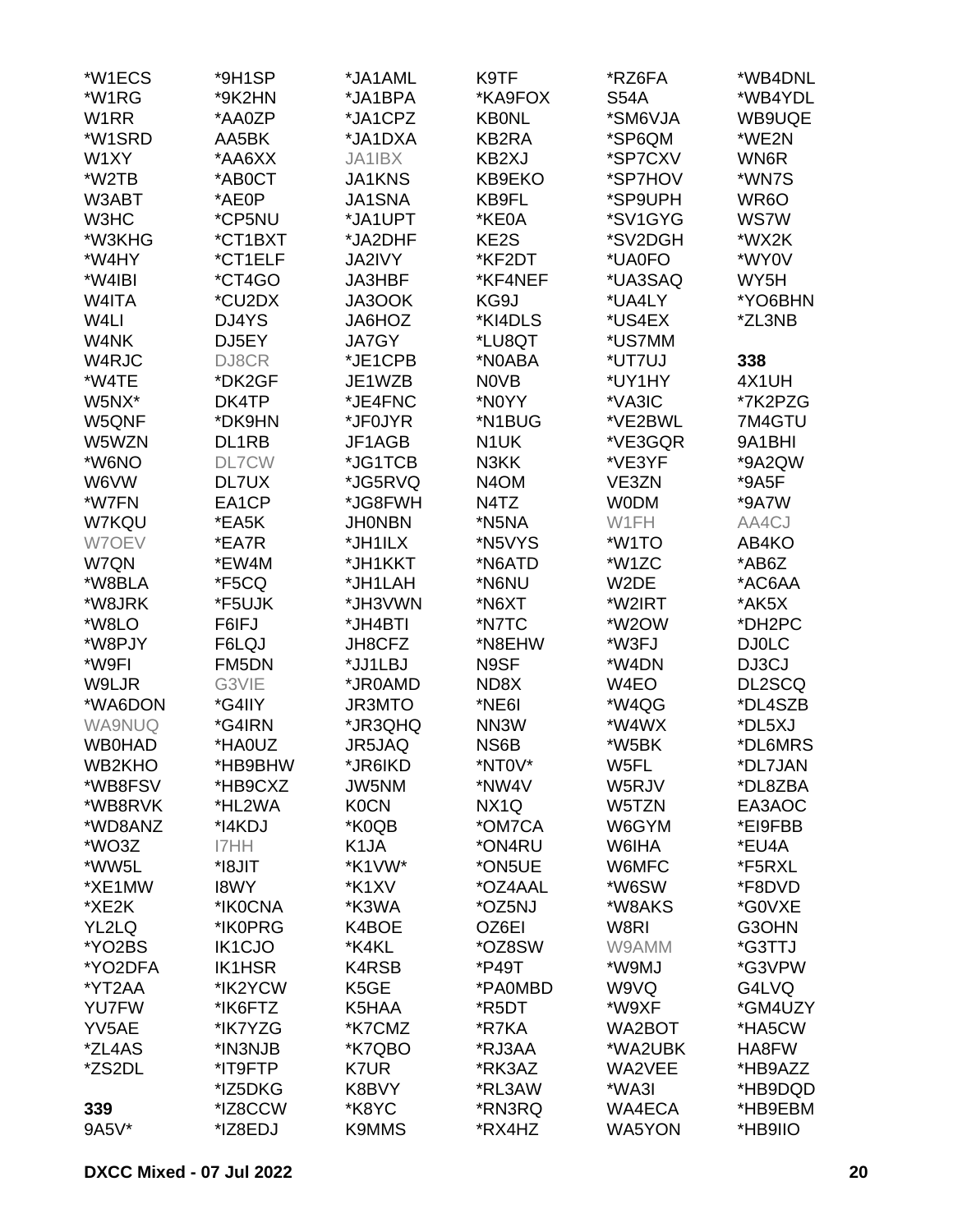*W1ECS
*W1RG
W1RR
*W1SRD
W1XY
*W2TB
W3ABT
W3HC
*W3KHG
*W4HY
*W4IBI
W4ITA
W4LI
W4NK
W4RJC
*W4TE
W5NX*
W5QNF
W5WZN
*W6NO
W6VW
*W7FN
W7KQU
W7OEV
W7QN
*W8BLA
*W8JRK
*W8LO
*W8PJY
*W9FI
W9LJR
*WA6DON
WA9NUQ
WB0HAD
WB2KHO
*WB8FSV
*WB8RVK
*WD8ANZ
*WO3Z
*WW5L
*XE1MW
*XE2K
YL2LQ
*YO2BS
*YO2DFA
*YT2AA
YU7FW
YV5AE
*ZL4AS
*ZS2DL

**339**

9A5V*
*9H1SP
*9K2HN
*AA0ZP
AA5BK
*AA6XX
*AB0CT
*AE0P
*CP5NU
*CT1BXT
*CT1ELF
*CT4GO
*CU2DX
DJ4YS
DJ5EY
DJ8CR
*DK2GF
DK4TP
*DK9HN
DL1RB
DL7CW
DL7UX
EA1CP
*EA5K
*EA7R
*EW4M
*F5CQ
*F5UJK
F6IFJ
F6LQJ
FM5DN
G3VIE
*G4IIY
*G4IRN
*HA0UZ
*HB9BHW
*HB9CXZ
*HL2WA
*I4KDJ
I7HH
*I8JIT
I8WY
*IK0CNA
*IK0PRG
IK1CJO
IK1HSR
*IK2YCW
*IK6FTZ
*IK7YZG
*IN3NJB
*IT9FTP
*IZ5DKG
*IZ8CCW
*IZ8EDJ
*JA1AML
*JA1BPA
*JA1CPZ
*JA1DXA
JA1IBX
JA1KNS
JA1SNA
*JA1UPT
*JA2DHF
JA2IVY
JA3HBF
JA3OOK
JA6HOZ
JA7GY
*JE1CPB
JE1WZB
*JE4FNC
*JF0JYR
JF1AGB
*JG1TCB
*JG5RVQ
*JG8FWH
JH0NBN
*JH1ILX
*JH1KKT
*JH1LAH
*JH3VWN
*JH4BTI
JH8CFZ
*JJ1LBJ
*JR0AMD
JR3MTO
*JR3QHQ
JR5JAQ
*JR6IKD
JW5NM
K0CN
*K0QB
K1JA
*K1VW*
*K1XV
*K3WA
K4BOE
*K4KL
K4RSB
K5GE
K5HAA
*K7CMZ
*K7QBO
K7UR
K8BVY
*K8YC
K9MMS
K9TF
*KA9FOX
KB0NL
KB2RA
KB2XJ
KB9EKO
KB9FL
*KE0A
KE2S
*KF2DT
*KF4NEF
KG9J
*KI4DLS
*LU8QT
*N0ABA
N0VB
*N0YY
*N1BUG
N1UK
N3KK
N4OM
N4TZ
*N5NA
*N5VYS
*N6ATD
*N6NU
*N6XT
*N7TC
*N8EHW
N9SF
ND8X
*NE6I
NN3W
NS6B
*NT0V*
*NW4V
NX1Q
*OM7CA
*ON4RU
*ON5UE
*OZ4AAL
*OZ5NJ
OZ6EI
*OZ8SW
*P49T
*PA0MBD
*R5DT
*R7KA
*RJ3AA
*RK3AZ
*RL3AW
*RN3RQ
*RX4HZ
*RZ6FA
S54A
*SM6VJA
*SP6QM
*SP7CXV
*SP7HOV
*SP9UPH
*SV1GYG
*SV2DGH
*UA0FO
*UA3SAQ
*UA4LY
*US4EX
*US7MM
*UT7UJ
*UY1HY
*VA3IC
*VE2BWL
*VE3GQR
*VE3YF
VE3ZN
W0DM
W1FH
*W1TO
*W1ZC
W2DE
*W2IRT
*W2OW
*W3FJ
*W4DN
W4EO
*W4QG
*W4WX
*W5BK
W5FL
W5RJV
W5TZN
W6GYM
W6IHA
W6MFC
*W6SW
*W8AKS
W8RI
W9AMM
*W9MJ
W9VQ
*W9XF
WA2BOT
*WA2UBK
WA2VEE
*WA3I
WA4ECA
WA5YON
*WB4DNL
*WB4YDL
WB9UQE
*WE2N
WN6R
*WN7S
WR6O
WS7W
*WX2K
*WY0V
WY5H
*YO6BHN
*ZL3NB

**338**

4X1UH
*7K2PZG
7M4GTU
9A1BHI
*9A2QW
*9A5F
*9A7W
AA4CJ
AB4KO
*AB6Z
*AC6AA
*AK5X
*DH2PC
DJ0LC
DJ3CJ
DL2SCQ
*DL4SZB
*DL5XJ
*DL6MRS
*DL7JAN
*DL8ZBA
EA3AOC
*EI9FBB
*EU4A
*F5RXL
*F8DVD
*G0VXE
G3OHN
*G3TTJ
*G3VPW
G4LVQ
*GM4UZY
*HA5CW
HA8FW
*HB9AZZ
*HB9DQD
*HB9EBM
*HB9IIO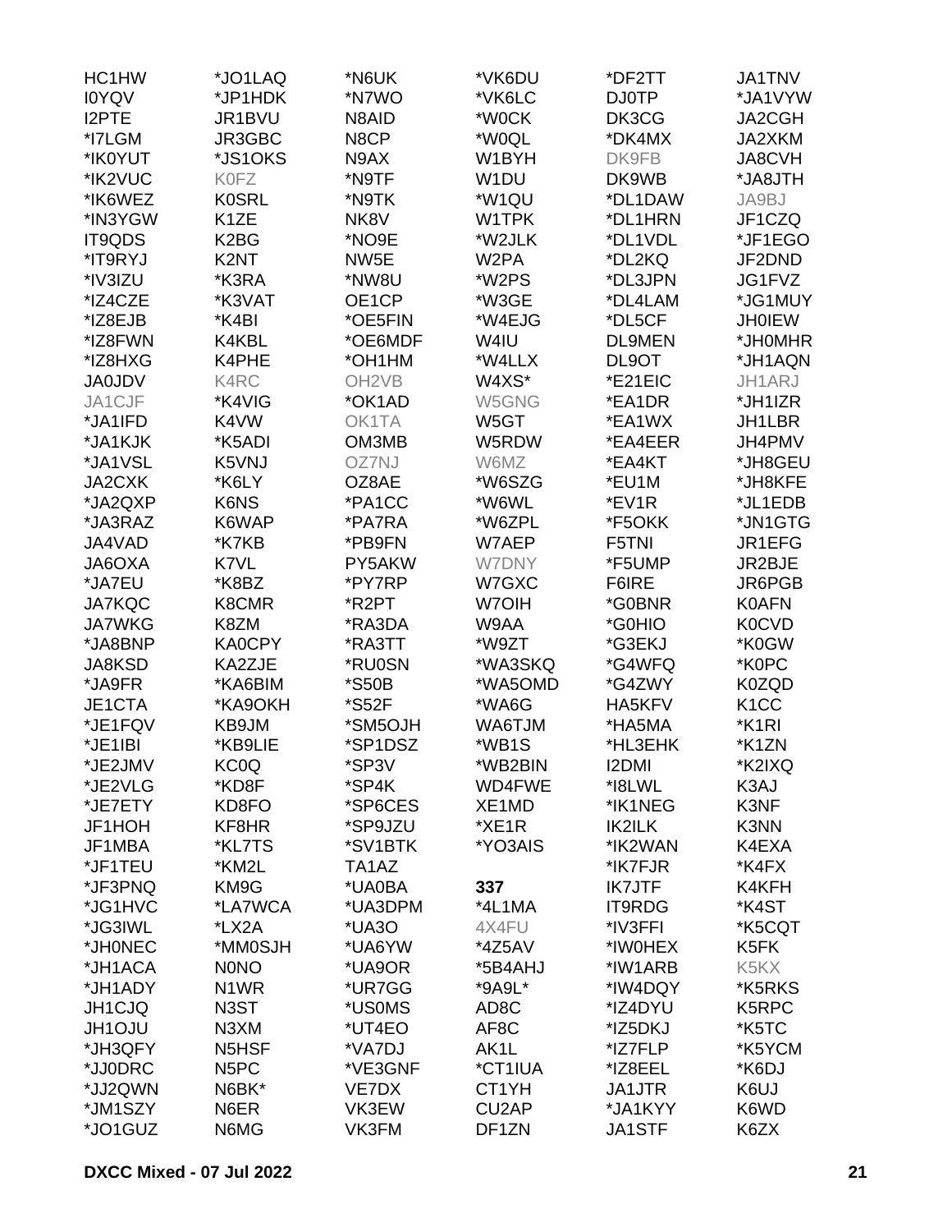HC1HW
I0YQV
I2PTE
*I7LGM
*IK0YUT
*IK2VUC
*IK6WEZ
*IN3YGW
IT9QDS
*IT9RYJ
*IV3IZU
*IZ4CZE
*IZ8EJB
*IZ8FWN
*IZ8HXG
JA0JDV
JA1CJF
*JA1IFD
*JA1KJK
*JA1VSL
JA2CXK
*JA2QXP
*JA3RAZ
JA4VAD
JA6OXA
*JA7EU
JA7KQC
JA7WKG
*JA8BNP
JA8KSD
*JA9FR
JE1CTA
*JE1FQV
*JE1IBI
*JE2JMV
*JE2VLG
*JE7ETY
JF1HOH
JF1MBA
*JF1TEU
*JF3PNQ
*JG1HVC
*JG3IWL
*JH0NEC
*JH1ACA
*JH1ADY
JH1CJQ
JH1OJU
*JH3QFY
*JJ0DRC
*JJ2QWN
*JM1SZY
*JO1GUZ
*JO1LAQ
*JP1HDK
JR1BVU
JR3GBC
*JS1OKS
K0FZ
K0SRL
K1ZE
K2BG
K2NT
*K3RA
*K3VAT
*K4BI
K4KBL
K4PHE
K4RC
*K4VIG
K4VW
*K5ADI
K5VNJ
*K6LY
K6NS
K6WAP
*K7KB
K7VL
*K8BZ
K8CMR
K8ZM
KA0CPY
KA2ZJE
*KA6BIM
*KA9OKH
KB9JM
*KB9LIE
KC0Q
*KD8F
KD8FO
KF8HR
*KL7TS
*KM2L
KM9G
*LA7WCA
*LX2A
*MM0SJH
N0NO
N1WR
N3ST
N3XM
N5HSF
N5PC
N6BK*
N6ER
N6MG
*N6UK
*N7WO
N8AID
N8CP
N9AX
*N9TF
*N9TK
NK8V
*NO9E
NW5E
*NW8U
OE1CP
*OE5FIN
*OE6MDF
*OH1HM
OH2VB
*OK1AD
OK1TA
OM3MB
OZ7NJ
OZ8AE
*PA1CC
*PA7RA
*PB9FN
PY5AKW
*PY7RP
*R2PT
*RA3DA
*RA3TT
*RU0SN
*S50B
*S52F
*SM5OJH
*SP1DSZ
*SP3V
*SP4K
*SP6CES
*SP9JZU
*SV1BTK
TA1AZ
*UA0BA
*UA3DPM
*UA3O
*UA6YW
*UA9OR
*UR7GG
*US0MS
*UT4EO
*VA7DJ
*VE3GNF
VE7DX
VK3EW
VK3FM
*VK6DU
*VK6LC
*W0CK
*W0QL
W1BYH
W1DU
*W1QU
W1TPK
*W2JLK
W2PA
*W2PS
*W3GE
*W4EJG
W4IU
*W4LLX
W4XS*
W5GNG
W5GT
W5RDW
W6MZ
*W6SZG
*W6WL
*W6ZPL
W7AEP
W7DNY
W7GXC
W7OIH
W9AA
*W9ZT
*WA3SKQ
*WA5OMD
*WA6G
WA6TJM
*WB1S
*WB2BIN
WD4FWE
XE1MD
*XE1R
*YO3AIS

**337**

*4L1MA
4X4FU
*4Z5AV
*5B4AHJ
*9A9L*
AD8C
AF8C
AK1L
*CT1IUA
CT1YH
CU2AP
DF1ZN
*DF2TT
DJ0TP
DK3CG
*DK4MX
DK9FB
DK9WB
*DL1DAW
*DL1HRN
*DL1VDL
*DL2KQ
*DL3JPN
*DL4LAM
*DL5CF
DL9MEN
DL9OT
*E21EIC
*EA1DR
*EA1WX
*EA4EER
*EA4KT
*EU1M
*EV1R
*F5OKK
F5TNI
*F5UMP
F6IRE
*G0BNR
*G0HIO
*G3EKJ
*G4WFQ
*G4ZWY
HA5KFV
*HA5MA
*HL3EHK
I2DMI
*I8LWL
*IK1NEG
IK2ILK
*IK2WAN
*IK7FJR
IK7JTF
IT9RDG
*IV3FFI
*IW0HEX
*IW1ARB
*IW4DQY
*IZ4DYU
*IZ5DKJ
*IZ7FLP
*IZ8EEL
JA1JTR
*JA1KYY
JA1STF
JA1TNV
*JA1VYW
JA2CGH
JA2XKM
JA8CVH
*JA8JTH
JA9BJ
JF1CZQ
*JF1EGO
JF2DND
JG1FVZ
*JG1MUY
JH0IEW
*JH0MHR
*JH1AQN
JH1ARJ
*JH1IZR
JH1LBR
JH4PMV
*JH8GEU
*JH8KFE
*JL1EDB
*JN1GTG
JR1EFG
JR2BJE
JR6PGB
K0AFN
K0CVD
*K0GW
*K0PC
K0ZQD
K1CC
*K1RI
*K1ZN
*K2IXQ
K3AJ
K3NF
K3NN
K4EXA
*K4FX
K4KFH
*K4ST
*K5CQT
K5FK
K5KX
*K5RKS
K5RPC
*K5TC
*K5YCM
*K6DJ
K6UJ
K6WD
K6ZX

DXCC Mixed - 07 Jul 2022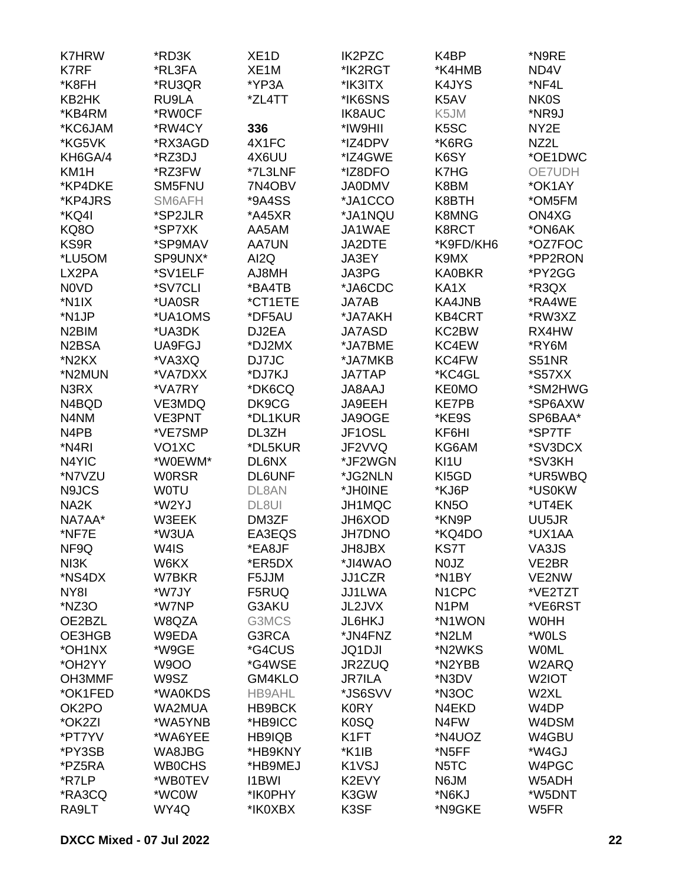K7HRW
K7RF
*K8FH
KB2HK
*KB4RM
*KC6JAM
*KG5VK
KH6GA/4
KM1H
*KP4DKE
*KP4JRS
*KQ4I
KQ8O
KS9R
*LU5OM
LX2PA
N0VD
*N1IX
*N1JP
N2BIM
N2BSA
*N2KX
*N2MUN
N3RX
N4BQD
N4NM
N4PB
*N4RI
N4YIC
*N7VZU
N9JCS
NA2K
NA7AA*
*NF7E
NF9Q
NI3K
*NS4DX
NY8I
*NZ3O
OE2BZL
OE3HGB
*OH1NX
*OH2YY
OH3MMF
*OK1FED
OK2PO
*OK2ZI
*PT7YV
*PY3SB
*PZ5RA
*R7LP
*RA3CQ
RA9LT

*RD3K
*RL3FA
*RU3QR
RU9LA
*RW0CF
*RW4CY
*RX3AGD
*RZ3DJ
*RZ3FW
SM5FNU
SM6AFH
*SP2JLR
*SP7XK
*SP9MAV
SP9UNX*
*SV1ELF
*SV7CLI
*UA0SR
*UA1OMS
*UA3DK
UA9FGJ
*VA3XQ
*VA7DXX
*VA7RY
VE3MDQ
VE3PNT
*VE7SMP
VO1XC
*W0EWM*
W0RSR
W0TU
*W2YJ
W3EEK
*W3UA
W4IS
W6KX
W7BKR
*W7JY
*W7NP
W8QZA
W9EDA
*W9GE
W9OO
W9SZ
*WA0KDS
WA2MUA
*WA5YNB
*WA6YEE
WA8JBG
WB0CHS
*WB0TEV
*WC0W
WY4Q

XE1D
XE1M
*YP3A
*ZL4TT

**336**

4X1FC
4X6UU
*7L3LNF
7N4OBV
*9A4SS
*A45XR
AA5AM
AA7UN
AI2Q
AJ8MH
*BA4TB
*CT1ETE
*DF5AU
DJ2EA
*DJ2MX
DJ7JC
*DJ7KJ
*DK6CQ
DK9CG
*DL1KUR
DL3ZH
*DL5KUR
DL6NX
DL6UNF
DL8AN
DL8UI
DM3ZF
EA3EQS
*EA8JF
*ER5DX
F5JJM
F5RUQ
G3AKU
G3MCS
G3RCA
*G4CUS
*G4WSE
GM4KLO
HB9AHL
HB9BCK
*HB9ICC
HB9IQB
*HB9KNY
*HB9MEJ
I1BWI
*IK0PHY
*IK0XBX

IK2PZC
*IK2RGT
*IK3ITX
*IK6SNS
IK8AUC
*IW9HII
*IZ4DPV
*IZ4GWE
*IZ8DFO
JA0DMV
*JA1CCO
*JA1NQU
JA1WAE
JA2DTE
JA3EY
JA3PG
*JA6CDC
JA7AB
*JA7AKH
JA7ASD
*JA7BME
*JA7MKB
JA7TAP
JA8AAJ
JA9EEH
JA9OGE
JF1OSL
JF2VVQ
*JF2WGN
*JG2NLN
*JH0INE
JH1MQC
JH6XOD
JH7DNO
JH8JBX
*JI4WAO
JJ1CZR
JJ1LWA
JL2JVX
JL6HKJ
*JN4FNZ
JQ1DJI
JR2ZUQ
JR7ILA
*JS6SVV
K0RY
K0SQ
K1FT
*K1IB
K1VSJ
K2EVY
K3GW
K3SF

K4BP
*K4HMB
K4JYS
K5AV
K5JM
K5SC
*K6RG
K6SY
K7HG
K8BM
K8BTH
K8MNG
K8RCT
*K9FD/KH6
K9MX
KA0BKR
KA1X
KA4JNB
KB4CRT
KC2BW
KC4EW
KC4FW
*KC4GL
KE0MO
KE7PB
*KE9S
KF6HI
KG6AM
KI1U
KI5GD
*KJ6P
KN5O
*KN9P
*KQ4DO
KS7T
N0JZ
*N1BY
N1CPC
N1PM
*N1WON
*N2LM
*N2WKS
*N2YBB
*N3DV
*N3OC
N4EKD
N4FW
*N4UOZ
*N5FF
N5TC
N6JM
*N6KJ
*N9GKE

*N9RE
ND4V
*NF4L
NK0S
*NR9J
NY2E
NZ2L
*OE1DWC
OE7UDH
*OK1AY
*OM5FM
ON4XG
*ON6AK
*OZ7FOC
*PP2RON
*PY2GG
*R3QX
*RA4WE
*RW3XZ
RX4HW
*RY6M
S51NR
*S57XX
*SM2HWG
*SP6AXW
SP6BAA*
*SP7TF
*SV3DCX
*SV3KH
*UR5WBQ
*US0KW
*UT4EK
UU5JR
*UX1AA
VA3JS
VE2BR
VE2NW
*VE2TZT
*VE6RST
W0HH
*W0LS
W0ML
W2ARQ
W2IOT
W2XL
W4DP
W4DSM
W4GBU
*W4GJ
W4PGC
W5ADH
*W5DNT
W5FR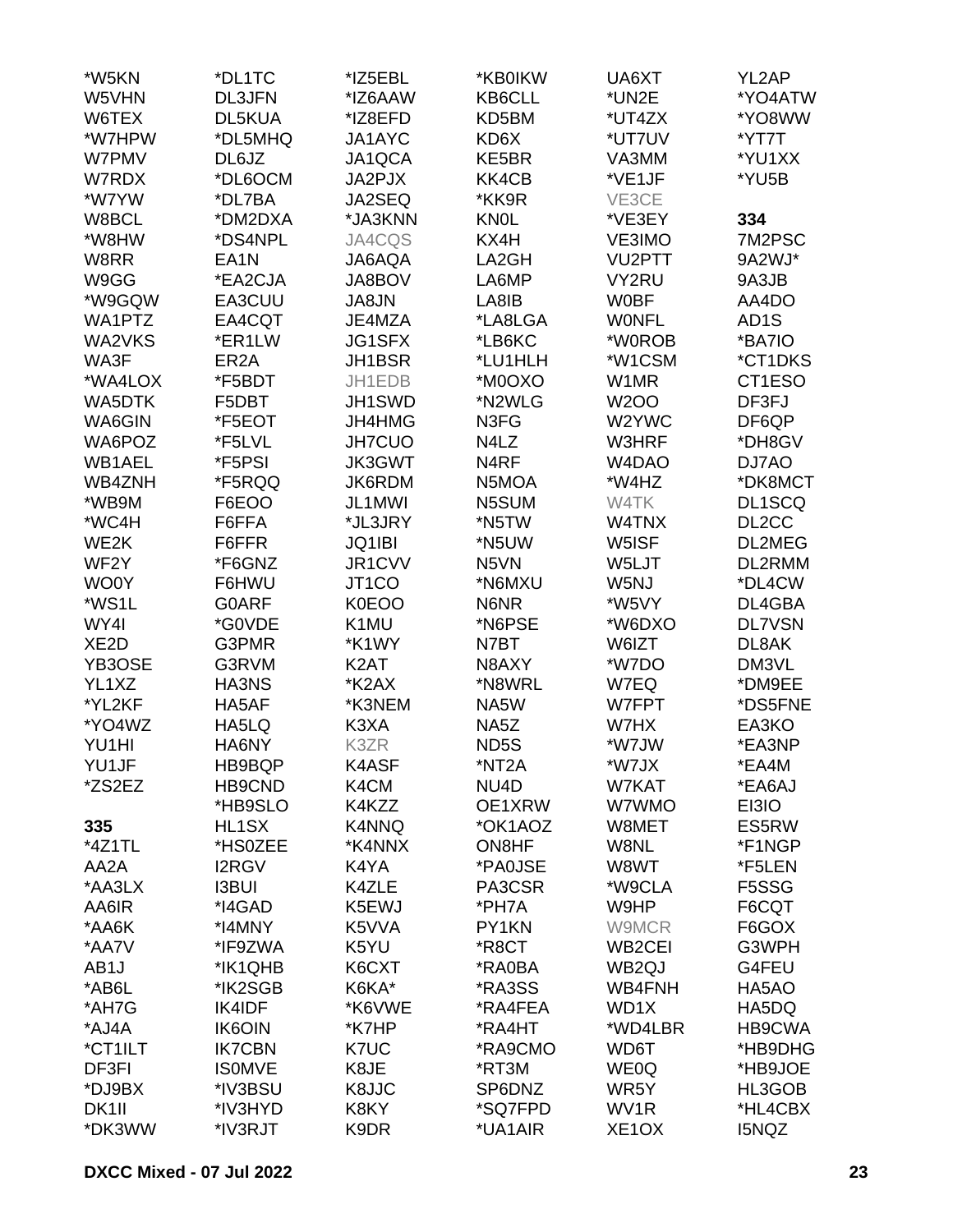*W5KN
W5VHN
W6TEX
*W7HPW
W7PMV
W7RDX
*W7YW
W8BCL
*W8HW
W8RR
W9GG
*W9GQW
WA1PTZ
WA2VKS
WA3F
*WA4LOX
WA5DTK
WA6GIN
WA6POZ
WB1AEL
WB4ZNH
*WB9M
*WC4H
WE2K
WF2Y
WO0Y
*WS1L
WY4I
XE2D
YB3OSE
YL1XZ
*YL2KF
*YO4WZ
YU1HI
YU1JF
*ZS2EZ

**335**
*4Z1TL
AA2A
*AA3LX
AA6IR
*AA6K
*AA7V
AB1J
*AB6L
*AH7G
*AJ4A
*CT1ILT
DF3FI
*DJ9BX
DK1II
*DK3WW
*DL1TC
DL3JFN
DL5KUA
*DL5MHQ
DL6JZ
*DL6OCM
*DL7BA
*DM2DXA
*DS4NPL
EA1N
*EA2CJA
EA3CUU
EA4CQT
*ER1LW
ER2A
*F5BDT
F5DBT
*F5EOT
*F5LVL
*F5PSI
*F5RQQ
F6EOO
F6FFA
F6FFR
*F6GNZ
F6HWU
G0ARF
*G0VDE
G3PMR
G3RVM
HA3NS
HA5AF
HA5LQ
HA6NY
HB9BQP
HB9CND
*HB9SLO
HL1SX
*HS0ZEE
I2RGV
I3BUI
*I4GAD
*I4MNY
*IF9ZWA
*IK1QHB
*IK2SGB
IK4IDF
IK6OIN
IK7CBN
IS0MVE
*IV3BSU
*IV3HYD
*IV3RJT
*IZ5EBL
*IZ6AAW
*IZ8EFD
JA1AYC
JA1QCA
JA2PJX
JA2SEQ
*JA3KNN
JA4CQS
JA6AQA
JA8BOV
JA8JN
JE4MZA
JG1SFX
JH1BSR
JH1EDB
JH1SWD
JH4HMG
JH7CUO
JK3GWT
JK6RDM
JL1MWI
*JL3JRY
JQ1IBI
JR1CVV
JT1CO
K0EOO
K1MU
*K1WY
K2AT
*K2AX
*K3NEM
K3XA
K3ZR
K4ASF
K4CM
K4KZZ
K4NNQ
*K4NNX
K4YA
K4ZLE
K5EWJ
K5VVA
K5YU
K6CXT
K6KA*
*K6VWE
*K7HP
K7UC
K8JE
K8JJC
K8KY
K9DR
*KB0IKW
KB6CLL
KD5BM
KD6X
KE5BR
KK4CB
*KK9R
KN0L
KX4H
LA2GH
LA6MP
LA8IB
*LA8LGA
*LB6KC
*LU1HLH
*M0OXO
*N2WLG
N3FG
N4LZ
N4RF
N5MOA
N5SUM
*N5TW
*N5UW
N5VN
*N6MXU
N6NR
*N6PSE
N7BT
N8AXY
*N8WRL
NA5W
NA5Z
ND5S
*NT2A
NU4D
OE1XRW
*OK1AOZ
ON8HF
*PA0JSE
PA3CSR
*PH7A
PY1KN
*R8CT
*RA0BA
*RA3SS
*RA4FEA
*RA4HT
*RA9CMO
*RT3M
SP6DNZ
*SQ7FPD
*UA1AIR
UA6XT
*UN2E
*UT4ZX
*UT7UV
VA3MM
*VE1JF
VE3CE
*VE3EY
VE3IMO
VU2PTT
VY2RU
W0BF
W0NFL
*W0ROB
*W1CSM
W1MR
W2OO
W2YWC
W3HRF
W4DAO
*W4HZ
W4TK
W4TNX
W5ISF
W5LJT
W5NJ
*W5VY
*W6DXO
W6IZT
*W7DO
W7EQ
W7FPT
W7HX
*W7JW
*W7JX
W7KAT
W7WMO
W8MET
W8NL
W8WT
*W9CLA
W9HP
W9MCR
WB2CEI
WB2QJ
WB4FNH
WD1X
*WD4LBR
WD6T
WE0Q
WR5Y
WV1R
XE1OX
YL2AP
*YO4ATW
*YO8WW
*YT7T
*YU1XX
*YU5B

**334**
7M2PSC
9A2WJ*
9A3JB
AA4DO
AD1S
*BA7IO
*CT1DKS
CT1ESO
DF3FJ
DF6QP
*DH8GV
DJ7AO
*DK8MCT
DL1SCQ
DL2CC
DL2MEG
DL2RMM
*DL4CW
DL4GBA
DL7VSN
DL8AK
DM3VL
*DM9EE
*DS5FNE
EA3KO
*EA3NP
*EA4M
*EA6AJ
EI3IO
ES5RW
*F1NGP
*F5LEN
F5SSG
F6CQT
F6GOX
G3WPH
G4FEU
HA5AO
HA5DQ
HB9CWA
*HB9DHG
*HB9JOE
HL3GOB
*HL4CBX
I5NQZ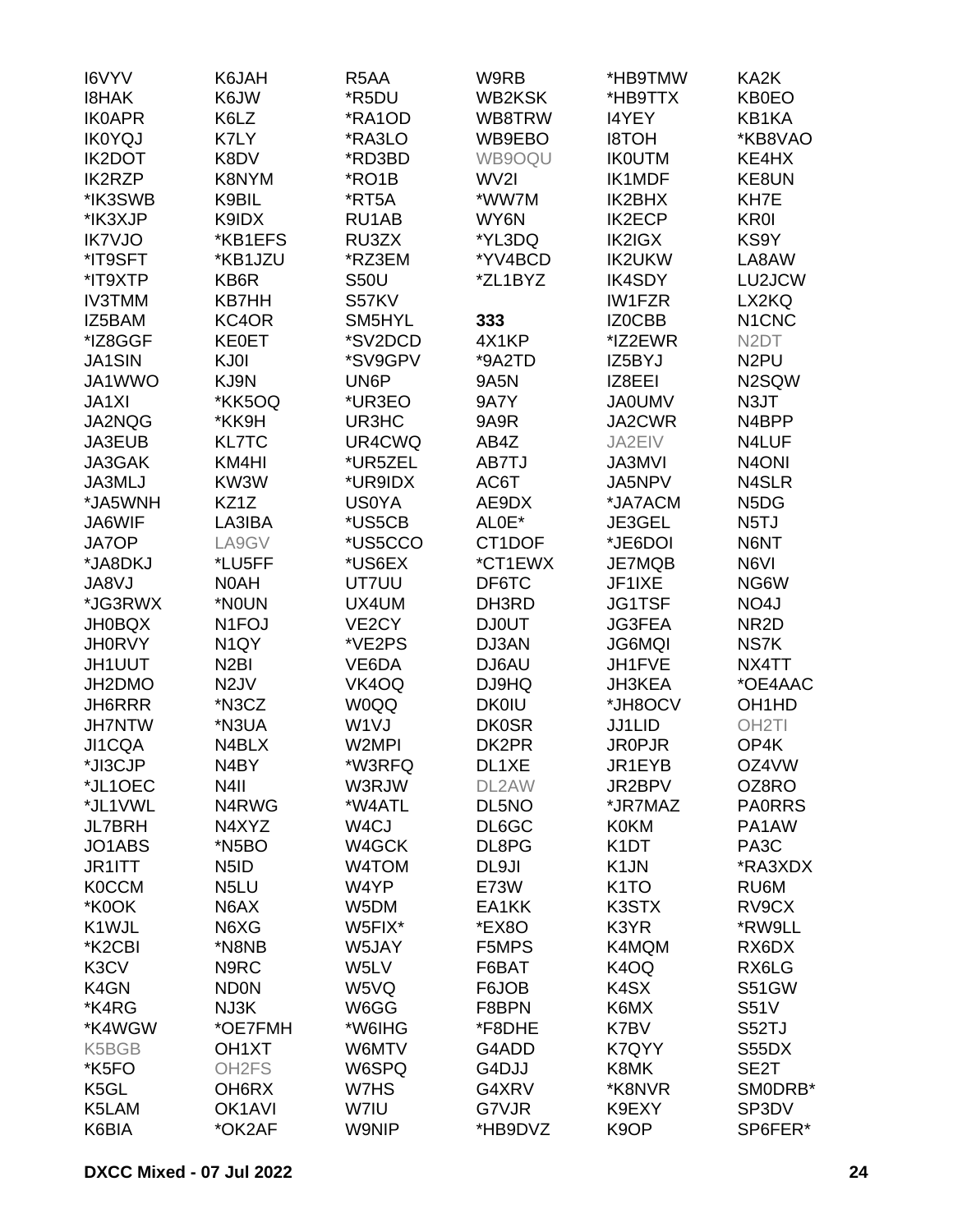I6VYV
I8HAK
IK0APR
IK0YQJ
IK2DOT
IK2RZP
*IK3SWB
*IK3XJP
IK7VJO
*IT9SFT
*IT9XTP
IV3TMM
IZ5BAM
*IZ8GGF
JA1SIN
JA1WWO
JA1XI
JA2NQG
JA3EUB
JA3GAK
JA3MLJ
*JA5WNH
JA6WIF
JA7OP
*JA8DKJ
JA8VJ
*JG3RWX
JH0BQX
JH0RVY
JH1UUT
JH2DMO
JH6RRR
JH7NTW
JI1CQA
*JI3CJP
*JL1OEC
*JL1VWL
JL7BRH
JO1ABS
JR1ITT
K0CCM
*K0OK
K1WJL
*K2CBI
K3CV
K4GN
*K4RG
*K4WGW
K5BGB
*K5FO
K5GL
K5LAM
K6BIA

K6JAH
K6JW
K6LZ
K7LY
K8DV
K8NYM
K9BIL
K9IDX
*KB1EFS
*KB1JZU
KB6R
KB7HH
KC4OR
KE0ET
KJ0I
KJ9N
*KK5OQ
*KK9H
KL7TC
KM4HI
KW3W
KZ1Z
LA3IBA
LA9GV
*LU5FF
N0AH
*N0UN
N1FOJ
N1QY
N2BI
N2JV
*N3CZ
*N3UA
N4BLX
N4BY
N4II
N4RWG
N4XYZ
*N5BO
N5ID
N5LU
N6AX
N6XG
*N8NB
N9RC
ND0N
NJ3K
*OE7FMH
OH1XT
OH2FS
OH6RX
OK1AVI
*OK2AF

R5AA
*R5DU
*RA1OD
*RA3LO
*RD3BD
*RO1B
*RT5A
RU1AB
RU3ZX
*RZ3EM
S50U
S57KV
SM5HYL
*SV2DCD
*SV9GPV
UN6P
*UR3EO
UR3HC
UR4CWQ
*UR5ZEL
*UR9IDX
US0YA
*US5CB
*US5CCO
*US6EX
UT7UU
UX4UM
VE2CY
*VE2PS
VE6DA
VK4OQ
W0QQ
W1VJ
W2MPI
*W3RFQ
W3RJW
*W4ATL
W4CJ
W4GCK
W4TOM
W4YP
W5DM
W5FIX*
W5JAY
W5LV
W5VQ
W6GG
*W6IHG
W6MTV
W6SPQ
W7HS
W7IU
W9NIP

W9RB
WB2KSK
WB8TRW
WB9EBO
WB9OQU
WV2I
*WW7M
WY6N
*YL3DQ
*YV4BCD
*ZL1BYZ

**333**

4X1KP
*9A2TD
9A5N
9A7Y
9A9R
AB4Z
AB7TJ
AC6T
AE9DX
AL0E*
CT1DOF
*CT1EWX
DF6TC
DH3RD
DJ0UT
DJ3AN
DJ6AU
DJ9HQ
DK0IU
DK0SR
DK2PR
DL1XE
DL2AW
DL5NO
DL6GC
DL8PG
DL9JI
E73W
EA1KK
*EX8O
F5MPS
F6BAT
F6JOB
F8BPN
*F8DHE
G4ADD
G4DJJ
G4XRV
G7VJR
*HB9DVZ

*HB9TMW
*HB9TTX
I4YEY
I8TOH
IK0UTM
IK1MDF
IK2BHX
IK2ECP
IK2IGX
IK2UKW
IK4SDY
IW1FZR
IZ0CBB
*IZ2EWR
IZ5BYJ
IZ8EEI
JA0UMV
JA2CWR
JA2EIV
JA3MVI
JA5NPV
*JA7ACM
JE3GEL
*JE6DOI
JE7MQB
JF1IXE
JG1TSF
JG3FEA
JG6MQI
JH1FVE
JH3KEA
*JH8OCV
JJ1LID
JR0PJR
JR1EYB
JR2BPV
*JR7MAZ
K0KM
K1DT
K1JN
K1TO
K3STX
K3YR
K4MQM
K4OQ
K4SX
K6MX
K7BV
K7QYY
K8MK
*K8NVR
K9EXY
K9OP

KA2K
KB0EO
KB1KA
*KB8VAO
KE4HX
KE8UN
KH7E
KR0I
KS9Y
LA8AW
LU2JCW
LX2KQ
N1CNC
N2DT
N2PU
N2SQW
N3JT
N4BPP
N4LUF
N4ONI
N4SLR
N5DG
N5TJ
N6NT
N6VI
NG6W
NO4J
NR2D
NS7K
NX4TT
*OE4AAC
OH1HD
OH2TI
OP4K
OZ4VW
OZ8RO
PA0RRS
PA1AW
PA3C
*RA3XDX
RU6M
RV9CX
*RW9LL
RX6DX
RX6LG
S51GW
S51V
S52TJ
S55DX
SE2T
SM0DRB*
SP3DV
SP6FER*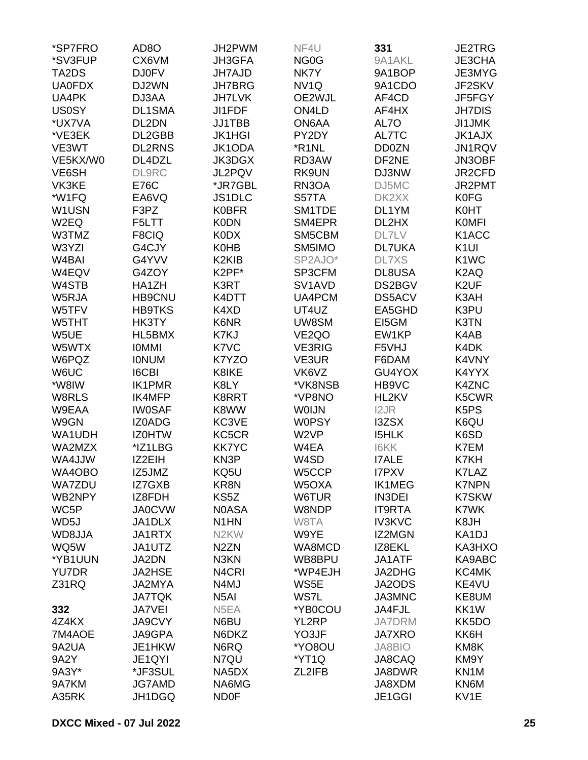*SP7FRO
*SV3FUP
TA2DS
UA0FDX
UA4PK
US0SY
*UX7VA
*VE3EK
VE3WT
VE5KX/W0
VE6SH
VK3KE
*W1FQ
W1USN
W2EQ
W3TMZ
W3YZI
W4BAI
W4EQV
W4STB
W5RJA
W5TFV
W5THT
W5UE
W5WTX
W6PQZ
W6UC
*W8IW
W8RLS
W9EAA
W9GN
WA1UDH
WA2MZX
WA4JJW
WA4OBO
WA7ZDU
WB2NPY
WC5P
WD5J
WD8JJA
WQ5W
*YB1UUN
YU7DR
Z31RQ

**332**

4Z4KX
7M4AOE
9A2UA
9A2Y
9A3Y*
9A7KM
A35RK
AD8O
CX6VM
DJ0FV
DJ2WN
DJ3AA
DL1SMA
DL2DN
DL2GBB
DL2RNS
DL4DZL
DL9RC
E76C
EA6VQ
F3PZ
F5LTT
F8CIQ
G4CJY
G4YVV
G4ZOY
HA1ZH
HB9CNU
HB9TKS
HK3TY
HL5BMX
I0MMI
I0NUM
I6CBI
IK1PMR
IK4MFP
IW0SAF
IZ0ADG
IZ0HTW
*IZ1LBG
IZ2EIH
IZ5JMZ
IZ7GXB
IZ8FDH
JA0CVW
JA1DLX
JA1RTX
JA1UTZ
JA2DN
JA2HSE
JA2MYA
JA7TQK
JA7VEI
JA9CVY
JA9GPA
JE1HKW
JE1QYI
*JF3SUL
JG7AMD
JH1DGQ
JH2PWM
JH3GFA
JH7AJD
JH7BRG
JH7LVK
JI1FDF
JJ1TBB
JK1HGI
JK1ODA
JK3DGX
JL2PQV
*JR7GBL
JS1DLC
K0BFR
K0DN
K0DX
K0HB
K2KIB
K2PF*
K3RT
K4DTT
K4XD
K6NR
K7KJ
K7VC
K7YZO
K8IKE
K8LY
K8RRT
K8WW
KC3VE
KC5CR
KK7YC
KN3P
KQ5U
KR8N
KS5Z
N0ASA
N1HN
N2KW
N2ZN
N3KN
N4CRI
N4MJ
N5AI
N5EA
N6BU
N6DKZ
N6RQ
N7QU
NA5DX
NA6MG
ND0F
NF4U
NG0G
NK7Y
NV1Q
OE2WJL
ON4LD
ON6AA
PY2DY
*R1NL
RD3AW
RK9UN
RN3OA
S57TA
SM1TDE
SM4EPR
SM5CBM
SM5IMO
SP2AJO*
SP3CFM
SV1AVD
UA4PCM
UT4UZ
UW8SM
VE2QO
VE3RIG
VE3UR
VK6VZ
*VK8NSB
*VP8NO
W0IJN
W0PSY
W2VP
W4EA
W4SD
W5CCP
W5OXA
W6TUR
W8NDP
W8TA
W9YE
WA8MCD
WB8BPU
*WP4EJH
WS5E
WS7L
*YB0COU
YL2RP
YO3JF
*YO8OU
*YT1Q
ZL2IFB

**331**

9A1AKL
9A1BOP
9A1CDO
AF4CD
AF4HX
AL7O
AL7TC
DD0ZN
DF2NE
DJ3NW
DJ5MC
DK2XX
DL1YM
DL2HX
DL7LV
DL7UKA
DL7XS
DL8USA
DS2BGV
DS5ACV
EA5GHD
EI5GM
EW1KP
F5VHJ
F6DAM
GU4YOX
HB9VC
HL2KV
I2JR
I3ZSX
I5HLK
I6KK
I7ALE
I7PXV
IK1MEG
IN3DEI
IT9RTA
IV3KVC
IZ2MGN
IZ8EKL
JA1ATF
JA2DHG
JA2ODS
JA3MNC
JA4FJL
JA7DRM
JA7XRO
JA8BIO
JA8CAQ
JA8DWR
JA8XDM
JE1GGI
JE2TRG
JE3CHA
JE3MYG
JF2SKV
JF5FGY
JH7DIS
JI1JMK
JK1AJX
JN1RQV
JN3OBF
JR2CFD
JR2PMT
K0FG
K0HT
K0MFI
K1ACC
K1UI
K1WC
K2AQ
K2UF
K3AH
K3PU
K3TN
K4AB
K4DK
K4VNY
K4YYX
K4ZNC
K5CWR
K5PS
K6QU
K6SD
K7EM
K7KH
K7LAZ
K7NPN
K7SKW
K7WK
K8JH
KA1DJ
KA3HXO
KA9ABC
KC4MK
KE4VU
KE8UM
KK1W
KK5DO
KK6H
KM8K
KM9Y
KN1M
KN6M
KV1E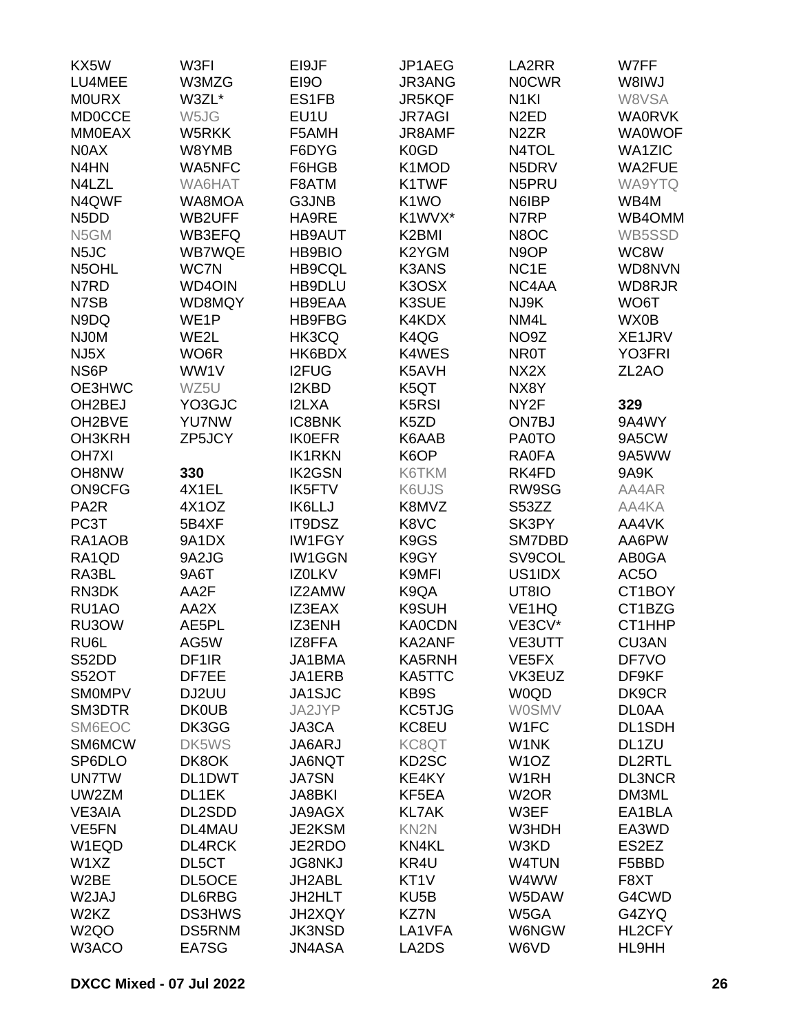KX5W
LU4MEE
M0URX
MD0CCE
MM0EAX
N0AX
N4HN
N4LZL
N4QWF
N5DD
N5GM
N5JC
N5OHL
N7RD
N7SB
N9DQ
NJ0M
NJ5X
NS6P
OE3HWC
OH2BEJ
OH2BVE
OH3KRH
OH7XI
OH8NW
ON9CFG
PA2R
PC3T
RA1AOB
RA1QD
RA3BL
RN3DK
RU1AO
RU3OW
RU6L
S52DD
S52OT
SM0MPV
SM3DTR
SM6EOC
SM6MCW
SP6DLO
UN7TW
UW2ZM
VE3AIA
VE5FN
W1EQD
W1XZ
W2BE
W2JAJ
W2KZ
W2QO
W3ACO

W3FI
W3MZG
W3ZL*
W5JG
W5RKK
W8YMB
WA5NFC
WA6HAT
WA8MOA
WB2UFF
WB3EFQ
WB7WQE
WC7N
WD4OIN
WD8MQY
WE1P
WE2L
WO6R
WW1V
WZ5U
YO3GJC
YU7NW
ZP5JCY

**330**

4X1EL
4X1OZ
5B4XF
9A1DX
9A2JG
9A6T
AA2F
AA2X
AE5PL
AG5W
DF1IR
DF7EE
DJ2UU
DK0UB
DK3GG
DK5WS
DK8OK
DL1DWT
DL1EK
DL2SDD
DL4MAU
DL4RCK
DL5CT
DL5OCE
DL6RBG
DS3HWS
DS5RNM
EA7SG

EI9JF
EI9O
ES1FB
EU1U
F5AMH
F6DYG
F6HGB
F8ATM
G3JNB
HA9RE
HB9AUT
HB9BIO
HB9CQL
HB9DLU
HB9EAA
HB9FBG
HK3CQ
HK6BDX
I2FUG
I2KBD
I2LXA
IC8BNK
IK0EFR
IK1RKN
IK2GSN
IK5FTV
IK6LLJ
IT9DSZ
IW1FGY
IW1GGN
IZ0LKV
IZ2AMW
IZ3EAX
IZ3ENH
IZ8FFA
JA1BMA
JA1ERB
JA1SJC
JA2JYP
JA3CA
JA6ARJ
JA6NQT
JA7SN
JA8BKI
JA9AGX
JE2KSM
JE2RDO
JG8NKJ
JH2ABL
JH2HLT
JH2XQY
JK3NSD
JN4ASA

JP1AEG
JR3ANG
JR5KQF
JR7AGI
JR8AMF
K0GD
K1MOD
K1TWF
K1WO
K1WVX*
K2BMI
K2YGM
K3ANS
K3OSX
K3SUE
K4KDX
K4QG
K4WES
K5AVH
K5QT
K5RSI
K5ZD
K6AAB
K6OP
K6TKM
K6UJS
K8MVZ
K8VC
K9GS
K9GY
K9MFI
K9QA
K9SUH
KA0CDN
KA2ANF
KA5RNH
KA5TTC
KB9S
KC5TJG
KC8EU
KC8QT
KD2SC
KE4KY
KF5EA
KL7AK
KN2N
KN4KL
KR4U
KT1V
KU5B
KZ7N
LA1VFA
LA2DS

LA2RR
N0CWR
N1KI
N2ED
N2ZR
N4TOL
N5DRV
N5PRU
N6IBP
N7RP
N8OC
N9OP
NC1E
NC4AA
NJ9K
NM4L
NO9Z
NR0T
NX2X
NX8Y
NY2F
ON7BJ
PA0TO
RA0FA
RK4FD
RW9SG
S53ZZ
SK3PY
SM7DBD
SV9COL
US1IDX
UT8IO
VE1HQ
VE3CV*
VE3UTT
VE5FX
VK3EUZ
W0QD
W0SMV
W1FC
W1NK
W1OZ
W1RH
W2OR
W3EF
W3HDH
W3KD
W4TUN
W4WW
W5DAW
W5GA
W6NGW
W6VD

W7FF
W8IWJ
W8VSA
WA0RVK
WA0WOF
WA1ZIC
WA2FUE
WA9YTQ
WB4M
WB4OMM
WB5SSD
WC8W
WD8NVN
WD8RJR
WO6T
WX0B
XE1JRV
YO3FRI
ZL2AO

**329**

9A4WY
9A5CW
9A5WW
9A9K
AA4AR
AA4KA
AA4VK
AA6PW
AB0GA
AC5O
CT1BOY
CT1BZG
CT1HHP
CU3AN
DF7VO
DF9KF
DK9CR
DL0AA
DL1SDH
DL1ZU
DL2RTL
DL3NCR
DM3ML
EA1BLA
EA3WD
ES2EZ
F5BBD
F8XT
G4CWD
G4ZYQ
HL2CFY
HL9HH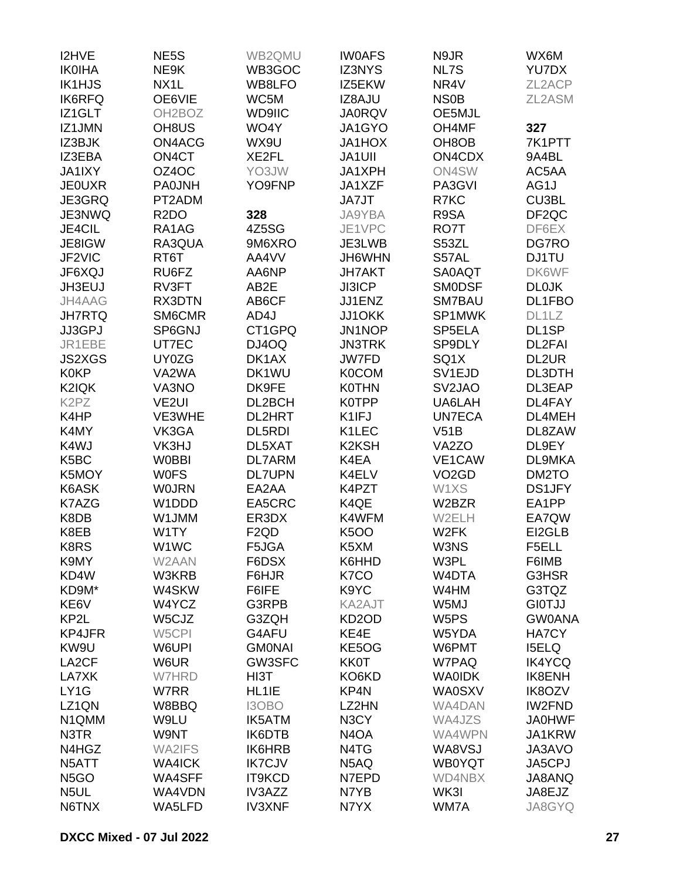I2HVE
IK0IHA
IK1HJS
IK6RFQ
IZ1GLT
IZ1JMN
IZ3BJK
IZ3EBA
JA1IXY
JE0UXR
JE3GRQ
JE3NWQ
JE4CIL
JE8IGW
JF2VIC
JF6XQJ
JH3EUJ
JH4AAG
JH7RTQ
JJ3GPJ
JR1EBE
JS2XGS
K0KP
K2IQK
K2PZ
K4HP
K4MY
K4WJ
K5BC
K5MOY
K6ASK
K7AZG
K8DB
K8EB
K8RS
K9MY
KD4W
KD9M*
KE6V
KP2L
KP4JFR
KW9U
LA2CF
LA7XK
LY1G
LZ1QN
N1QMM
N3TR
N4HGZ
N5ATT
N5GO
N5UL
N6TNX
NE5S
NE9K
NX1L
OE6VIE
OH2BOZ
OH8US
ON4ACG
ON4CT
OZ4OC
PA0JNH
PT2ADM
R2DO
RA1AG
RA3QUA
RT6T
RU6FZ
RV3FT
RX3DTN
SM6CMR
SP6GNJ
UT7EC
UY0ZG
VA2WA
VA3NO
VE2UI
VE3WHE
VK3GA
VK3HJ
W0BBI
W0FS
W0JRN
W1DDD
W1JMM
W1TY
W1WC
W2AAN
W3KRB
W4SKW
W4YCZ
W5CJZ
W5CPI
W6UPI
W6UR
W7HRD
W7RR
W8BBQ
W9LU
W9NT
WA2IFS
WA4ICK
WA4SFF
WA4VDN
WA5LFD
WB2QMU
WB3GOC
WB8LFO
WC5M
WD9IIC
WO4Y
WX9U
XE2FL
YO3JW
YO9FNP

**328**

4Z5SG
9M6XRO
AA4VV
AA6NP
AB2E
AB6CF
AD4J
CT1GPQ
DJ4OQ
DK1AX
DK1WU
DK9FE
DL2BCH
DL2HRT
DL5RDI
DL5XAT
DL7ARM
DL7UPN
EA2AA
EA5CRC
ER3DX
F2QD
F5JGA
F6DSX
F6HJR
F6IFE
G3RPB
G3ZQH
G4AFU
GM0NAI
GW3SFC
HI3T
HL1IE
I3OBO
IK5ATM
IK6DTB
IK6HRB
IK7CJV
IT9KCD
IV3AZZ
IV3XNF
IW0AFS
IZ3NYS
IZ5EKW
IZ8AJU
JA0RQV
JA1GYO
JA1HOX
JA1UII
JA1XPH
JA1XZF
JA7JT
JA9YBA
JE1VPC
JE3LWB
JH6WHN
JH7AKT
JI3ICP
JJ1ENZ
JJ1OKK
JN1NOP
JN3TRK
JW7FD
K0COM
K0THN
K0TPP
K1IFJ
K1LEC
K2KSH
K4EA
K4ELV
K4PZT
K4QE
K4WFM
K5OO
K5XM
K6HHD
K7CO
K9YC
KA2AJT
KD2OD
KE4E
KE5OG
KK0T
KO6KD
KP4N
LZ2HN
N3CY
N4OA
N4TG
N5AQ
N7EPD
N7YB
N7YX
N9JR
NL7S
NR4V
NS0B
OE5MJL
OH4MF
OH8OB
ON4CDX
ON4SW
PA3GVI
R7KC
R9SA
RO7T
S53ZL
S57AL
SA0AQT
SM0DSF
SM7BAU
SP1MWK
SP5ELA
SP9DLY
SQ1X
SV1EJD
SV2JAO
UA6LAH
UN7ECA
V51B
VA2ZO
VE1CAW
VO2GD
W1XS
W2BZR
W2ELH
W2FK
W3NS
W3PL
W4DTA
W4HM
W5MJ
W5PS
W5YDA
W6PMT
W7PAQ
WA0IDK
WA0SXV
WA4DAN
WA4JZS
WA4WPN
WA8VSJ
WB0YQT
WD4NBX
WK3I
WM7A
WX6M
YU7DX
ZL2ACP
ZL2ASM

**327**

7K1PTT
9A4BL
AC5AA
AG1J
CU3BL
DF2QC
DF6EX
DG7RO
DJ1TU
DK6WF
DL0JK
DL1FBO
DL1LZ
DL1SP
DL2FAI
DL2UR
DL3DTH
DL3EAP
DL4FAY
DL4MEH
DL8ZAW
DL9EY
DL9MKA
DM2TO
DS1JFY
EA1PP
EA7QW
EI2GLB
F5ELL
F6IMB
G3HSR
G3TQZ
GI0TJJ
GW0ANA
HA7CY
I5ELQ
IK4YCQ
IK8ENH
IK8OZV
IW2FND
JA0HWF
JA1KRW
JA3AVO
JA5CPJ
JA8ANQ
JA8EJZ
JA8GYQ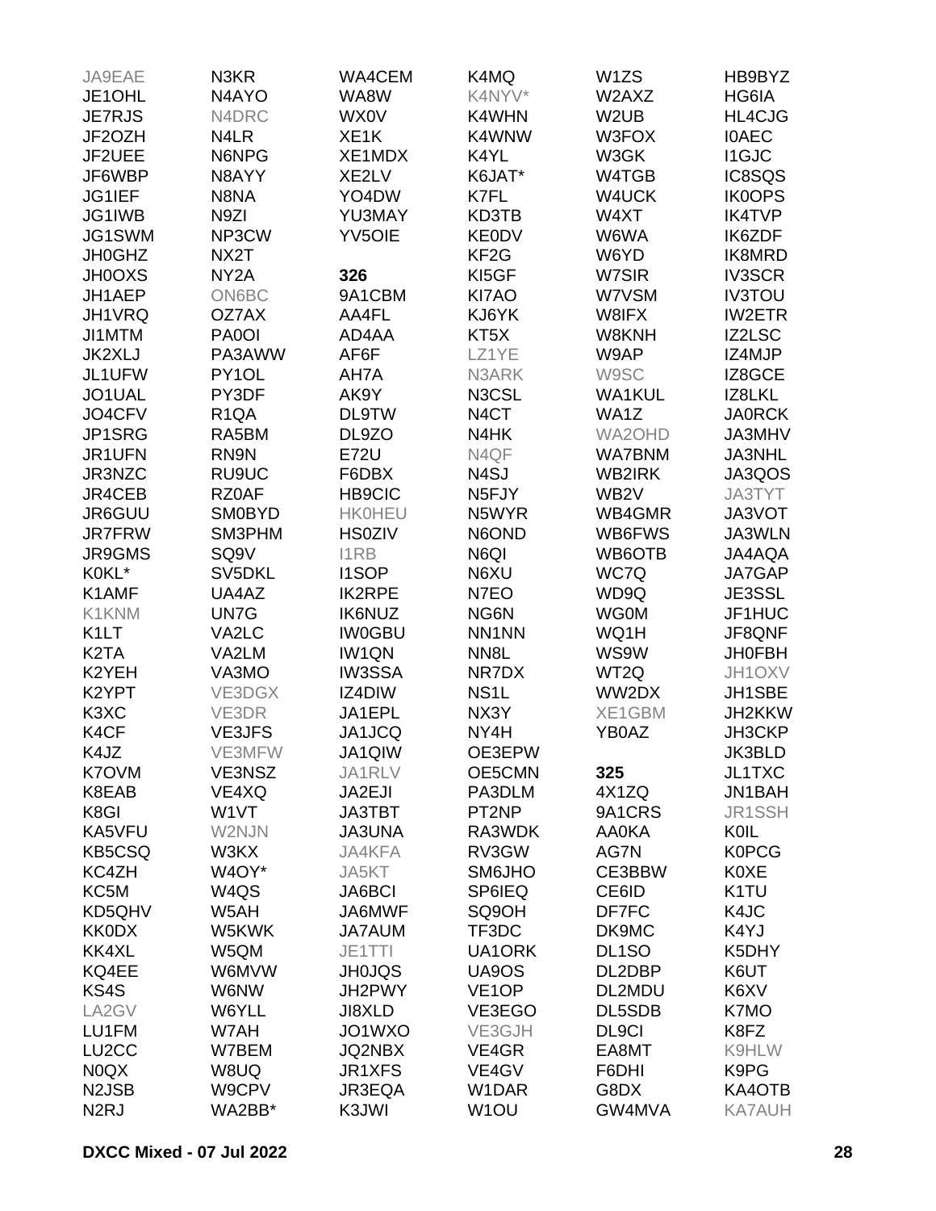JA9EAE
JE1OHL
JE7RJS
JF2OZH
JF2UEE
JF6WBP
JG1IEF
JG1IWB
JG1SWM
JH0GHZ
JH0OXS
JH1AEP
JH1VRQ
JI1MTM
JK2XLJ
JL1UFW
JO1UAL
JO4CFV
JP1SRG
JR1UFN
JR3NZC
JR4CEB
JR6GUU
JR7FRW
JR9GMS
K0KL*
K1AMF
K1KNM
K1LT
K2TA
K2YEH
K2YPT
K3XC
K4CF
K4JZ
K7OVM
K8EAB
K8GI
KA5VFU
KB5CSQ
KC4ZH
KC5M
KD5QHV
KK0DX
KK4XL
KQ4EE
KS4S
LA2GV
LU1FM
LU2CC
N0QX
N2JSB
N2RJ

N3KR
N4AYO
N4DRC
N4LR
N6NPG
N8AYY
N8NA
N9ZI
NP3CW
NX2T
NY2A
ON6BC
OZ7AX
PA0OI
PA3AWW
PY1OL
PY3DF
R1QA
RA5BM
RN9N
RU9UC
RZ0AF
SM0BYD
SM3PHM
SQ9V
SV5DKL
UA4AZ
UN7G
VA2LC
VA2LM
VA3MO
VE3DGX
VE3DR
VE3JFS
VE3MFW
VE3NSZ
VE4XQ
W1VT
W2NJN
W3KX
W4OY*
W4QS
W5AH
W5KWK
W5QM
W6MVW
W6NW
W6YLL
W7AH
W7BEM
W8UQ
W9CPV
WA2BB*

WA4CEM
WA8W
WX0V
XE1K
XE1MDX
XE2LV
YO4DW
YU3MAY
YV5OIE

**326**

9A1CBM
AA4FL
AD4AA
AF6F
AH7A
AK9Y
DL9TW
DL9ZO
E72U
F6DBX
HB9CIC
HK0HEU
HS0ZIV
I1RB
I1SOP
IK2RPE
IK6NUZ
IW0GBU
IW1QN
IW3SSA
IZ4DIW
JA1EPL
JA1JCQ
JA1QIW
JA1RLV
JA2EJI
JA3TBT
JA3UNA
JA4KFA
JA5KT
JA6BCI
JA6MWF
JA7AUM
JE1TTI
JH0JQS
JH2PWY
JI8XLD
JO1WXO
JQ2NBX
JR1XFS
JR3EQA
K3JWI

K4MQ
K4NYV*
K4WHN
K4WNW
K4YL
K6JAT*
K7FL
KD3TB
KE0DV
KF2G
KI5GF
KI7AO
KJ6YK
KT5X
LZ1YE
N3ARK
N3CSL
N4CT
N4HK
N4QF
N4SJ
N5FJY
N5WYR
N6OND
N6QI
N6XU
N7EO
NG6N
NN1NN
NN8L
NR7DX
NS1L
NX3Y
NY4H
OE3EPW
OE5CMN
PA3DLM
PT2NP
RA3WDK
RV3GW
SM6JHO
SP6IEQ
SQ9OH
TF3DC
UA1ORK
UA9OS
VE1OP
VE3EGO
VE3GJH
VE4GR
VE4GV
W1DAR
W1OU

W1ZS
W2AXZ
W2UB
W3FOX
W3GK
W4TGB
W4UCK
W4XT
W6WA
W6YD
W7SIR
W7VSM
W8IFX
W8KNH
W9AP
W9SC
WA1KUL
WA1Z
WA2OHD
WA7BNM
WB2IRK
WB2V
WB4GMR
WB6FWS
WB6OTB
WC7Q
WD9Q
WG0M
WQ1H
WS9W
WT2Q
WW2DX
XE1GBM
YB0AZ

**325**

4X1ZQ
9A1CRS
AA0KA
AG7N
CE3BBW
CE6ID
DF7FC
DK9MC
DL1SO
DL2DBP
DL2MDU
DL5SDB
DL9CI
EA8MT
F6DHI
G8DX
GW4MVA

HB9BYZ
HG6IA
HL4CJG
I0AEC
I1GJC
IC8SQS
IK0OPS
IK4TVP
IK6ZDF
IK8MRD
IV3SCR
IV3TOU
IW2ETR
IZ2LSC
IZ4MJP
IZ8GCE
IZ8LKL
JA0RCK
JA3MHV
JA3NHL
JA3QOS
JA3TYT
JA3VOT
JA3WLN
JA4AQA
JA7GAP
JE3SSL
JF1HUC
JF8QNF
JH0FBH
JH1OXV
JH1SBE
JH2KKW
JH3CKP
JK3BLD
JL1TXC
JN1BAH
JR1SSH
K0IL
K0PCG
K0XE
K1TU
K4JC
K4YJ
K5DHY
K6UT
K6XV
K7MO
K8FZ
K9HLW
K9PG
KA4OTB
KA7AUH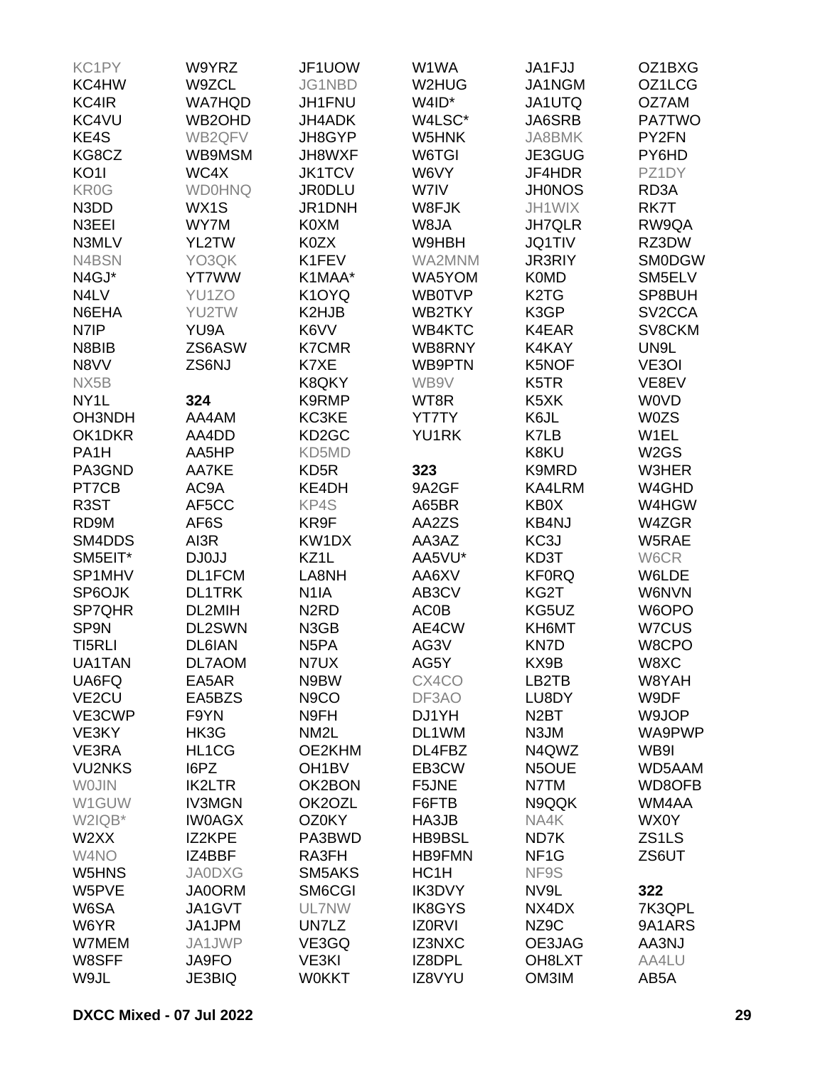KC1PY
KC4HW
KC4IR
KC4VU
KE4S
KG8CZ
KO1I
KR0G
N3DD
N3EEI
N3MLV
N4BSN
N4GJ*
N4LV
N6EHA
N7IP
N8BIB
N8VV
NX5B
NY1L
OH3NDH
OK1DKR
PA1H
PA3GND
PT7CB
R3ST
RD9M
SM4DDS
SM5EIT*
SP1MHV
SP6OJK
SP7QHR
SP9N
TI5RLI
UA1TAN
UA6FQ
VE2CU
VE3CWP
VE3KY
VE3RA
VU2NKS
W0JIN
W1GUW
W2IQB*
W2XX
W4NO
W5HNS
W5PVE
W6SA
W6YR
W7MEM
W8SFF
W9JL

W9YRZ
W9ZCL
WA7HQD
WB2OHD
WB2QFV
WB9MSM
WC4X
WD0HNQ
WX1S
WY7M
YL2TW
YO3QK
YT7WW
YU1ZO
YU2TW
YU9A
ZS6ASW
ZS6NJ

**324**

AA4AM
AA4DD
AA5HP
AA7KE
AC9A
AF5CC
AF6S
AI3R
DJ0JJ
DL1FCM
DL1TRK
DL2MIH
DL2SWN
DL6IAN
DL7AOM
EA5AR
EA5BZS
F9YN
HK3G
HL1CG
I6PZ
IK2LTR
IV3MGN
IW0AGX
IZ2KPE
IZ4BBF
JA0DXG
JA0ORM
JA1GVT
JA1JPM
JA1JWP
JA9FO
JE3BIQ

JF1UOW
JG1NBD
JH1FNU
JH4ADK
JH8GYP
JH8WXF
JK1TCV
JR0DLU
JR1DNH
K0XM
K0ZX
K1FEV
K1MAA*
K1OYQ
K2HJB
K6VV
K7CMR
K7XE
K8QKY
K9RMP
KC3KE
KD2GC
KD5MD
KD5R
KE4DH
KP4S
KR9F
KW1DX
KZ1L
LA8NH
N1IA
N2RD
N3GB
N5PA
N7UX
N9BW
N9CO
N9FH
NM2L
OE2KHM
OH1BV
OK2BON
OK2OZL
OZ0KY
PA3BWD
RA3FH
SM5AKS
SM6CGI
UL7NW
UN7LZ
VE3GQ
VE3KI
W0KKT

W1WA
W2HUG
W4ID*
W4LSC*
W5HNK
W6TGI
W6VY
W7IV
W8FJK
W8JA
W9HBH
WA2MNM
WA5YOM
WB0TVP
WB2TKY
WB4KTC
WB8RNY
WB9PTN
WB9V
WT8R
YT7TY
YU1RK

**323**

9A2GF
A65BR
AA2ZS
AA3AZ
AA5VU*
AA6XV
AB3CV
AC0B
AE4CW
AG3V
AG5Y
CX4CO
DF3AO
DJ1YH
DL1WM
DL4FBZ
EB3CW
F5JNE
F6FTB
HA3JB
HB9BSL
HB9FMN
HC1H
IK3DVY
IK8GYS
IZ0RVI
IZ3NXC
IZ8DPL
IZ8VYU

JA1FJJ
JA1NGM
JA1UTQ
JA6SRB
JA8BMK
JE3GUG
JF4HDR
JH0NOS
JH1WIX
JH7QLR
JQ1TIV
JR3RIY
K0MD
K2TG
K3GP
K4EAR
K4KAY
K5NOF
K5TR
K5XK
K6JL
K7LB
K8KU
K9MRD
KA4LRM
KB0X
KB4NJ
KC3J
KD3T
KF0RQ
KG2T
KG5UZ
KH6MT
KN7D
KX9B
LB2TB
LU8DY
N2BT
N3JM
N4QWZ
N5OUE
N7TM
N9QQK
NA4K
ND7K
NF1G
NF9S
NV9L
NX4DX
NZ9C
OE3JAG
OH8LXT
OM3IM

OZ1BXG
OZ1LCG
OZ7AM
PA7TWO
PY2FN
PY6HD
PZ1DY
RD3A
RK7T
RW9QA
RZ3DW
SM0DGW
SM5ELV
SP8BUH
SV2CCA
SV8CKM
UN9L
VE3OI
VE8EV
W0VD
W0ZS
W1EL
W2GS
W3HER
W4GHD
W4HGW
W4ZGR
W5RAE
W6CR
W6LDE
W6NVN
W6OPO
W7CUS
W8CPO
W8XC
W8YAH
W9DF
W9JOP
WA9PWP
WB9I
WD5AAM
WD8OFB
WM4AA
WX0Y
ZS1LS
ZS6UT

**322**

7K3QPL
9A1ARS
AA3NJ
AA4LU
AB5A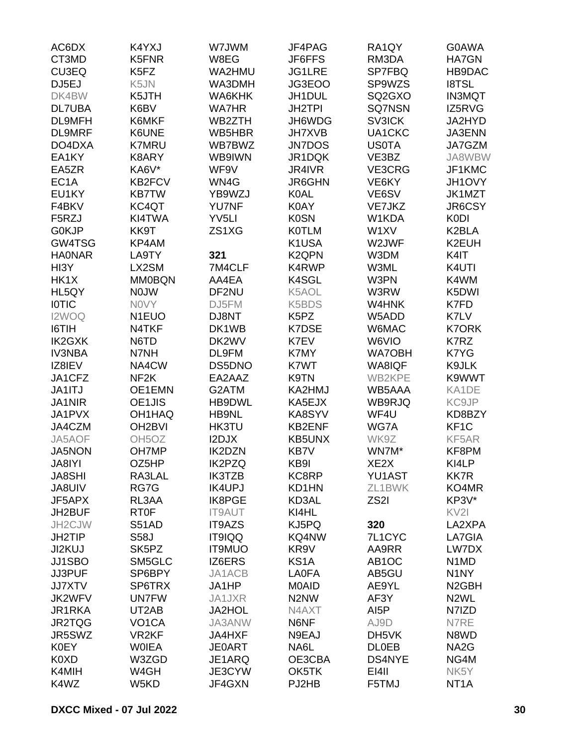AC6DX
CT3MD
CU3EQ
DJ5EJ
DK4BW
DL7UBA
DL9MFH
DL9MRF
DO4DXA
EA1KY
EA5ZR
EC1A
EU1KY
F4BKV
F5RZJ
G0KJP
GW4TSG
HA0NAR
HI3Y
HK1X
HL5QY
I0TIC
I2WOQ
I6TIH
IK2GXK
IV3NBA
IZ8IEV
JA1CFZ
JA1ITJ
JA1NIR
JA1PVX
JA4CZM
JA5AOF
JA5NON
JA8IYI
JA8SHI
JA8UIV
JF5APX
JH2BUF
JH2CJW
JH2TIP
JI2KUJ
JJ1SBO
JJ3PUF
JJ7XTV
JK2WFV
JR1RKA
JR2TQG
JR5SWZ
K0EY
K0XD
K4MIH
K4WZ

K4YXJ
K5FNR
K5FZ
K5JN
K5JTH
K6BV
K6MKF
K6UNE
K7MRU
K8ARY
KA6V*
KB2FCV
KB7TW
KC4QT
KI4TWA
KK9T
KP4AM
LA9TY
LX2SM
MM0BQN
N0JW
N0VY
N1EUO
N4TKF
N6TD
N7NH
NA4CW
NF2K
OE1EMN
OE1JIS
OH1HAQ
OH2BVI
OH5OZ
OH7MP
OZ5HP
RA3LAL
RG7G
RL3AA
RT0F
S51AD
S58J
SK5PZ
SM5GLC
SP6BPY
SP6TRX
UN7FW
UT2AB
VO1CA
VR2KF
W0IEA
W3ZGD
W4GH
W5KD

W7JWM
W8EG
WA2HMU
WA3DMH
WA6KHK
WA7HR
WB2ZTH
WB5HBR
WB7BWZ
WB9IWN
WF9V
WN4G
YB9WZJ
YU7NF
YV5LI
ZS1XG

**321**

7M4CLF
AA4EA
DF2NU
DJ5FM
DJ8NT
DK1WB
DK2WV
DL9FM
DS5DNO
EA2AAZ
G2ATM
HB9DWL
HB9NL
HK3TU
I2DJX
IK2DZN
IK2PZQ
IK3TZB
IK4UPJ
IK8PGE
IT9AUT
IT9AZS
IT9IQQ
IT9MUO
IZ6ERS
JA1ACB
JA1HP
JA1JXR
JA2HOL
JA3ANW
JA4HXF
JE0ART
JE1ARQ
JE3CYW
JF4GXN

JF4PAG
JF6FFS
JG1LRE
JG3EOO
JH1DUL
JH2TPI
JH6WDG
JH7XVB
JN7DOS
JR1DQK
JR4IVR
JR6GHN
K0AL
K0AY
K0SN
K0TLM
K1USA
K2QPN
K4RWP
K4SGL
K5AOL
K5BDS
K5PZ
K7DSE
K7EV
K7MY
K7WT
K9TN
KA2HMJ
KA5EJX
KA8SYV
KB2ENF
KB5UNX
KB7V
KB9I
KC8RP
KD1HN
KD3AL
KI4HL
KJ5PQ
KQ4NW
KR9V
KS1A
LA0FA
M0AID
N2NW
N4AXT
N6NF
N9EAJ
NA6L
OE3CBA
OK5TK
PJ2HB

RA1QY
RM3DA
SP7FBQ
SP9WZS
SQ2GXO
SQ7NSN
SV3ICK
UA1CKC
US0TA
VE3BZ
VE3CRG
VE6KY
VE6SV
VE7JKZ
W1KDA
W1XV
W2JWF
W3DM
W3ML
W3PN
W3RW
W4HNK
W5ADD
W6MAC
W6VIO
WA7OBH
WA8IQF
WB2KPE
WB5AAA
WB9RJQ
WF4U
WG7A
WK9Z
WN7M*
XE2X
YU1AST
ZL1BWK
ZS2I

**320**

7L1CYC
AA9RR
AB1OC
AB5GU
AE9YL
AF3Y
AI5P
AJ9D
DH5VK
DL0EB
DS4NYE
EI4II
F5TMJ

G0AWA
HA7GN
HB9DAC
I8TSL
IN3MQT
IZ5RVG
JA2HYD
JA3ENN
JA7GZM
JA8WBW
JF1KMC
JH1OVY
JK1MZT
JR6CSY
K0DI
K2BLA
K2EUH
K4IT
K4UTI
K4WM
K5DWI
K7FD
K7LV
K7ORK
K7RZ
K7YG
K9JLK
K9WWT
KA1DE
KC9JP
KD8BZY
KF1C
KF5AR
KF8PM
KI4LP
KK7R
KO4MR
KP3V*
KV2I
LA2XPA
LA7GIA
LW7DX
N1MD
N1NY
N2GBH
N2WL
N7IZD
N7RE
N8WD
NA2G
NG4M
NK5Y
NT1A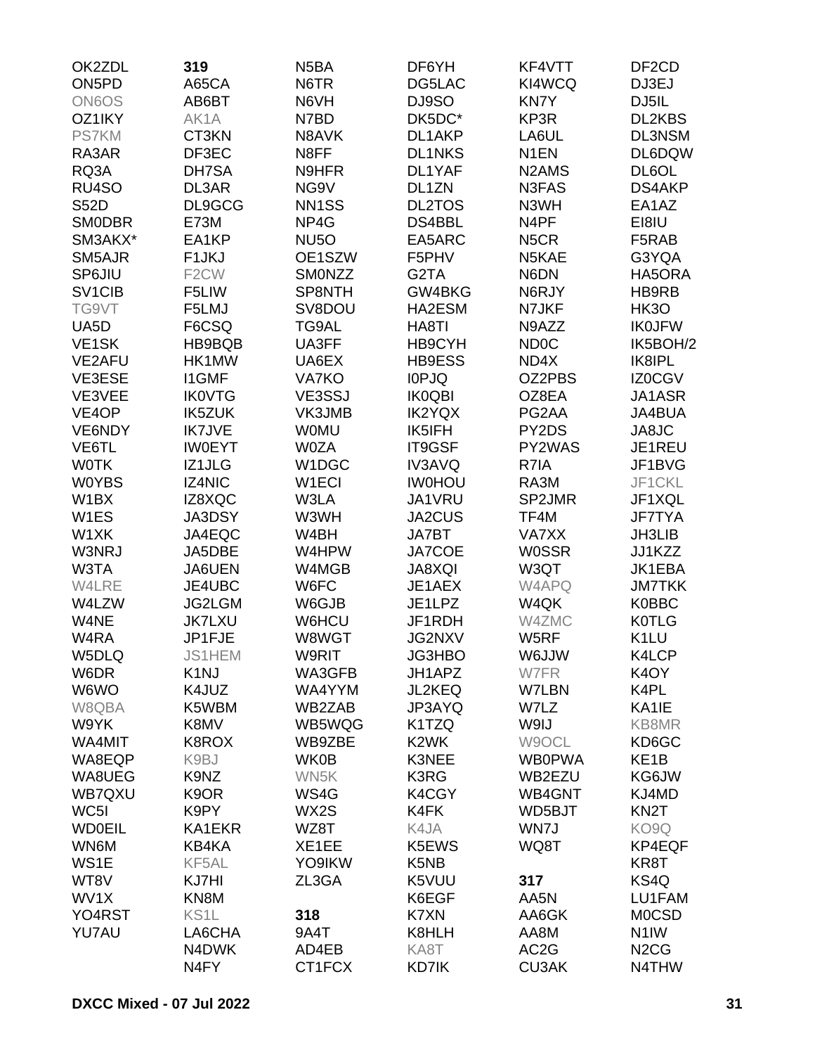OK2ZDL
ON5PD
ON6OS
OZ1IKY
PS7KM
RA3AR
RQ3A
RU4SO
S52D
SM0DBR
SM3AKX*
SM5AJR
SP6JIU
SV1CIB
TG9VT
UA5D
VE1SK
VE2AFU
VE3ESE
VE3VEE
VE4OP
VE6NDY
VE6TL
W0TK
W0YBS
W1BX
W1ES
W1XK
W3NRJ
W3TA
W4LRE
W4LZW
W4NE
W4RA
W5DLQ
W6DR
W6WO
W8QBA
W9YK
WA4MIT
WA8EQP
WA8UEG
WB7QXU
WC5I
WD0EIL
WN6M
WS1E
WT8V
WV1X
YO4RST
YU7AU

**319**
A65CA
AB6BT
AK1A
CT3KN
DF3EC
DH7SA
DL3AR
DL9GCG
E73M
EA1KP
F1JKJ
F2CW
F5LIW
F5LMJ
F6CSQ
HB9BQB
HK1MW
I1GMF
IK0VTG
IK5ZUK
IK7JVE
IW0EYT
IZ1JLG
IZ4NIC
IZ8XQC
JA3DSY
JA4EQC
JA5DBE
JA6UEN
JE4UBC
JG2LGM
JK7LXU
JP1FJE
JS1HEM
K1NJ
K4JUZ
K5WBM
K8MV
K8ROX
K9BJ
K9NZ
K9OR
K9PY
KA1EKR
KB4KA
KF5AL
KJ7HI
KN8M
KS1L
LA6CHA
N4DWK
N4FY

N5BA
N6TR
N6VH
N7BD
N8AVK
N8FF
N9HFR
NG9V
NN1SS
NP4G
NU5O
OE1SZW
SM0NZZ
SP8NTH
SV8DOU
TG9AL
UA3FF
UA6EX
VA7KO
VE3SSJ
VK3JMB
W0MU
W0ZA
W1DGC
W1ECI
W3LA
W3WH
W4BH
W4HPW
W4MGB
W6FC
W6GJB
W6HCU
W8WGT
W9RIT
WA3GFB
WA4YYM
WB2ZAB
WB5WQG
WB9ZBE
WK0B
WN5K
WS4G
WX2S
WZ8T
XE1EE
YO9IKW
ZL3GA

**318**
9A4T
AD4EB
CT1FCX

DF6YH
DG5LAC
DJ9SO
DK5DC*
DL1AKP
DL1NKS
DL1YAF
DL1ZN
DL2TOS
DS4BBL
EA5ARC
F5PHV
G2TA
GW4BKG
HA2ESM
HA8TI
HB9CYH
HB9ESS
I0PJQ
IK0QBI
IK2YQX
IK5IFH
IT9GSF
IV3AVQ
IW0HOU
JA1VRU
JA2CUS
JA7BT
JA7COE
JA8XQI
JE1AEX
JE1LPZ
JF1RDH
JG2NXV
JG3HBO
JH1APZ
JL2KEQ
JP3AYQ
K1TZQ
K2WK
K3NEE
K3RG
K4CGY
K4FK
K4JA
K5EWS
K5NB
K5VUU
K6EGF
K7XN
K8HLH
KA8T
KD7IK

KF4VTT
KI4WCQ
KN7Y
KP3R
LA6UL
N1EN
N2AMS
N3FAS
N3WH
N4PF
N5CR
N5KAE
N6DN
N6RJY
N7JKF
N9AZZ
ND0C
ND4X
OZ2PBS
OZ8EA
PG2AA
PY2DS
PY2WAS
R7IA
RA3M
SP2JMR
TF4M
VA7XX
W0SSR
W3QT
W4APQ
W4QK
W4ZMC
W5RF
W6JJW
W7FR
W7LBN
W7LZ
W9IJ
W9OCL
WB0PWA
WB2EZU
WB4GNT
WD5BJT
WN7J
WQ8T

**317**
AA5N
AA6GK
AA8M
AC2G
CU3AK

DF2CD
DJ3EJ
DJ5IL
DL2KBS
DL3NSM
DL6DQW
DL6OL
DS4AKP
EA1AZ
EI8IU
F5RAB
G3YQA
HA5ORA
HB9RB
HK3O
IK0JFW
IK5BOH/2
IK8IPL
IZ0CGV
JA1ASR
JA4BUA
JA8JC
JE1REU
JF1BVG
JF1CKL
JF1XQL
JF7TYA
JH3LIB
JJ1KZZ
JK1EBA
JM7TKK
K0BBC
K0TLG
K1LU
K4LCP
K4OY
K4PL
KA1IE
KB8MR
KD6GC
KE1B
KG6JW
KJ4MD
KN2T
KO9Q
KP4EQF
KR8T
KS4Q
LU1FAM
M0CSD
N1IW
N2CG
N4THW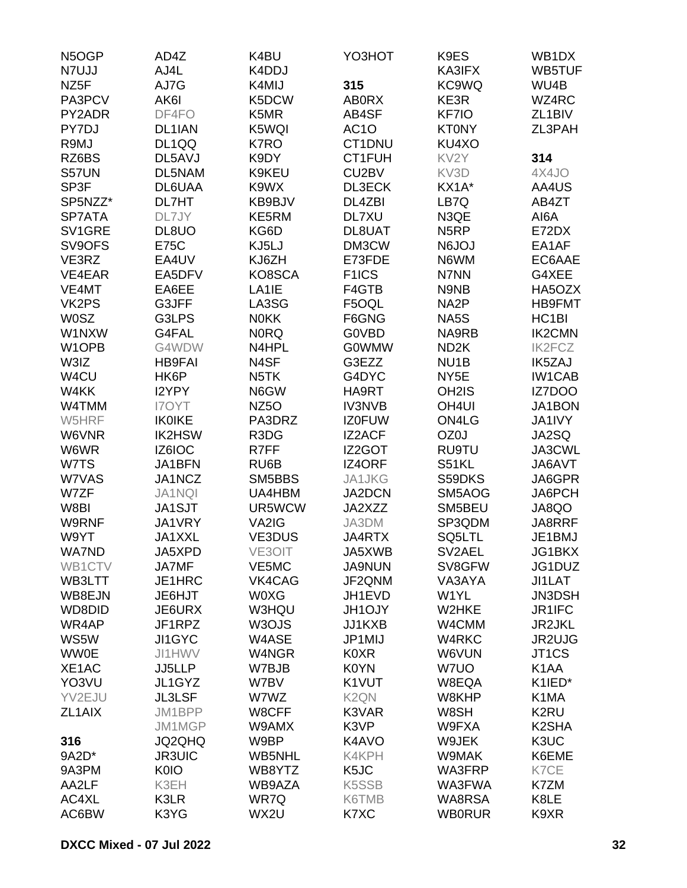N5OGP
N7UJJ
NZ5F
PA3PCV
PY2ADR
PY7DJ
R9MJ
RZ6BS
S57UN
SP3F
SP5NZZ*
SP7ATA
SV1GRE
SV9OFS
VE3RZ
VE4EAR
VE4MT
VK2PS
W0SZ
W1NXW
W1OPB
W3IZ
W4CU
W4KK
W4TMM
W5HRF
W6VNR
W6WR
W7TS
W7VAS
W7ZF
W8BI
W9RNF
W9YT
WA7ND
WB1CTV
WB3LTT
WB8EJN
WD8DID
WR4AP
WS5W
WW0E
XE1AC
YO3VU
YV2EJU
ZL1AIX

**316**

9A2D*
9A3PM
AA2LF
AC4XL
AC6BW
AD4Z
AJ4L
AJ7G
AK6I
DF4FO
DL1IAN
DL1QQ
DL5AVJ
DL5NAM
DL6UAA
DL7HT
DL7JY
DL8UO
E75C
EA4UV
EA5DFV
EA6EE
G3JFF
G3LPS
G4FAL
G4WDW
HB9FAI
HK6P
I2YPY
I7OYT
IK0IKE
IK2HSW
IZ6IOC
JA1BFN
JA1NCZ
JA1NQI
JA1SJT
JA1VRY
JA1XXL
JA5XPD
JA7MF
JE1HRC
JE6HJT
JE6URX
JF1RPZ
JI1GYC
JI1HWV
JJ5LLP
JL1GYZ
JL3LSF
JM1BPP
JM1MGP
JQ2QHQ
JR3UIC
K0IO
K3EH
K3LR
K3YG
K4BU
K4DDJ
K4MIJ
K5DCW
K5MR
K5WQI
K7RO
K9DY
K9KEU
K9WX
KB9BJV
KE5RM
KG6D
KJ5LJ
KJ6ZH
KO8SCA
LA1IE
LA3SG
N0KK
N0RQ
N4HPL
N4SF
N5TK
N6GW
NZ5O
PA3DRZ
R3DG
R7FF
RU6B
SM5BBS
UA4HBM
UR5WCW
VA2IG
VE3DUS
VE3OIT
VE5MC
VK4CAG
W0XG
W3HQU
W3OJS
W4ASE
W4NGR
W7BJB
W7BV
W7WZ
W8CFF
W9AMX
W9BP
WB5NHL
WB8YTZ
WB9AZA
WR7Q
WX2U
YO3HOT

**315**

AB0RX
AB4SF
AC1O
CT1DNU
CT1FUH
CU2BV
DL3ECK
DL4ZBI
DL7XU
DL8UAT
DM3CW
E73FDE
F1ICS
F4GTB
F5OQL
F6GNG
G0VBD
G0WMW
G3EZZ
G4DYC
HA9RT
IV3NVB
IZ0FUW
IZ2ACF
IZ2GOT
IZ4ORF
JA1JKG
JA2DCN
JA2XZZ
JA3DM
JA4RTX
JA5XWB
JA9NUN
JF2QNM
JH1EVD
JH1OJY
JJ1KXB
JP1MIJ
K0XR
K0YN
K1VUT
K2QN
K3VAR
K3VP
K4AVO
K4KPH
K5JC
K5SSB
K6TMB
K7XC
K9ES
KA3IFX
KC9WQ
KE3R
KF7IO
KT0NY
KU4XO
KV2Y
KV3D
KX1A*
LB7Q
N3QE
N5RP
N6JOJ
N6WM
N7NN
N9NB
NA2P
NA5S
NA9RB
ND2K
NU1B
NY5E
OH2IS
OH4UI
ON4LG
OZ0J
RU9TU
S51KL
S59DKS
SM5AOG
SM5BEU
SP3QDM
SQ5LTL
SV2AEL
SV8GFW
VA3AYA
W1YL
W2HKE
W4CMM
W4RKC
W6VUN
W7UO
W8EQA
W8KHP
W8SH
W9FXA
W9JEK
W9MAK
WA3FRP
WA3FWA
WA8RSA
WB0RUR
WB1DX
WB5TUF
WU4B
WZ4RC
ZL1BIV
ZL3PAH

**314**

4X4JO
AA4US
AB4ZT
AI6A
E72DX
EA1AF
EC6AAE
G4XEE
HA5OZX
HB9FMT
HC1BI
IK2CMN
IK2FCZ
IK5ZAJ
IW1CAB
IZ7DOO
JA1BON
JA1IVY
JA2SQ
JA3CWL
JA6AVT
JA6GPR
JA6PCH
JA8QO
JA8RRF
JE1BMJ
JG1BKX
JG1DUZ
JI1LAT
JN3DSH
JR1IFC
JR2JKL
JR2UJG
JT1CS
K1AA
K1IED*
K1MA
K2RU
K2SHA
K3UC
K6EME
K7CE
K7ZM
K8LE
K9XR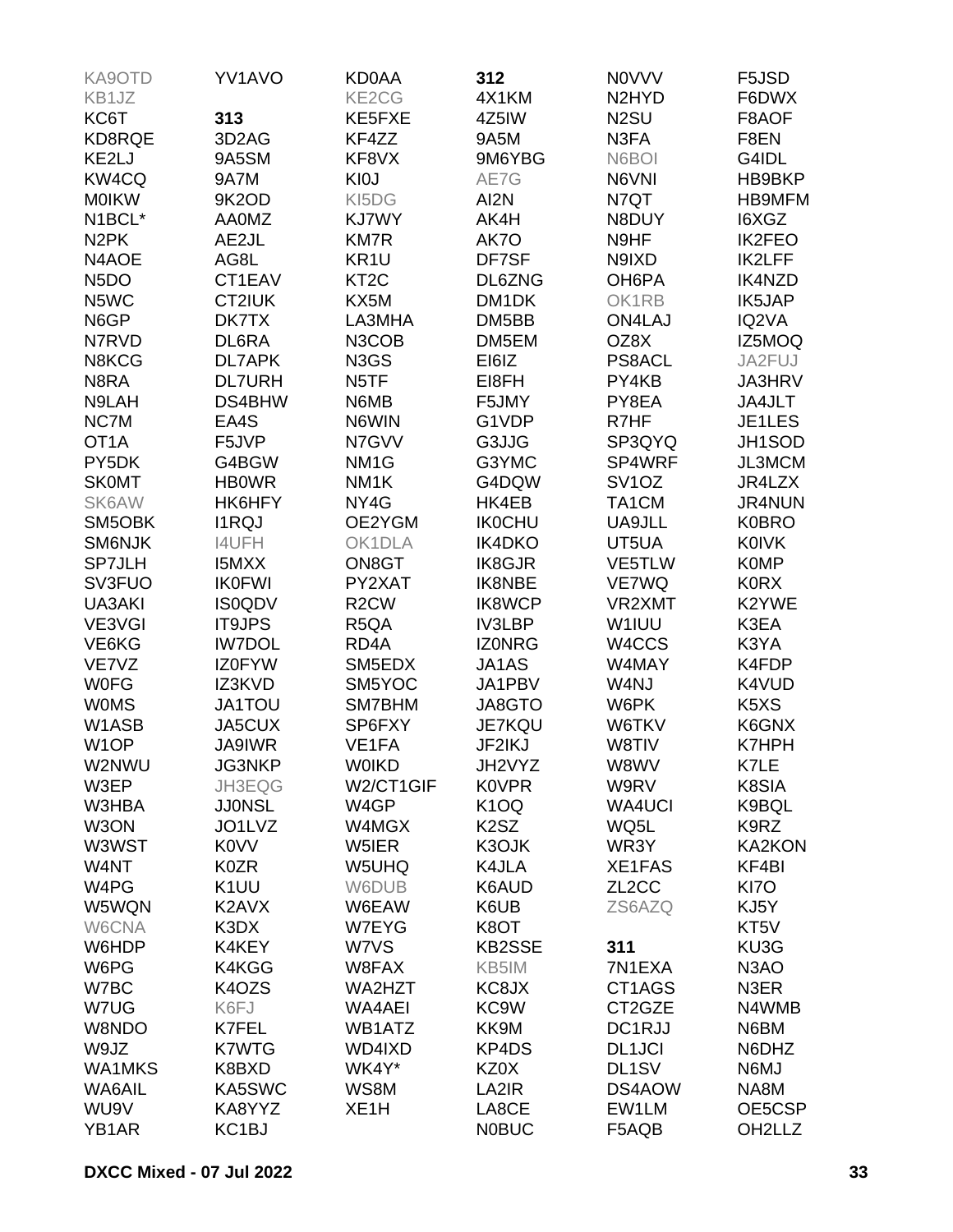KA9OTD
KB1JZ
KC6T
KD8RQE
KE2LJ
KW4CQ
M0IKW
N1BCL*
N2PK
N4AOE
N5DO
N5WC
N6GP
N7RVD
N8KCG
N8RA
N9LAH
NC7M
OT1A
PY5DK
SK0MT
SK6AW
SM5OBK
SM6NJK
SP7JLH
SV3FUO
UA3AKI
VE3VGI
VE6KG
VE7VZ
W0FG
W0MS
W1ASB
W1OP
W2NWU
W3EP
W3HBA
W3ON
W3WST
W4NT
W4PG
W5WQN
W6CNA
W6HDP
W6PG
W7BC
W7UG
W8NDO
W9JZ
WA1MKS
WA6AIL
WU9V
YB1AR
YV1AVO

**313**

3D2AG
9A5SM
9A7M
9K2OD
AA0MZ
AE2JL
AG8L
CT1EAV
CT2IUK
DK7TX
DL6RA
DL7APK
DL7URH
DS4BHW
EA4S
F5JVP
G4BGW
HB0WR
HK6HFY
I1RQJ
I4UFH
I5MXX
IK0FWI
IS0QDV
IT9JPS
IW7DOL
IZ0FYW
IZ3KVD
JA1TOU
JA5CUX
JA9IWR
JG3NKP
JH3EQG
JJ0NSL
JO1LVZ
K0VV
K0ZR
K1UU
K2AVX
K3DX
K4KEY
K4KGG
K4OZS
K6FJ
K7FEL
K7WTG
K8BXD
KA5SWC
KA8YYZ
KC1BJ
KD0AA
KE2CG
KE5FXE
KF4ZZ
KF8VX
KI0J
KI5DG
KJ7WY
KM7R
KR1U
KT2C
KX5M
LA3MHA
N3COB
N3GS
N5TF
N6MB
N6WIN
N7GVV
NM1G
NM1K
NY4G
OE2YGM
OK1DLA
ON8GT
PY2XAT
R2CW
R5QA
RD4A
SM5EDX
SM5YOC
SM7BHM
SP6FXY
VE1FA
W0IKD
W2/CT1GIF
W4GP
W4MGX
W5IER
W5UHQ
W6DUB
W6EAW
W7EYG
W7VS
W8FAX
WA2HZT
WA4AEI
WB1ATZ
WD4IXD
WK4Y*
WS8M
XE1H

**312**

4X1KM
4Z5IW
9A5M
9M6YBG
AE7G
AI2N
AK4H
AK7O
DF7SF
DL6ZNG
DM1DK
DM5BB
DM5EM
EI6IZ
EI8FH
F5JMY
G1VDP
G3JJG
G3YMC
G4DQW
HK4EB
IK0CHU
IK4DKO
IK8GJR
IK8NBE
IK8WCP
IV3LBP
IZ0NRG
JA1AS
JA1PBV
JA8GTO
JE7KQU
JF2IKJ
JH2VYZ
K0VPR
K1OQ
K2SZ
K3OJK
K4JLA
K6AUD
K6UB
K8OT
KB2SSE
KB5IM
KC8JX
KC9W
KK9M
KP4DS
KZ0X
LA2IR
LA8CE
N0BUC
N0VVV
N2HYD
N2SU
N3FA
N6BOI
N6VNI
N7QT
N8DUY
N9HF
N9IXD
OH6PA
OK1RB
ON4LAJ
OZ8X
PS8ACL
PY4KB
PY8EA
R7HF
SP3QYQ
SP4WRF
SV1OZ
TA1CM
UA9JLL
UT5UA
VE5TLW
VE7WQ
VR2XMT
W1IUU
W4CCS
W4MAY
W4NJ
W6PK
W6TKV
W8TIV
W8WV
W9RV
WA4UCI
WQ5L
WR3Y
XE1FAS
ZL2CC
ZS6AZQ

**311**

7N1EXA
CT1AGS
CT2GZE
DC1RJJ
DL1JCI
DL1SV
DS4AOW
EW1LM
F5AQB
F5JSD
F6DWX
F8AOF
F8EN
G4IDL
HB9BKP
HB9MFM
I6XGZ
IK2FEO
IK2LFF
IK4NZD
IK5JAP
IQ2VA
IZ5MOQ
JA2FUJ
JA3HRV
JA4JLT
JE1LES
JH1SOD
JL3MCM
JR4LZX
JR4NUN
K0BRO
K0IVK
K0MP
K0RX
K2YWE
K3EA
K3YA
K4FDP
K4VUD
K5XS
K6GNX
K7HPH
K7LE
K8SIA
K9BQL
K9RZ
KA2KON
KF4BI
KI7O
KJ5Y
KT5V
KU3G
N3AO
N3ER
N4WMB
N6BM
N6DHZ
N6MJ
NA8M
OE5CSP
OH2LLZ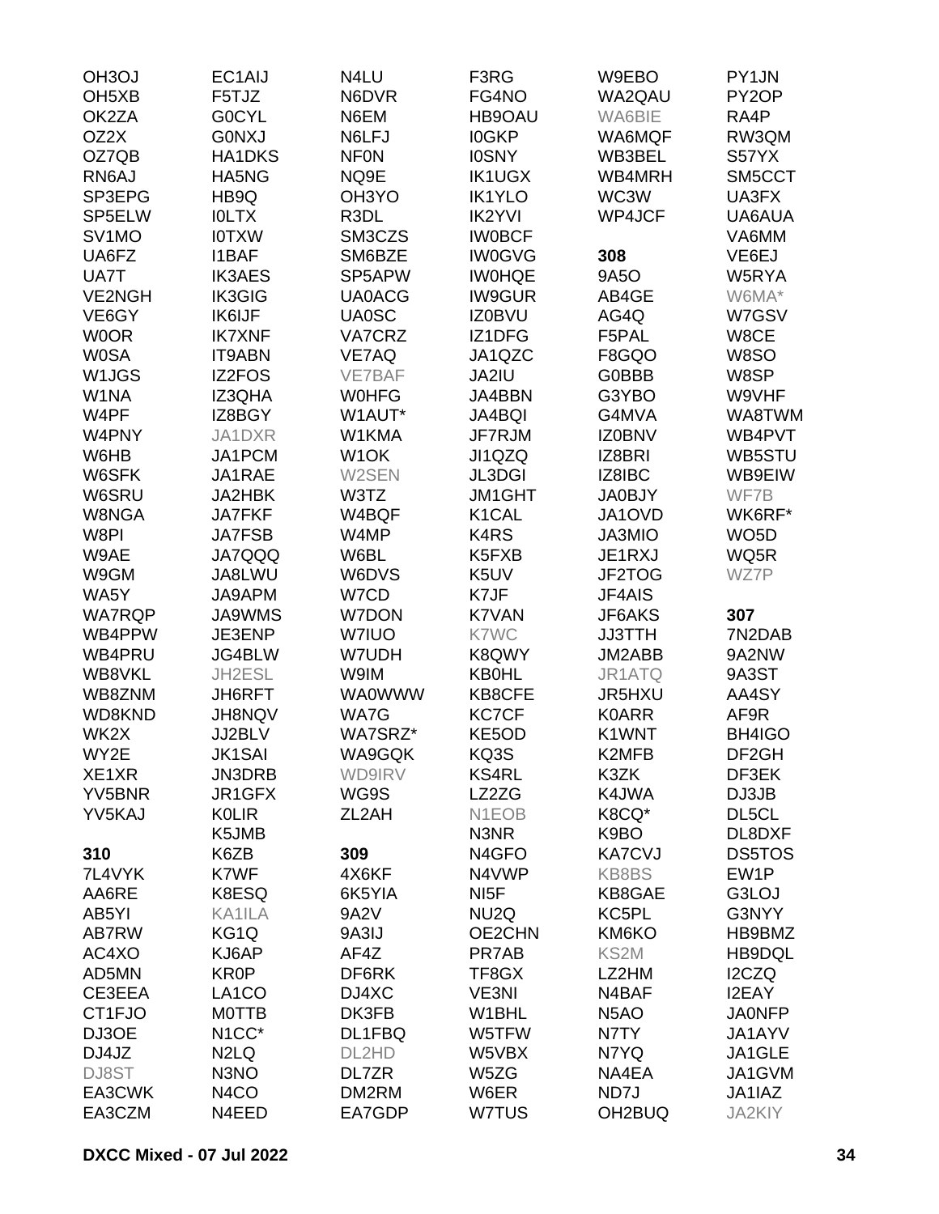OH3OJ
OH5XB
OK2ZA
OZ2X
OZ7QB
RN6AJ
SP3EPG
SP5ELW
SV1MO
UA6FZ
UA7T
VE2NGH
VE6GY
W0OR
W0SA
W1JGS
W1NA
W4PF
W4PNY
W6HB
W6SFK
W6SRU
W8NGA
W8PI
W9AE
W9GM
WA5Y
WA7RQP
WB4PPW
WB4PRU
WB8VKL
WB8ZNM
WD8KND
WK2X
WY2E
XE1XR
YV5BNR
YV5KAJ

**310**

7L4VYK
AA6RE
AB5YI
AB7RW
AC4XO
AD5MN
CE3EEA
CT1FJO
DJ3OE
DJ4JZ
DJ8ST
EA3CWK
EA3CZM
EC1AIJ
F5TJZ
G0CYL
G0NXJ
HA1DKS
HA5NG
HB9Q
I0LTX
I0TXW
I1BAF
IK3AES
IK3GIG
IK6IJF
IK7XNF
IT9ABN
IZ2FOS
IZ3QHA
IZ8BGY
JA1DXR
JA1PCM
JA1RAE
JA2HBK
JA7FKF
JA7FSB
JA7QQQ
JA8LWU
JA9APM
JA9WMS
JE3ENP
JG4BLW
JH2ESL
JH6RFT
JH8NQV
JJ2BLV
JK1SAI
JN3DRB
JR1GFX
K0LIR
K5JMB
K6ZB
K7WF
K8ESQ
KA1ILA
KG1Q
KJ6AP
KR0P
LA1CO
M0TTB
N1CC*
N2LQ
N3NO
N4CO
N4EED
N4LU
N6DVR
N6EM
N6LFJ
NF0N
NQ9E
OH3YO
R3DL
SM3CZS
SM6BZE
SP5APW
UA0ACG
UA0SC
VA7CRZ
VE7AQ
VE7BAF
W0HFG
W1AUT*
W1KMA
W1OK
W2SEN
W3TZ
W4BQF
W4MP
W6BL
W6DVS
W7CD
W7DON
W7IUO
W7UDH
W9IM
WA0WWW
WA7G
WA7SRZ*
WA9GQK
WD9IRV
WG9S
ZL2AH

**309**

4X6KF
6K5YIA
9A2V
9A3IJ
AF4Z
DF6RK
DJ4XC
DK3FB
DL1FBQ
DL2HD
DL7ZR
DM2RM
EA7GDP
F3RG
FG4NO
HB9OAU
I0GKP
I0SNY
IK1UGX
IK1YLO
IK2YVI
IW0BCF
IW0GVG
IW0HQE
IW9GUR
IZ0BVU
IZ1DFG
JA1QZC
JA2IU
JA4BBN
JA4BQI
JF7RJM
JI1QZQ
JL3DGI
JM1GHT
K1CAL
K4RS
K5FXB
K5UV
K7JF
K7VAN
K7WC
K8QWY
KB0HL
KB8CFE
KC7CF
KE5OD
KQ3S
KS4RL
LZ2ZG
N1EOB
N3NR
N4GFO
N4VWP
NI5F
NU2Q
OE2CHN
PR7AB
TF8GX
VE3NI
W1BHL
W5TFW
W5VBX
W5ZG
W6ER
W7TUS
W9EBO
WA2QAU
WA6BIE
WA6MQF
WB3BEL
WB4MRH
WC3W
WP4JCF

**308**

9A5O
AB4GE
AG4Q
F5PAL
F8GQO
G0BBB
G3YBO
G4MVA
IZ0BNV
IZ8BRI
IZ8IBC
JA0BJY
JA1OVD
JA3MIO
JE1RXJ
JF2TOG
JF4AIS
JF6AKS
JJ3TTH
JM2ABB
JR1ATQ
JR5HXU
K0ARR
K1WNT
K2MFB
K3ZK
K4JWA
K8CQ*
K9BO
KA7CVJ
KB8BS
KB8GAE
KC5PL
KM6KO
KS2M
LZ2HM
N4BAF
N5AO
N7TY
N7YQ
NA4EA
ND7J
OH2BUQ
PY1JN
PY2OP
RA4P
RW3QM
S57YX
SM5CCT
UA3FX
UA6AUA
VA6MM
VE6EJ
W5RYA
W6MA*
W7GSV
W8CE
W8SO
W8SP
W9VHF
WA8TWM
WB4PVT
WB5STU
WB9EIW
WF7B
WK6RF*
WO5D
WQ5R
WZ7P

**307**

7N2DAB
9A2NW
9A3ST
AA4SY
AF9R
BH4IGO
DF2GH
DF3EK
DJ3JB
DL5CL
DL8DXF
DS5TOS
EW1P
G3LOJ
G3NYY
HB9BMZ
HB9DQL
I2CZQ
I2EAY
JA0NFP
JA1AYV
JA1GLE
JA1GVM
JA1IAZ
JA2KIY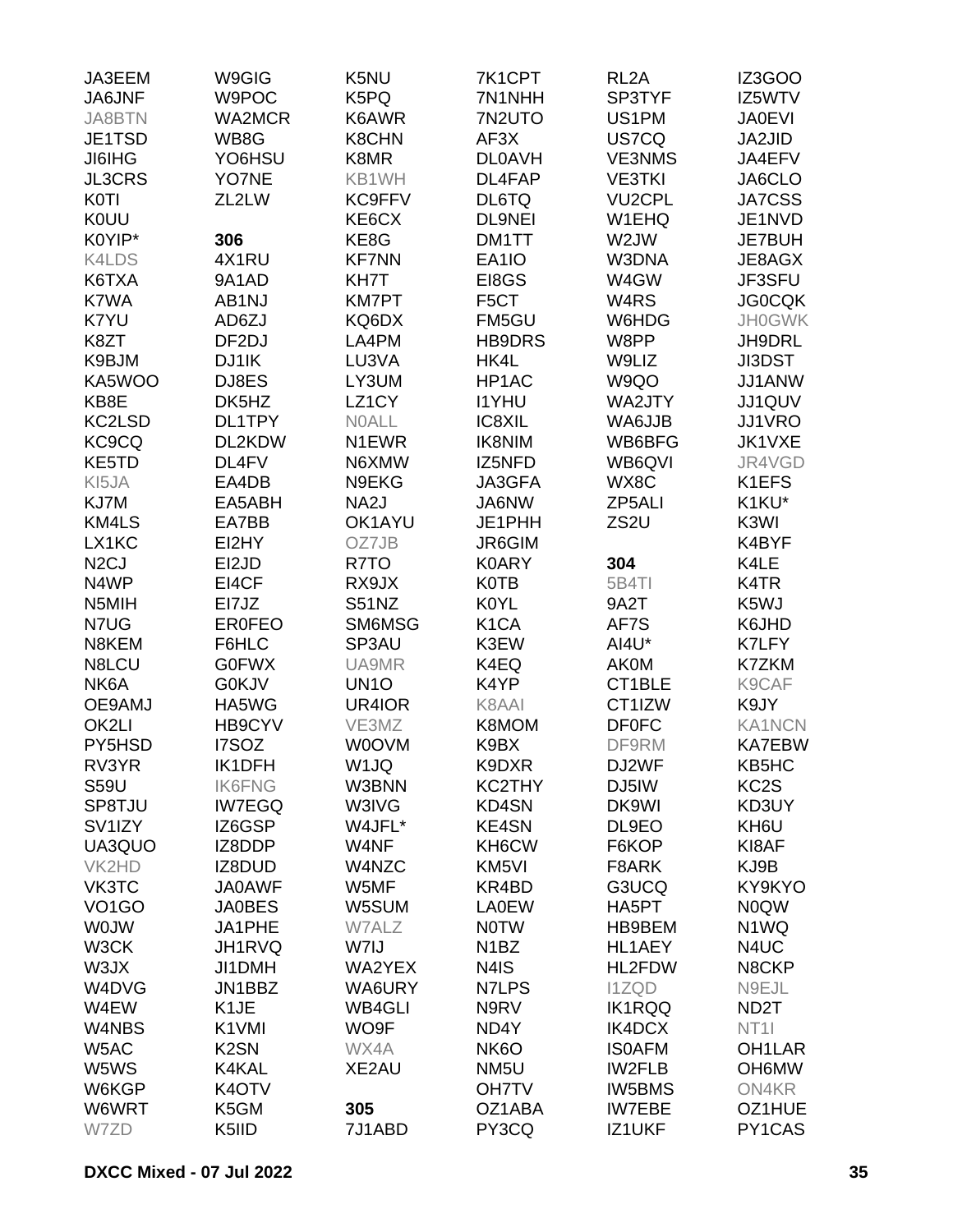JA3EEM
JA6JNF
JA8BTN
JE1TSD
JI6IHG
JL3CRS
K0TI
K0UU
K0YIP*
K4LDS
K6TXA
K7WA
K7YU
K8ZT
K9BJM
KA5WOO
KB8E
KC2LSD
KC9CQ
KE5TD
KI5JA
KJ7M
KM4LS
LX1KC
N2CJ
N4WP
N5MIH
N7UG
N8KEM
N8LCU
NK6A
OE9AMJ
OK2LI
PY5HSD
RV3YR
S59U
SP8TJU
SV1IZY
UA3QUO
VK2HD
VK3TC
VO1GO
W0JW
W3CK
W3JX
W4DVG
W4EW
W4NBS
W5AC
W5WS
W6KGP
W6WRT
W7ZD

W9GIG
W9POC
WA2MCR
WB8G
YO6HSU
YO7NE
ZL2LW

**306**

4X1RU
9A1AD
AB1NJ
AD6ZJ
DF2DJ
DJ1IK
DJ8ES
DK5HZ
DL1TPY
DL2KDW
DL4FV
EA4DB
EA5ABH
EA7BB
EI2HY
EI2JD
EI4CF
EI7JZ
ER0FEO
F6HLC
G0FWX
G0KJV
HA5WG
HB9CYV
I7SOZ
IK1DFH
IK6FNG
IW7EGQ
IZ6GSP
IZ8DDP
IZ8DUD
JA0AWF
JA0BES
JA1PHE
JH1RVQ
JI1DMH
JN1BBZ
K1JE
K1VMI
K2SN
K4KAL
K4OTV
K5GM
K5IID

K5NU
K5PQ
K6AWR
K8CHN
K8MR
KB1WH
KC9FFV
KE6CX
KE8G
KF7NN
KH7T
KM7PT
KQ6DX
LA4PM
LU3VA
LY3UM
LZ1CY
N0ALL
N1EWR
N6XMW
N9EKG
NA2J
OK1AYU
OZ7JB
R7TO
RX9JX
S51NZ
SM6MSG
SP3AU
UA9MR
UN1O
UR4IOR
VE3MZ
W0OVM
W1JQ
W3BNN
W3IVG
W4JFL*
W4NF
W4NZC
W5MF
W5SUM
W7ALZ
W7IJ
WA2YEX
WA6URY
WB4GLI
WO9F
WX4A
XE2AU

**305**

7J1ABD

7K1CPT
7N1NHH
7N2UTO
AF3X
DL0AVH
DL4FAP
DL6TQ
DL9NEI
DM1TT
EA1IO
EI8GS
F5CT
FM5GU
HB9DRS
HK4L
HP1AC
I1YHU
IC8XIL
IK8NIM
IZ5NFD
JA3GFA
JA6NW
JE1PHH
JR6GIM
K0ARY
K0TB
K0YL
K1CA
K3EW
K4EQ
K4YP
K8AAI
K8MOM
K9BX
K9DXR
KC2THY
KD4SN
KE4SN
KH6CW
KM5VI
KR4BD
LA0EW
N0TW
N1BZ
N4IS
N7LPS
N9RV
ND4Y
NK6O
NM5U
OH7TV
OZ1ABA
PY3CQ

RL2A
SP3TYF
US1PM
US7CQ
VE3NMS
VE3TKI
VU2CPL
W1EHQ
W2JW
W3DNA
W4GW
W4RS
W6HDG
W8PP
W9LIZ
W9QO
WA2JTY
WA6JJB
WB6BFG
WB6QVI
WX8C
ZP5ALI
ZS2U

**304**

5B4TI
9A2T
AF7S
AI4U*
AK0M
CT1BLE
CT1IZW
DF0FC
DF9RM
DJ2WF
DJ5IW
DK9WI
DL9EO
F6KOP
F8ARK
G3UCQ
HA5PT
HB9BEM
HL1AEY
HL2FDW
I1ZQD
IK1RQQ
IK4DCX
IS0AFM
IW2FLB
IW5BMS
IW7EBE
IZ1UKF

IZ3GOO
IZ5WTV
JA0EVI
JA2JID
JA4EFV
JA6CLO
JA7CSS
JE1NVD
JE7BUH
JE8AGX
JF3SFU
JG0CQK
JH0GWK
JH9DRL
JI3DST
JJ1ANW
JJ1QUV
JJ1VRO
JK1VXE
JR4VGD
K1EFS
K1KU*
K3WI
K4BYF
K4LE
K4TR
K5WJ
K6JHD
K7LFY
K7ZKM
K9CAF
K9JY
KA1NCN
KA7EBW
KB5HC
KC2S
KD3UY
KH6U
KI8AF
KJ9B
KY9KYO
N0QW
N1WQ
N4UC
N8CKP
N9EJL
ND2T
NT1I
OH1LAR
OH6MW
ON4KR
OZ1HUE
PY1CAS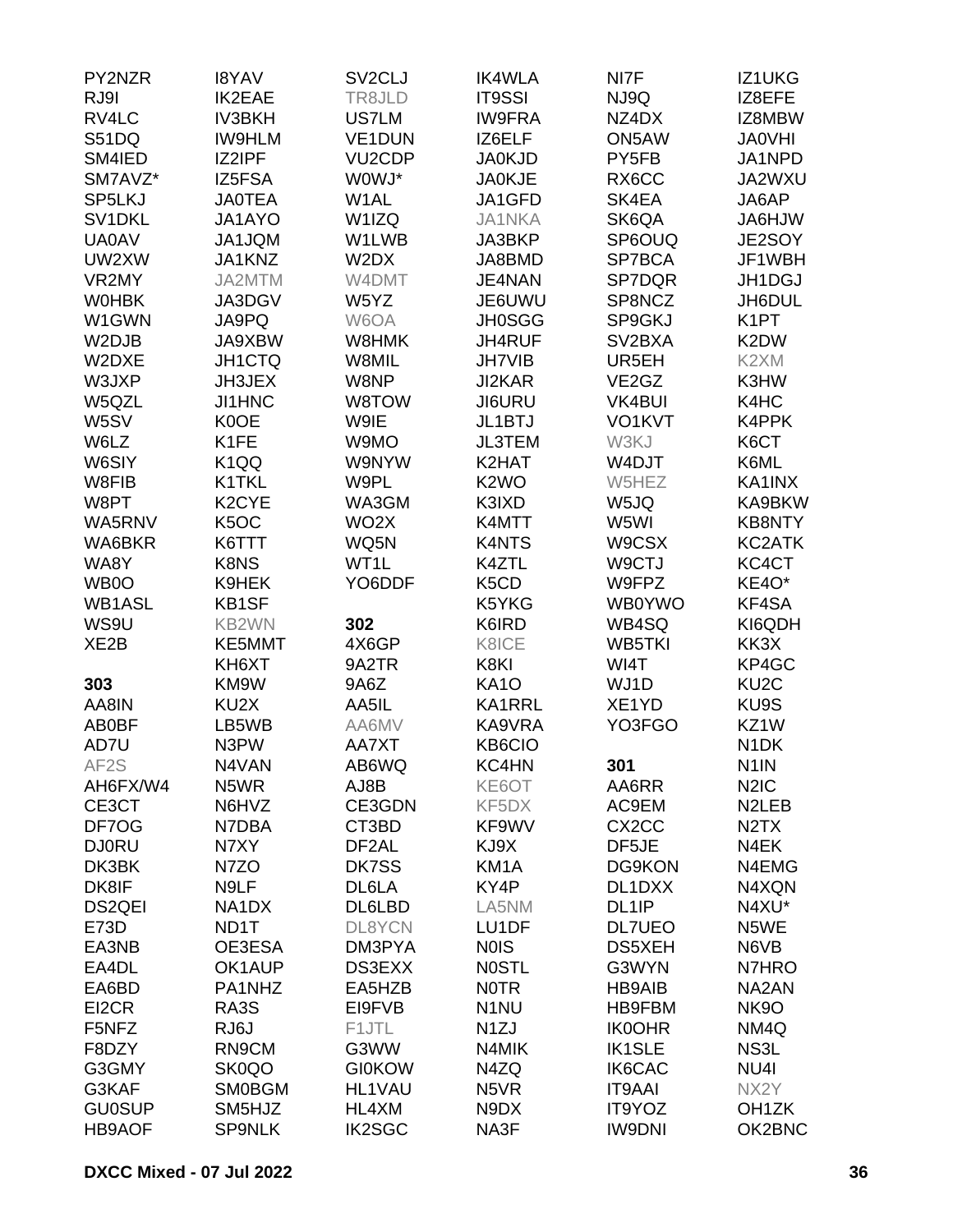PY2NZR
RJ9I
RV4LC
S51DQ
SM4IED
SM7AVZ*
SP5LKJ
SV1DKL
UA0AV
UW2XW
VR2MY
W0HBK
W1GWN
W2DJB
W2DXE
W3JXP
W5QZL
W5SV
W6LZ
W6SIY
W8FIB
W8PT
WA5RNV
WA6BKR
WA8Y
WB0O
WB1ASL
WS9U
XE2B

**303**

AA8IN
AB0BF
AD7U
AF2S
AH6FX/W4
CE3CT
DF7OG
DJ0RU
DK3BK
DK8IF
DS2QEI
E73D
EA3NB
EA4DL
EA6BD
EI2CR
F5NFZ
F8DZY
G3GMY
G3KAF
GU0SUP
HB9AOF
I8YAV
IK2EAE
IV3BKH
IW9HLM
IZ2IPF
IZ5FSA
JA0TEA
JA1AYO
JA1JQM
JA1KNZ
JA2MTM
JA3DGV
JA9PQ
JA9XBW
JH1CTQ
JH3JEX
JI1HNC
K0OE
K1FE
K1QQ
K1TKL
K2CYE
K5OC
K6TTT
K8NS
K9HEK
KB1SF
KB2WN
KE5MMT
KH6XT
KM9W
KU2X
LB5WB
N3PW
N4VAN
N5WR
N6HVZ
N7DBA
N7XY
N7ZO
N9LF
NA1DX
ND1T
OE3ESA
OK1AUP
PA1NHZ
RA3S
RJ6J
RN9CM
SK0QO
SM0BGM
SM5HJZ
SP9NLK
SV2CLJ
TR8JLD
US7LM
VE1DUN
VU2CDP
W0WJ*
W1AL
W1IZQ
W1LWB
W2DX
W4DMT
W5YZ
W6OA
W8HMK
W8MIL
W8NP
W8TOW
W9IE
W9MO
W9NYW
W9PL
WA3GM
WO2X
WQ5N
WT1L
YO6DDF

**302**

4X6GP
9A2TR
9A6Z
AA5IL
AA6MV
AA7XT
AB6WQ
AJ8B
CE3GDN
CT3BD
DF2AL
DK7SS
DL6LA
DL6LBD
DL8YCN
DM3PYA
DS3EXX
EA5HZB
EI9FVB
F1JTL
G3WW
GI0KOW
HL1VAU
HL4XM
IK2SGC
IK4WLA
IT9SSI
IW9FRA
IZ6ELF
JA0KJD
JA0KJE
JA1GFD
JA1NKA
JA3BKP
JA8BMD
JE4NAN
JE6UWU
JH0SGG
JH4RUF
JH7VIB
JI2KAR
JI6URU
JL1BTJ
JL3TEM
K2HAT
K2WO
K3IXD
K4MTT
K4NTS
K4ZTL
K5CD
K5YKG
K6IRD
K8ICE
K8KI
KA1O
KA1RRL
KA9VRA
KB6CIO
KC4HN
KE6OT
KF5DX
KF9WV
KJ9X
KM1A
KY4P
LA5NM
LU1DF
N0IS
N0STL
N0TR
N1NU
N1ZJ
N4MIK
N4ZQ
N5VR
N9DX
NA3F
NI7F
NJ9Q
NZ4DX
ON5AW
PY5FB
RX6CC
SK4EA
SK6QA
SP6OUQ
SP7BCA
SP7DQR
SP8NCZ
SP9GKJ
SV2BXA
UR5EH
VE2GZ
VK4BUI
VO1KVT
W3KJ
W4DJT
W5HEZ
W5JQ
W5WI
W9CSX
W9CTJ
W9FPZ
WB0YWO
WB4SQ
WB5TKI
WI4T
WJ1D
XE1YD
YO3FGO

**301**

AA6RR
AC9EM
CX2CC
DF5JE
DG9KON
DL1DXX
DL1IP
DL7UEO
DS5XEH
G3WYN
HB9AIB
HB9FBM
IK0OHR
IK1SLE
IK6CAC
IT9AAI
IT9YOZ
IW9DNI
IZ1UKG
IZ8EFE
IZ8MBW
JA0VHI
JA1NPD
JA2WXU
JA6AP
JA6HJW
JE2SOY
JF1WBH
JH1DGJ
JH6DUL
K1PT
K2DW
K2XM
K3HW
K4HC
K4PPK
K6CT
K6ML
KA1INX
KA9BKW
KB8NTY
KC2ATK
KC4CT
KE4O*
KF4SA
KI6QDH
KK3X
KP4GC
KU2C
KU9S
KZ1W
N1DK
N1IN
N2IC
N2LEB
N2TX
N4EK
N4EMG
N4XQN
N4XU*
N5WE
N6VB
N7HRO
NA2AN
NK9O
NM4Q
NS3L
NU4I
NX2Y
OH1ZK
OK2BNC

**DXCC Mixed - 07 Jul 2022**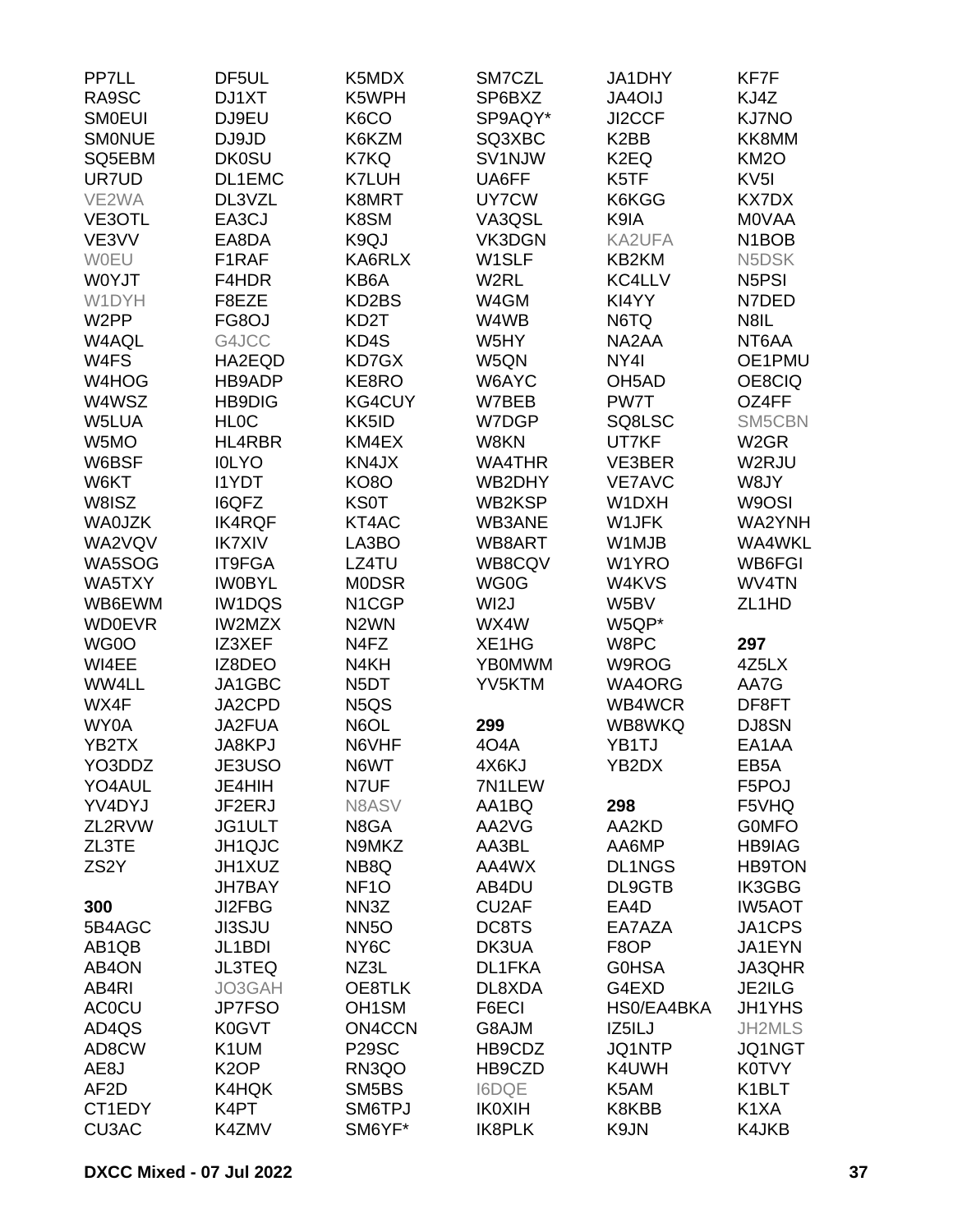PP7LL
RA9SC
SM0EUI
SM0NUE
SQ5EBM
UR7UD
VE2WA
VE3OTL
VE3VV
W0EU
W0YJT
W1DYH
W2PP
W4AQL
W4FS
W4HOG
W4WSZ
W5LUA
W5MO
W6BSF
W6KT
W8ISZ
WA0JZK
WA2VQV
WA5SOG
WA5TXY
WB6EWM
WD0EVR
WG0O
WI4EE
WW4LL
WX4F
WY0A
YB2TX
YO3DDZ
YO4AUL
YV4DYJ
ZL2RVW
ZL3TE
ZS2Y

**300**

5B4AGC
AB1QB
AB4ON
AB4RI
AC0CU
AD4QS
AD8CW
AE8J
AF2D
CT1EDY
CU3AC
DF5UL
DJ1XT
DJ9EU
DJ9JD
DK0SU
DL1EMC
DL3VZL
EA3CJ
EA8DA
F1RAF
F4HDR
F8EZE
FG8OJ
G4JCC
HA2EQD
HB9ADP
HB9DIG
HL0C
HL4RBR
I0LYO
I1YDT
I6QFZ
IK4RQF
IK7XIV
IT9FGA
IW0BYL
IW1DQS
IW2MZX
IZ3XEF
IZ8DEO
JA1GBC
JA2CPD
JA2FUA
JA8KPJ
JE3USO
JE4HIH
JF2ERJ
JG1ULT
JH1QJC
JH1XUZ
JH7BAY
JI2FBG
JI3SJU
JL1BDI
JL3TEQ
JO3GAH
JP7FSO
K0GVT
K1UM
K2OP
K4HQK
K4PT
K4ZMV
K5MDX
K5WPH
K6CO
K6KZM
K7KQ
K7LUH
K8MRT
K8SM
K9QJ
KA6RLX
KB6A
KD2BS
KD2T
KD4S
KD7GX
KE8RO
KG4CUY
KK5ID
KM4EX
KN4JX
KO8O
KS0T
KT4AC
LA3BO
LZ4TU
M0DSR
N1CGP
N2WN
N4FZ
N4KH
N5DT
N5QS
N6OL
N6VHF
N6WT
N7UF
N8ASV
N8GA
N9MKZ
NB8Q
NF1O
NN3Z
NN5O
NY6C
NZ3L
OE8TLK
OH1SM
ON4CCN
P29SC
RN3QO
SM5BS
SM6TPJ
SM6YF*
SM7CZL
SP6BXZ
SP9AQY*
SQ3XBC
SV1NJW
UA6FF
UY7CW
VA3QSL
VK3DGN
W1SLF
W2RL
W4GM
W4WB
W5HY
W5QN
W6AYC
W7BEB
W7DGP
W8KN
WA4THR
WB2DHY
WB2KSP
WB3ANE
WB8ART
WB8CQV
WG0G
WI2J
WX4W
XE1HG
YB0MWM
YV5KTM

**299**

4O4A
4X6KJ
7N1LEW
AA1BQ
AA2VG
AA3BL
AA4WX
AB4DU
CU2AF
DC8TS
DK3UA
DL1FKA
DL8XDA
F6ECI
G8AJM
HB9CDZ
HB9CZD
I6DQE
IK0XIH
IK8PLK
JA1DHY
JA4OIJ
JI2CCF
K2BB
K2EQ
K5TF
K6KGG
K9IA
KA2UFA
KB2KM
KC4LLV
KI4YY
N6TQ
NA2AA
NY4I
OH5AD
PW7T
SQ8LSC
UT7KF
VE3BER
VE7AVC
W1DXH
W1JFK
W1MJB
W1YRO
W4KVS
W5BV
W5QP*
W8PC
W9ROG
WA4ORG
WB4WCR
WB8WKQ
YB1TJ
YB2DX

**298**

AA2KD
AA6MP
DL1NGS
DL9GTB
EA4D
EA7AZA
F8OP
G0HSA
G4EXD
HS0/EA4BKA
IZ5ILJ
JQ1NTP
K4UWH
K5AM
K8KBB
K9JN
KF7F
KJ4Z
KJ7NO
KK8MM
KM2O
KV5I
KX7DX
M0VAA
N1BOB
N5DSK
N5PSI
N7DED
N8IL
NT6AA
OE1PMU
OE8CIQ
OZ4FF
SM5CBN
W2GR
W2RJU
W8JY
W9OSI
WA2YNH
WA4WKL
WB6FGI
WV4TN
ZL1HD

**297**

4Z5LX
AA7G
DF8FT
DJ8SN
EA1AA
EB5A
F5POJ
F5VHQ
G0MFO
HB9IAG
HB9TON
IK3GBG
IW5AOT
JA1CPS
JA1EYN
JA3QHR
JE2ILG
JH1YHS
JH2MLS
JQ1NGT
K0TVY
K1BLT
K1XA
K4JKB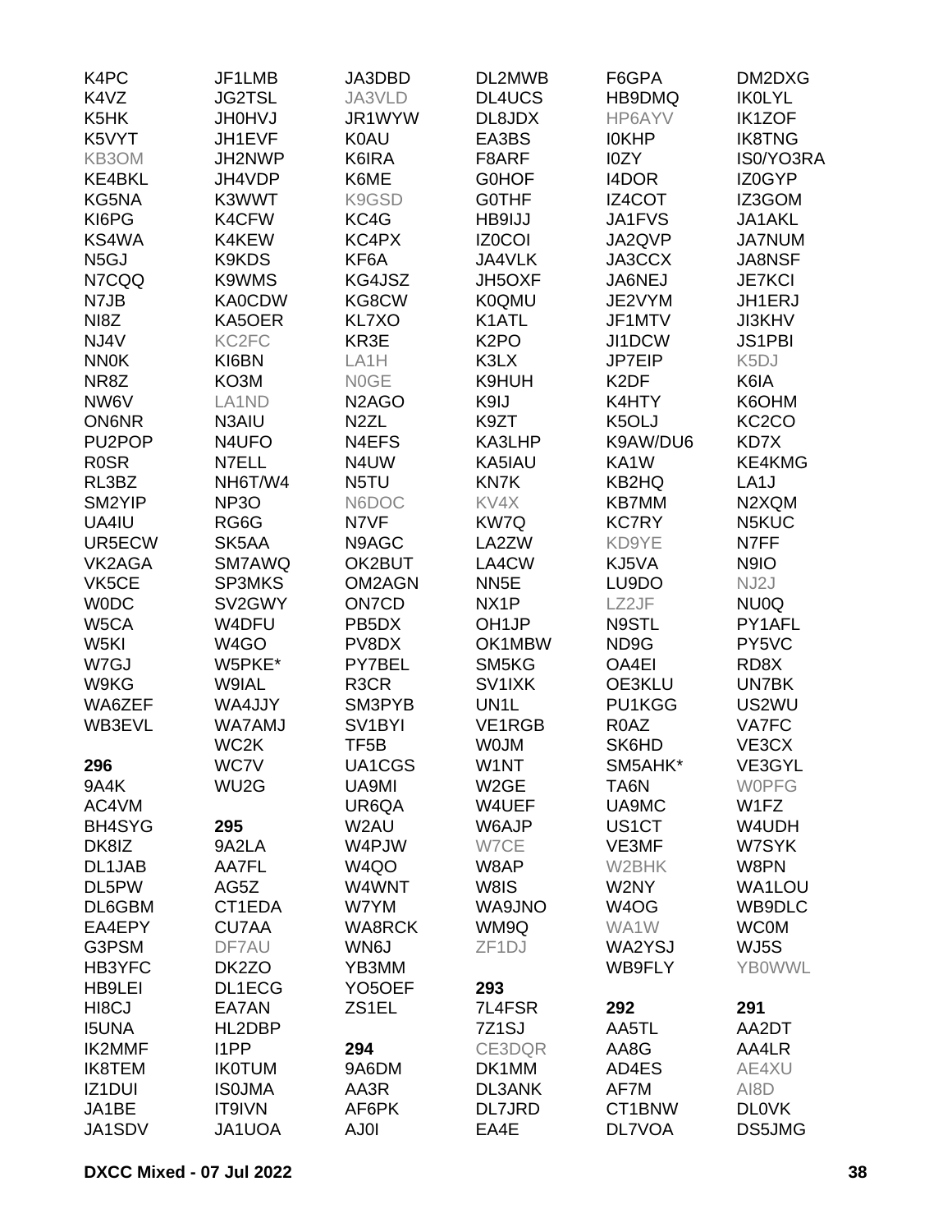K4PC
K4VZ
K5HK
K5VYT
KB3OM
KE4BKL
KG5NA
KI6PG
KS4WA
N5GJ
N7CQQ
N7JB
NI8Z
NJ4V
NN0K
NR8Z
NW6V
ON6NR
PU2POP
R0SR
RL3BZ
SM2YIP
UA4IU
UR5ECW
VK2AGA
VK5CE
W0DC
W5CA
W5KI
W7GJ
W9KG
WA6ZEF
WB3EVL

**296**

9A4K
AC4VM
BH4SYG
DK8IZ
DL1JAB
DL5PW
DL6GBM
EA4EPY
G3PSM
HB3YFC
HB9LEI
HI8CJ
I5UNA
IK2MMF
IK8TEM
IZ1DUI
JA1BE
JA1SDV
JF1LMB
JG2TSL
JH0HVJ
JH1EVF
JH2NWP
JH4VDP
K3WWT
K4CFW
K4KEW
K9KDS
K9WMS
KA0CDW
KA5OER
KC2FC
KI6BN
KO3M
LA1ND
N3AIU
N4UFO
N7ELL
NH6T/W4
NP3O
RG6G
SK5AA
SM7AWQ
SP3MKS
SV2GWY
W4DFU
W4GO
W5PKE*
W9IAL
WA4JJY
WA7AMJ
WC2K
WC7V
WU2G

**295**

9A2LA
AA7FL
AG5Z
CT1EDA
CU7AA
DF7AU
DK2ZO
DL1ECG
EA7AN
HL2DBP
I1PP
IK0TUM
IS0JMA
IT9IVN
JA1UOA
JA3DBD
JA3VLD
JR1WYW
K0AU
K6IRA
K6ME
K9GSD
KC4G
KC4PX
KF6A
KG4JSZ
KG8CW
KL7XO
KR3E
LA1H
N0GE
N2AGO
N2ZL
N4EFS
N4UW
N5TU
N6DOC
N7VF
N9AGC
OK2BUT
OM2AGN
ON7CD
PB5DX
PV8DX
PY7BEL
R3CR
SM3PYB
SV1BYI
TF5B
UA1CGS
UA9MI
UR6QA
W2AU
W4PJW
W4QO
W4WNT
W7YM
WA8RCK
WN6J
YB3MM
YO5OEF
ZS1EL

**294**

9A6DM
AA3R
AF6PK
AJ0I
DL2MWB
DL4UCS
DL8JDX
EA3BS
F8ARF
G0HOF
G0THF
HB9IJJ
IZ0COI
JA4VLK
JH5OXF
K0QMU
K1ATL
K2PO
K3LX
K9HUH
K9IJ
K9ZT
KA3LHP
KA5IAU
KN7K
KV4X
KW7Q
LA2ZW
LA4CW
NN5E
NX1P
OH1JP
OK1MBW
SM5KG
SV1IXK
UN1L
VE1RGB
W0JM
W1NT
W2GE
W4UEF
W6AJP
W7CE
W8AP
W8IS
WA9JNO
WM9Q
ZF1DJ

**293**

7L4FSR
7Z1SJ
CE3DQR
DK1MM
DL3ANK
DL7JRD
EA4E
F6GPA
HB9DMQ
HP6AYV
I0KHP
I0ZY
I4DOR
IZ4COT
JA1FVS
JA2QVP
JA3CCX
JA6NEJ
JE2VYM
JF1MTV
JI1DCW
JP7EIP
K2DF
K4HTY
K5OLJ
K9AW/DU6
KA1W
KB2HQ
KB7MM
KC7RY
KD9YE
KJ5VA
LU9DO
LZ2JF
N9STL
ND9G
OA4EI
OE3KLU
PU1KGG
R0AZ
SK6HD
SM5AHK*
TA6N
UA9MC
US1CT
VE3MF
W2BHK
W2NY
W4OG
WA1W
WA2YSJ
WB9FLY

**292**

AA5TL
AA8G
AD4ES
AF7M
CT1BNW
DL7VOA
DM2DXG
IK0LYL
IK1ZOF
IK8TNG
IS0/YO3RA
IZ0GYP
IZ3GOM
JA1AKL
JA7NUM
JA8NSF
JE7KCI
JH1ERJ
JI3KHV
JS1PBI
K5DJ
K6IA
K6OHM
KC2CO
KD7X
KE4KMG
LA1J
N2XQM
N5KUC
N7FF
N9IO
NJ2J
NU0Q
PY1AFL
PY5VC
RD8X
UN7BK
US2WU
VA7FC
VE3CX
VE3GYL
W0PFG
W1FZ
W4UDH
W7SYK
W8PN
WA1LOU
WB9DLC
WC0M
WJ5S
YB0WWL

**291**

AA2DT
AA4LR
AE4XU
AI8D
DL0VK
DS5JMG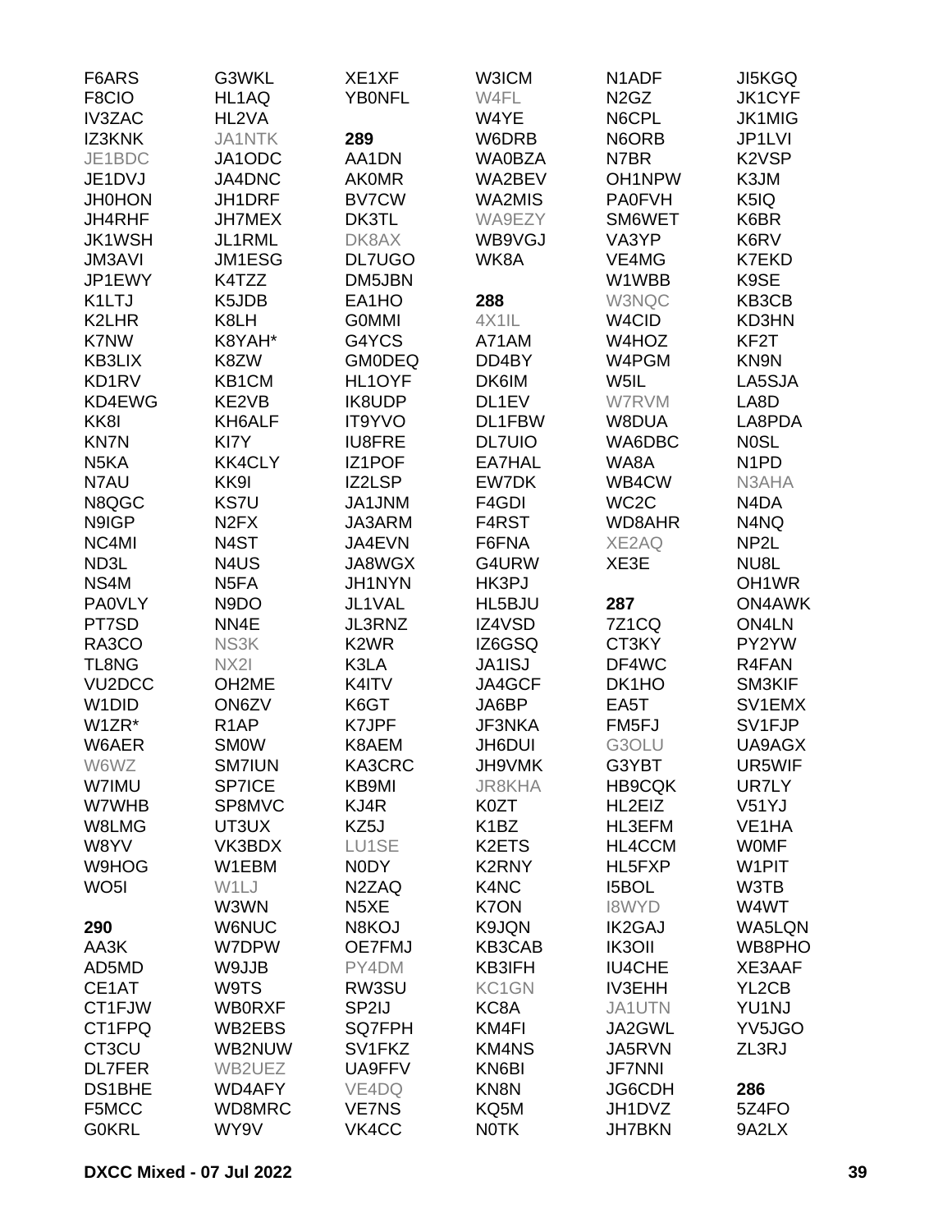F6ARS
F8CIO
IV3ZAC
IZ3KNK
JE1BDC
JE1DVJ
JH0HON
JH4RHF
JK1WSH
JM3AVI
JP1EWY
K1LTJ
K2LHR
K7NW
KB3LIX
KD1RV
KD4EWG
KK8I
KN7N
N5KA
N7AU
N8QGC
N9IGP
NC4MI
ND3L
NS4M
PA0VLY
PT7SD
RA3CO
TL8NG
VU2DCC
W1DID
W1ZR*
W6AER
W6WZ
W7IMU
W7WHB
W8LMG
W8YV
W9HOG
WO5I

**290**

AA3K
AD5MD
CE1AT
CT1FJW
CT1FPQ
CT3CU
DL7FER
DS1BHE
F5MCC
G0KRL

G3WKL
HL1AQ
HL2VA
JA1NTK
JA1ODC
JA4DNC
JH1DRF
JH7MEX
JL1RML
JM1ESG
K4TZZ
K5JDB
K8LH
K8YAH*
K8ZW
KB1CM
KE2VB
KH6ALF
KI7Y
KK4CLY
KK9I
KS7U
N2FX
N4ST
N4US
N5FA
N9DO
NN4E
NS3K
NX2I
OH2ME
ON6ZV
R1AP
SM0W
SM7IUN
SP7ICE
SP8MVC
UT3UX
VK3BDX
W1EBM
W1LJ
W3WN
W6NUC
W7DPW
W9JJB
W9TS
WB0RXF
WB2EBS
WB2NUW
WB2UEZ
WD4AFY
WD8MRC
WY9V

XE1XF
YB0NFL

**289**

AA1DN
AK0MR
BV7CW
DK3TL
DK8AX
DL7UGO
DM5JBN
EA1HO
G0MMI
G4YCS
GM0DEQ
HL1OYF
IK8UDP
IT9YVO
IU8FRE
IZ1POF
IZ2LSP
JA1JNM
JA3ARM
JA4EVN
JA8WGX
JH1NYN
JL1VAL
JL3RNZ
K2WR
K3LA
K4ITV
K6GT
K7JPF
K8AEM
KA3CRC
KB9MI
KJ4R
KZ5J
LU1SE
N0DY
N2ZAQ
N5XE
N8KOJ
OE7FMJ
PY4DM
RW3SU
SP2IJ
SQ7FPH
SV1FKZ
UA9FFV
VE4DQ
VE7NS
VK4CC

W3ICM
W4FL
W4YE
W6DRB
WA0BZA
WA2BEV
WA2MIS
WA9EZY
WB9VGJ
WK8A

**288**

4X1IL
A71AM
DD4BY
DK6IM
DL1EV
DL1FBW
DL7UIO
EA7HAL
EW7DK
F4GDI
F4RST
F6FNA
G4URW
HK3PJ
HL5BJU
IZ4VSD
IZ6GSQ
JA1ISJ
JA4GCF
JA6BP
JF3NKA
JH6DUI
JH9VMK
JR8KHA
K0ZT
K1BZ
K2ETS
K2RNY
K4NC
K7ON
K9JQN
KB3CAB
KB3IFH
KC1GN
KC8A
KM4FI
KM4NS
KN6BI
KN8N
KQ5M
N0TK

N1ADF
N2GZ
N6CPL
N6ORB
N7BR
OH1NPW
PA0FVH
SM6WET
VA3YP
VE4MG
W1WBB
W3NQC
W4CID
W4HOZ
W4PGM
W5IL
W7RVM
W8DUA
WA6DBC
WA8A
WB4CW
WC2C
WD8AHR
XE2AQ
XE3E

**287**

7Z1CQ
CT3KY
DF4WC
DK1HO
EA5T
FM5FJ
G3OLU
G3YBT
HB9CQK
HL2EIZ
HL3EFM
HL4CCM
HL5FXP
I5BOL
I8WYD
IK2GAJ
IK3OII
IU4CHE
IV3EHH
JA1UTN
JA2GWL
JA5RVN
JF7NNI
JG6CDH
JH1DVZ
JH7BKN

JI5KGQ
JK1CYF
JK1MIG
JP1LVI
K2VSP
K3JM
K5IQ
K6BR
K6RV
K7EKD
K9SE
KB3CB
KD3HN
KF2T
KN9N
LA5SJA
LA8D
LA8PDA
N0SL
N1PD
N3AHA
N4DA
N4NQ
NP2L
NU8L
OH1WR
ON4AWK
ON4LN
PY2YW
R4FAN
SM3KIF
SV1EMX
SV1FJP
UA9AGX
UR5WIF
UR7LY
V51YJ
VE1HA
W0MF
W1PIT
W3TB
W4WT
WA5LQN
WB8PHO
XE3AAF
YL2CB
YU1NJ
YV5JGO
ZL3RJ

**286**

5Z4FO
9A2LX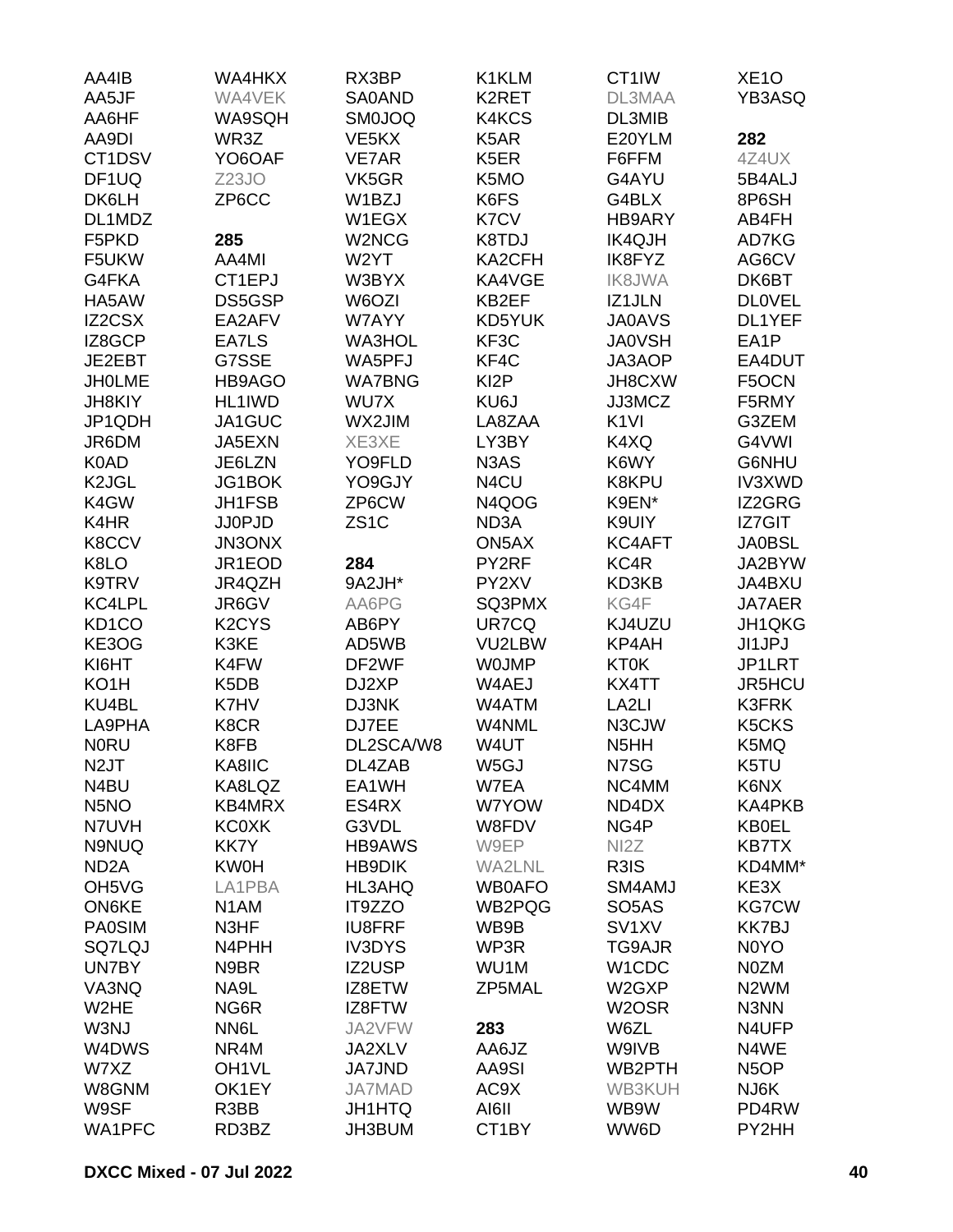AA4IB
AA5JF
AA6HF
AA9DI
CT1DSV
DF1UQ
DK6LH
DL1MDZ
F5PKD
F5UKW
G4FKA
HA5AW
IZ2CSX
IZ8GCP
JE2EBT
JH0LME
JH8KIY
JP1QDH
JR6DM
K0AD
K2JGL
K4GW
K4HR
K8CCV
K8LO
K9TRV
KC4LPL
KD1CO
KE3OG
KI6HT
KO1H
KU4BL
LA9PHA
N0RU
N2JT
N4BU
N5NO
N7UVH
N9NUQ
ND2A
OH5VG
ON6KE
PA0SIM
SQ7LQJ
UN7BY
VA3NQ
W2HE
W3NJ
W4DWS
W7XZ
W8GNM
W9SF
WA1PFC

WA4HKX
WA4VEK
WA9SQH
WR3Z
YO6OAF
Z23JO
ZP6CC

**285**
AA4MI
CT1EPJ
DS5GSP
EA2AFV
EA7LS
G7SSE
HB9AGO
HL1IWD
JA1GUC
JA5EXN
JE6LZN
JG1BOK
JH1FSB
JJ0PJD
JN3ONX
JR1EOD
JR4QZH
JR6GV
K2CYS
K3KE
K4FW
K5DB
K7HV
K8CR
K8FB
KA8IIC
KA8LQZ
KB4MRX
KC0XK
KK7Y
KW0H
LA1PBA
N1AM
N3HF
N4PHH
N9BR
NA9L
NG6R
NN6L
NR4M
OH1VL
OK1EY
R3BB
RD3BZ

RX3BP
SA0AND
SM0JOQ
VE5KX
VE7AR
VK5GR
W1BZJ
W1EGX
W2NCG
W2YT
W3BYX
W6OZI
W7AYY
WA3HOL
WA5PFJ
WA7BNG
WU7X
WX2JIM
XE3XE
YO9FLD
YO9GJY
ZP6CW
ZS1C

**284**
9A2JH*
AA6PG
AB6PY
AD5WB
DF2WF
DJ2XP
DJ3NK
DJ7EE
DL2SCA/W8
DL4ZAB
EA1WH
ES4RX
G3VDL
HB9AWS
HB9DIK
HL3AHQ
IT9ZZO
IU8FRF
IV3DYS
IZ2USP
IZ8ETW
IZ8FTW
JA2VFW
JA2XLV
JA7JND
JA7MAD
JH1HTQ
JH3BUM

K1KLM
K2RET
K4KCS
K5AR
K5ER
K5MO
K6FS
K7CV
K8TDJ
KA2CFH
KA4VGE
KB2EF
KD5YUK
KF3C
KF4C
KI2P
KU6J
LA8ZAA
LY3BY
N3AS
N4CU
N4QOG
ND3A
ON5AX
PY2RF
PY2XV
SQ3PMX
UR7CQ
VU2LBW
W0JMP
W4AEJ
W4ATM
W4NML
W4UT
W5GJ
W7EA
W7YOW
W8FDV
W9EP
WA2LNL
WB0AFO
WB2PQG
WB9B
WP3R
WU1M
ZP5MAL

**283**
AA6JZ
AA9SI
AC9X
AI6II
CT1BY

CT1IW
DL3MAA
DL3MIB
E20YLM
F6FFM
G4AYU
G4BLX
HB9ARY
IK4QJH
IK8FYZ
IK8JWA
IZ1JLN
JA0AVS
JA0VSH
JA3AOP
JH8CXW
JJ3MCZ
K1VI
K4XQ
K6WY
K8KPU
K9EN*
K9UIY
KC4AFT
KC4R
KD3KB
KG4F
KJ4UZU
KP4AH
KT0K
KX4TT
LA2LI
N3CJW
N5HH
N7SG
NC4MM
ND4DX
NG4P
NI2Z
R3IS
SM4AMJ
SO5AS
SV1XV
TG9AJR
W1CDC
W2GXP
W2OSR
W6ZL
W9IVB
WB2PTH
WB3KUH
WB9W
WW6D

XE1O
YB3ASQ

**282**
4Z4UX
5B4ALJ
8P6SH
AB4FH
AD7KG
AG6CV
DK6BT
DL0VEL
DL1YEF
EA1P
EA4DUT
F5OCN
F5RMY
G3ZEM
G4VWI
G6NHU
IV3XWD
IZ2GRG
IZ7GIT
JA0BSL
JA2BYW
JA4BXU
JA7AER
JH1QKG
JI1JPJ
JP1LRT
JR5HCU
K3FRK
K5CKS
K5MQ
K5TU
K6NX
KA4PKB
KB0EL
KB7TX
KD4MM*
KE3X
KG7CW
KK7BJ
N0YO
N0ZM
N2WM
N3NN
N4UFP
N4WE
N5OP
NJ6K
PD4RW
PY2HH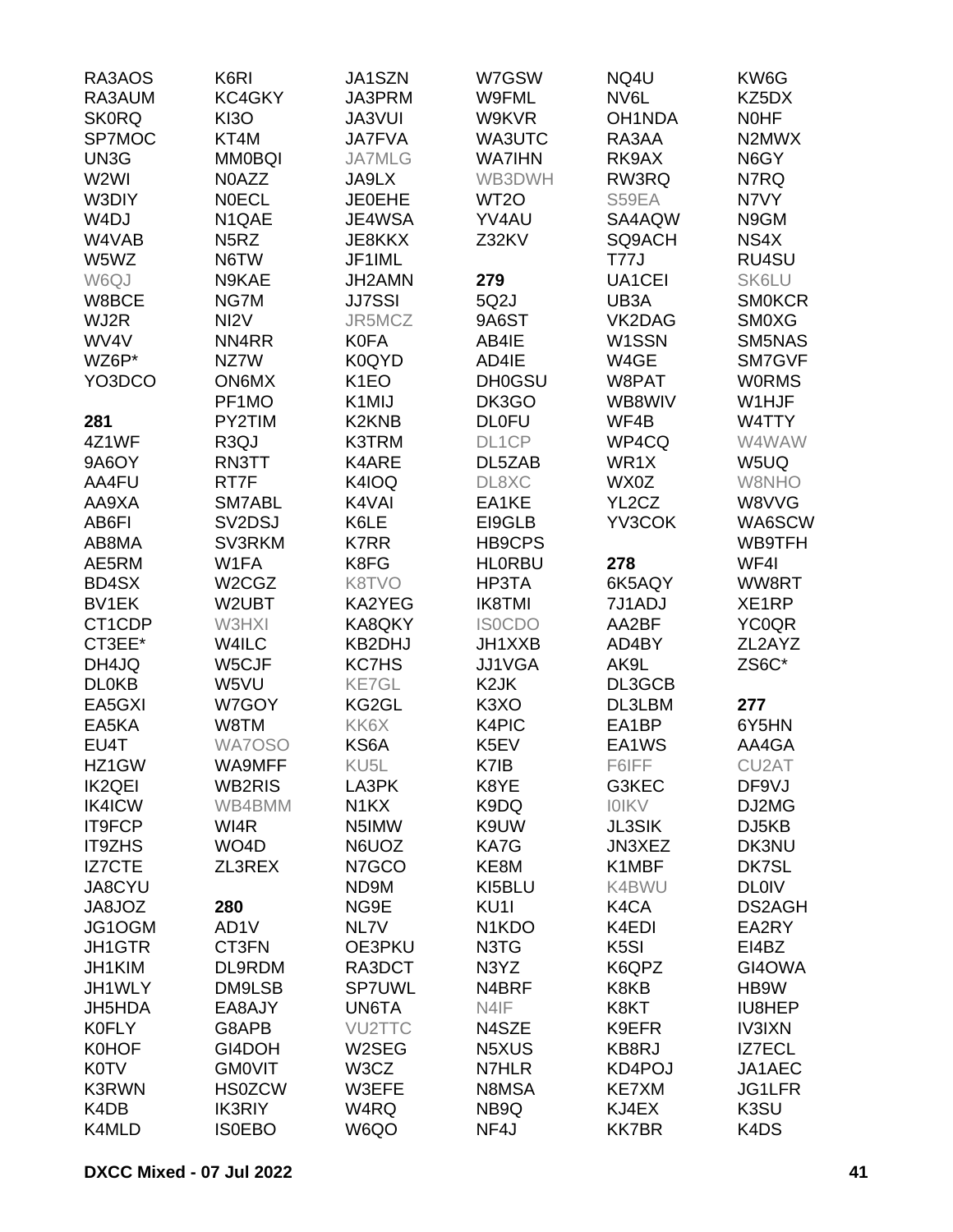RA3AOS
RA3AUM
SK0RQ
SP7MOC
UN3G
W2WI
W3DIY
W4DJ
W4VAB
W5WZ
W6QJ
W8BCE
WJ2R
WV4V
WZ6P*
YO3DCO

**281**

4Z1WF
9A6OY
AA4FU
AA9XA
AB6FI
AB8MA
AE5RM
BD4SX
BV1EK
CT1CDP
CT3EE*
DH4JQ
DL0KB
EA5GXI
EA5KA
EU4T
HZ1GW
IK2QEI
IK4ICW
IT9FCP
IT9ZHS
IZ7CTE
JA8CYU
JA8JOZ
JG1OGM
JH1GTR
JH1KIM
JH1WLY
JH5HDA
K0FLY
K0HOF
K0TV
K3RWN
K4DB
K4MLD
K6RI
KC4GKY
KI3O
KT4M
MM0BQI
N0AZZ
N0ECL
N1QAE
N5RZ
N6TW
N9KAE
NG7M
NI2V
NN4RR
NZ7W
ON6MX
PF1MO
PY2TIM
R3QJ
RN3TT
RT7F
SM7ABL
SV2DSJ
SV3RKM
W1FA
W2CGZ
W2UBT
W3HXI
W4ILC
W5CJF
W5VU
W7GOY
W8TM
WA7OSO
WA9MFF
WB2RIS
WB4BMM
WI4R
WO4D
ZL3REX

**280**

AD1V
CT3FN
DL9RDM
DM9LSB
EA8AJY
G8APB
GI4DOH
GM0VIT
HS0ZCW
IK3RIY
IS0EBO
JA1SZN
JA3PRM
JA3VUI
JA7FVA
JA7MLG
JA9LX
JE0EHE
JE4WSA
JE8KKX
JF1IML
JH2AMN
JJ7SSI
JR5MCZ
K0FA
K0QYD
K1EO
K1MIJ
K2KNB
K3TRM
K4ARE
K4IOQ
K4VAI
K6LE
K7RR
K8FG
K8TVO
KA2YEG
KA8QKY
KB2DHJ
KC7HS
KE7GL
KG2GL
KK6X
KS6A
KU5L
LA3PK
N1KX
N5IMW
N6UOZ
N7GCO
ND9M
NG9E
NL7V
OE3PKU
RA3DCT
SP7UWL
UN6TA
VU2TTC
W2SEG
W3CZ
W3EFE
W4RQ
W6QO
W7GSW
W9FML
W9KVR
WA3UTC
WA7IHN
WB3DWH
WT2O
YV4AU
Z32KV

**279**

5Q2J
9A6ST
AB4IE
AD4IE
DH0GSU
DK3GO
DL0FU
DL1CP
DL5ZAB
DL8XC
EA1KE
EI9GLB
HB9CPS
HL0RBU
HP3TA
IK8TMI
IS0CDO
JH1XXB
JJ1VGA
K2JK
K3XO
K4PIC
K5EV
K7IB
K8YE
K9DQ
K9UW
KA7G
KE8M
KI5BLU
KU1I
N1KDO
N3TG
N3YZ
N4BRF
N4IF
N4SZE
N5XUS
N7HLR
N8MSA
NB9Q
NF4J
NQ4U
NV6L
OH1NDA
RA3AA
RK9AX
RW3RQ
S59EA
SA4AQW
SQ9ACH
T77J
UA1CEI
UB3A
VK2DAG
W1SSN
W4GE
W8PAT
WB8WIV
WF4B
WP4CQ
WR1X
WX0Z
YL2CZ
YV3COK

**278**

6K5AQY
7J1ADJ
AA2BF
AD4BY
AK9L
DL3GCB
DL3LBM
EA1BP
EA1WS
F6IFF
G3KEC
I0IKV
JL3SIK
JN3XEZ
K1MBF
K4BWU
K4CA
K4EDI
K5SI
K6QPZ
K8KB
K8KT
K9EFR
KB8RJ
KD4POJ
KE7XM
KJ4EX
KK7BR
KW6G
KZ5DX
N0HF
N2MWX
N6GY
N7RQ
N7VY
N9GM
NS4X
RU4SU
SK6LU
SM0KCR
SM0XG
SM5NAS
SM7GVF
W0RMS
W1HJF
W4TTY
W4WAW
W5UQ
W8NHO
W8VVG
WA6SCW
WB9TFH
WF4I
WW8RT
XE1RP
YC0QR
ZL2AYZ
ZS6C*

**277**

6Y5HN
AA4GA
CU2AT
DF9VJ
DJ2MG
DJ5KB
DK3NU
DK7SL
DL0IV
DS2AGH
EA2RY
EI4BZ
GI4OWA
HB9W
IU8HEP
IV3IXN
IZ7ECL
JA1AEC
JG1LFR
K3SU
K4DS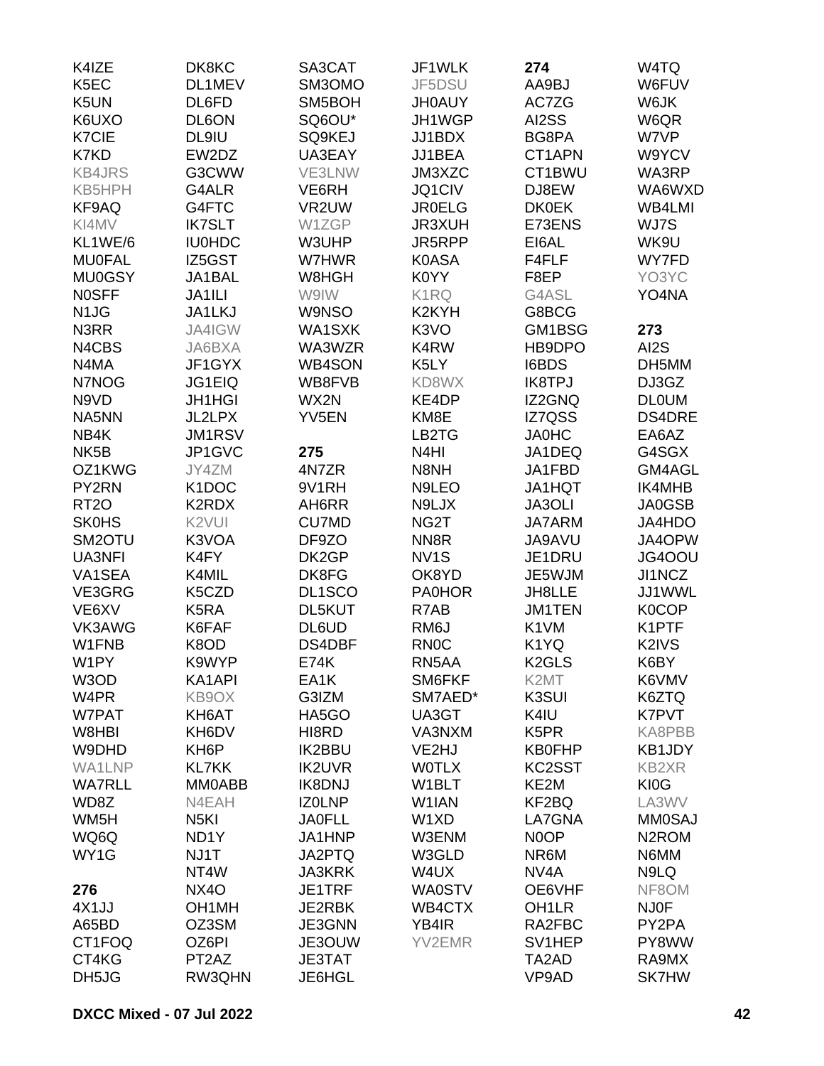K4IZE
K5EC
K5UN
K6UXO
K7CIE
K7KD
KB4JRS
KB5HPH
KF9AQ
KI4MV
KL1WE/6
MU0FAL
MU0GSY
N0SFF
N1JG
N3RR
N4CBS
N4MA
N7NOG
N9VD
NA5NN
NB4K
NK5B
OZ1KWG
PY2RN
RT2O
SK0HS
SM2OTU
UA3NFI
VA1SEA
VE3GRG
VE6XV
VK3AWG
W1FNB
W1PY
W3OD
W4PR
W7PAT
W8HBI
W9DHD
WA1LNP
WA7RLL
WD8Z
WM5H
WQ6Q
WY1G

**276**

4X1JJ
A65BD
CT1FOQ
CT4KG
DH5JG
DK8KC
DL1MEV
DL6FD
DL6ON
DL9IU
EW2DZ
G3CWW
G4ALR
G4FTC
IK7SLT
IU0HDC
IZ5GST
JA1BAL
JA1ILI
JA1LKJ
JA4IGW
JA6BXA
JF1GYX
JG1EIQ
JH1HGI
JL2LPX
JM1RSV
JP1GVC
JY4ZM
K1DOC
K2RDX
K2VUI
K3VOA
K4FY
K4MIL
K5CZD
K5RA
K6FAF
K8OD
K9WYP
KA1API
KB9OX
KH6AT
KH6DV
KH6P
KL7KK
MM0ABB
N4EAH
N5KI
ND1Y
NJ1T
NT4W
NX4O
OH1MH
OZ3SM
OZ6PI
PT2AZ
RW3QHN
SA3CAT
SM3OMO
SM5BOH
SQ6OU*
SQ9KEJ
UA3EAY
VE3LNW
VE6RH
VR2UW
W1ZGP
W3UHP
W7HWR
W8HGH
W9IW
W9NSO
WA1SXK
WA3WZR
WB4SON
WB8FVB
WX2N
YV5EN

**275**

4N7ZR
9V1RH
AH6RR
CU7MD
DF9ZO
DK2GP
DK8FG
DL1SCO
DL5KUT
DL6UD
DS4DBF
E74K
EA1K
G3IZM
HA5GO
HI8RD
IK2BBU
IK2UVR
IK8DNJ
IZ0LNP
JA0FLL
JA1HNP
JA2PTQ
JA3KRK
JE1TRF
JE2RBK
JE3GNN
JE3OUW
JE3TAT
JE6HGL
JF1WLK
JF5DSU
JH0AUY
JH1WGP
JJ1BDX
JJ1BEA
JM3XZC
JQ1CIV
JR0ELG
JR3XUH
JR5RPP
K0ASA
K0YY
K1RQ
K2KYH
K3VO
K4RW
K5LY
KD8WX
KE4DP
KM8E
LB2TG
N4HI
N8NH
N9LEO
N9LJX
NG2T
NN8R
NV1S
OK8YD
PA0HOR
R7AB
RM6J
RN0C
RN5AA
SM6FKF
SM7AED*
UA3GT
VA3NXM
VE2HJ
W0TLX
W1BLT
W1IAN
W1XD
W3ENM
W3GLD
W4UX
WA0STV
WB4CTX
YB4IR
YV2EMR

**274**

AA9BJ
AC7ZG
AI2SS
BG8PA
CT1APN
CT1BWU
DJ8EW
DK0EK
E73ENS
EI6AL
F4FLF
F8EP
G4ASL
G8BCG
GM1BSG
HB9DPO
I6BDS
IK8TPJ
IZ2GNQ
IZ7QSS
JA0HC
JA1DEQ
JA1FBD
JA1HQT
JA3OLI
JA7ARM
JA9AVU
JE1DRU
JE5WJM
JH8LLE
JM1TEN
K1VM
K1YQ
K2GLS
K2MT
K3SUI
K4IU
K5PR
KB0FHP
KC2SST
KE2M
KF2BQ
LA7GNA
N0OP
NR6M
NV4A
OE6VHF
OH1LR
RA2FBC
SV1HEP
TA2AD
VP9AD
W4TQ
W6FUV
W6JK
W6QR
W7VP
W9YCV
WA3RP
WA6WXD
WB4LMI
WJ7S
WK9U
WY7FD
YO3YC
YO4NA

**273**

AI2S
DH5MM
DJ3GZ
DL0UM
DS4DRE
EA6AZ
G4SGX
GM4AGL
IK4MHB
JA0GSB
JA4HDO
JA4OPW
JG4OOU
JI1NCZ
JJ1WWL
K0COP
K1PTF
K2IVS
K6BY
K6VMV
K6ZTQ
K7PVT
KA8PBB
KB1JDY
KB2XR
KI0G
LA3WV
MM0SAJ
N2ROM
N6MM
N9LQ
NF8OM
NJ0F
PY2PA
PY8WW
RA9MX
SK7HW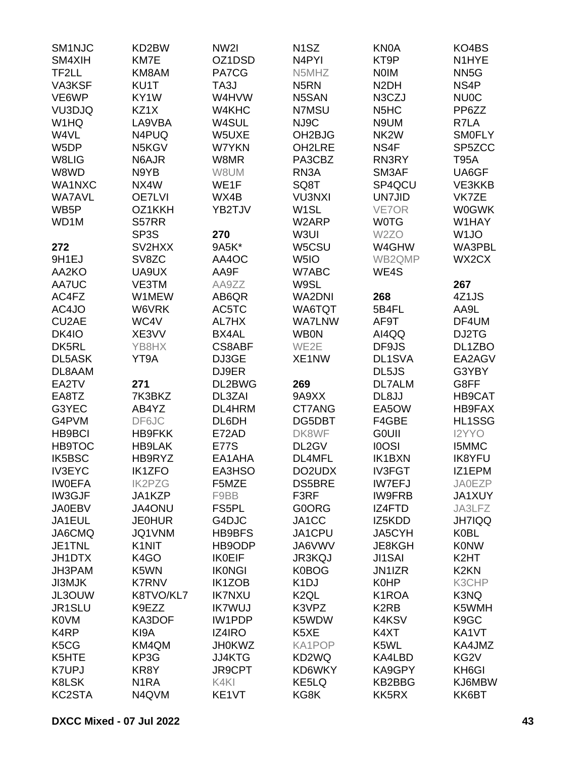SM1NJC
SM4XIH
TF2LL
VA3KSF
VE6WP
VU3DJQ
W1HQ
W4VL
W5DP
W8LIG
W8WD
WA1NXC
WA7AVL
WB5P
WD1M

**272**

9H1EJ
AA2KO
AA7UC
AC4FZ
AC4JO
CU2AE
DK4IO
DK5RL
DL5ASK
DL8AAM
EA2TV
EA8TZ
G3YEC
G4PVM
HB9BCI
HB9TOC
IK5BSC
IV3EYC
IW0EFA
IW3GJF
JA0EBV
JA1EUL
JA6CMQ
JE1TNL
JH1DTX
JH3PAM
JI3MJK
JL3OUW
JR1SLU
K0VM
K4RP
K5CG
K5HTE
K7UPJ
K8LSK
KC2STA
KD2BW
KM7E
KM8AM
KU1T
KY1W
KZ1X
LA9VBA
N4PUQ
N5KGV
N6AJR
N9YB
NX4W
OE7LVI
OZ1KKH
S57RR
SP3S
SV2HXX
SV8ZC
UA9UX
VE3TM
W1MEW
W6VRK
WC4V
XE3VV
YB8HX
YT9A

**271**

7K3BKZ
AB4YZ
DF6JC
HB9FKK
HB9LAK
HB9RYZ
IK1ZFO
IK2PZG
JA1KZP
JA4ONU
JE0HUR
JQ1VNM
K1NIT
K4GO
K5WN
K7RNV
K8TVO/KL7
K9EZZ
KA3DOF
KI9A
KM4QM
KP3G
KR8Y
N1RA
N4QVM
NW2I
OZ1DSD
PA7CG
TA3J
W4HVW
W4KHC
W4SUL
W5UXE
W7YKN
W8MR
W8UM
WE1F
WX4B
YB2TJV

**270**

9A5K*
AA4OC
AA9F
AA9ZZ
AB6QR
AC5TC
AL7HX
BX4AL
CS8ABF
DJ3GE
DJ9ER
DL2BWG
DL3ZAI
DL4HRM
DL6DH
E72AD
E77S
EA1AHA
EA3HSO
F5MZE
F9BB
FS5PL
G4DJC
HB9BFS
HB9ODP
IK0EIF
IK0NGI
IK1ZOB
IK7NXU
IK7WUJ
IW1PDP
IZ4IRO
JH0KWZ
JJ4KTG
JR9CPT
K4KI
KE1VT
N1SZ
N4PYI
N5MHZ
N5RN
N5SAN
N7MSU
NJ9C
OH2BJG
OH2LRE
PA3CBZ
RN3A
SQ8T
VU3NXI
W1SL
W2ARP
W3UI
W5CSU
W5IO
W7ABC
W9SL
WA2DNI
WA6TQT
WA7LNW
WB0N
WE2E
XE1NW

**269**

9A9XX
CT7ANG
DG5DBT
DK8WF
DL2GV
DL4MFL
DO2UDX
DS5BRE
F3RF
G0ORG
JA1CC
JA1CPU
JA6VWV
JR3KQJ
K0BOG
K1DJ
K2QL
K3VPZ
K5WDW
K5XE
KA1POP
KD2WQ
KD6WKY
KE5LQ
KG8K
KN0A
KT9P
N0IM
N2DH
N3CZJ
N5HC
N9UM
NK2W
NS4F
RN3RY
SM3AF
SP4QCU
UN7JID
VE7OR
W0TG
W2ZO
W4GHW
WB2QMP
WE4S

**268**

5B4FL
AF9T
AI4QQ
DF9JS
DL1SVA
DL5JS
DL7ALM
DL8JJ
EA5OW
F4GBE
G0UII
I0OSI
IK1BXN
IV3FGT
IW7EFJ
IW9FRB
IZ4FTD
IZ5KDD
JA5CYH
JE8KGH
JI1SAI
JN1IZR
K0HP
K1ROA
K2RB
K4KSV
K4XT
K5WL
KA4LBD
KA9GPY
KB2BBG
KK5RX
KO4BS
N1HYE
NN5G
NS4P
NU0C
PP6ZZ
R7LA
SM0FLY
SP5ZCC
T95A
UA6GF
VE3KKB
VK7ZE
W0GWK
W1HAY
W1JO
WA3PBL
WX2CX

**267**

4Z1JS
AA9L
DF4UM
DJ2TG
DL1ZBO
EA2AGV
G3YBY
G8FF
HB9CAT
HB9FAX
HL1SSG
I2YYO
I5MMC
IK8YFU
IZ1EPM
JA0EZP
JA1XUY
JA3LFZ
JH7IQQ
K0BL
K0NW
K2HT
K2KN
K3CHP
K3NQ
K5WMH
K9GC
KA1VT
KA4JMZ
KG2V
KH6GI
KJ6MBW
KK6BT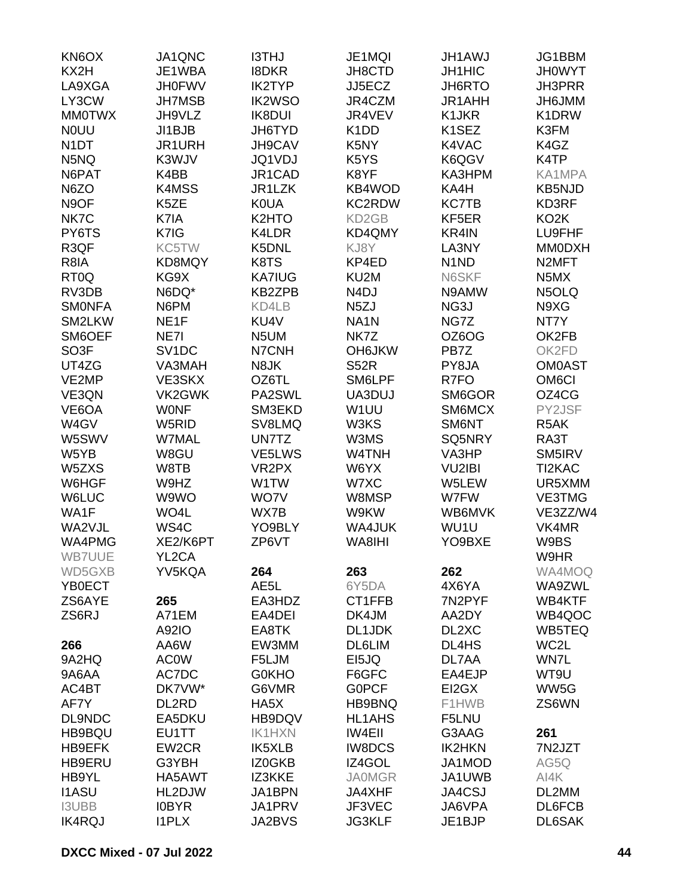KN6OX
KX2H
LA9XGA
LY3CW
MM0TWX
N0UU
N1DT
N5NQ
N6PAT
N6ZO
N9OF
NK7C
PY6TS
R3QF
R8IA
RT0Q
RV3DB
SM0NFA
SM2LKW
SM6OEF
SO3F
UT4ZG
VE2MP
VE3QN
VE6OA
W4GV
W5SWV
W5YB
W5ZXS
W6HGF
W6LUC
WA1F
WA2VJL
WA4PMG
WB7UUE
WD5GXB
YB0ECT
ZS6AYE
ZS6RJ

**266**
9A2HQ
9A6AA
AC4BT
AF7Y
DL9NDC
HB9BQU
HB9EFK
HB9ERU
HB9YL
I1ASU
I3UBB
IK4RQJ

JA1QNC
JE1WBA
JH0FWV
JH7MSB
JH9VLZ
JI1BJB
JR1URH
K3WJV
K4BB
K4MSS
K5ZE
K7IA
K7IG
KC5TW
KD8MQY
KG9X
N6DQ*
N6PM
NE1F
NE7I
SV1DC
VA3MAH
VE3SKX
VK2GWK
W0NF
W5RID
W7MAL
W8GU
W8TB
W9HZ
W9WO
WO4L
WS4C
XE2/K6PT
YL2CA
YV5KQA

**265**
A71EM
A92IO
AA6W
AC0W
AC7DC
DK7VW*
DL2RD
EA5DKU
EU1TT
EW2CR
G3YBH
HA5AWT
HL2DJW
I0BYR
I1PLX

I3THJ
I8DKR
IK2TYP
IK2WSO
IK8DUI
JH6TYD
JH9CAV
JQ1VDJ
JR1CAD
JR1LZK
K0UA
K2HTO
K4LDR
K5DNL
K8TS
KA7IUG
KB2ZPB
KD4LB
KU4V
N5UM
N7CNH
N8JK
OZ6TL
PA2SWL
SM3EKD
SV8LMQ
UN7TZ
VE5LWS
VR2PX
W1TW
WO7V
WX7B
YO9BLY
ZP6VT

**264**
AE5L
EA3HDZ
EA4DEI
EA8TK
EW3MM
F5LJM
G0KHO
G6VMR
HA5X
HB9DQV
IK1HXN
IK5XLB
IZ0GKB
IZ3KKE
JA1BPN
JA1PRV
JA2BVS

JE1MQI
JH8CTD
JJ5ECZ
JR4CZM
JR4VEV
K1DD
K5NY
K5YS
K8YF
KB4WOD
KC2RDW
KD2GB
KD4QMY
KJ8Y
KP4ED
KU2M
N4DJ
N5ZJ
NA1N
NK7Z
OH6JKW
S52R
SM6LPF
UA3DUJ
W1UU
W3KS
W3MS
W4TNH
W6YX
W7XC
W8MSP
W9KW
WA4JUK
WA8IHI

**263**
6Y5DA
CT1FFB
DK4JM
DL1JDK
DL6LIM
EI5JQ
F6GFC
G0PCF
HB9BNQ
HL1AHS
IW4EII
IW8DCS
IZ4GOL
JA0MGR
JA4XHF
JF3VEC
JG3KLF

JH1AWJ
JH1HIC
JH6RTO
JR1AHH
K1JKR
K1SEZ
K4VAC
K6QGV
KA3HPM
KA4H
KC7TB
KF5ER
KR4IN
LA3NY
N1ND
N6SKF
N9AMW
NG3J
NG7Z
OZ6OG
PB7Z
PY8JA
R7FO
SM6GOR
SM6MCX
SM6NT
SQ5NRY
VA3HP
VU2IBI
W5LEW
W7FW
WB6MVK
WU1U
YO9BXE

**262**
4X6YA
7N2PYF
AA2DY
DL2XC
DL4HS
DL7AA
EA4EJP
EI2GX
F1HWB
F5LNU
G3AAG
IK2HKN
JA1MOD
JA1UWB
JA4CSJ
JA6VPA
JE1BJP

JG1BBM
JH0WYT
JH3PRR
JH6JMM
K1DRW
K3FM
K4GZ
K4TP
KA1MPA
KB5NJD
KD3RF
KO2K
LU9FHF
MM0DXH
N2MFT
N5MX
N5OLQ
N9XG
NT7Y
OK2FB
OK2FD
OM0AST
OM6CI
OZ4CG
PY2JSF
R5AK
RA3T
SM5IRV
TI2KAC
UR5XMM
VE3TMG
VE3ZZ/W4
VK4MR
W9BS
W9HR
WA4MOQ
WA9ZWL
WB4KTF
WB4QOC
WB5TEQ
WC2L
WN7L
WT9U
WW5G
ZS6WN

**261**
7N2JZT
AG5Q
AI4K
DL2MM
DL6FCB
DL6SAK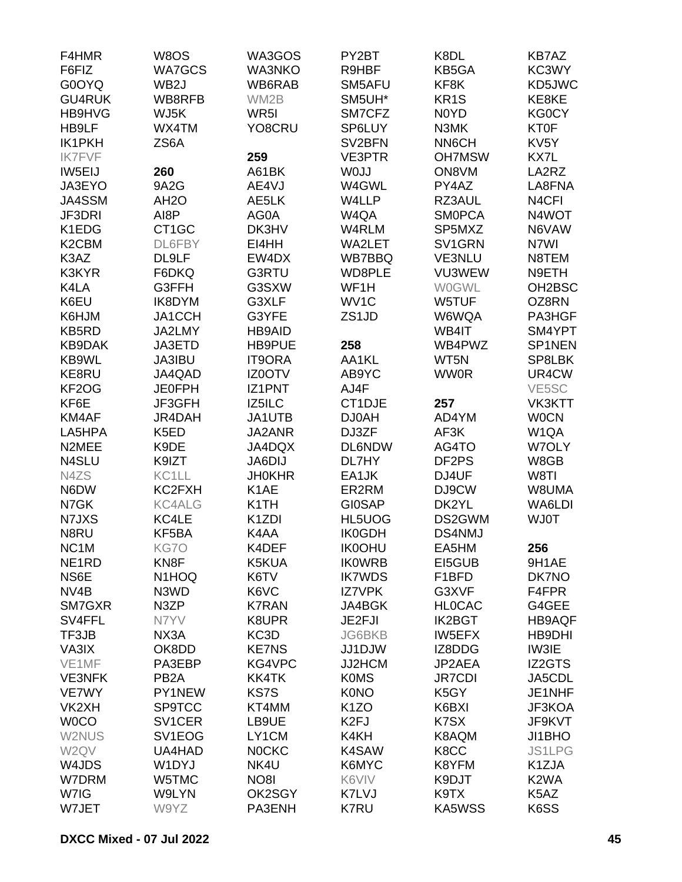F4HMR
F6FIZ
G0OYQ
GU4RUK
HB9HVG
HB9LF
IK1PKH
IK7FVF
IW5EIJ
JA3EYO
JA4SSM
JF3DRI
K1EDG
K2CBM
K3AZ
K3KYR
K4LA
K6EU
K6HJM
KB5RD
KB9DAK
KB9WL
KE8RU
KF2OG
KF6E
KM4AF
LA5HPA
N2MEE
N4SLU
N4ZS
N6DW
N7GK
N7JXS
N8RU
NC1M
NE1RD
NS6E
NV4B
SM7GXR
SV4FFL
TF3JB
VA3IX
VE1MF
VE3NFK
VE7WY
VK2XH
W0CO
W2NUS
W2QV
W4JDS
W7DRM
W7IG
W7JET
W8OS
WA7GCS
WB2J
WB8RFB
WJ5K
WX4TM
ZS6A

**260**

9A2G
AH2O
AI8P
CT1GC
DL6FBY
DL9LF
F6DKQ
G3FFH
IK8DYM
JA1CCH
JA2LMY
JA3ETD
JA3IBU
JA4QAD
JE0FPH
JF3GFH
JR4DAH
K5ED
K9DE
K9IZT
KC1LL
KC2FXH
KC4ALG
KC4LE
KF5BA
KG7O
KN8F
N1HOQ
N3WD
N3ZP
N7YV
NX3A
OK8DD
PA3EBP
PB2A
PY1NEW
SP9TCC
SV1CER
SV1EOG
UA4HAD
W1DYJ
W5TMC
W9LYN
W9YZ
WA3GOS
WA3NKO
WB6RAB
WM2B
WR5I
YO8CRU

**259**

A61BK
AE4VJ
AE5LK
AG0A
DK3HV
EI4HH
EW4DX
G3RTU
G3SXW
G3XLF
G3YFE
HB9AID
HB9PUE
IT9ORA
IZ0OTV
IZ1PNT
IZ5ILC
JA1UTB
JA2ANR
JA4DQX
JA6DIJ
JH0KHR
K1AE
K1TH
K1ZDI
K4AA
K4DEF
K5KUA
K6TV
K6VC
K7RAN
K8UPR
KC3D
KE7NS
KG4VPC
KK4TK
KS7S
KT4MM
LB9UE
LY1CM
N0CKC
NK4U
NO8I
OK2SGY
PA3ENH
PY2BT
R9HBF
SM5AFU
SM5UH*
SM7CFZ
SP6LUY
SV2BFN
VE3PTR
W0JJ
W4GWL
W4LLP
W4QA
W4RLM
WA2LET
WB7BBQ
WD8PLE
WF1H
WV1C
ZS1JD

**258**

AA1KL
AB9YC
AJ4F
CT1DJE
DJ0AH
DJ3ZF
DL6NDW
DL7HY
EA1JK
ER2RM
GI0SAP
HL5UOG
IK0GDH
IK0OHU
IK0WRB
IK7WDS
IZ7VPK
JA4BGK
JE2FJI
JG6BKB
JJ1DJW
JJ2HCM
K0MS
K0NO
K1ZO
K2FJ
K4KH
K4SAW
K6MYC
K6VIV
K7LVJ
K7RU
K8DL
KB5GA
KF8K
KR1S
N0YD
N3MK
NN6CH
OH7MSW
ON8VM
PY4AZ
RZ3AUL
SM0PCA
SP5MXZ
SV1GRN
VE3NLU
VU3WEW
W0GWL
W5TUF
W6WQA
WB4IT
WB4PWZ
WT5N
WW0R

**257**

AD4YM
AF3K
AG4TO
DF2PS
DJ4UF
DJ9CW
DK2YL
DS2GWM
DS4NMJ
EA5HM
EI5GUB
F1BFD
G3XVF
HL0CAC
IK2BGT
IW5EFX
IZ8DDG
JP2AEA
JR7CDI
K5GY
K6BXI
K7SX
K8AQM
K8CC
K8YFM
K9DJT
K9TX
KA5WSS
KB7AZ
KC3WY
KD5JWC
KE8KE
KG0CY
KT0F
KV5Y
KX7L
LA2RZ
LA8FNA
N4CFI
N4WOT
N6VAW
N7WI
N8TEM
N9ETH
OH2BSC
OZ8RN
PA3HGF
SM4YPT
SP1NEN
SP8LBK
UR4CW
VE5SC
VK3KTT
W0CN
W1QA
W7OLY
W8GB
W8TI
W8UMA
WA6LDI
WJ0T

**256**

9H1AE
DK7NO
F4FPR
G4GEE
HB9AQF
HB9DHI
IW3IE
IZ2GTS
JA5CDL
JE1NHF
JF3KOA
JF9KVT
JI1BHO
JS1LPG
K1ZJA
K2WA
K5AZ
K6SS

DXCC Mixed - 07 Jul 2022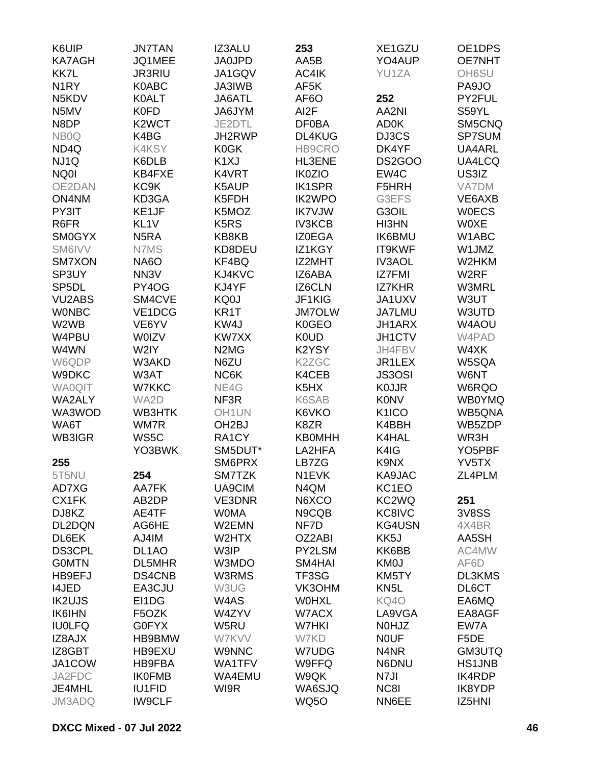K6UIP
KA7AGH
KK7L
N1RY
N5KDV
N5MV
N8DP
NB0Q
ND4Q
NJ1Q
NQ0I
OE2DAN
ON4NM
PY3IT
R6FR
SM0GYX
SM6IVV
SM7XON
SP3UY
SP5DL
VU2ABS
W0NBC
W2WB
W4PBU
W4WN
W6QDP
W9DKC
WA0QIT
WA2ALY
WA3WOD
WA6T
WB3IGR

**255**

5T5NU
AD7XG
CX1FK
DJ8KZ
DL2DQN
DL6EK
DS3CPL
G0MTN
HB9EFJ
I4JED
IK2UJS
IK6IHN
IU0LFQ
IZ8AJX
IZ8GBT
JA1COW
JA2FDC
JE4MHL
JM3ADQ
JN7TAN
JQ1MEE
JR3RIU
K0ABC
K0ALT
K0FD
K2WCT
K4BG
K4KSY
K6DLB
KB4FXE
KC9K
KD3GA
KE1JF
KL1V
N5RA
N7MS
NA6O
NN3V
PY4OG
SM4CVE
VE1DCG
VE6YV
W0IZV
W2IY
W3AKD
W3AT
W7KKC
WA2D
WB3HTK
WM7R
WS5C
YO3BWK

**254**

AA7FK
AB2DP
AE4TF
AG6HE
AJ4IM
DL1AO
DL5MHR
DS4CNB
EA3CJU
EI1DG
F5OZK
G0FYX
HB9BMW
HB9EXU
HB9FBA
IK0FMB
IU1FID
IW9CLF
IZ3ALU
JA0JPD
JA1GQV
JA3IWB
JA6ATL
JA6JYM
JE2DTL
JH2RWP
K0GK
K1XJ
K4VRT
K5AUP
K5FDH
K5MOZ
K5RS
KB8KB
KD8DEU
KF4BQ
KJ4KVC
KQ0J
KR1T
KW4J
KW7XX
N2MG
N6ZU
NC6K
NE4G
NF3R
OH1UN
OH2BJ
RA1CY
SM5DUT*
SM6PRX
SM7TZK
UA9CIM
VE3DNR
W0MA
W2EMN
W2HTX
W3IP
W3MDO
W3RMS
W3UG
W4AS
W4ZYV
W5RU
W7KVV
W9NNC
WA1TFV
WA4EMU
WI9R

**253**

AA5B
AC4IK
AF5K
AF6O
AI2F
DF0BA
DL4KUG
HB9CRO
HL3ENE
IK0ZIO
IK1SPR
IK2WPO
IK7VJW
IV3KCB
IZ0EGA
IZ1KGY
IZ2MHT
IZ6ABA
IZ6CLN
JF1KIG
JM7OLW
K0GEO
K0UD
K2YSY
K2ZGC
K4CEB
K5HX
K6SAB
K6VKO
K8ZR
KB0MHH
LA2HFA
LB7ZG
N1EVK
N4QM
N6XCO
N9CQB
NF7D
OZ2ABI
PY2LSM
SM4HAI
TF3SG
VK3OHM
W0HXL
W7ACX
W7HKI
W7KD
W7UDG
W9FFQ
W9QK
WA6SJQ
WQ5O
XE1GZU
YO4AUP
YU1ZA

**252**

AA2NI
AD0K
DJ3CS
DK4YF
DS2GOO
EW4C
F5HRH
G3EFS
G3OIL
HI3HN
IK6BMU
IT9KWF
IV3AOL
IZ7FMI
IZ7KHR
JA1UXV
JA7LMU
JH1ARX
JH1CTV
JH4FBV
JR1LEX
JS3OSI
K0JJR
K0NV
K1ICO
K4BBH
K4HAL
K4IG
K9NX
KA9JAC
KC1EO
KC2WQ
KC8IVC
KG4USN
KK5J
KK6BB
KM0J
KM5TY
KN5L
KQ4O
LA9VGA
N0HJZ
N0UF
N4NR
N6DNU
N7JI
NC8I
NN6EE
OE1DPS
OE7NHT
OH6SU
PA9JO
PY2FUL
S59YL
SM5CNQ
SP7SUM
UA4ARL
UA4LCQ
US3IZ
VA7DM
VE6AXB
W0ECS
W0XE
W1ABC
W1JMZ
W2HKM
W2RF
W3MRL
W3UT
W3UTD
W4AOU
W4PAD
W4XK
W5SQA
W6NT
W6RQO
WB0YMQ
WB5QNA
WB5ZDP
WR3H
YO5PBF
YV5TX
ZL4PLM

**251**

3V8SS
4X4BR
AA5SH
AC4MW
AF6D
DL3KMS
DL6CT
EA6MQ
EA8AGF
EW7A
F5DE
GM3UTQ
HS1JNB
IK4RDP
IK8YDP
IZ5HNI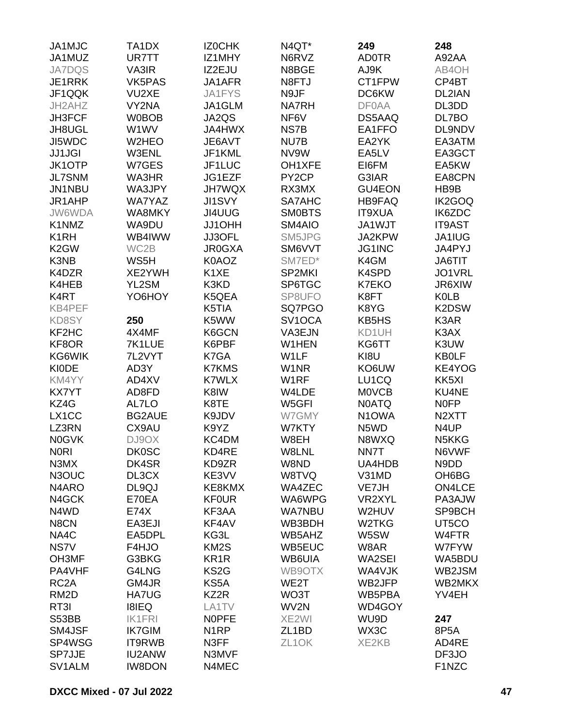JA1MJC
JA1MUZ
JA7DQS
JE1RRK
JF1QQK
JH2AHZ
JH3FCF
JH8UGL
JI5WDC
JJ1JGI
JK1OTP
JL7SNM
JN1NBU
JR1AHP
JW6WDA
K1NMZ
K1RH
K2GW
K3NB
K4DZR
K4HEB
K4RT
KB4PEF
KD8SY
KF2HC
KF8OR
KG6WIK
KI0DE
KM4YY
KX7YT
KZ4G
LX1CC
LZ3RN
N0GVK
N0RI
N3MX
N3OUC
N4ARO
N4GCK
N4WD
N8CN
NA4C
NS7V
OH3MF
PA4VHF
RC2A
RM2D
RT3I
S53BB
SM4JSF
SP4WSG
SP7JJE
SV1ALM

TA1DX
UR7TT
VA3IR
VK5PAS
VU2XE
VY2NA
W0BOB
W1WV
W2HEO
W3ENL
W7GES
WA3HR
WA3JPY
WA7YAZ
WA8MKY
WA9DU
WB4IWW
WC2B
WS5H
XE2YWH
YL2SM
YO6HOY

**250**

4X4MF
7K1LUE
7L2VYT
AD3Y
AD4XV
AD8FD
AL7LO
BG2AUE
CX9AU
DJ9OX
DK0SC
DK4SR
DL3CX
DL9QJ
E70EA
E74X
EA3EJI
EA5DPL
F4HJO
G3BKG
G4LNG
GM4JR
HA7UG
I8IEQ
IK1FRI
IK7GIM
IT9RWB
IU2ANW
IW8DON

IZ0CHK
IZ1MHY
IZ2EJU
JA1AFR
JA1FYS
JA1GLM
JA2QS
JA4HWX
JE6AVT
JF1KML
JF1LUC
JG1EZF
JH7WQX
JI1SVY
JI4UUG
JJ1OHH
JJ3OFL
JR0GXA
K0AOZ
K1XE
K3KD
K5QEA
K5TIA
K5WW
K6GCN
K6PBF
K7GA
K7KMS
K7WLX
K8IW
K8TE
K9JDV
K9YZ
KC4DM
KD4RE
KD9ZR
KE3VV
KE8KMX
KF0UR
KF3AA
KF4AV
KG3L
KM2S
KR1R
KS2G
KS5A
KZ2R
LA1TV
N0PFE
N1RP
N3FF
N3MVF
N4MEC

N4QT*
N6RVZ
N8BGE
N8FTJ
N9JF
NA7RH
NF6V
NS7B
NU7B
NV9W
OH1XFE
PY2CP
RX3MX
SA7AHC
SM0BTS
SM4AIO
SM5JPG
SM6VVT
SM7ED*
SP2MKI
SP6TGC
SP8UFO
SQ7PGO
SV1OCA
VA3EJN
W1HEN
W1LF
W1NR
W1RF
W4LDE
W5GFI
W7GMY
W7KTY
W8EH
W8LNL
W8ND
W8TVQ
WA4ZEC
WA6WPG
WA7NBU
WB3BDH
WB5AHZ
WB5EUC
WB6UIA
WB9OTX
WE2T
WO3T
WV2N
XE2WI
ZL1BD
ZL1OK

**249**

AD0TR
AJ9K
CT1FPW
DC6KW
DF0AA
DS5AAQ
EA1FFO
EA2YK
EA5LV
EI6FM
G3IAR
GU4EON
HB9FAQ
IT9XUA
JA1WJT
JA2KPW
JG1INC
K4GM
K4SPD
K7EKO
K8FT
K8YG
KB5HS
KD1UH
KG6TT
KI8U
KO6UW
LU1CQ
M0VCB
N0ATQ
N1OWA
N5WD
N8WXQ
NN7T
UA4HDB
V31MD
VE7JH
VR2XYL
W2HUV
W2TKG
W5SW
W8AR
WA2SEI
WA4VJK
WB2JFP
WB5PBA
WD4GOY
WU9D
WX3C
XE2KB

**248**

A92AA
AB4OH
CP4BT
DL2IAN
DL3DD
DL7BO
DL9NDV
EA3ATM
EA3GCT
EA5KW
EA8CPN
HB9B
IK2GOQ
IK6ZDC
IT9AST
JA1IUG
JA4PYJ
JA6TIT
JO1VRL
JR6XIW
K0LB
K2DSW
K3AR
K3AX
K3UW
KB0LF
KE4YOG
KK5XI
KU4NE
N0FP
N2XTT
N4UP
N5KKG
N6VWF
N9DD
OH6BG
ON4LCE
PA3AJW
SP9BCH
UT5CO
W4FTR
W7FYW
WA5BDU
WB2JSM
WB2MKX
YV4EH

**247**

8P5A
AD4RE
DF3JO
F1NZC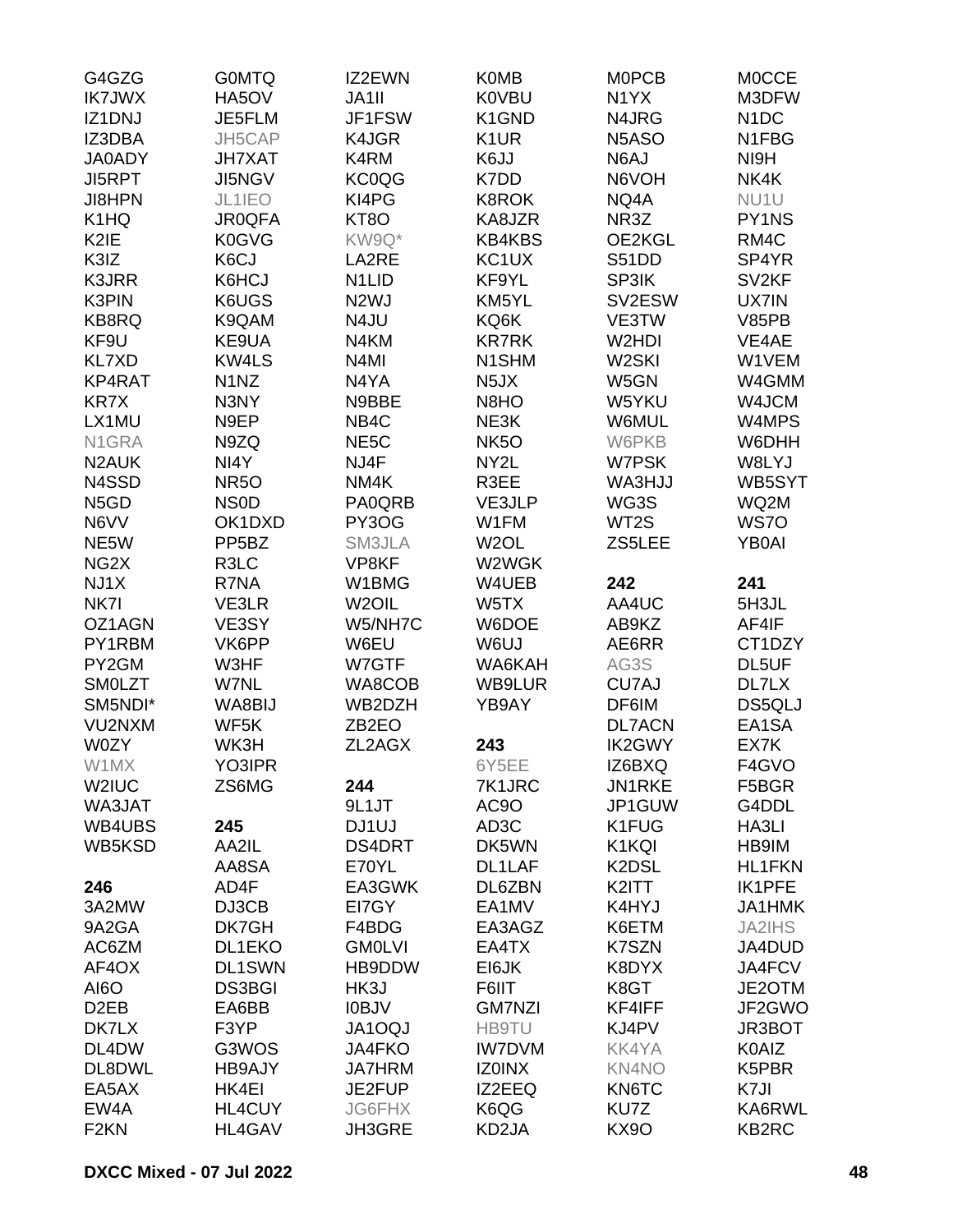G4GZG
IK7JWX
IZ1DNJ
IZ3DBA
JA0ADY
JI5RPT
JI8HPN
K1HQ
K2IE
K3IZ
K3JRR
K3PIN
KB8RQ
KF9U
KL7XD
KP4RAT
KR7X
LX1MU
N1GRA
N2AUK
N4SSD
N5GD
N6VV
NE5W
NG2X
NJ1X
NK7I
OZ1AGN
PY1RBM
PY2GM
SM0LZT
SM5NDI*
VU2NXM
W0ZY
W1MX
W2IUC
WA3JAT
WB4UBS
WB5KSD

**246**

3A2MW
9A2GA
AC6ZM
AF4OX
AI6O
D2EB
DK7LX
DL4DW
DL8DWL
EA5AX
EW4A
F2KN
G0MTQ
HA5OV
JE5FLM
JH5CAP
JH7XAT
JI5NGV
JL1IEO
JR0QFA
K0GVG
K6CJ
K6HCJ
K6UGS
K9QAM
KE9UA
KW4LS
N1NZ
N3NY
N9EP
N9ZQ
NI4Y
NR5O
NS0D
OK1DXD
PP5BZ
R3LC
R7NA
VE3LR
VE3SY
VK6PP
W3HF
W7NL
WA8BIJ
WF5K
WK3H
YO3IPR
ZS6MG

**245**

AA2IL
AA8SA
AD4F
DJ3CB
DK7GH
DL1EKO
DL1SWN
DS3BGI
EA6BB
F3YP
G3WOS
HB9AJY
HK4EI
HL4CUY
HL4GAV
IZ2EWN
JA1II
JF1FSW
K4JGR
K4RM
KC0QG
KI4PG
KT8O
KW9Q*
LA2RE
N1LID
N2WJ
N4JU
N4KM
N4MI
N4YA
N9BBE
NB4C
NE5C
NJ4F
NM4K
PA0QRB
PY3OG
SM3JLA
VP8KF
W1BMG
W2OIL
W5/NH7C
W6EU
W7GTF
WA8COB
WB2DZH
ZB2EO
ZL2AGX

**244**

9L1JT
DJ1UJ
DS4DRT
E70YL
EA3GWK
EI7GY
F4BDG
GM0LVI
HB9DDW
HK3J
I0BJV
JA1OQJ
JA4FKO
JA7HRM
JE2FUP
JG6FHX
JH3GRE
K0MB
K0VBU
K1GND
K1UR
K6JJ
K7DD
K8ROK
KA8JZR
KB4KBS
KC1UX
KF9YL
KM5YL
KQ6K
KR7RK
N1SHM
N5JX
N8HO
NE3K
NK5O
NY2L
R3EE
VE3JLP
W1FM
W2OL
W2WGK
W4UEB
W5TX
W6DOE
W6UJ
WA6KAH
WB9LUR
YB9AY

**243**

6Y5EE
7K1JRC
AC9O
AD3C
DK5WN
DL1LAF
DL6ZBN
EA1MV
EA3AGZ
EA4TX
EI6JK
F6IIT
GM7NZI
HB9TU
IW7DVM
IZ0INX
IZ2EEQ
K6QG
KD2JA
M0PCB
N1YX
N4JRG
N5ASO
N6AJ
N6VOH
NQ4A
NR3Z
OE2KGL
S51DD
SP3IK
SV2ESW
VE3TW
W2HDI
W2SKI
W5GN
W5YKU
W6MUL
W6PKB
W7PSK
WA3HJJ
WG3S
WT2S
ZS5LEE

**242**

AA4UC
AB9KZ
AE6RR
AG3S
CU7AJ
DF6IM
DL7ACN
IK2GWY
IZ6BXQ
JN1RKE
JP1GUW
K1FUG
K1KQI
K2DSL
K2ITT
K4HYJ
K6ETM
K7SZN
K8DYX
K8GT
KF4IFF
KJ4PV
KK4YA
KN4NO
KN6TC
KU7Z
KX9O
M0CCE
M3DFW
N1DC
N1FBG
NI9H
NK4K
NU1U
PY1NS
RM4C
SP4YR
SV2KF
UX7IN
V85PB
VE4AE
W1VEM
W4GMM
W4JCM
W4MPS
W6DHH
W8LYJ
WB5SYT
WQ2M
WS7O
YB0AI

**241**

5H3JL
AF4IF
CT1DZY
DL5UF
DL7LX
DS5QLJ
EA1SA
EX7K
F4GVO
F5BGR
G4DDL
HA3LI
HB9IM
HL1FKN
IK1PFE
JA1HMK
JA2IHS
JA4DUD
JA4FCV
JE2OTM
JF2GWO
JR3BOT
K0AIZ
K5PBR
K7JI
KA6RWL
KB2RC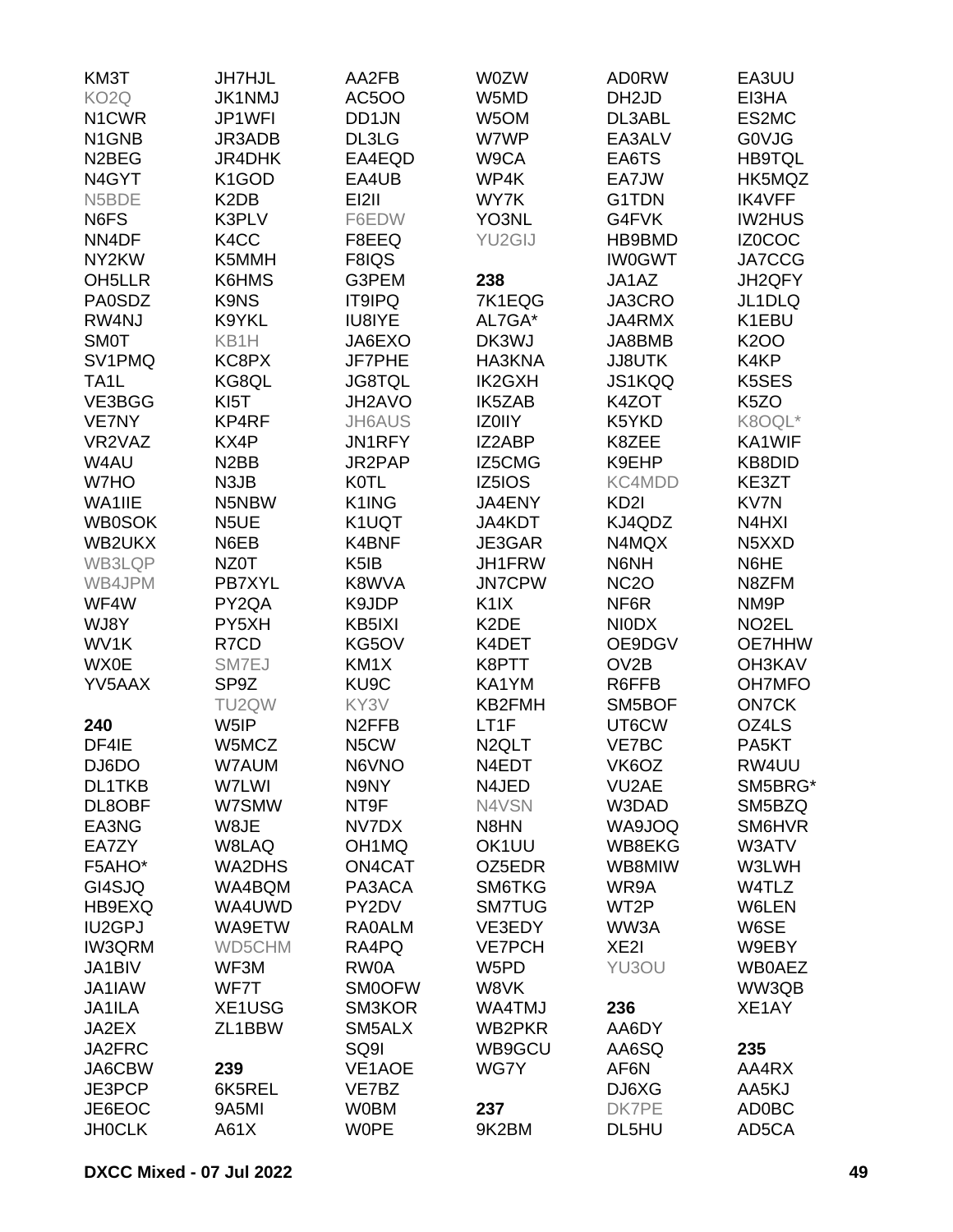KM3T
KO2Q
N1CWR
N1GNB
N2BEG
N4GYT
N5BDE
N6FS
NN4DF
NY2KW
OH5LLR
PA0SDZ
RW4NJ
SM0T
SV1PMQ
TA1L
VE3BGG
VE7NY
VR2VAZ
W4AU
W7HO
WA1IIE
WB0SOK
WB2UKX
WB3LQP
WB4JPM
WF4W
WJ8Y
WV1K
WX0E
YV5AAX

**240**

DF4IE
DJ6DO
DL1TKB
DL8OBF
EA3NG
EA7ZY
F5AHO*
GI4SJQ
HB9EXQ
IU2GPJ
IW3QRM
JA1BIV
JA1IAW
JA1ILA
JA2EX
JA2FRC
JA6CBW
JE3PCP
JE6EOC
JH0CLK

JH7HJL
JK1NMJ
JP1WFI
JR3ADB
JR4DHK
K1GOD
K2DB
K3PLV
K4CC
K5MMH
K6HMS
K9NS
K9YKL
KB1H
KC8PX
KG8QL
KI5T
KP4RF
KX4P
N2BB
N3JB
N5NBW
N5UE
N6EB
NZ0T
PB7XYL
PY2QA
PY5XH
R7CD
SM7EJ
SP9Z
TU2QW
W5IP
W5MCZ
W7AUM
W7LWI
W7SMW
W8JE
W8LAQ
WA2DHS
WA4BQM
WA4UWD
WA9ETW
WD5CHM
WF3M
WF7T
XE1USG
ZL1BBW

**239**

6K5REL
9A5MI
A61X

AA2FB
AC5OO
DD1JN
DL3LG
EA4EQD
EA4UB
EI2II
F6EDW
F8EEQ
F8IQS
G3PEM
IT9IPQ
IU8IYE
JA6EXO
JF7PHE
JG8TQL
JH2AVO
JH6AUS
JN1RFY
JR2PAP
K0TL
K1ING
K1UQT
K4BNF
K5IB
K8WVA
K9JDP
KB5IXI
KG5OV
KM1X
KU9C
KY3V
N2FFB
N5CW
N6VNO
N9NY
NT9F
NV7DX
OH1MQ
ON4CAT
PA3ACA
PY2DV
RA0ALM
RA4PQ
RW0A
SM0OFW
SM3KOR
SM5ALX
SQ9I
VE1AOE
VE7BZ
W0BM
W0PE

W0ZW
W5MD
W5OM
W7WP
W9CA
WP4K
WY7K
YO3NL
YU2GIJ

**238**

7K1EQG
AL7GA*
DK3WJ
HA3KNA
IK2GXH
IK5ZAB
IZ0IIY
IZ2ABP
IZ5CMG
IZ5IOS
JA4ENY
JA4KDT
JE3GAR
JH1FRW
JN7CPW
K1IX
K2DE
K4DET
K8PTT
KA1YM
KB2FMH
LT1F
N2QLT
N4EDT
N4JED
N4VSN
N8HN
OK1UU
OZ5EDR
SM6TKG
SM7TUG
VE3EDY
VE7PCH
W5PD
W8VK
WA4TMJ
WB2PKR
WB9GCU
WG7Y

**237**

9K2BM

AD0RW
DH2JD
DL3ABL
EA3ALV
EA6TS
EA7JW
G1TDN
G4FVK
HB9BMD
IW0GWT
JA1AZ
JA3CRO
JA4RMX
JA8BMB
JJ8UTK
JS1KQQ
K4ZOT
K5YKD
K8ZEE
K9EHP
KC4MDD
KD2I
KJ4QDZ
N4MQX
N6NH
NC2O
NF6R
NI0DX
OE9DGV
OV2B
R6FFB
SM5BOF
UT6CW
VE7BC
VK6OZ
VU2AE
W3DAD
WA9JOQ
WB8EKG
WB8MIW
WR9A
WT2P
WW3A
XE2I
YU3OU

**236**

AA6DY
AA6SQ
AF6N
DJ6XG
DK7PE
DL5HU

EA3UU
EI3HA
ES2MC
G0VJG
HB9TQL
HK5MQZ
IK4VFF
IW2HUS
IZ0COC
JA7CCG
JH2QFY
JL1DLQ
K1EBU
K2OO
K4KP
K5SES
K5ZO
K8OQL*
KA1WIF
KB8DID
KE3ZT
KV7N
N4HXI
N5XXD
N6HE
N8ZFM
NM9P
NO2EL
OE7HHW
OH3KAV
OH7MFO
ON7CK
OZ4LS
PA5KT
RW4UU
SM5BRG*
SM5BZQ
SM6HVR
W3ATV
W3LWH
W4TLZ
W6LEN
W6SE
W9EBY
WB0AEZ
WW3QB
XE1AY

**235**

AA4RX
AA5KJ
AD0BC
AD5CA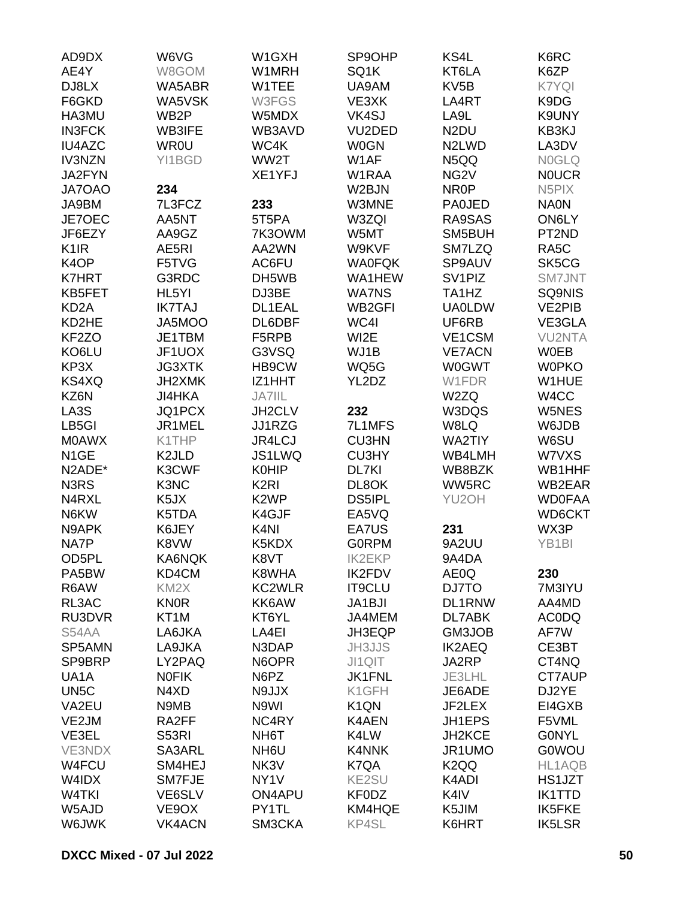AD9DX
AE4Y
DJ8LX
F6GKD
HA3MU
IN3FCK
IU4AZC
IV3NZN
JA2FYN
JA7OAO
JA9BM
JE7OEC
JF6EZY
K1IR
K4OP
K7HRT
KB5FET
KD2A
KD2HE
KF2ZO
KO6LU
KP3X
KS4XQ
KZ6N
LA3S
LB5GI
M0AWX
N1GE
N2ADE*
N3RS
N4RXL
N6KW
N9APK
NA7P
OD5PL
PA5BW
R6AW
RL3AC
RU3DVR
S54AA
SP5AMN
SP9BRP
UA1A
UN5C
VA2EU
VE2JM
VE3EL
VE3NDX
W4FCU
W4IDX
W4TKI
W5AJD
W6JWK

W6VG
W8GOM
WA5ABR
WA5VSK
WB2P
WB3IFE
WR0U
YI1BGD

**234**

7L3FCZ
AA5NT
AA9GZ
AE5RI
F5TVG
G3RDC
HL5YI
IK7TAJ
JA5MOO
JE1TBM
JF1UOX
JG3XTK
JH2XMK
JI4HKA
JQ1PCX
JR1MEL
K1THP
K2JLD
K3CWF
K3NC
K5JX
K5TDA
K6JEY
K8VW
KA6NQK
KD4CM
KM2X
KN0R
KT1M
LA6JKA
LA9JKA
LY2PAQ
N0FIK
N4XD
N9MB
RA2FF
S53RI
SA3ARL
SM4HEJ
SM7FJE
VE6SLV
VE9OX
VK4ACN

W1GXH
W1MRH
W1TEE
W3FGS
W5MDX
WB3AVD
WC4K
WW2T
XE1YFJ

**233**

5T5PA
7K3OWM
AA2WN
AC6FU
DH5WB
DJ3BE
DL1EAL
DL6DBF
F5RPB
G3VSQ
HB9CW
IZ1HHT
JA7IIL
JH2CLV
JJ1RZG
JR4LCJ
JS1LWQ
K0HIP
K2RI
K2WP
K4GJF
K4NI
K5KDX
K8VT
K8WHA
KC2WLR
KK6AW
KT6YL
LA4EI
N3DAP
N6OPR
N6PZ
N9JJX
N9WI
NC4RY
NH6T
NH6U
NK3V
NY1V
ON4APU
PY1TL
SM3CKA

SP9OHP
SQ1K
UA9AM
VE3XK
VK4SJ
VU2DED
W0GN
W1AF
W1RAA
W2BJN
W3MNE
W3ZQI
W5MT
W9KVF
WA0FQK
WA1HEW
WA7NS
WB2GFI
WC4I
WI2E
WJ1B
WQ5G
YL2DZ

**232**

7L1MFS
CU3HN
CU3HY
DL7KI
DL8OK
DS5IPL
EA5VQ
EA7US
G0RPM
IK2EKP
IK2FDV
IT9CLU
JA1BJI
JA4MEM
JH3EQP
JH3JJS
JI1QIT
JK1FNL
K1GFH
K1QN
K4AEN
K4LW
K4NNK
K7QA
KE2SU
KF0DZ
KM4HQE
KP4SL

KS4L
KT6LA
KV5B
LA4RT
LA9L
N2DU
N2LWD
N5QQ
NG2V
NR0P
PA0JED
RA9SAS
SM5BUH
SM7LZQ
SP9AUV
SV1PIZ
TA1HZ
UA0LDW
UF6RB
VE1CSM
VE7ACN
W0GWT
W1FDR
W2ZQ
W3DQS
W8LQ
WA2TIY
WB4LMH
WB8BZK
WW5RC
YU2OH

**231**

9A2UU
9A4DA
AE0Q
DJ7TO
DL1RNW
DL7ABK
GM3JOB
IK2AEQ
JA2RP
JE3LHL
JE6ADE
JF2LEX
JH1EPS
JH2KCE
JR1UMO
K2QQ
K4ADI
K4IV
K5JIM
K6HRT

K6RC
K6ZP
K7YQI
K9DG
K9UNY
KB3KJ
LA3DV
N0GLQ
N0UCR
N5PIX
NA0N
ON6LY
PT2ND
RA5C
SK5CG
SM7JNT
SQ9NIS
VE2PIB
VE3GLA
VU2NTA
W0EB
W0PKO
W1HUE
W4CC
W5NES
W6JDB
W6SU
W7VXS
WB1HHF
WB2EAR
WD0FAA
WD6CKT
WX3P
YB1BI

**230**

7M3IYU
AA4MD
AC0DQ
AF7W
CE3BT
CT4NQ
CT7AUP
DJ2YE
EI4GXB
F5VML
G0NYL
G0WOU
HL1AQB
HS1JZT
IK1TTD
IK5FKE
IK5LSR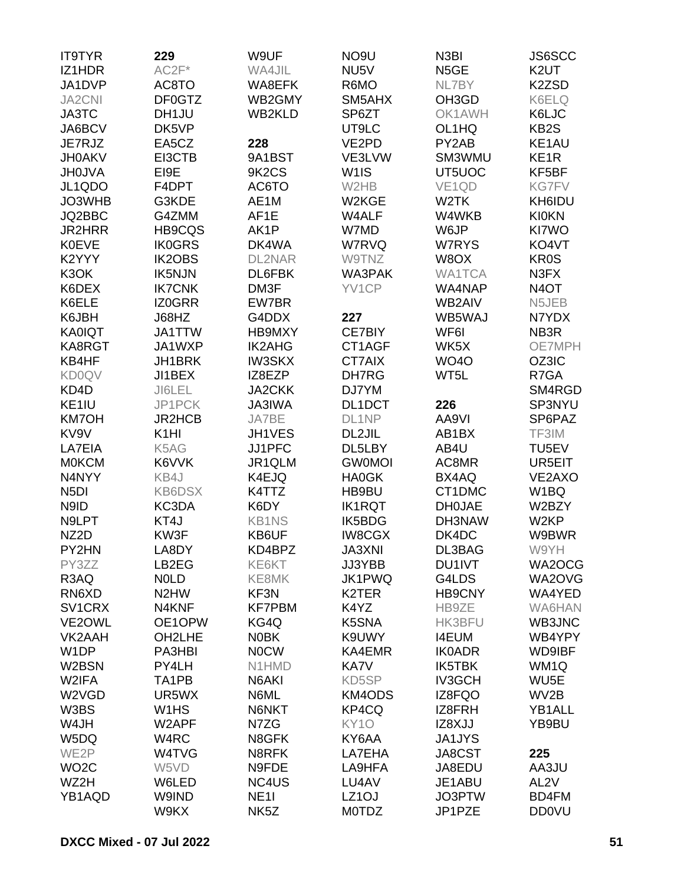IT9TYR
IZ1HDR
JA1DVP
JA2CNI
JA3TC
JA6BCV
JE7RJZ
JH0AKV
JH0JVA
JL1QDO
JO3WHB
JQ2BBC
JR2HRR
K0EVE
K2YYY
K3OK
K6DEX
K6ELE
K6JBH
KA0IQT
KA8RGT
KB4HF
KD0QV
KD4D
KE1IU
KM7OH
KV9V
LA7EIA
M0KCM
N4NYY
N5DI
N9ID
N9LPT
NZ2D
PY2HN
PY3ZZ
R3AQ
RN6XD
SV1CRX
VE2OWL
VK2AAH
W1DP
W2BSN
W2IFA
W2VGD
W3BS
W4JH
W5DQ
WE2P
WO2C
WZ2H
YB1AQD

**229**

AC2F*
AC8TO
DF0GTZ
DH1JU
DK5VP
EA5CZ
EI3CTB
EI9E
F4DPT
G3KDE
G4ZMM
HB9CQS
IK0GRS
IK2OBS
IK5NJN
IK7CNK
IZ0GRR
J68HZ
JA1TTW
JA1WXP
JH1BRK
JI1BEX
JI6LEL
JP1PCK
JR2HCB
K1HI
K5AG
K6VVK
KB4J
KB6DSX
KC3DA
KT4J
KW3F
LA8DY
LB2EG
N0LD
N2HW
N4KNF
OE1OPW
OH2LHE
PA3HBI
PY4LH
TA1PB
UR5WX
W1HS
W2APF
W4RC
W4TVG
W5VD
W6LED
W9IND
W9KX
W9UF
WA4JIL
WA8EFK
WB2GMY
WB2KLD

**228**

9A1BST
9K2CS
AC6TO
AE1M
AF1E
AK1P
DK4WA
DL2NAR
DL6FBK
DM3F
EW7BR
G4DDX
HB9MXY
IK2AHG
IW3SKX
IZ8EZP
JA2CKK
JA3IWA
JA7BE
JH1VES
JJ1PFC
JR1QLM
K4EJQ
K4TTZ
K6DY
KB1NS
KB6UF
KD4BPZ
KE6KT
KE8MK
KF3N
KF7PBM
KG4Q
N0BK
N0CW
N1HMD
N6AKI
N6ML
N6NKT
N7ZG
N8GFK
N8RFK
N9FDE
NC4US
NE1I
NK5Z
NO9U
NU5V
R6MO
SM5AHX
SP6ZT
UT9LC
VE2PD
VE3LVW
W1IS
W2HB
W2KGE
W4ALF
W7MD
W7RVQ
W9TNZ
WA3PAK
YV1CP

**227**

CE7BIY
CT1AGF
CT7AIX
DH7RG
DJ7YM
DL1DCT
DL1NP
DL2JIL
DL5LBY
GW0MOI
HA0GK
HB9BU
IK1RQT
IK5BDG
IW8CGX
JA3XNI
JJ3YBB
JK1PWQ
K2TER
K4YZ
K5SNA
K9UWY
KA4EMR
KA7V
KD5SP
KM4ODS
KP4CQ
KY1O
KY6AA
LA7EHA
LA9HFA
LU4AV
LZ1OJ
M0TDZ
N3BI
N5GE
NL7BY
OH3GD
OK1AWH
OL1HQ
PY2AB
SM3WMU
UT5UOC
VE1QD
W2TK
W4WKB
W6JP
W7RYS
W8OX
WA1TCA
WA4NAP
WB2AIV
WB5WAJ
WF6I
WK5X
WO4O
WT5L

**226**

AA9VI
AB1BX
AB4U
AC8MR
BX4AQ
CT1DMC
DH0JAE
DH3NAW
DK4DC
DL3BAG
DU1IVT
G4LDS
HB9CNY
HB9ZE
HK3BFU
I4EUM
IK0ADR
IK5TBK
IV3GCH
IZ8FQO
IZ8FRH
IZ8XJJ
JA1JYS
JA8CST
JA8EDU
JE1ABU
JO3PTW
JP1PZE
JS6SCC
K2UT
K2ZSD
K6ELQ
K6LJC
KB2S
KE1AU
KE1R
KF5BF
KG7FV
KH6IDU
KI0KN
KI7WO
KO4VT
KR0S
N3FX
N4OT
N5JEB
N7YDX
NB3R
OE7MPH
OZ3IC
R7GA
SM4RGD
SP3NYU
SP6PAZ
TF3IM
TU5EV
UR5EIT
VE2AXO
W1BQ
W2BZY
W2KP
W9BWR
W9YH
WA2OCG
WA2OVG
WA4YED
WA6HAN
WB3JNC
WB4YPY
WD9IBF
WM1Q
WU5E
WV2B
YB1ALL
YB9BU

**225**

AA3JU
AL2V
BD4FM
DD0VU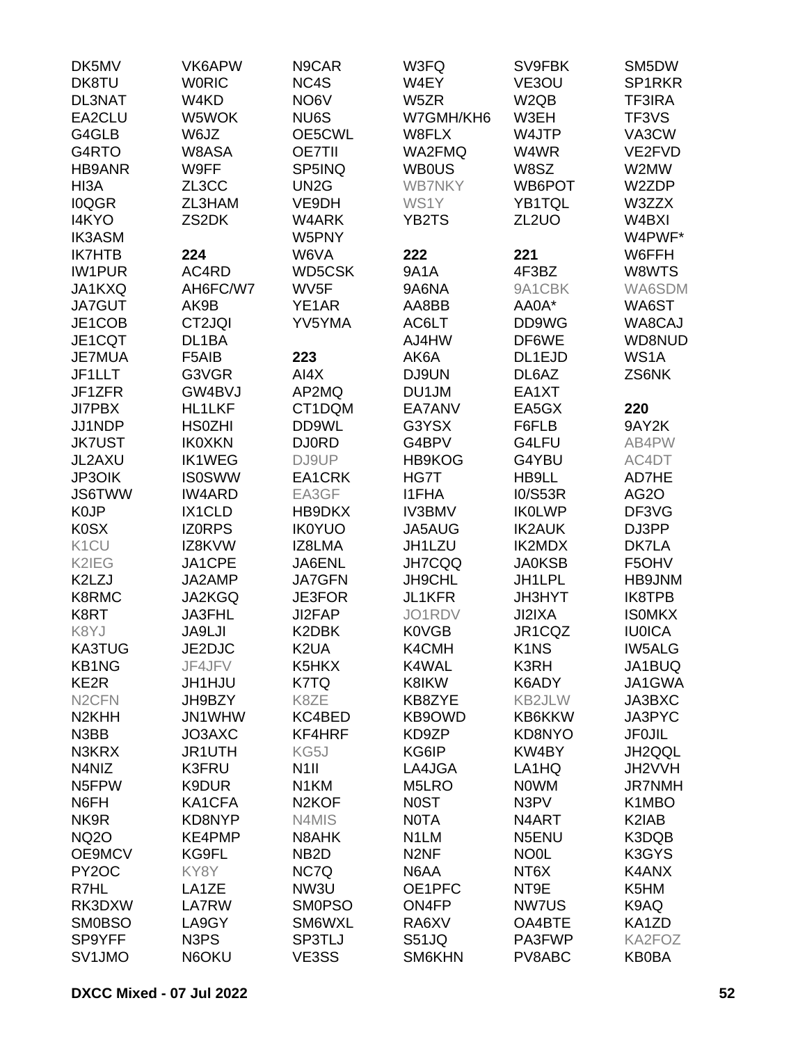DK5MV
DK8TU
DL3NAT
EA2CLU
G4GLB
G4RTO
HB9ANR
HI3A
I0QGR
I4KYO
IK3ASM
IK7HTB
IW1PUR
JA1KXQ
JA7GUT
JE1COB
JE1CQT
JE7MUA
JF1LLT
JF1ZFR
JI7PBX
JJ1NDP
JK7UST
JL2AXU
JP3OIK
JS6TWW
K0JP
K0SX
K1CU
K2IEG
K2LZJ
K8RMC
K8RT
K8YJ
KA3TUG
KB1NG
KE2R
N2CFN
N2KHH
N3BB
N3KRX
N4NIZ
N5FPW
N6FH
NK9R
NQ2O
OE9MCV
PY2OC
R7HL
RK3DXW
SM0BSO
SP9YFF
SV1JMO

VK6APW
W0RIC
W4KD
W5WOK
W6JZ
W8ASA
W9FF
ZL3CC
ZL3HAM
ZS2DK

**224**
AC4RD
AH6FC/W7
AK9B
CT2JQI
DL1BA
F5AIB
G3VGR
GW4BVJ
HL1LKF
HS0ZHI
IK0XKN
IK1WEG
IS0SWW
IW4ARD
IX1CLD
IZ0RPS
IZ8KVW
JA1CPE
JA2AMP
JA2KGQ
JA3FHL
JA9LJI
JE2DJC
JF4JFV
JH1HJU
JH9BZY
JN1WHW
JO3AXC
JR1UTH
K3FRU
K9DUR
KA1CFA
KD8NYP
KE4PMP
KG9FL
KY8Y
LA1ZE
LA7RW
LA9GY
N3PS
N6OKU

N9CAR
NC4S
NO6V
NU6S
OE5CWL
OE7TII
SP5INQ
UN2G
VE9DH
W4ARK
W5PNY
W6VA
WD5CSK
WV5F
YE1AR
YV5YMA

**223**
AI4X
AP2MQ
CT1DQM
DD9WL
DJ0RD
DJ9UP
EA1CRK
EA3GF
HB9DKX
IK0YUO
IZ8LMA
JA6ENL
JA7GFN
JE3FOR
JI2FAP
K2DBK
K2UA
K5HKX
K7TQ
K8ZE
KC4BED
KF4HRF
KG5J
N1II
N1KM
N2KOF
N4MIS
N8AHK
NB2D
NC7Q
NW3U
SM0PSO
SM6WXL
SP3TLJ
VE3SS

W3FQ
W4EY
W5ZR
W7GMH/KH6
W8FLX
WA2FMQ
WB0US
WB7NKY
WS1Y
YB2TS

**222**
9A1A
9A6NA
AA8BB
AC6LT
AJ4HW
AK6A
DJ9UN
DU1JM
EA7ANV
G3YSX
G4BPV
HB9KOG
HG7T
I1FHA
IV3BMV
JA5AUG
JH1LZU
JH7CQQ
JH9CHL
JL1KFR
JO1RDV
K0VGB
K4CMH
K4WAL
K8IKW
KB8ZYE
KB9OWD
KD9ZP
KG6IP
LA4JGA
M5LRO
N0ST
N0TA
N1LM
N2NF
N6AA
OE1PFC
ON4FP
RA6XV
S51JQ
SM6KHN

SV9FBK
VE3OU
W2QB
W3EH
W4JTP
W4WR
W8SZ
WB6POT
YB1TQL
ZL2UO

**221**
4F3BZ
9A1CBK
AA0A*
DD9WG
DF6WE
DL1EJD
DL6AZ
EA1XT
EA5GX
F6FLB
G4LFU
G4YBU
HB9LL
I0/S53R
IK0LWP
IK2AUK
IK2MDX
JA0KSB
JH1LPL
JH3HYT
JI2IXA
JR1CQZ
K1NS
K3RH
K6ADY
KB2JLW
KB6KKW
KD8NYO
KW4BY
LA1HQ
N0WM
N3PV
N4ART
N5ENU
NO0L
NT6X
NT9E
NW7US
OA4BTE
PA3FWP
PV8ABC

SM5DW
SP1RKR
TF3IRA
TF3VS
VA3CW
VE2FVD
W2MW
W2ZDP
W3ZZX
W4BXI
W4PWF*
W6FFH
W8WTS
WA6SDM
WA6ST
WA8CAJ
WD8NUD
WS1A
ZS6NK

**220**
9AY2K
AB4PW
AC4DT
AD7HE
AG2O
DF3VG
DJ3PP
DK7LA
F5OHV
HB9JNM
IK8TPB
IS0MKX
IU0ICA
IW5ALG
JA1BUQ
JA1GWA
JA3BXC
JA3PYC
JF0JIL
JH2QQL
JH2VVH
JR7NMH
K1MBO
K2IAB
K3DQB
K3GYS
K4ANX
K5HM
K9AQ
KA1ZD
KA2FOZ
KB0BA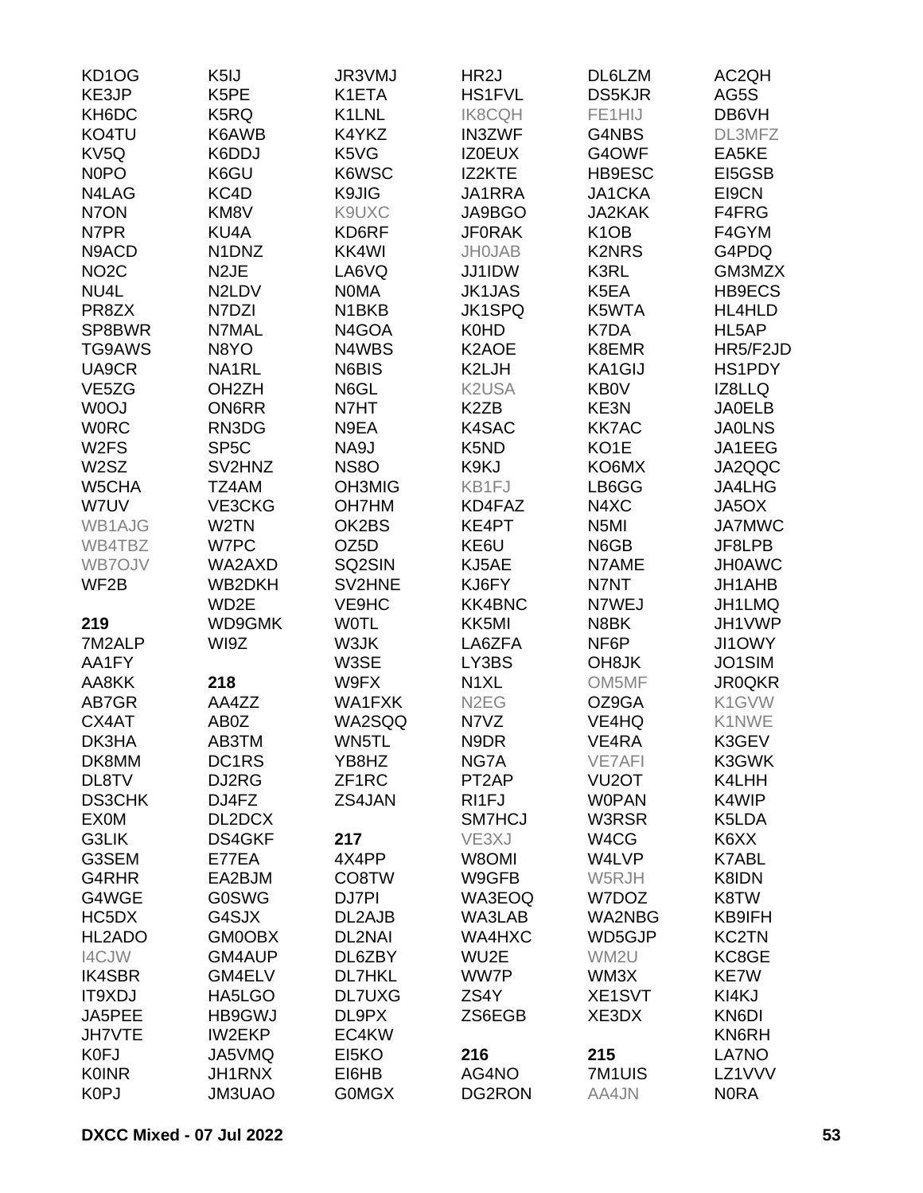KD1OG
KE3JP
KH6DC
KO4TU
KV5Q
N0PO
N4LAG
N7ON
N7PR
N9ACD
NO2C
NU4L
PR8ZX
SP8BWR
TG9AWS
UA9CR
VE5ZG
W0OJ
W0RC
W2FS
W2SZ
W5CHA
W7UV
WB1AJG
WB4TBZ
WB7OJV
WF2B

**219**

7M2ALP
AA1FY
AA8KK
AB7GR
CX4AT
DK3HA
DK8MM
DL8TV
DS3CHK
EX0M
G3LIK
G3SEM
G4RHR
G4WGE
HC5DX
HL2ADO
I4CJW
IK4SBR
IT9XDJ
JA5PEE
JH7VTE
K0FJ
K0INR
K0PJ
K5IJ
K5PE
K5RQ
K6AWB
K6DDJ
K6GU
KC4D
KM8V
KU4A
N1DNZ
N2JE
N2LDV
N7DZI
N7MAL
N8YO
NA1RL
OH2ZH
ON6RR
RN3DG
SP5C
SV2HNZ
TZ4AM
VE3CKG
W2TN
W7PC
WA2AXD
WB2DKH
WD2E
WD9GMK
WI9Z

**218**

AA4ZZ
AB0Z
AB3TM
DC1RS
DJ2RG
DJ4FZ
DL2DCX
DS4GKF
E77EA
EA2BJM
G0SWG
G4SJX
GM0OBX
GM4AUP
GM4ELV
HA5LGO
HB9GWJ
IW2EKP
JA5VMQ
JH1RNX
JM3UAO
JR3VMJ
K1ETA
K1LNL
K4YKZ
K5VG
K6WSC
K9JIG
K9UXC
KD6RF
KK4WI
LA6VQ
N0MA
N1BKB
N4GOA
N4WBS
N6BIS
N6GL
N7HT
N9EA
NA9J
NS8O
OH3MIG
OH7HM
OK2BS
OZ5D
SQ2SIN
SV2HNE
VE9HC
W0TL
W3JK
W3SE
W9FX
WA1FXK
WA2SQQ
WN5TL
YB8HZ
ZF1RC
ZS4JAN

**217**

4X4PP
CO8TW
DJ7PI
DL2AJB
DL2NAI
DL6ZBY
DL7HKL
DL7UXG
DL9PX
EC4KW
EI5KO
EI6HB
G0MGX
HR2J
HS1FVL
IK8CQH
IN3ZWF
IZ0EUX
IZ2KTE
JA1RRA
JA9BGO
JF0RAK
JH0JAB
JJ1IDW
JK1JAS
JK1SPQ
K0HD
K2AOE
K2LJH
K2USA
K2ZB
K4SAC
K5ND
K9KJ
KB1FJ
KD4FAZ
KE4PT
KE6U
KJ5AE
KJ6FY
KK4BNC
KK5MI
LA6ZFA
LY3BS
N1XL
N2EG
N7VZ
N9DR
NG7A
PT2AP
RI1FJ
SM7HCJ
VE3XJ
W8OMI
W9GFB
WA3EOQ
WA3LAB
WA4HXC
WU2E
WW7P
ZS4Y
ZS6EGB

**216**

AG4NO
DG2RON
DL6LZM
DS5KJR
FE1HIJ
G4NBS
G4OWF
HB9ESC
JA1CKA
JA2KAK
K1OB
K2NRS
K3RL
K5EA
K5WTA
K7DA
K8EMR
KA1GIJ
KB0V
KE3N
KK7AC
KO1E
KO6MX
LB6GG
N4XC
N5MI
N6GB
N7AME
N7NT
N7WEJ
N8BK
NF6P
OH8JK
OM5MF
OZ9GA
VE4HQ
VE4RA
VE7AFI
VU2OT
W0PAN
W3RSR
W4CG
W4LVP
W5RJH
W7DOZ
WA2NBG
WD5GJP
WM2U
WM3X
XE1SVT
XE3DX

**215**

7M1UIS
AA4JN
AC2QH
AG5S
DB6VH
DL3MFZ
EA5KE
EI5GSB
EI9CN
F4FRG
F4GYM
G4PDQ
GM3MZX
HB9ECS
HL4HLD
HL5AP
HR5/F2JD
HS1PDY
IZ8LLQ
JA0ELB
JA0LNS
JA1EEG
JA2QQC
JA4LHG
JA5OX
JA7MWC
JF8LPB
JH0AWC
JH1AHB
JH1LMQ
JH1VWP
JI1OWY
JO1SIM
JR0QKR
K1GVW
K1NWE
K3GEV
K3GWK
K4LHH
K4WIP
K5LDA
K6XX
K7ABL
K8IDN
K8TW
KB9IFH
KC2TN
KC8GE
KE7W
KI4KJ
KN6DI
KN6RH
LA7NO
LZ1VVV
N0RA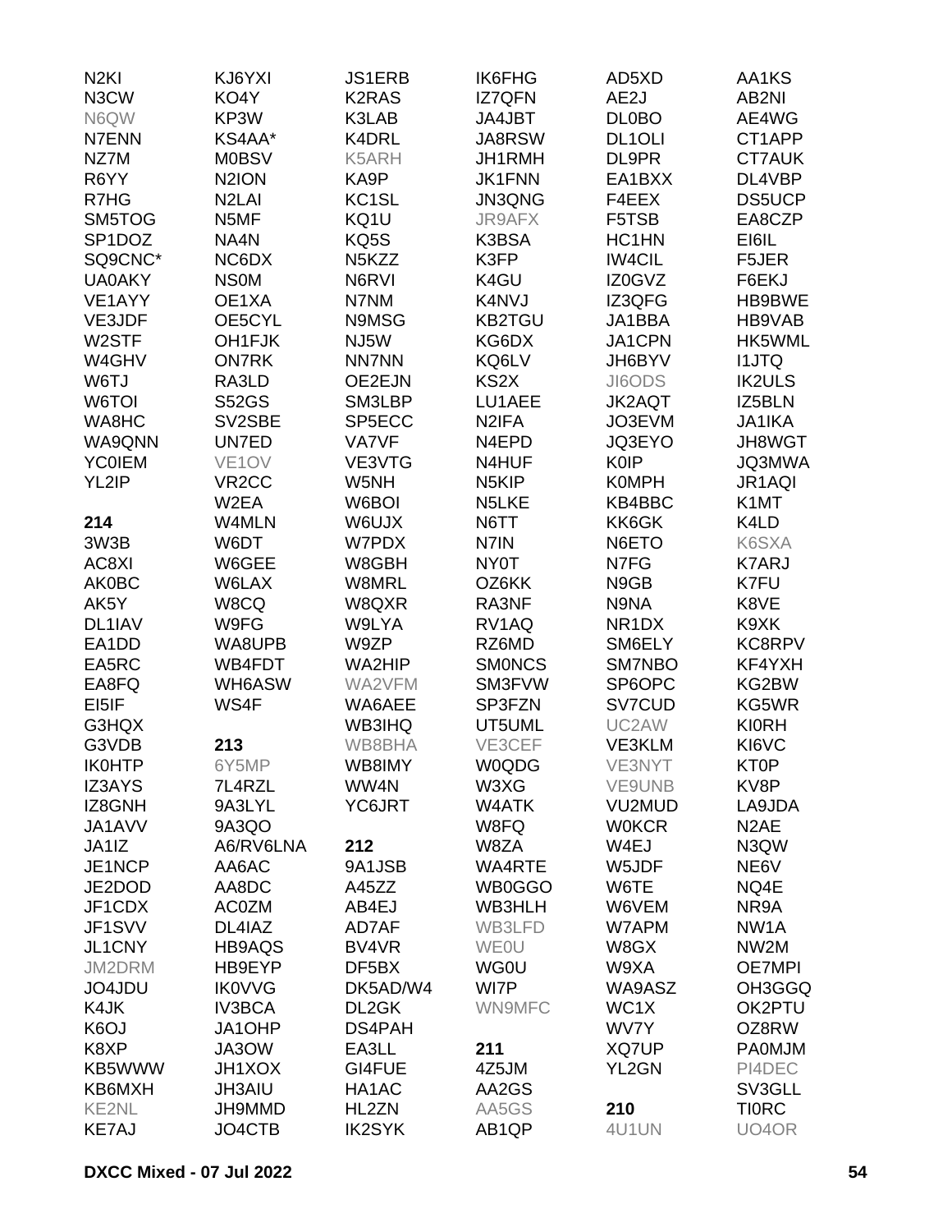N2KI
N3CW
N6QW
N7ENN
NZ7M
R6YY
R7HG
SM5TOG
SP1DOZ
SQ9CNC*
UA0AKY
VE1AYY
VE3JDF
W2STF
W4GHV
W6TJ
W6TOI
WA8HC
WA9QNN
YC0IEM
YL2IP

**214**

3W3B
AC8XI
AK0BC
AK5Y
DL1IAV
EA1DD
EA5RC
EA8FQ
EI5IF
G3HQX
G3VDB
IK0HTP
IZ3AYS
IZ8GNH
JA1AVV
JA1IZ
JE1NCP
JE2DOD
JF1CDX
JF1SVV
JL1CNY
JM2DRM
JO4JDU
K4JK
K6OJ
K8XP
KB5WWW
KB6MXH
KE2NL
KE7AJ
KJ6YXI
KO4Y
KP3W
KS4AA*
M0BSV
N2ION
N2LAI
N5MF
NA4N
NC6DX
NS0M
OE1XA
OE5CYL
OH1FJK
ON7RK
RA3LD
S52GS
SV2SBE
UN7ED
VE1OV
VR2CC
W2EA
W4MLN
W6DT
W6GEE
W6LAX
W8CQ
W9FG
WA8UPB
WB4FDT
WH6ASW
WS4F

**213**

6Y5MP
7L4RZL
9A3LYL
9A3QO
A6/RV6LNA
AA6AC
AA8DC
AC0ZM
DL4IAZ
HB9AQS
HB9EYP
IK0VVG
IV3BCA
JA1OHP
JA3OW
JH1XOX
JH3AIU
JH9MMD
JO4CTB
JS1ERB
K2RAS
K3LAB
K4DRL
K5ARH
KA9P
KC1SL
KQ1U
KQ5S
N5KZZ
N6RVI
N7NM
N9MSG
NJ5W
NN7NN
OE2EJN
SM3LBP
SP5ECC
VA7VF
VE3VTG
W5NH
W6BOI
W6UJX
W7PDX
W8GBH
W8MRL
W8QXR
W9LYA
W9ZP
WA2HIP
WA2VFM
WA6AEE
WB3IHQ
WB8BHA
WB8IMY
WW4N
YC6JRT

**212**

9A1JSB
A45ZZ
AB4EJ
AD7AF
BV4VR
DF5BX
DK5AD/W4
DL2GK
DS4PAH
EA3LL
GI4FUE
HA1AC
HL2ZN
IK2SYK
IK6FHG
IZ7QFN
JA4JBT
JA8RSW
JH1RMH
JK1FNN
JN3QNG
JR9AFX
K3BSA
K3FP
K4GU
K4NVJ
KB2TGU
KG6DX
KQ6LV
KS2X
LU1AEE
N2IFA
N4EPD
N4HUF
N5KIP
N5LKE
N6TT
N7IN
NY0T
OZ6KK
RA3NF
RV1AQ
RZ6MD
SM0NCS
SM3FVW
SP3FZN
UT5UML
VE3CEF
W0QDG
W3XG
W4ATK
W8FQ
W8ZA
WA4RTE
WB0GGO
WB3HLH
WB3LFD
WE0U
WG0U
WI7P
WN9MFC

**211**

4Z5JM
AA2GS
AA5GS
AB1QP
AD5XD
AE2J
DL0BO
DL1OLI
DL9PR
EA1BXX
F4EEX
F5TSB
HC1HN
IW4CIL
IZ0GVZ
IZ3QFG
JA1BBA
JA1CPN
JH6BYV
JI6ODS
JK2AQT
JO3EVM
JQ3EYO
K0IP
K0MPH
KB4BBC
KK6GK
N6ETO
N7FG
N9GB
N9NA
NR1DX
SM6ELY
SM7NBO
SP6OPC
SV7CUD
UC2AW
VE3KLM
VE3NYT
VE9UNB
VU2MUD
W0KCR
W4EJ
W5JDF
W6TE
W6VEM
W7APM
W8GX
W9XA
WA9ASZ
WC1X
WV7Y
XQ7UP
YL2GN

**210**

4U1UN
AA1KS
AB2NI
AE4WG
CT1APP
CT7AUK
DL4VBP
DS5UCP
EA8CZP
EI6IL
F5JER
F6EKJ
HB9BWE
HB9VAB
HK5WML
I1JTQ
IK2ULS
IZ5BLN
JA1IKA
JH8WGT
JQ3MWA
JR1AQI
K1MT
K4LD
K6SXA
K7ARJ
K7FU
K8VE
K9XK
KC8RPV
KF4YXH
KG2BW
KG5WR
KI0RH
KI6VC
KT0P
KV8P
LA9JDA
N2AE
N3QW
NE6V
NQ4E
NR9A
NW1A
NW2M
OE7MPI
OH3GGQ
OK2PTU
OZ8RW
PA0MJM
PI4DEC
SV3GLL
TI0RC
UO4OR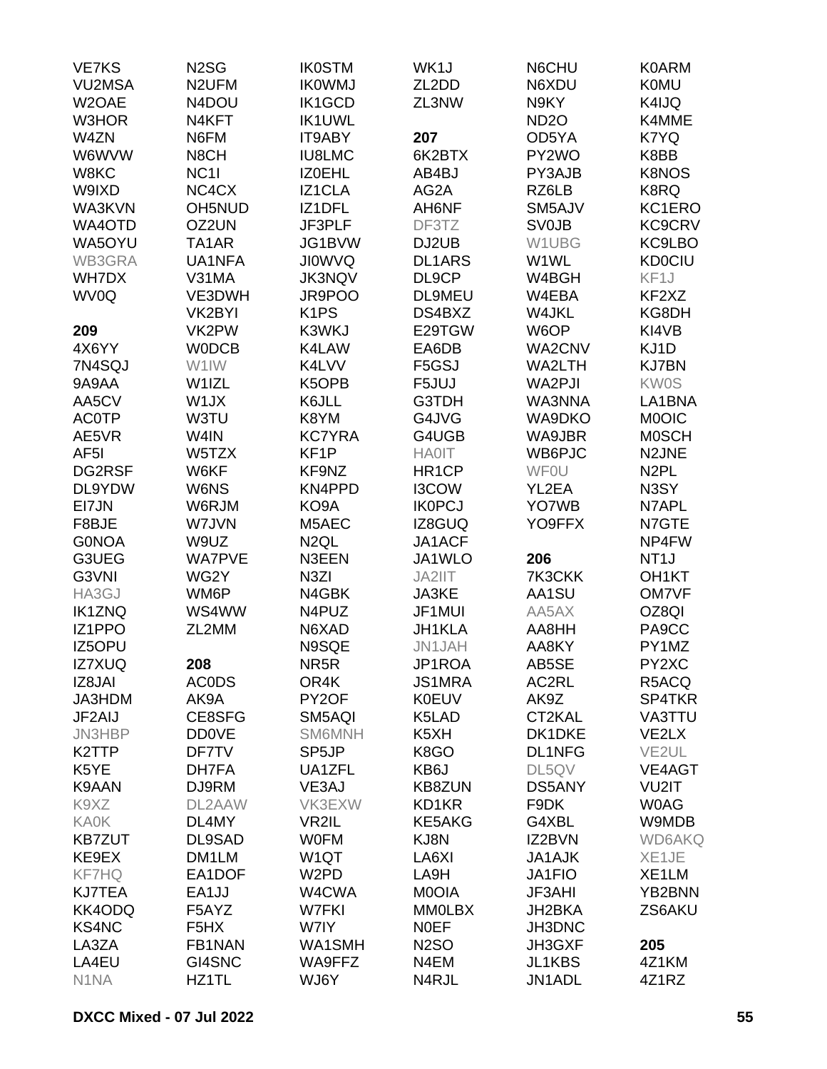VE7KS
VU2MSA
W2OAE
W3HOR
W4ZN
W6WVW
W8KC
W9IXD
WA3KVN
WA4OTD
WA5OYU
WB3GRA
WH7DX
WV0Q

**209**

4X6YY
7N4SQJ
9A9AA
AA5CV
AC0TP
AE5VR
AF5I
DG2RSF
DL9YDW
EI7JN
F8BJE
G0NOA
G3UEG
G3VNI
HA3GJ
IK1ZNQ
IZ1PPO
IZ5OPU
IZ7XUQ
IZ8JAI
JA3HDM
JF2AIJ
JN3HBP
K2TTP
K5YE
K9AAN
K9XZ
KA0K
KB7ZUT
KE9EX
KF7HQ
KJ7TEA
KK4ODQ
KS4NC
LA3ZA
LA4EU
N1NA
N2SG
N2UFM
N4DOU
N4KFT
N6FM
N8CH
NC1I
NC4CX
OH5NUD
OZ2UN
TA1AR
UA1NFA
V31MA
VE3DWH
VK2BYI
VK2PW
W0DCB
W1IW
W1IZL
W1JX
W3TU
W4IN
W5TZX
W6KF
W6NS
W6RJM
W7JVN
W9UZ
WA7PVE
WG2Y
WM6P
WS4WW
ZL2MM

**208**

AC0DS
AK9A
CE8SFG
DD0VE
DF7TV
DH7FA
DJ9RM
DL2AAW
DL4MY
DL9SAD
DM1LM
EA1DOF
EA1JJ
F5AYZ
F5HX
FB1NAN
GI4SNC
HZ1TL
IK0STM
IK0WMJ
IK1GCD
IK1UWL
IT9ABY
IU8LMC
IZ0EHL
IZ1CLA
IZ1DFL
JF3PLF
JG1BVW
JI0WVQ
JK3NQV
JR9POO
K1PS
K3WKJ
K4LAW
K4LVV
K5OPB
K6JLL
K8YM
KC7YRA
KF1P
KF9NZ
KN4PPD
KO9A
M5AEC
N2QL
N3EEN
N3ZI
N4GBK
N4PUZ
N6XAD
N9SQE
NR5R
OR4K
PY2OF
SM5AQI
SM6MNH
SP5JP
UA1ZFL
VE3AJ
VK3EXW
VR2IL
W0FM
W1QT
W2PD
W4CWA
W7FKI
W7IY
WA1SMH
WA9FFZ
WJ6Y
WK1J
ZL2DD
ZL3NW

**207**

6K2BTX
AB4BJ
AG2A
AH6NF
DF3TZ
DJ2UB
DL1ARS
DL9CP
DL9MEU
DS4BXZ
E29TGW
EA6DB
F5GSJ
F5JUJ
G3TDH
G4JVG
G4UGB
HA0IT
HR1CP
I3COW
IK0PCJ
IZ8GUQ
JA1ACF
JA1WLO
JA2IIT
JA3KE
JF1MUI
JH1KLA
JN1JAH
JP1ROA
JS1MRA
K0EUV
K5LAD
K5XH
K8GO
KB6J
KB8ZUN
KD1KR
KE5AKG
KJ8N
LA6XI
LA9H
M0OIA
MM0LBX
N0EF
N2SO
N4EM
N4RJL
N6CHU
N6XDU
N9KY
ND2O
OD5YA
PY2WO
PY3AJB
RZ6LB
SM5AJV
SV0JB
W1UBG
W1WL
W4BGH
W4EBA
W4JKL
W6OP
WA2CNV
WA2LTH
WA2PJI
WA3NNA
WA9DKO
WA9JBR
WB6PJC
WF0U
YL2EA
YO7WB
YO9FFX

**206**

7K3CKK
AA1SU
AA5AX
AA8HH
AA8KY
AB5SE
AC2RL
AK9Z
CT2KAL
DK1DKE
DL1NFG
DL5QV
DS5ANY
F9DK
G4XBL
IZ2BVN
JA1AJK
JA1FIO
JF3AHI
JH2BKA
JH3DNC
JH3GXF
JL1KBS
JN1ADL
K0ARM
K0MU
K4IJQ
K4MME
K7YQ
K8BB
K8NOS
K8RQ
KC1ERO
KC9CRV
KC9LBO
KD0CIU
KF1J
KF2XZ
KG8DH
KI4VB
KJ1D
KJ7BN
KW0S
LA1BNA
M0OIC
M0SCH
N2JNE
N2PL
N3SY
N7APL
N7GTE
NP4FW
NT1J
OH1KT
OM7VF
OZ8QI
PA9CC
PY1MZ
PY2XC
R5ACQ
SP4TKR
VA3TTU
VE2LX
VE2UL
VE4AGT
VU2IT
W0AG
W9MDB
WD6AKQ
XE1JE
XE1LM
YB2BNN
ZS6AKU

**205**

4Z1KM
4Z1RZ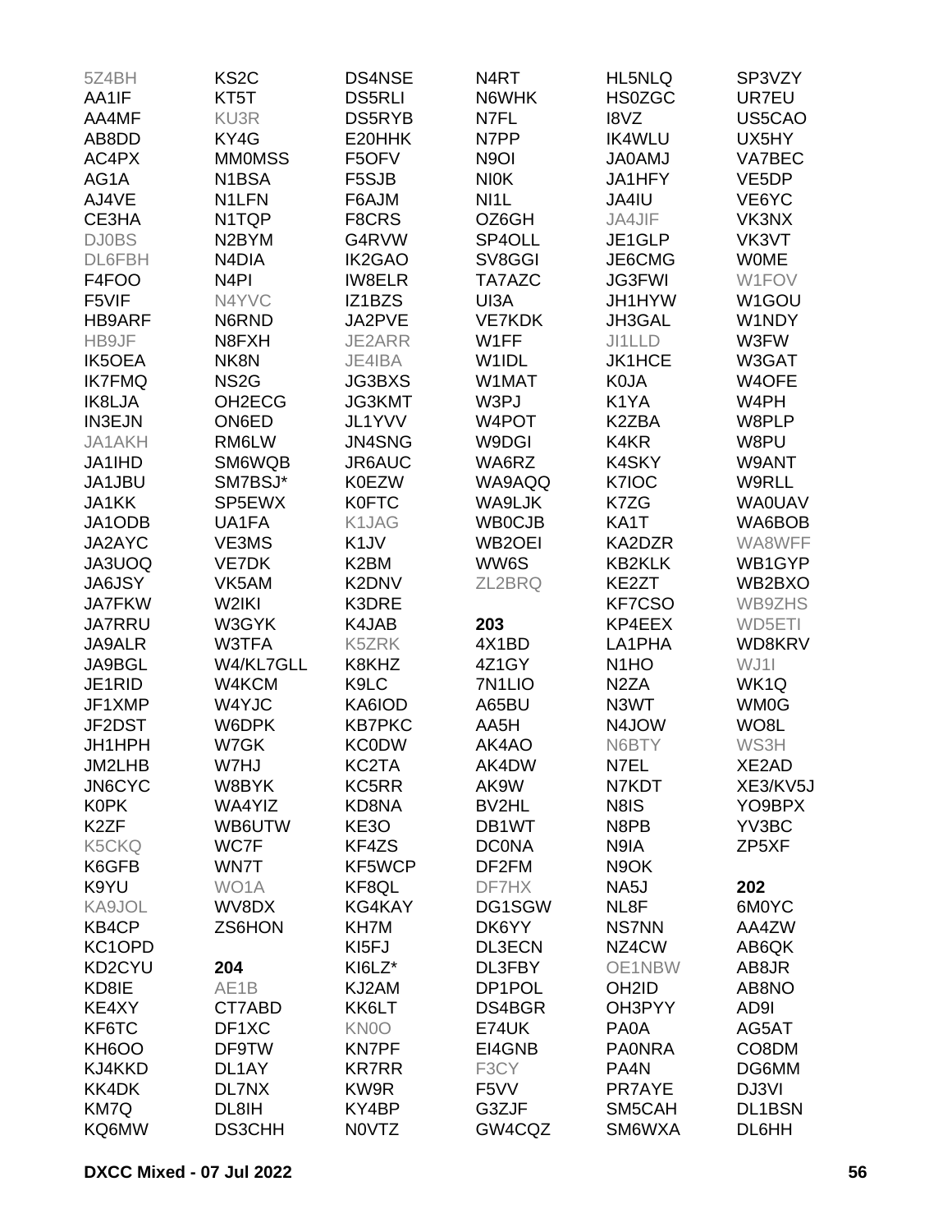5Z4BH
AA1IF
AA4MF
AB8DD
AC4PX
AG1A
AJ4VE
CE3HA
DJ0BS
DL6FBH
F4FOO
F5VIF
HB9ARF
HB9JF
IK5OEA
IK7FMQ
IK8LJA
IN3EJN
JA1AKH
JA1IHD
JA1JBU
JA1KK
JA1ODB
JA2AYC
JA3UOQ
JA6JSY
JA7FKW
JA7RRU
JA9ALR
JA9BGL
JE1RID
JF1XMP
JF2DST
JH1HPH
JM2LHB
JN6CYC
K0PK
K2ZF
K5CKQ
K6GFB
K9YU
KA9JOL
KB4CP
KC1OPD
KD2CYU
KD8IE
KE4XY
KF6TC
KH6OO
KJ4KKD
KK4DK
KM7Q
KQ6MW
KS2C
KT5T
KU3R
KY4G
MM0MSS
N1BSA
N1LFN
N1TQP
N2BYM
N4DIA
N4PI
N4YVC
N6RND
N8FXH
NK8N
NS2G
OH2ECG
ON6ED
RM6LW
SM6WQB
SM7BSJ*
SP5EWX
UA1FA
VE3MS
VE7DK
VK5AM
W2IKI
W3GYK
W3TFA
W4/KL7GLL
W4KCM
W4YJC
W6DPK
W7GK
W7HJ
W8BYK
WA4YIZ
WB6UTW
WC7F
WN7T
WO1A
WV8DX
ZS6HON

**204**

AE1B
CT7ABD
DF1XC
DF9TW
DL1AY
DL7NX
DL8IH
DS3CHH
DS4NSE
DS5RLI
DS5RYB
E20HHK
F5OFV
F5SJB
F6AJM
F8CRS
G4RVW
IK2GAO
IW8ELR
IZ1BZS
JA2PVE
JE2ARR
JE4IBA
JG3BXS
JG3KMT
JL1YVV
JN4SNG
JR6AUC
K0EZW
K0FTC
K1JAG
K1JV
K2BM
K2DNV
K3DRE
K4JAB
K5ZRK
K8KHZ
K9LC
KA6IOD
KB7PKC
KC0DW
KC2TA
KC5RR
KD8NA
KE3O
KF4ZS
KF5WCP
KF8QL
KG4KAY
KH7M
KI5FJ
KI6LZ*
KJ2AM
KK6LT
KN0O
KN7PF
KR7RR
KW9R
KY4BP
N0VTZ
N4RT
N6WHK
N7FL
N7PP
N9OI
NI0K
NI1L
OZ6GH
SP4OLL
SV8GGI
TA7AZC
UI3A
VE7KDK
W1FF
W1IDL
W1MAT
W3PJ
W4POT
W9DGI
WA6RZ
WA9AQQ
WA9LJK
WB0CJB
WB2OEI
WW6S
ZL2BRQ

**203**

4X1BD
4Z1GY
7N1LIO
A65BU
AA5H
AK4AO
AK4DW
AK9W
BV2HL
DB1WT
DC0NA
DF2FM
DF7HX
DG1SGW
DK6YY
DL3ECN
DL3FBY
DP1POL
DS4BGR
E74UK
EI4GNB
F3CY
F5VV
G3ZJF
GW4CQZ
HL5NLQ
HS0ZGC
I8VZ
IK4WLU
JA0AMJ
JA1HFY
JA4IU
JA4JIF
JE1GLP
JE6CMG
JG3FWI
JH1HYW
JH3GAL
JI1LLD
JK1HCE
K0JA
K1YA
K2ZBA
K4KR
K4SKY
K7IOC
K7ZG
KA1T
KA2DZR
KB2KLK
KE2ZT
KF7CSO
KP4EEX
LA1PHA
N1HO
N2ZA
N3WT
N4JOW
N6BTY
N7EL
N7KDT
N8IS
N8PB
N9IA
N9OK
NA5J
NL8F
NS7NN
NZ4CW
OE1NBW
OH2ID
OH3PYY
PA0A
PA0NRA
PA4N
PR7AYE
SM5CAH
SM6WXA
SP3VZY
UR7EU
US5CAO
UX5HY
VA7BEC
VE5DP
VE6YC
VK3NX
VK3VT
W0ME
W1FOV
W1GOU
W1NDY
W3FW
W3GAT
W4OFE
W4PH
W8PLP
W8PU
W9ANT
W9RLL
WA0UAV
WA6BOB
WA8WFF
WB1GYP
WB2BXO
WB9ZHS
WD5ETI
WD8KRV
WJ1I
WK1Q
WM0G
WO8L
WS3H
XE2AD
XE3/KV5J
YO9BPX
YV3BC
ZP5XF

**202**

6M0YC
AA4ZW
AB6QK
AB8JR
AB8NO
AD9I
AG5AT
CO8DM
DG6MM
DJ3VI
DL1BSN
DL6HH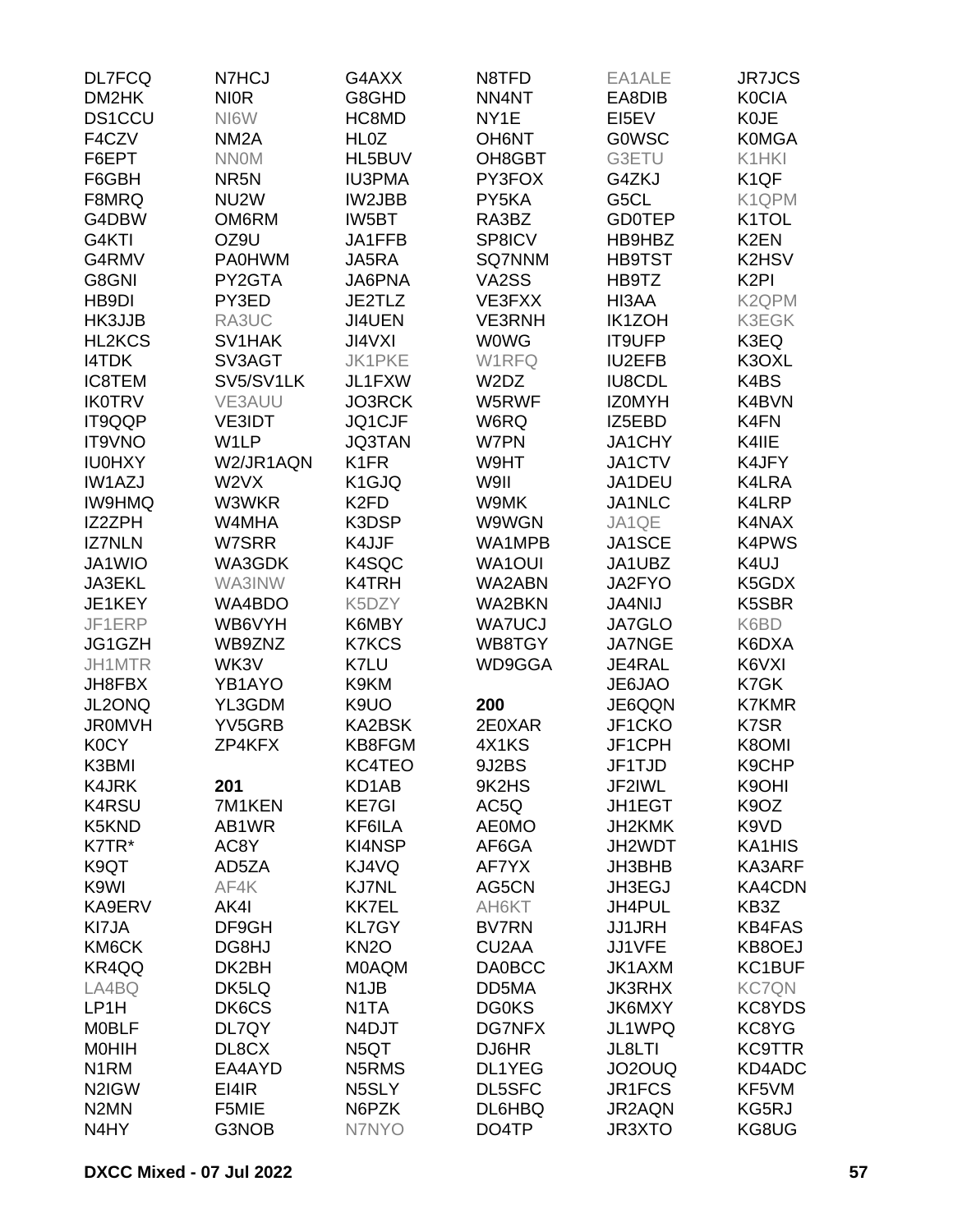DL7FCQ
DM2HK
DS1CCU
F4CZV
F6EPT
F6GBH
F8MRQ
G4DBW
G4KTI
G4RMV
G8GNI
HB9DI
HK3JJB
HL2KCS
I4TDK
IC8TEM
IK0TRV
IT9QQP
IT9VNO
IU0HXY
IW1AZJ
IW9HMQ
IZ2ZPH
IZ7NLN
JA1WIO
JA3EKL
JE1KEY
JF1ERP
JG1GZH
JH1MTR
JH8FBX
JL2ONQ
JR0MVH
K0CY
K3BMI
K4JRK
K4RSU
K5KND
K7TR*
K9QT
K9WI
KA9ERV
KI7JA
KM6CK
KR4QQ
LA4BQ
LP1H
M0BLF
M0HIH
N1RM
N2IGW
N2MN
N4HY

N7HCJ
NI0R
NI6W
NM2A
NN0M
NR5N
NU2W
OM6RM
OZ9U
PA0HWM
PY2GTA
PY3ED
RA3UC
SV1HAK
SV3AGT
SV5/SV1LK
VE3AUU
VE3IDT
W1LP
W2/JR1AQN
W2VX
W3WKR
W4MHA
W7SRR
WA3GDK
WA3INW
WA4BDO
WB6VYH
WB9ZNZ
WK3V
YB1AYO
YL3GDM
YV5GRB
ZP4KFX

**201**

7M1KEN
AB1WR
AC8Y
AD5ZA
AF4K
AK4I
DF9GH
DG8HJ
DK2BH
DK5LQ
DK6CS
DL7QY
DL8CX
EA4AYD
EI4IR
F5MIE
G3NOB

G4AXX
G8GHD
HC8MD
HL0Z
HL5BUV
IU3PMA
IW2JBB
IW5BT
JA1FFB
JA5RA
JA6PNA
JE2TLZ
JI4UEN
JI4VXI
JK1PKE
JL1FXW
JO3RCK
JQ1CJF
JQ3TAN
K1FR
K1GJQ
K2FD
K3DSP
K4JJF
K4SQC
K4TRH
K5DZY
K6MBY
K7KCS
K7LU
K9KM
K9UO
KA2BSK
KB8FGM
KC4TEO
KD1AB
KE7GI
KF6ILA
KI4NSP
KJ4VQ
KJ7NL
KK7EL
KL7GY
KN2O
M0AQM
N1JB
N1TA
N4DJT
N5QT
N5RMS
N5SLY
N6PZK
N7NYO

N8TFD
NN4NT
NY1E
OH6NT
OH8GBT
PY3FOX
PY5KA
RA3BZ
SP8ICV
SQ7NNM
VA2SS
VE3FXX
VE3RNH
W0WG
W1RFQ
W2DZ
W5RWF
W6RQ
W7PN
W9HT
W9II
W9MK
W9WGN
WA1MPB
WA1OUI
WA2ABN
WA2BKN
WA7UCJ
WB8TGY
WD9GGA

**200**

2E0XAR
4X1KS
9J2BS
9K2HS
AC5Q
AE0MO
AF6GA
AF7YX
AG5CN
AH6KT
BV7RN
CU2AA
DA0BCC
DD5MA
DG0KS
DG7NFX
DJ6HR
DL1YEG
DL5SFC
DL6HBQ
DO4TP

EA1ALE
EA8DIB
EI5EV
G0WSC
G3ETU
G4ZKJ
G5CL
GD0TEP
HB9HBZ
HB9TST
HB9TZ
HI3AA
IK1ZOH
IT9UFP
IU2EFB
IU8CDL
IZ0MYH
IZ5EBD
JA1CHY
JA1CTV
JA1DEU
JA1NLC
JA1QE
JA1SCE
JA1UBZ
JA2FYO
JA4NIJ
JA7GLO
JA7NGE
JE4RAL
JE6JAO
JE6QQN
JF1CKO
JF1CPH
JF1TJD
JF2IWL
JH1EGT
JH2KMK
JH2WDT
JH3BHB
JH3EGJ
JH4PUL
JJ1JRH
JJ1VFE
JK1AXM
JK3RHX
JK6MXY
JL1WPQ
JL8LTI
JO2OUQ
JR1FCS
JR2AQN
JR3XTO

JR7JCS
K0CIA
K0JE
K0MGA
K1HKI
K1QF
K1QPM
K1TOL
K2EN
K2HSV
K2PI
K2QPM
K3EGK
K3EQ
K3OXL
K4BS
K4BVN
K4FN
K4IIE
K4JFY
K4LRA
K4LRP
K4NAX
K4PWS
K4UJ
K5GDX
K5SBR
K6BD
K6DXA
K6VXI
K7GK
K7KMR
K7SR
K8OMI
K9CHP
K9OHI
K9OZ
K9VD
KA1HIS
KA3ARF
KA4CDN
KB3Z
KB4FAS
KB8OEJ
KC1BUF
KC7QN
KC8YDS
KC8YG
KC9TTR
KD4ADC
KF5VM
KG5RJ
KG8UG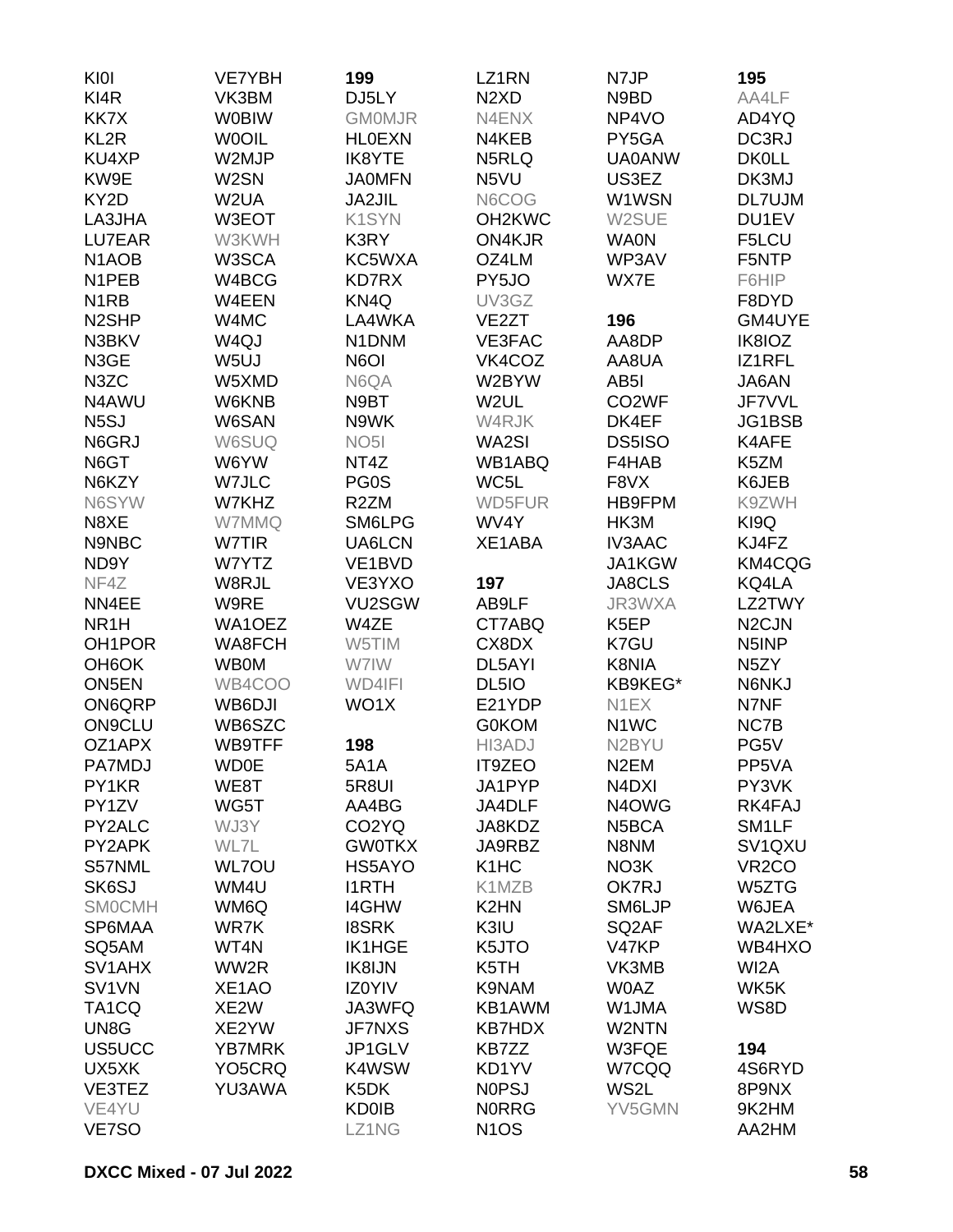KI0I
KI4R
KK7X
KL2R
KU4XP
KW9E
KY2D
LA3JHA
LU7EAR
N1AOB
N1PEB
N1RB
N2SHP
N3BKV
N3GE
N3ZC
N4AWU
N5SJ
N6GRJ
N6GT
N6KZY
N6SYW
N8XE
N9NBC
ND9Y
NF4Z
NN4EE
NR1H
OH1POR
OH6OK
ON5EN
ON6QRP
ON9CLU
OZ1APX
PA7MDJ
PY1KR
PY1ZV
PY2ALC
PY2APK
S57NML
SK6SJ
SM0CMH
SP6MAA
SQ5AM
SV1AHX
SV1VN
TA1CQ
UN8G
US5UCC
UX5XK
VE3TEZ
VE4YU
VE7SO

VE7YBH
VK3BM
W0BIW
W0OIL
W2MJP
W2SN
W2UA
W3EOT
W3KWH
W3SCA
W4BCG
W4EEN
W4MC
W4QJ
W5UJ
W5XMD
W6KNB
W6SAN
W6SUQ
W6YW
W7JLC
W7KHZ
W7MMQ
W7TIR
W7YTZ
W8RJL
W9RE
WA1OEZ
WA8FCH
WB0M
WB4COO
WB6DJI
WB6SZC
WB9TFF
WD0E
WE8T
WG5T
WJ3Y
WL7L
WL7OU
WM4U
WM6Q
WR7K
WT4N
WW2R
XE1AO
XE2W
XE2YW
YB7MRK
YO5CRQ
YU3AWA

**199**

DJ5LY
GM0MJR
HL0EXN
IK8YTE
JA0MFN
JA2JIL
K1SYN
K3RY
KC5WXA
KD7RX
KN4Q
LA4WKA
N1DNM
N6OI
N6QA
N9BT
N9WK
NO5I
NT4Z
PG0S
R2ZM
SM6LPG
UA6LCN
VE1BVD
VE3YXO
VU2SGW
W4ZE
W5TIM
W7IW
WD4IFI
WO1X

**198**

5A1A
5R8UI
AA4BG
CO2YQ
GW0TKX
HS5AYO
I1RTH
I4GHW
I8SRK
IK1HGE
IK8IJN
IZ0YIV
JA3WFQ
JF7NXS
JP1GLV
K4WSW
K5DK
KD0IB
LZ1NG

LZ1RN
N2XD
N4ENX
N4KEB
N5RLQ
N5VU
N6COG
OH2KWC
ON4KJR
OZ4LM
PY5JO
UV3GZ
VE2ZT
VE3FAC
VK4COZ
W2BYW
W2UL
W4RJK
WA2SI
WB1ABQ
WC5L
WD5FUR
WV4Y
XE1ABA

**197**

AB9LF
CT7ABQ
CX8DX
DL5AYI
DL5IO
E21YDP
G0KOM
HI3ADJ
IT9ZEO
JA1PYP
JA4DLF
JA8KDZ
JA9RBZ
K1HC
K1MZB
K2HN
K3IU
K5JTO
K5TH
K9NAM
KB1AWM
KB7HDX
KB7ZZ
KD1YV
N0PSJ
N0RRG
N1OS

N7JP
N9BD
NP4VO
PY5GA
UA0ANW
US3EZ
W1WSN
W2SUE
WA0N
WP3AV
WX7E

**196**

AA8DP
AA8UA
AB5I
CO2WF
DK4EF
DS5ISO
F4HAB
F8VX
HB9FPM
HK3M
IV3AAC
JA1KGW
JA8CLS
JR3WXA
K5EP
K7GU
K8NIA
KB9KEG*
N1EX
N1WC
N2BYU
N2EM
N4DXI
N4OWG
N5BCA
N8NM
NO3K
OK7RJ
SM6LJP
SQ2AF
V47KP
VK3MB
W0AZ
W1JMA
W2NTN
W3FQE
W7CQQ
WS2L
YV5GMN

**195**

AA4LF
AD4YQ
DC3RJ
DK0LL
DK3MJ
DL7UJM
DU1EV
F5LCU
F5NTP
F6HIP
F8DYD
GM4UYE
IK8IOZ
IZ1RFL
JA6AN
JF7VVL
JG1BSB
K4AFE
K5ZM
K6JEB
K9ZWH
KI9Q
KJ4FZ
KM4CQG
KQ4LA
LZ2TWY
N2CJN
N5INP
N5ZY
N6NKJ
N7NF
NC7B
PG5V
PP5VA
PY3VK
RK4FAJ
SM1LF
SV1QXU
VR2CO
W5ZTG
W6JEA
WA2LXE*
WB4HXO
WI2A
WK5K
WS8D

**194**

4S6RYD
8P9NX
9K2HM
AA2HM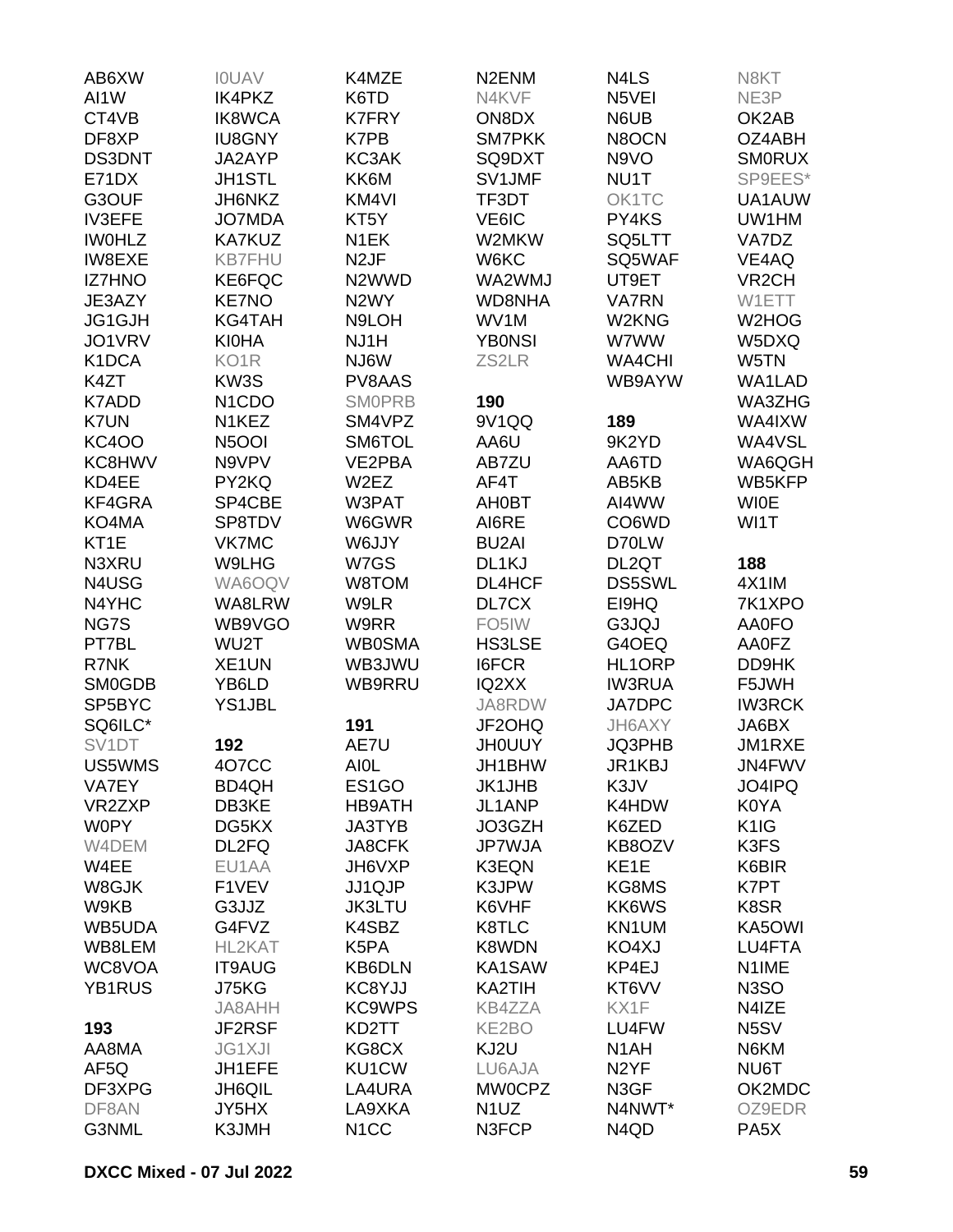AB6XW
I0UAV
AI1W
IK4PKZ
CT4VB
IK8WCA
DF8XP
IU8GNY
DS3DNT
JA2AYP
E71DX
JH1STL
G3OUF
JH6NKZ
IV3EFE
JO7MDA
IW0HLZ
KA7KUZ
IW8EXE
KB7FHU
IZ7HNO
KE6FQC
JE3AZY
KE7NO
JG1GJH
KG4TAH
JO1VRV
KI0HA
K1DCA
KO1R
K4ZT
KW3S
K7ADD
N1CDO
K7UN
N1KEZ
KC4OO
N5OOI
KC8HWV
N9VPV
KD4EE
PY2KQ
KF4GRA
SP4CBE
KO4MA
SP8TDV
KT1E
VK7MC
N3XRU
W9LHG
N4USG
WA6OQV
N4YHC
WA8LRW
NG7S
WB9VGO
PT7BL
WU2T
R7NK
XE1UN
SM0GDB
YB6LD
SP5BYC
YS1JBL
SQ6ILC*
SV1DT
US5WMS
VA7EY
VR2ZXP
W0PY
W4DEM
W4EE
W8GJK
W9KB
WB5UDA
WB8LEM
WC8VOA
YB1RUS

**192**

4O7CC
BD4QH
DB3KE
DG5KX
DL2FQ
EU1AA
F1VEV
G3JJZ
G4FVZ
HL2KAT
IT9AUG
J75KG
JA8AHH
JF2RSF
JG1XJI
JH1EFE
JH6QIL
JY5HX
K3JMH

**193**

AA8MA
AF5Q
DF3XPG
DF8AN
G3NML

K4MZE
K6TD
K7FRY
K7PB
KC3AK
KK6M
KM4VI
KT5Y
N1EK
N2JF
N2WWD
N2WY
N9LOH
NJ1H
NJ6W
PV8AAS
SM0PRB
SM4VPZ
SM6TOL
VE2PBA
W2EZ
W3PAT
W6GWR
W6JJY
W7GS
W8TOM
W9LR
W9RR
WB0SMA
WB3JWU
WB9RRU

**191**

AE7U
AI0L
ES1GO
HB9ATH
JA3TYB
JA8CFK
JH6VXP
JJ1QJP
JK3LTU
K4SBZ
K5PA
KB6DLN
KC8YJJ
KC9WPS
KD2TT
KG8CX
KU1CW
LA4URA
LA9XKA
N1CC

N2ENM
N4KVF
ON8DX
SM7PKK
SQ9DXT
SV1JMF
TF3DT
VE6IC
W2MKW
W6KC
WA2WMJ
WD8NHA
WV1M
YB0NSI
ZS2LR

**190**

9V1QQ
AA6U
AB7ZU
AF4T
AH0BT
AI6RE
BU2AI
DL1KJ
DL4HCF
DL7CX
FO5IW
HS3LSE
I6FCR
IQ2XX
JA8RDW
JF2OHQ
JH0UUY
JH1BHW
JK1JHB
JL1ANP
JO3GZH
JP7WJA
K3EQN
K3JPW
K6VHF
K8TLC
K8WDN
KA1SAW
KA2TIH
KB4ZZA
KE2BO
KJ2U
LU6AJA
MW0CPZ
N1UZ
N3FCP

N4LS
N5VEI
N6UB
N8OCN
N9VO
NU1T
OK1TC
PY4KS
SQ5LTT
SQ5WAF
UT9ET
VA7RN
W2KNG
W7WW
WA4CHI
WB9AYW

**189**

9K2YD
AA6TD
AB5KB
AI4WW
CO6WD
D70LW
DL2QT
DS5SWL
EI9HQ
G3JQJ
G4OEQ
HL1ORP
IW3RUA
JA7DPC
JH6AXY
JQ3PHB
JR1KBJ
K3JV
K4HDW
K6ZED
KB8OZV
KE1E
KG8MS
KK6WS
KN1UM
KO4XJ
KP4EJ
KT6VV
KX1F
LU4FW
N1AH
N2YF
N3GF
N4NWT*
N4QD

N8KT
NE3P
OK2AB
OZ4ABH
SM0RUX
SP9EES*
UA1AUW
UW1HM
VA7DZ
VE4AQ
VR2CH
W1ETT
W2HOG
W5DXQ
W5TN
WA1LAD
WA3ZHG
WA4IXW
WA4VSL
WA6QGH
WB5KFP
WI0E
WI1T

**188**

4X1IM
7K1XPO
AA0FO
AA0FZ
DD9HK
F5JWH
IW3RCK
JA6BX
JM1RXE
JN4FWV
JO4IPQ
K0YA
K1IG
K3FS
K6BIR
K7PT
K8SR
KA5OWI
LU4FTA
N1IME
N3SO
N4IZE
N5SV
N6KM
NU6T
OK2MDC
OZ9EDR
PA5X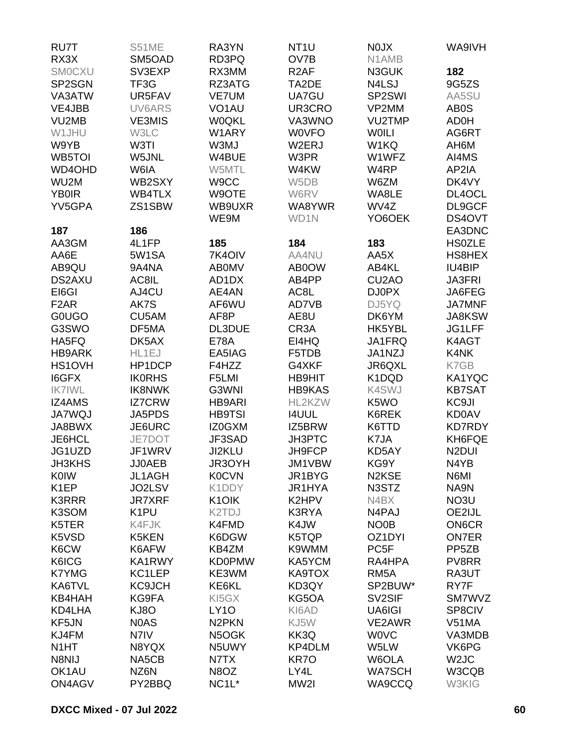RU7T
RX3X
SM0CXU
SP2SGN
VA3ATW
VE4JBB
VU2MB
W1JHU
W9YB
WB5TOI
WD4OHD
WU2M
YB0IR
YV5GPA

**187**

AA3GM
AA6E
AB9QU
DS2AXU
EI6GI
F2AR
G0UGO
G3SWO
HA5FQ
HB9ARK
HS1OVH
I6GFX
IK7IWL
IZ4AMS
JA7WQJ
JA8BWX
JE6HCL
JG1UZD
JH3KHS
K0IW
K1EP
K3RRR
K3SOM
K5TER
K5VSD
K6CW
K6ICG
K7YMG
KA6TVL
KB4HAH
KD4LHA
KF5JN
KJ4FM
N1HT
N8NIJ
OK1AU
ON4AGV

S51ME
SM5OAD
SV3EXP
TF3G
UR5FAV
UV6ARS
VE3MIS
W3LC
W3TI
W5JNL
W6IA
WB2SXY
WB4TLX
ZS1SBW

**186**

4L1FP
5W1SA
9A4NA
AC8IL
AJ4CU
AK7S
CU5AM
DF5MA
DK5AX
HL1EJ
HP1DCP
IK0RHS
IK8NWK
IZ7CRW
JA5PDS
JE6URC
JE7DOT
JF1WRV
JJ0AEB
JL1AGH
JO2LSV
JR7XRF
K1PU
K4FJK
K5KEN
K6AFW
KA1RWY
KC1LEP
KC9JCH
KG9FA
KJ8O
N0AS
N7IV
N8YQX
NA5CB
NZ6N
PY2BBQ

RA3YN
RD3PQ
RX3MM
RZ3ATG
VE7UM
VO1AU
W0QKL
W1ARY
W3MJ
W4BUE
W5MTL
W9CC
W9OTE
WB9UXR
WE9M

**185**

7K4OIV
AB0MV
AD1DX
AE4AN
AF6WU
AF8P
DL3DUE
E78A
EA5IAG
F4HZZ
F5LMI
G3WNI
HB9ARI
HB9TSI
IZ0GXM
JF3SAD
JI2KLU
JR3OYH
K0CVN
K1DDY
K1OIK
K2TDJ
K4FMD
K6DGW
KB4ZM
KD0PMW
KE3WM
KE6KL
KI5GX
LY1O
N2PKN
N5OGK
N5UWY
N7TX
N8OZ
NC1L*

NT1U
OV7B
R2AF
TA2DE
UA7GU
UR3CRO
VA3WNO
W0VFO
W2ERJ
W3PR
W4KW
W5DB
W6RV
WA8YWR
WD1N

**184**

AA4NU
AB0OW
AB4PP
AC8L
AD7VB
AE8U
CR3A
EI4HQ
F5TDB
G4XKF
HB9HIT
HB9KAS
HL2KZW
I4UUL
IZ5BRW
JH3PTC
JH9FCP
JM1VBW
JR1BYG
JR1HYA
K2HPV
K3RYA
K4JW
K5TQP
K9WMM
KA5YCM
KA9TOX
KD3QY
KG5OA
KI6AD
KJ5W
KK3Q
KP4DLM
KR7O
LY4L
MW2I

N0JX
N1AMB
N3GUK
N4LSJ
SP2SWI
VP2MM
VU2TMP
W0ILI
W1KQ
W1WFZ
W4RP
W6ZM
WA8LE
WV4Z
YO6OEK

**183**

AA5X
AB4KL
CU2AO
DJ0PX
DJ5YQ
DK6YM
HK5YBL
JA1FRQ
JA1NZJ
JR6QXL
K1DQD
K4SWJ
K5WO
K6REK
K6TTD
K7JA
KD5AY
KG9Y
N2KSE
N3STZ
N4BX
N4PAJ
NO0B
OZ1DYI
PC5F
RA4HPA
RM5A
SP2BUW*
SV2SIF
UA6IGI
VE2AWR
W0VC
W5LW
W6OLA
WA7SCH
WA9CCQ

WA9IVH

**182**

9G5ZS
AA5SU
AB0S
AD0H
AG6RT
AH6M
AI4MS
AP2IA
DK4VY
DL4OCL
DL9GCF
DS4OVT
EA3DNC
HS0ZLE
HS8HEX
IU4BIP
JA3FRI
JA6FEG
JA7MNF
JA8KSW
JG1LFF
K4AGT
K4NK
K7GB
KA1YQC
KB7SAT
KC9JI
KD0AV
KD7RDY
KH6FQE
N2DUI
N4YB
N6MI
NA9N
NO3U
OE2IJL
ON6CR
ON7ER
PP5ZB
PV8RR
RA3UT
RY7F
SM7WVZ
SP8CIV
V51MA
VA3MDB
VK6PG
W2JC
W3CQB
W3KIG

DXCC Mixed - 07 Jul 2022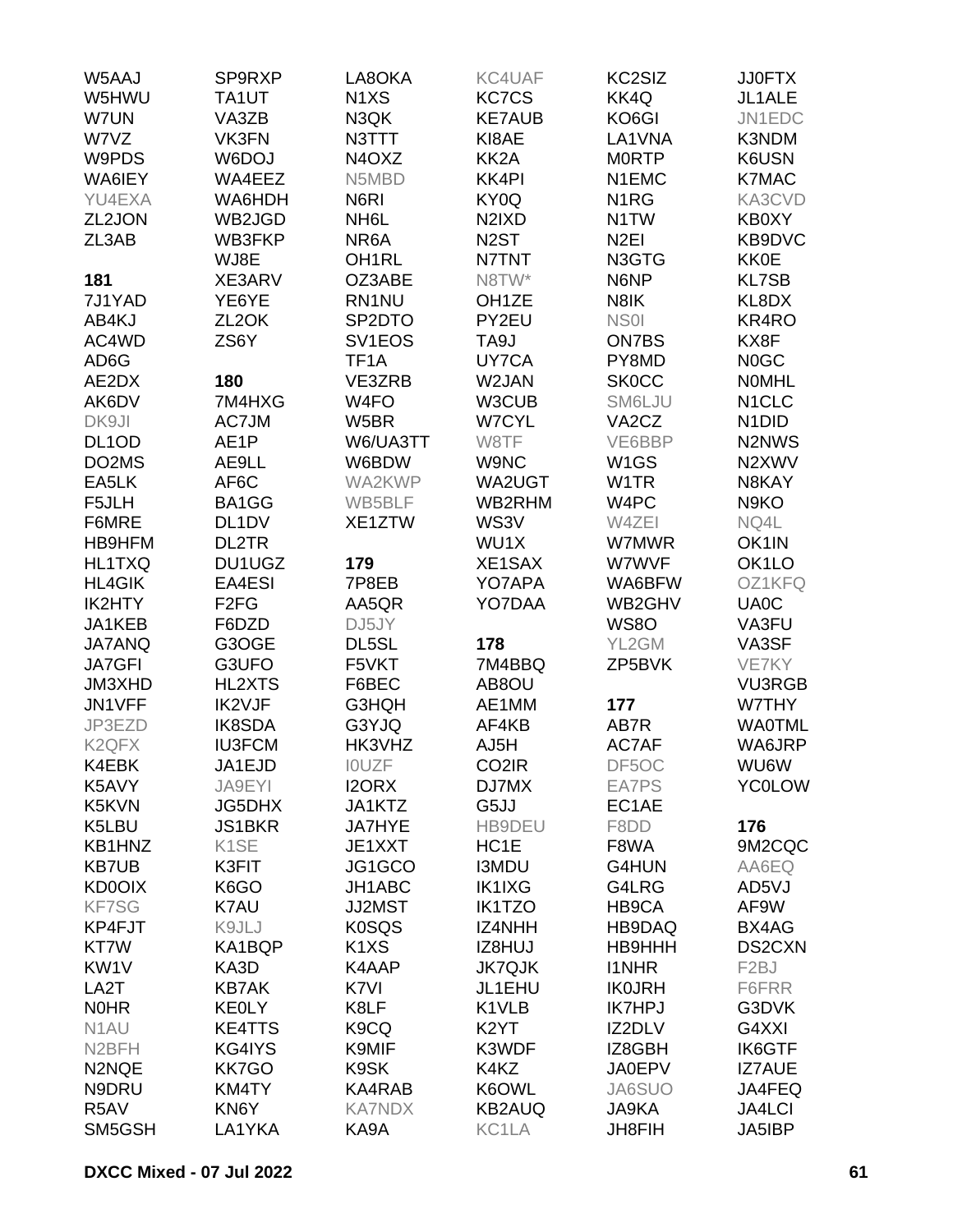W5AAJ
W5HWU
W7UN
W7VZ
W9PDS
WA6IEY
YU4EXA
ZL2JON
ZL3AB

**181**

7J1YAD
AB4KJ
AC4WD
AD6G
AE2DX
AK6DV
DK9JI
DL1OD
DO2MS
EA5LK
F5JLH
F6MRE
HB9HFM
HL1TXQ
HL4GIK
IK2HTY
JA1KEB
JA7ANQ
JA7GFI
JM3XHD
JN1VFF
JP3EZD
K2QFX
K4EBK
K5AVY
K5KVN
K5LBU
KB1HNZ
KB7UB
KD0OIX
KF7SG
KP4FJT
KT7W
KW1V
LA2T
N0HR
N1AU
N2BFH
N2NQE
N9DRU
R5AV
SM5GSH

SP9RXP
TA1UT
VA3ZB
VK3FN
W6DOJ
WA4EEZ
WA6HDH
WB2JGD
WB3FKP
WJ8E
XE3ARV
YE6YE
ZL2OK
ZS6Y

**180**

7M4HXG
AC7JM
AE1P
AE9LL
AF6C
BA1GG
DL1DV
DL2TR
DU1UGZ
EA4ESI
F2FG
F6DZD
G3OGE
G3UFO
HL2XTS
IK2VJF
IK8SDA
IU3FCM
JA1EJD
JA9EYI
JG5DHX
JS1BKR
K1SE
K3FIT
K6GO
K7AU
K9JLJ
KA1BQP
KA3D
KB7AK
KE0LY
KE4TTS
KG4IYS
KK7GO
KM4TY
KN6Y
LA1YKA

LA8OKA
N1XS
N3QK
N3TTT
N4OXZ
N5MBD
N6RI
NH6L
NR6A
OH1RL
OZ3ABE
RN1NU
SP2DTO
SV1EOS
TF1A
VE3ZRB
W4FO
W5BR
W6/UA3TT
W6BDW
WA2KWP
WB5BLF
XE1ZTW

**179**

7P8EB
AA5QR
DJ5JY
DL5SL
F5VKT
F6BEC
G3HQH
G3YJQ
HK3VHZ
I0UZF
I2ORX
JA1KTZ
JA7HYE
JE1XXT
JG1GCO
JH1ABC
JJ2MST
K0SQS
K1XS
K4AAP
K7VI
K8LF
K9CQ
K9MIF
K9SK
KA4RAB
KA7NDX
KA9A

KC4UAF
KC7CS
KE7AUB
KI8AE
KK2A
KK4PI
KY0Q
N2IXD
N2ST
N7TNT
N8TW*
OH1ZE
PY2EU
TA9J
UY7CA
W2JAN
W3CUB
W7CYL
W8TF
W9NC
WA2UGT
WB2RHM
WS3V
WU1X
XE1SAX
YO7APA
YO7DAA

**178**

7M4BBQ
AB8OU
AE1MM
AF4KB
AJ5H
CO2IR
DJ7MX
G5JJ
HB9DEU
HC1E
I3MDU
IK1IXG
IK1TZO
IZ4NHH
IZ8HUJ
JK7QJK
JL1EHU
K1VLB
K2YT
K3WDF
K4KZ
K6OWL
KB2AUQ
KC1LA

KC2SIZ
KK4Q
KO6GI
LA1VNA
M0RTP
N1EMC
N1RG
N1TW
N2EI
N3GTG
N6NP
N8IK
NS0I
ON7BS
PY8MD
SK0CC
SM6LJU
VA2CZ
VE6BBP
W1GS
W1TR
W4PC
W4ZEI
W7MWR
W7WVF
WA6BFW
WB2GHV
WS8O
YL2GM
ZP5BVK

**177**

AB7R
AC7AF
DF5OC
EA7PS
EC1AE
F8DD
F8WA
G4HUN
G4LRG
HB9CA
HB9DAQ
HB9HHH
I1NHR
IK0JRH
IK7HPJ
IZ2DLV
IZ8GBH
JA0EPV
JA6SUO
JA9KA
JH8FIH

JJ0FTX
JL1ALE
JN1EDC
K3NDM
K6USN
K7MAC
KA3CVD
KB0XY
KB9DVC
KK0E
KL7SB
KL8DX
KR4RO
KX8F
N0GC
N0MHL
N1CLC
N1DID
N2NWS
N2XWV
N8KAY
N9KO
NQ4L
OK1IN
OK1LO
OZ1KFQ
UA0C
VA3FU
VA3SF
VE7KY
VU3RGB
W7THY
WA0TML
WA6JRP
WU6W
YC0LOW

**176**

9M2CQC
AA6EQ
AD5VJ
AF9W
BX4AG
DS2CXN
F2BJ
F6FRR
G3DVK
G4XXI
IK6GTF
IZ7AUE
JA4FEQ
JA4LCI
JA5IBP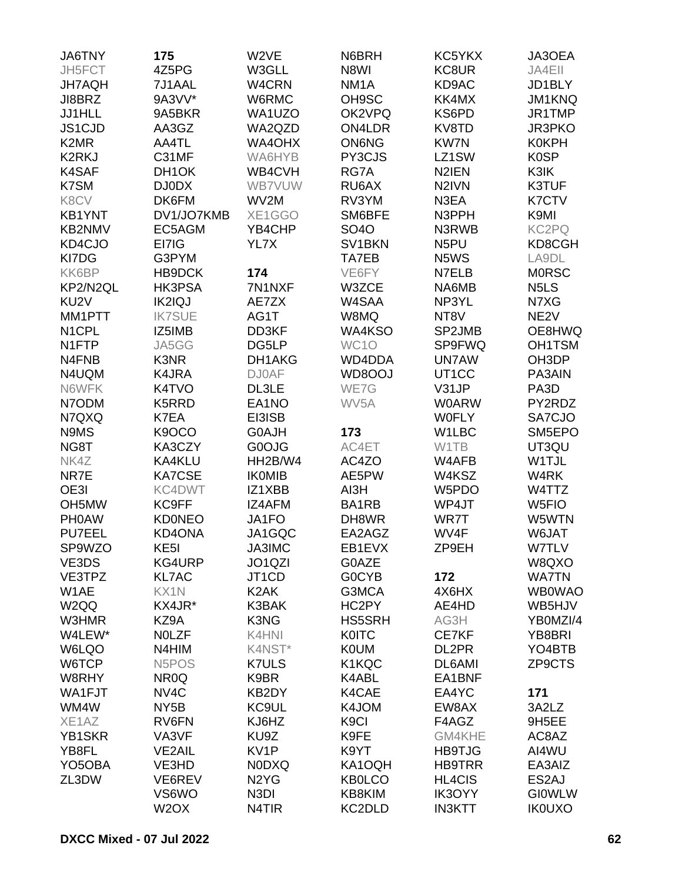JA6TNY
JH5FCT
JH7AQH
JI8BRZ
JJ1HLL
JS1CJD
K2MR
K2RKJ
K4SAF
K7SM
K8CV
KB1YNT
KB2NMV
KD4CJO
KI7DG
KK6BP
KP2/N2QL
KU2V
MM1PTT
N1CPL
N1FTP
N4FNB
N4UQM
N6WFK
N7ODM
N7QXQ
N9MS
NG8T
NK4Z
NR7E
OE3I
OH5MW
PH0AW
PU7EEL
SP9WZO
VE3DS
VE3TPZ
W1AE
W2QQ
W3HMR
W4LEW*
W6LQO
W6TCP
W8RHY
WA1FJT
WM4W
XE1AZ
YB1SKR
YB8FL
YO5OBA
ZL3DW

**175**

4Z5PG
7J1AAL
9A3VV*
9A5BKR
AA3GZ
AA4TL
C31MF
DH1OK
DJ0DX
DK6FM
DV1/JO7KMB
EC5AGM
EI7IG
G3PYM
HB9DCK
HK3PSA
IK2IQJ
IK7SUE
IZ5IMB
JA5GG
K3NR
K4JRA
K4TVO
K5RRD
K7EA
K9OCO
KA3CZY
KA4KLU
KA7CSE
KC4DWT
KC9FF
KD0NEO
KD4ONA
KE5I
KG4URP
KL7AC
KX1N
KX4JR*
KZ9A
N0LZF
N4HIM
N5POS
NR0Q
NV4C
NY5B
RV6FN
VA3VF
VE2AIL
VE3HD
VE6REV
VS6WO
W2OX
W2VE
W3GLL
W4CRN
W6RMC
WA1UZO
WA2QZD
WA4OHX
WA6HYB
WB4CVH
WB7VUW
WV2M
XE1GGO
YB4CHP
YL7X

**174**

7N1NXF
AE7ZX
AG1T
DD3KF
DG5LP
DH1AKG
DJ0AF
DL3LE
EA1NO
EI3ISB
G0AJH
G0OJG
HH2B/W4
IK0MIB
IZ1XBB
IZ4AFM
JA1FO
JA1GQC
JA3IMC
JO1QZI
JT1CD
K2AK
K3BAK
K3NG
K4HNI
K4NST*
K7ULS
K9BR
KB2DY
KC9UL
KJ6HZ
KU9Z
KV1P
N0DXQ
N2YG
N3DI
N4TIR
N6BRH
N8WI
NM1A
OH9SC
OK2VPQ
ON4LDR
ON6NG
PY3CJS
RG7A
RU6AX
RV3YM
SM6BFE
SO4O
SV1BKN
TA7EB
VE6FY
W3ZCE
W4SAA
W8MQ
WA4KSO
WC1O
WD4DDA
WD8OOJ
WE7G
WV5A

**173**

AC4ET
AC4ZO
AE5PW
AI3H
BA1RB
DH8WR
EA2AGZ
EB1EVX
G0AZE
G0CYB
G3MCA
HC2PY
HS5SRH
K0ITC
K0UM
K1KQC
K4ABL
K4CAE
K4JOM
K9CI
K9FE
K9YT
KA1OQH
KB0LCO
KB8KIM
KC2DLD
KC5YKX
KC8UR
KD9AC
KK4MX
KS6PD
KV8TD
KW7N
LZ1SW
N2IEN
N2IVN
N3EA
N3PPH
N3RWB
N5PU
N5WS
N7ELB
NA6MB
NP3YL
NT8V
SP2JMB
SP9FWQ
UN7AW
UT1CC
V31JP
W0ARW
W0FLY
W1LBC
W1TB
W4AFB
W4KSZ
W5PDO
WP4JT
WR7T
WV4F
ZP9EH

**172**

4X6HX
AE4HD
AG3H
CE7KF
DL2PR
DL6AMI
EA1BNF
EA4YC
EW8AX
F4AGZ
GM4KHE
HB9TJG
HB9TRR
HL4CIS
IK3OYY
IN3KTT
JA3OEA
JA4EII
JD1BLY
JM1KNQ
JR1TMP
JR3PKO
K0KPH
K0SP
K3IK
K3TUF
K7CTV
K9MI
KC2PQ
KD8CGH
LA9DL
M0RSC
N5LS
N7XG
NE2V
OE8HWQ
OH1TSM
OH3DP
PA3AIN
PA3D
PY2RDZ
SA7CJO
SM5EPO
UT3QU
W1TJL
W4RK
W4TTZ
W5FIO
W5WTN
W6JAT
W7TLV
W8QXO
WA7TN
WB0WAO
WB5HJV
YB0MZI/4
YB8BRI
YO4BTB
ZP9CTS

**171**

3A2LZ
9H5EE
AC8AZ
AI4WU
EA3AIZ
ES2AJ
GI0WLW
IK0UXO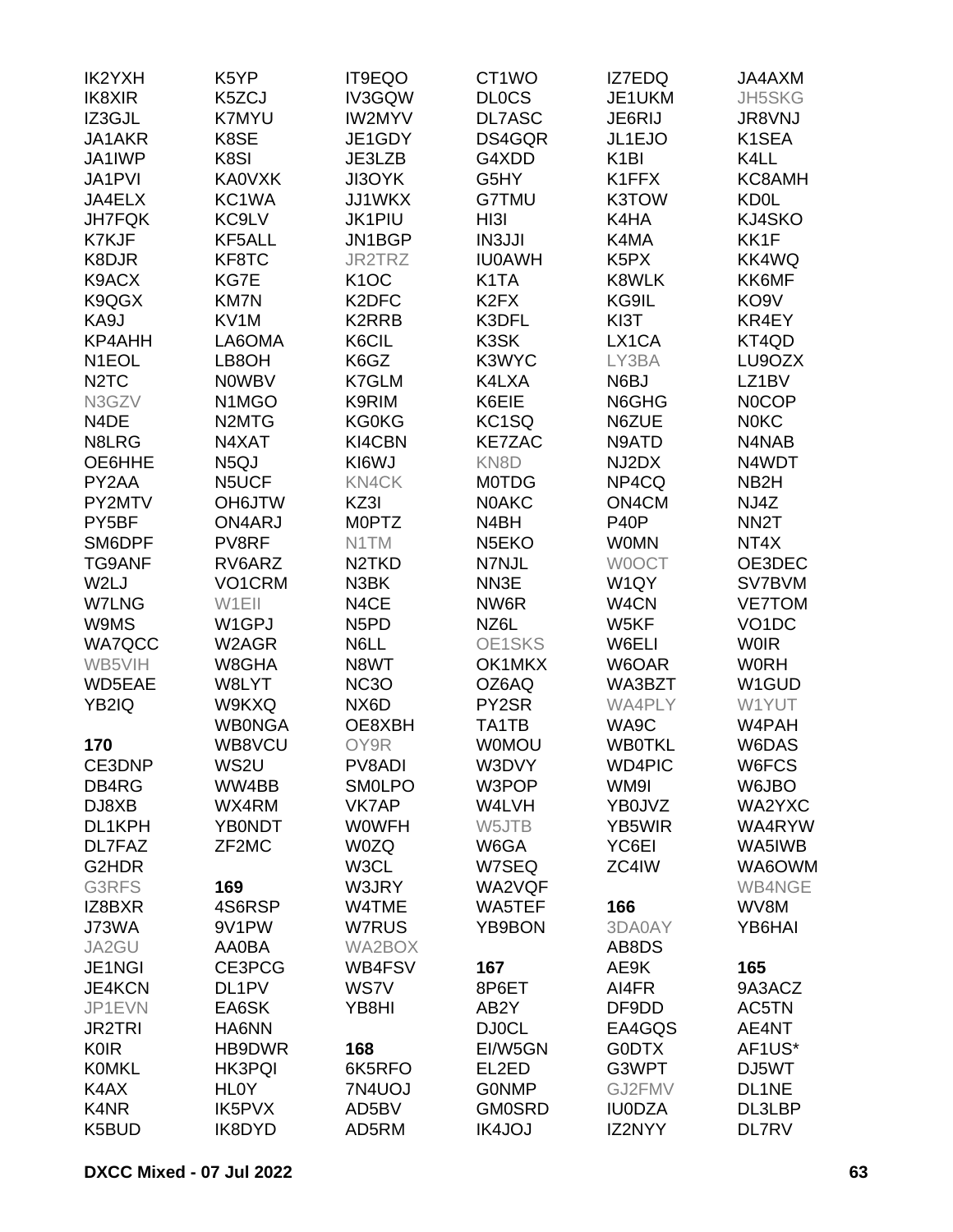IK2YXH
IK8XIR
IZ3GJL
JA1AKR
JA1IWP
JA1PVI
JA4ELX
JH7FQK
K7KJF
K8DJR
K9ACX
K9QGX
KA9J
KP4AHH
N1EOL
N2TC
N3GZV
N4DE
N8LRG
OE6HHE
PY2AA
PY2MTV
PY5BF
SM6DPF
TG9ANF
W2LJ
W7LNG
W9MS
WA7QCC
WB5VIH
WD5EAE
YB2IQ

**170**

CE3DNP
DB4RG
DJ8XB
DL1KPH
DL7FAZ
G2HDR
G3RFS
IZ8BXR
J73WA
JA2GU
JE1NGI
JE4KCN
JP1EVN
JR2TRI
K0IR
K0MKL
K4AX
K4NR
K5BUD
K5YP
K5ZCJ
K7MYU
K8SE
K8SI
KA0VXK
KC1WA
KC9LV
KF5ALL
KF8TC
KG7E
KM7N
KV1M
LA6OMA
LB8OH
N0WBV
N1MGO
N2MTG
N4XAT
N5QJ
N5UCF
OH6JTW
ON4ARJ
PV8RF
RV6ARZ
VO1CRM
W1EII
W1GPJ
W2AGR
W8GHA
W8LYT
W9KXQ
WB0NGA
WB8VCU
WS2U
WW4BB
WX4RM
YB0NDT
ZF2MC

**169**

4S6RSP
9V1PW
AA0BA
CE3PCG
DL1PV
EA6SK
HA6NN
HB9DWR
HK3PQI
HL0Y
IK5PVX
IK8DYD
IT9EQO
IV3GQW
IW2MYV
JE1GDY
JE3LZB
JI3OYK
JJ1WKX
JK1PIU
JN1BGP
JR2TRZ
K1OC
K2DFC
K2RRB
K6CIL
K6GZ
K7GLM
K9RIM
KG0KG
KI4CBN
KI6WJ
KN4CK
KZ3I
M0PTZ
N1TM
N2TKD
N3BK
N4CE
N5PD
N6LL
N8WT
NC3O
NX6D
OE8XBH
OY9R
PV8ADI
SM0LPO
VK7AP
W0WFH
W0ZQ
W3CL
W3JRY
W4TME
W7RUS
WA2BOX
WB4FSV
WS7V
YB8HI

**168**

6K5RFO
7N4UOJ
AD5BV
AD5RM
CT1WO
DL0CS
DL7ASC
DS4GQR
G4XDD
G5HY
G7TMU
HI3I
IN3JJI
IU0AWH
K1TA
K2FX
K3DFL
K3SK
K3WYC
K4LXA
K6EIE
KC1SQ
KE7ZAC
KN8D
M0TDG
N0AKC
N4BH
N5EKO
N7NJL
NN3E
NW6R
NZ6L
OE1SKS
OK1MKX
OZ6AQ
PY2SR
TA1TB
W0MOU
W3DVY
W3POP
W4LVH
W5JTB
W6GA
W7SEQ
WA2VQF
WA5TEF
YB9BON

**167**

8P6ET
AB2Y
DJ0CL
EI/W5GN
EL2ED
G0NMP
GM0SRD
IK4JOJ
IZ7EDQ
JE1UKM
JE6RIJ
JL1EJO
K1BI
K1FFX
K3TOW
K4HA
K4MA
K5PX
K8WLK
KG9IL
KI3T
LX1CA
LY3BA
N6BJ
N6GHG
N6ZUE
N9ATD
NJ2DX
NP4CQ
ON4CM
P40P
W0MN
W0OCT
W1QY
W4CN
W5KF
W6ELI
W6OAR
WA3BZT
WA4PLY
WA9C
WB0TKL
WD4PIC
WM9I
YB0JVZ
YB5WIR
YC6EI
ZC4IW

**166**

3DA0AY
AB8DS
AE9K
AI4FR
DF9DD
EA4GQS
G0DTX
G3WPT
GJ2FMV
IU0DZA
IZ2NYY
JA4AXM
JH5SKG
JR8VNJ
K1SEA
K4LL
KC8AMH
KD0L
KJ4SKO
KK1F
KK4WQ
KK6MF
KO9V
KR4EY
KT4QD
LU9OZX
LZ1BV
N0COP
N0KC
N4NAB
N4WDT
NB2H
NJ4Z
NN2T
NT4X
OE3DEC
SV7BVM
VE7TOM
VO1DC
W0IR
W0RH
W1GUD
W1YUT
W4PAH
W6DAS
W6FCS
W6JBO
WA2YXC
WA4RYW
WA5IWB
WA6OWM
WB4NGE
WV8M
YB6HAI

**165**

9A3ACZ
AC5TN
AE4NT
AF1US*
DJ5WT
DL1NE
DL3LBP
DL7RV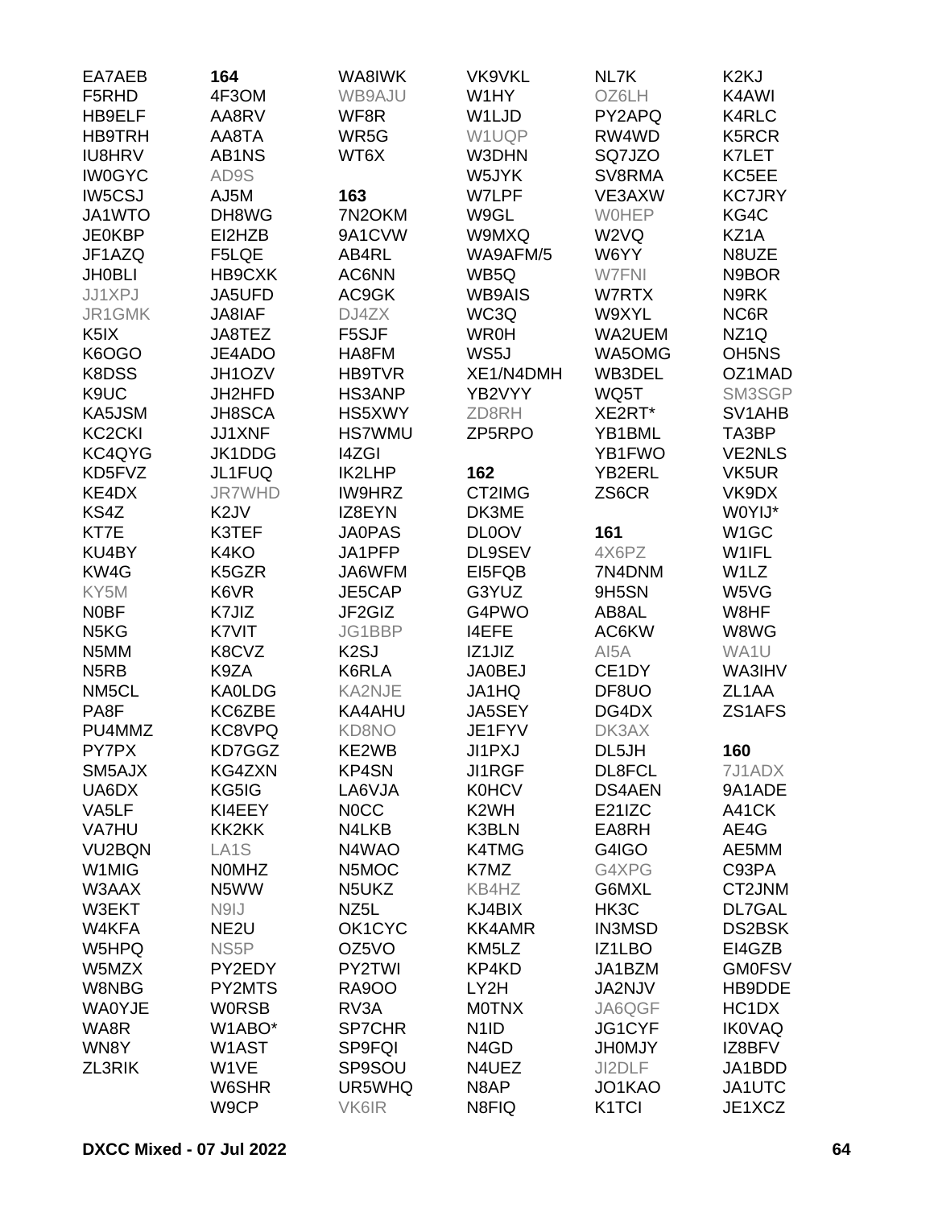EA7AEB
F5RHD
HB9ELF
HB9TRH
IU8HRV
IW0GYC
IW5CSJ
JA1WTO
JE0KBP
JF1AZQ
JH0BLI
JJ1XPJ
JR1GMK
K5IX
K6OGO
K8DSS
K9UC
KA5JSM
KC2CKI
KC4QYG
KD5FVZ
KE4DX
KS4Z
KT7E
KU4BY
KW4G
KY5M
N0BF
N5KG
N5MM
N5RB
NM5CL
PA8F
PU4MMZ
PY7PX
SM5AJX
UA6DX
VA5LF
VA7HU
VU2BQN
W1MIG
W3AAX
W3EKT
W4KFA
W5HPQ
W5MZX
W8NBG
WA0YJE
WA8R
WN8Y
ZL3RIK

**164**

4F3OM
AA8RV
AA8TA
AB1NS
AD9S
AJ5M
DH8WG
EI2HZB
F5LQE
HB9CXK
JA5UFD
JA8IAF
JA8TEZ
JE4ADO
JH1OZV
JH2HFD
JH8SCA
JJ1XNF
JK1DDG
JL1FUQ
JR7WHD
K2JV
K3TEF
K4KO
K5GZR
K6VR
K7JIZ
K7VIT
K8CVZ
K9ZA
KA0LDG
KC6ZBE
KC8VPQ
KD7GGZ
KG4ZXN
KG5IG
KI4EEY
KK2KK
LA1S
N0MHZ
N5WW
N9IJ
NE2U
NS5P
PY2EDY
PY2MTS
W0RSB
W1ABO*
W1AST
W1VE
W6SHR
W9CP
WA8IWK
WB9AJU
WF8R
WR5G
WT6X

**163**

7N2OKM
9A1CVW
AB4RL
AC6NN
AC9GK
DJ4ZX
F5SJF
HA8FM
HB9TVR
HS3ANP
HS5XWY
HS7WMU
I4ZGI
IK2LHP
IW9HRZ
IZ8EYN
JA0PAS
JA1PFP
JA6WFM
JE5CAP
JF2GIZ
JG1BBP
K2SJ
K6RLA
KA2NJE
KA4AHU
KD8NO
KE2WB
KP4SN
LA6VJA
N0CC
N4LKB
N4WAO
N5MOC
N5UKZ
NZ5L
OK1CYC
OZ5VO
PY2TWI
RA9OO
RV3A
SP7CHR
SP9FQI
SP9SOU
UR5WHQ
VK6IR
VK9VKL
W1HY
W1LJD
W1UQP
W3DHN
W5JYK
W7LPF
W9GL
W9MXQ
WA9AFM/5
WB5Q
WB9AIS
WC3Q
WR0H
WS5J
XE1/N4DMH
YB2VYY
ZD8RH
ZP5RPO

**162**

CT2IMG
DK3ME
DL0OV
DL9SEV
EI5FQB
G3YUZ
G4PWO
I4EFE
IZ1JIZ
JA0BEJ
JA1HQ
JA5SEY
JE1FYV
JI1PXJ
JI1RGF
K0HCV
K2WH
K3BLN
K4TMG
K7MZ
KB4HZ
KJ4BIX
KK4AMR
KM5LZ
KP4KD
LY2H
M0TNX
N1ID
N4GD
N4UEZ
N8AP
N8FIQ
NL7K
OZ6LH
PY2APQ
RW4WD
SQ7JZO
SV8RMA
VE3AXW
W0HEP
W2VQ
W6YY
W7FNI
W7RTX
W9XYL
WA2UEM
WA5OMG
WB3DEL
WQ5T
XE2RT*
YB1BML
YB1FWO
YB2ERL
ZS6CR

**161**

4X6PZ
7N4DNM
9H5SN
AB8AL
AC6KW
AI5A
CE1DY
DF8UO
DG4DX
DK3AX
DL5JH
DL8FCL
DS4AEN
E21IZC
EA8RH
G4IGO
G4XPG
G6MXL
HK3C
IN3MSD
IZ1LBO
JA1BZM
JA2NJV
JA6QGF
JG1CYF
JH0MJY
JI2DLF
JO1KAO
K1TCI
K2KJ
K4AWI
K4RLC
K5RCR
K7LET
KC5EE
KC7JRY
KG4C
KZ1A
N8UZE
N9BOR
N9RK
NC6R
NZ1Q
OH5NS
OZ1MAD
SM3SGP
SV1AHB
TA3BP
VE2NLS
VK5UR
VK9DX
W0YIJ*
W1GC
W1IFL
W1LZ
W5VG
W8HF
W8WG
WA1U
WA3IHV
ZL1AA
ZS1AFS

**160**

7J1ADX
9A1ADE
A41CK
AE4G
AE5MM
C93PA
CT2JNM
DL7GAL
DS2BSK
EI4GZB
GM0FSV
HB9DDE
HC1DX
IK0VAQ
IZ8BFV
JA1BDD
JA1UTC
JE1XCZ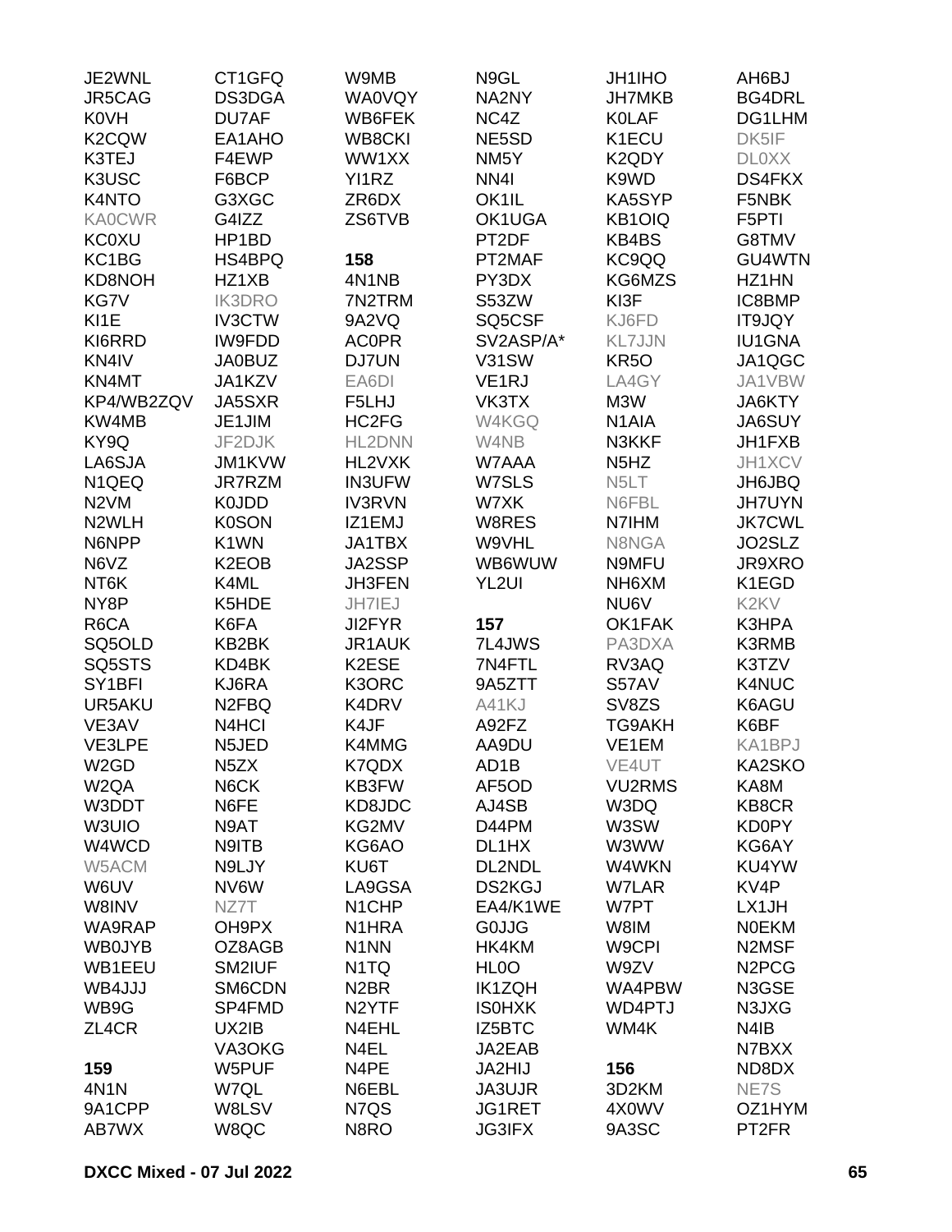JE2WNL
JR5CAG
K0VH
K2CQW
K3TEJ
K3USC
K4NTO
KA0CWR
KC0XU
KC1BG
KD8NOH
KG7V
KI1E
KI6RRD
KN4IV
KN4MT
KP4/WB2ZQV
KW4MB
KY9Q
LA6SJA
N1QEQ
N2VM
N2WLH
N6NPP
N6VZ
NT6K
NY8P
R6CA
SQ5OLD
SQ5STS
SY1BFI
UR5AKU
VE3AV
VE3LPE
W2GD
W2QA
W3DDT
W3UIO
W4WCD
W5ACM
W6UV
W8INV
WA9RAP
WB0JYB
WB1EEU
WB4JJJ
WB9G
ZL4CR

**159**

4N1N
9A1CPP
AB7WX
CT1GFQ
DS3DGA
DU7AF
EA1AHO
F4EWP
F6BCP
G3XGC
G4IZZ
HP1BD
HS4BPQ
HZ1XB
IK3DRO
IV3CTW
IW9FDD
JA0BUZ
JA1KZV
JA5SXR
JE1JIM
JF2DJK
JM1KVW
JR7RZM
K0JDD
K0SON
K1WN
K2EOB
K4ML
K5HDE
K6FA
KB2BK
KD4BK
KJ6RA
N2FBQ
N4HCI
N5JED
N5ZX
N6CK
N6FE
N9AT
N9ITB
N9LJY
NV6W
NZ7T
OH9PX
OZ8AGB
SM2IUF
SM6CDN
SP4FMD
UX2IB
VA3OKG
W5PUF
W7QL
W8LSV
W8QC
W9MB
WA0VQY
WB6FEK
WB8CKI
WW1XX
YI1RZ
ZR6DX
ZS6TVB

**158**

4N1NB
7N2TRM
9A2VQ
AC0PR
DJ7UN
EA6DI
F5LHJ
HC2FG
HL2DNN
HL2VXK
IN3UFW
IV3RVN
IZ1EMJ
JA1TBX
JA2SSP
JH3FEN
JH7IEJ
JI2FYR
JR1AUK
K2ESE
K3ORC
K4DRV
K4JF
K4MMG
K7QDX
KB3FW
KD8JDC
KG2MV
KG6AO
KU6T
LA9GSA
N1CHP
N1HRA
N1NN
N1TQ
N2BR
N2YTF
N4EHL
N4EL
N4PE
N6EBL
N7QS
N8RO
N9GL
NA2NY
NC4Z
NE5SD
NM5Y
NN4I
OK1IL
OK1UGA
PT2DF
PT2MAF
PY3DX
S53ZW
SQ5CSF
SV2ASP/A*
V31SW
VE1RJ
VK3TX
W4KGQ
W4NB
W7AAA
W7SLS
W7XK
W8RES
W9VHL
WB6WUW
YL2UI

**157**

7L4JWS
7N4FTL
9A5ZTT
A41KJ
A92FZ
AA9DU
AD1B
AF5OD
AJ4SB
D44PM
DL1HX
DL2NDL
DS2KGJ
EA4/K1WE
G0JJG
HK4KM
HL0O
IK1ZQH
IS0HXK
IZ5BTC
JA2EAB
JA2HIJ
JA3UJR
JG1RET
JG3IFX
JH1IHO
JH7MKB
K0LAF
K1ECU
K2QDY
K9WD
KA5SYP
KB1OIQ
KB4BS
KC9QQ
KG6MZS
KI3F
KJ6FD
KL7JJN
KR5O
LA4GY
M3W
N1AIA
N3KKF
N5HZ
N5LT
N6FBL
N7IHM
N8NGA
N9MFU
NH6XM
NU6V
OK1FAK
PA3DXA
RV3AQ
S57AV
SV8ZS
TG9AKH
VE1EM
VE4UT
VU2RMS
W3DQ
W3SW
W3WW
W4WKN
W7LAR
W7PT
W8IM
W9CPI
W9ZV
WA4PBW
WD4PTJ
WM4K

**156**

3D2KM
4X0WV
9A3SC
AH6BJ
BG4DRL
DG1LHM
DK5IF
DL0XX
DS4FKX
F5NBK
F5PTI
G8TMV
GU4WTN
HZ1HN
IC8BMP
IT9JQY
IU1GNA
JA1QGC
JA1VBW
JA6KTY
JA6SUY
JH1FXB
JH1XCV
JH6JBQ
JH7UYN
JK7CWL
JO2SLZ
JR9XRO
K1EGD
K2KV
K3HPA
K3RMB
K3TZV
K4NUC
K6AGU
K6BF
KA1BPJ
KA2SKO
KA8M
KB8CR
KD0PY
KG6AY
KU4YW
KV4P
LX1JH
N0EKM
N2MSF
N2PCG
N3GSE
N3JXG
N4IB
N7BXX
ND8DX
NE7S
OZ1HYM
PT2FR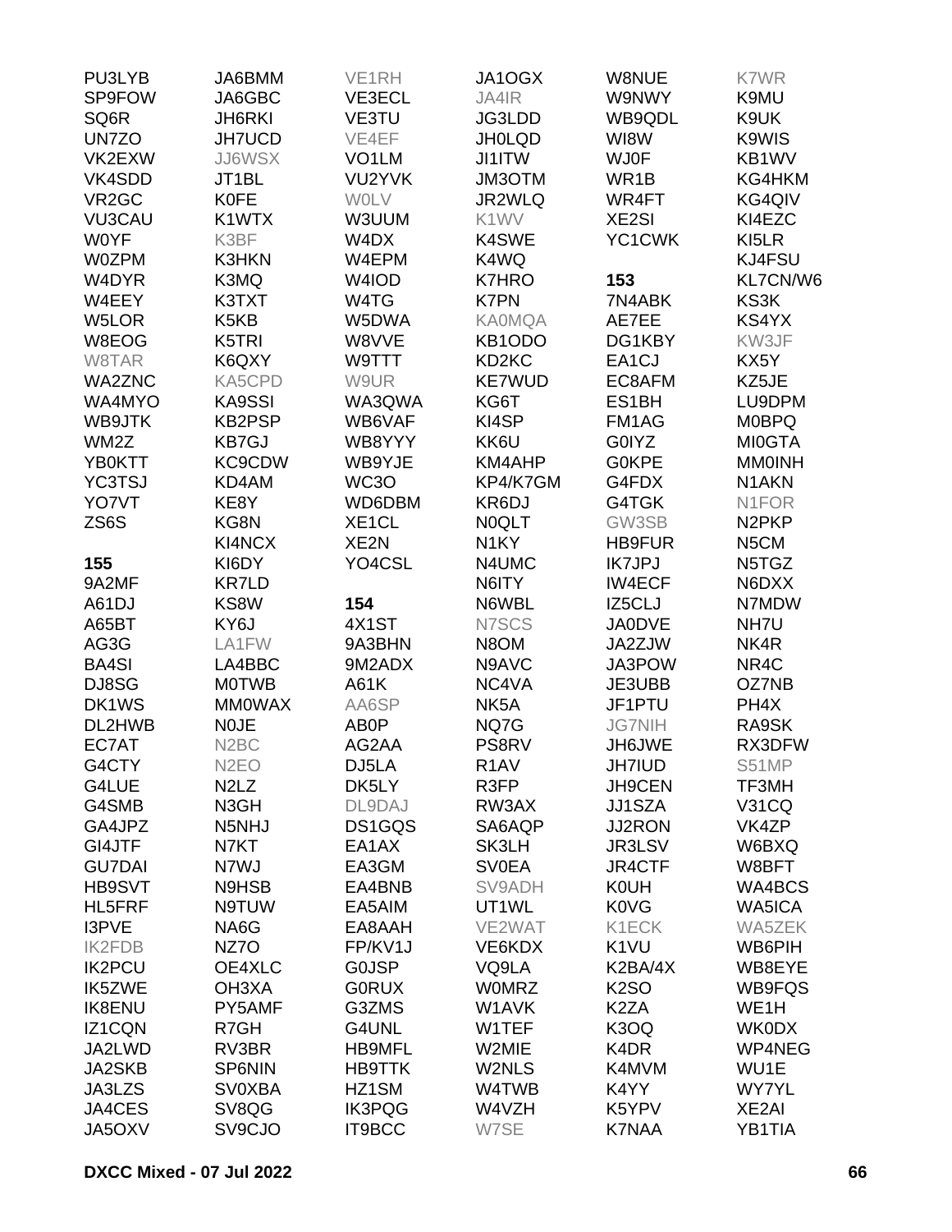PU3LYB
SP9FOW
SQ6R
UN7ZO
VK2EXW
VK4SDD
VR2GC
VU3CAU
W0YF
W0ZPM
W4DYR
W4EEY
W5LOR
W8EOG
W8TAR
WA2ZNC
WA4MYO
WB9JTK
WM2Z
YB0KTT
YC3TSJ
YO7VT
ZS6S

**155**

9A2MF
A61DJ
A65BT
AG3G
BA4SI
DJ8SG
DK1WS
DL2HWB
EC7AT
G4CTY
G4LUE
G4SMB
GA4JPZ
GI4JTF
GU7DAI
HB9SVT
HL5FRF
I3PVE
IK2FDB
IK2PCU
IK5ZWE
IK8ENU
IZ1CQN
JA2LWD
JA2SKB
JA3LZS
JA4CES
JA5OXV
JA6BMM
JA6GBC
JH6RKI
JH7UCD
JJ6WSX
JT1BL
K0FE
K1WTX
K3BF
K3HKN
K3MQ
K3TXT
K5KB
K5TRI
K6QXY
KA5CPD
KA9SSI
KB2PSP
KB7GJ
KC9CDW
KD4AM
KE8Y
KG8N
KI4NCX
KI6DY
KR7LD
KS8W
KY6J
LA1FW
LA4BBC
M0TWB
MM0WAX
N0JE
N2BC
N2EO
N2LZ
N3GH
N5NHJ
N7KT
N7WJ
N9HSB
N9TUW
NA6G
NZ7O
OE4XLC
OH3XA
PY5AMF
R7GH
RV3BR
SP6NIN
SV0XBA
SV8QG
SV9CJO
VE1RH
VE3ECL
VE3TU
VE4EF
VO1LM
VU2YVK
W0LV
W3UUM
W4DX
W4EPM
W4IOD
W4TG
W5DWA
W8VVE
W9TTT
W9UR
WA3QWA
WB6VAF
WB8YYY
WB9YJE
WC3O
WD6DBM
XE1CL
XE2N
YO4CSL

**154**

4X1ST
9A3BHN
9M2ADX
A61K
AA6SP
AB0P
AG2AA
DJ5LA
DK5LY
DL9DAJ
DS1GQS
EA1AX
EA3GM
EA4BNB
EA5AIM
EA8AAH
FP/KV1J
G0JSP
G0RUX
G3ZMS
G4UNL
HB9MFL
HB9TTK
HZ1SM
IK3PQG
IT9BCC
JA1OGX
JA4IR
JG3LDD
JH0LQD
JI1ITW
JM3OTM
JR2WLQ
K1WV
K4SWE
K4WQ
K7HRO
K7PN
KA0MQA
KB1ODO
KD2KC
KE7WUD
KG6T
KI4SP
KK6U
KM4AHP
KP4/K7GM
KR6DJ
N0QLT
N1KY
N4UMC
N6ITY
N6WBL
N7SCS
N8OM
N9AVC
NC4VA
NK5A
NQ7G
PS8RV
R1AV
R3FP
RW3AX
SA6AQP
SK3LH
SV0EA
SV9ADH
UT1WL
VE2WAT
VE6KDX
VQ9LA
W0MRZ
W1AVK
W1TEF
W2MIE
W2NLS
W4TWB
W4VZH
W7SE
W8NUE
W9NWY
WB9QDL
WI8W
WJ0F
WR1B
WR4FT
XE2SI
YC1CWK

**153**

7N4ABK
AE7EE
DG1KBY
EA1CJ
EC8AFM
ES1BH
FM1AG
G0IYZ
G0KPE
G4FDX
G4TGK
GW3SB
HB9FUR
IK7JPJ
IW4ECF
IZ5CLJ
JA0DVE
JA2ZJW
JA3POW
JE3UBB
JF1PTU
JG7NIH
JH6JWE
JH7IUD
JH9CEN
JJ1SZA
JJ2RON
JR3LSV
JR4CTF
K0UH
K0VG
K1ECK
K1VU
K2BA/4X
K2SO
K2ZA
K3OQ
K4DR
K4MVM
K4YY
K5YPV
K7NAA
K7WR
K9MU
K9UK
K9WIS
KB1WV
KG4HKM
KG4QIV
KI4EZC
KI5LR
KJ4FSU
KL7CN/W6
KS3K
KS4YX
KW3JF
KX5Y
KZ5JE
LU9DPM
M0BPQ
MI0GTA
MM0INH
N1AKN
N1FOR
N2PKP
N5CM
N5TGZ
N6DXX
N7MDW
NH7U
NK4R
NR4C
OZ7NB
PH4X
RA9SK
RX3DFW
S51MP
TF3MH
V31CQ
VK4ZP
W6BXQ
W8BFT
WA4BCS
WA5ICA
WA5ZEK
WB6PIH
WB8EYE
WB9FQS
WE1H
WK0DX
WP4NEG
WU1E
WY7YL
XE2AI
YB1TIA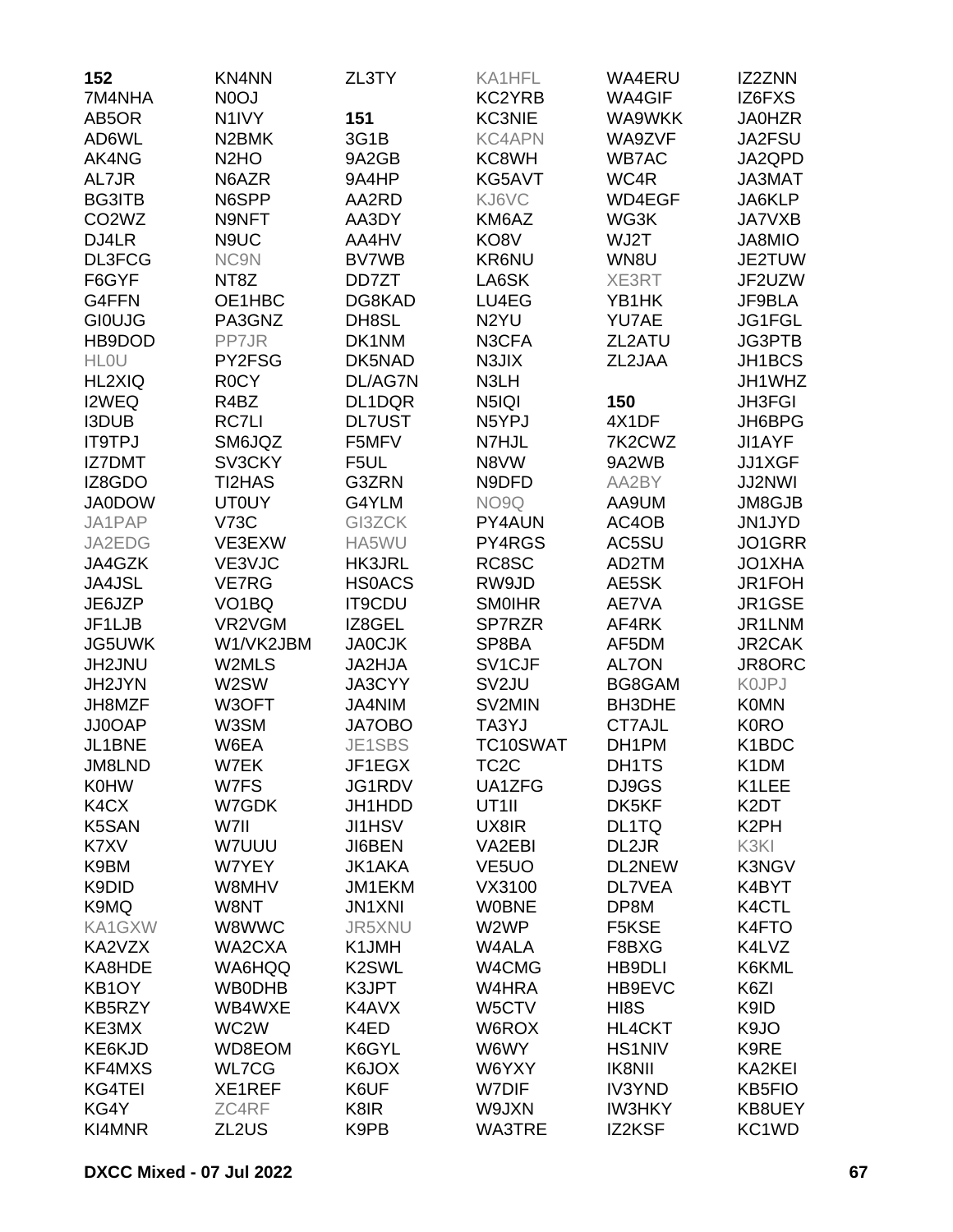**152**
7M4NHA
AB5OR
AD6WL
AK4NG
AL7JR
BG3ITB
CO2WZ
DJ4LR
DL3FCG
F6GYF
G4FFN
GI0UJG
HB9DOD
HL0U
HL2XIQ
I2WEQ
I3DUB
IT9TPJ
IZ7DMT
IZ8GDO
JA0DOW
JA1PAP
JA2EDG
JA4GZK
JA4JSL
JE6JZP
JF1LJB
JG5UWK
JH2JNU
JH2JYN
JH8MZF
JJ0OAP
JL1BNE
JM8LND
K0HW
K4CX
K5SAN
K7XV
K9BM
K9DID
K9MQ
KA1GXW
KA2VZX
KA8HDE
KB1OY
KB5RZY
KE3MX
KE6KJD
KF4MXS
KG4TEI
KG4Y
KI4MNR
KN4NN
N0OJ
N1IVY
N2BMK
N2HO
N6AZR
N6SPP
N9NFT
N9UC
NC9N
NT8Z
OE1HBC
PA3GNZ
PP7JR
PY2FSG
R0CY
R4BZ
RC7LI
SM6JQZ
SV3CKY
TI2HAS
UT0UY
V73C
VE3EXW
VE3VJC
VE7RG
VO1BQ
VR2VGM
W1/VK2JBM
W2MLS
W2SW
W3OFT
W3SM
W6EA
W7EK
W7FS
W7GDK
W7II
W7UUU
W7YEY
W8MHV
W8NT
W8WWC
WA2CXA
WA6HQQ
WB0DHB
WB4WXE
WC2W
WD8EOM
WL7CG
XE1REF
ZC4RF
ZL2US
ZL3TY

**151**
3G1B
9A2GB
9A4HP
AA2RD
AA3DY
AA4HV
BV7WB
DD7ZT
DG8KAD
DH8SL
DK1NM
DK5NAD
DL/AG7N
DL1DQR
DL7UST
F5MFV
F5UL
G3ZRN
G4YLM
GI3ZCK
HA5WU
HK3JRL
HS0ACS
IT9CDU
IZ8GEL
JA0CJK
JA2HJA
JA3CYY
JA4NIM
JA7OBO
JE1SBS
JF1EGX
JG1RDV
JH1HDD
JI1HSV
JI6BEN
JK1AKA
JM1EKM
JN1XNI
JR5XNU
K1JMH
K2SWL
K3JPT
K4AVX
K4ED
K6GYL
K6JOX
K6UF
K8IR
K9PB
KA1HFL
KC2YRB
KC3NIE
KC4APN
KC8WH
KG5AVT
KJ6VC
KM6AZ
KO8V
KR6NU
LA6SK
LU4EG
N2YU
N3CFA
N3JIX
N3LH
N5IQI
N5YPJ
N7HJL
N8VW
N9DFD
NO9Q
PY4AUN
PY4RGS
RC8SC
RW9JD
SM0IHR
SP7RZR
SP8BA
SV1CJF
SV2JU
SV2MIN
TA3YJ
TC10SWAT
TC2C
UA1ZFG
UT1II
UX8IR
VA2EBI
VE5UO
VX3100
W0BNE
W2WP
W4ALA
W4CMG
W4HRA
W5CTV
W6ROX
W6WY
W6YXY
W7DIF
W9JXN
WA3TRE
WA4ERU
WA4GIF
WA9WKK
WA9ZVF
WB7AC
WC4R
WD4EGF
WG3K
WJ2T
WN8U
XE3RT
YB1HK
YU7AE
ZL2ATU
ZL2JAA

**150**
4X1DF
7K2CWZ
9A2WB
AA2BY
AA9UM
AC4OB
AC5SU
AD2TM
AE5SK
AE7VA
AF4RK
AF5DM
AL7ON
BG8GAM
BH3DHE
CT7AJL
DH1PM
DH1TS
DJ9GS
DK5KF
DL1TQ
DL2JR
DL2NEW
DL7VEA
DP8M
F5KSE
F8BXG
HB9DLI
HB9EVC
HI8S
HL4CKT
HS1NIV
IK8NII
IV3YND
IW3HKY
IZ2KSF
IZ2ZNN
IZ6FXS
JA0HZR
JA2FSU
JA2QPD
JA3MAT
JA6KLP
JA7VXB
JA8MIO
JE2TUW
JF2UZW
JF9BLA
JG1FGL
JG3PTB
JH1BCS
JH1WHZ
JH3FGI
JH6BPG
JI1AYF
JJ1XGF
JJ2NWI
JM8GJB
JN1JYD
JO1GRR
JO1XHA
JR1FOH
JR1GSE
JR1LNM
JR2CAK
JR8ORC
K0JPJ
K0MN
K0RO
K1BDC
K1DM
K1LEE
K2DT
K2PH
K3KI
K3NGV
K4BYT
K4CTL
K4FTO
K4LVZ
K6KML
K6ZI
K9ID
K9JO
K9RE
KA2KEI
KB5FIO
KB8UEY
KC1WD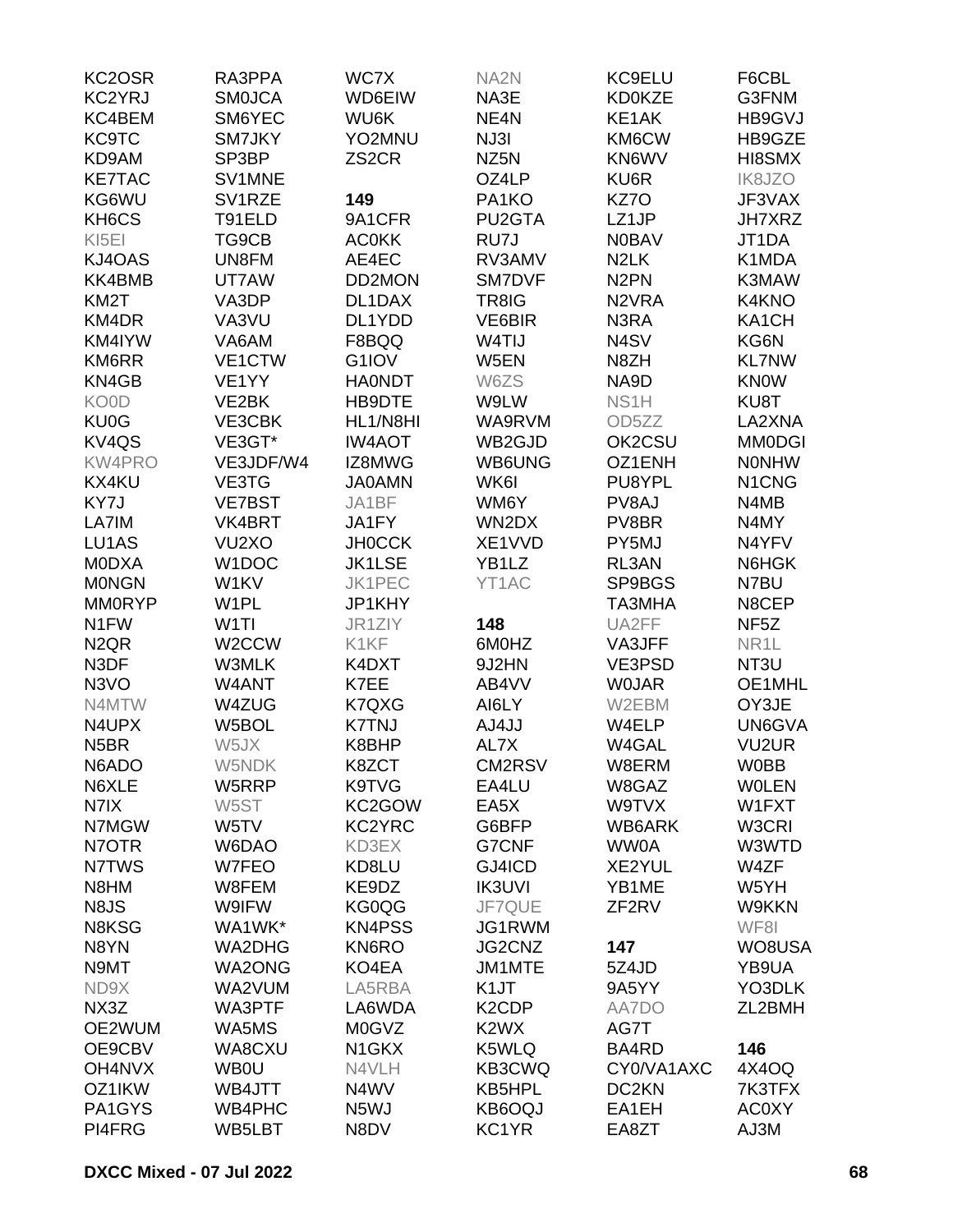KC2OSR
KC2YRJ
KC4BEM
KC9TC
KD9AM
KE7TAC
KG6WU
KH6CS
KI5EI
KJ4OAS
KK4BMB
KM2T
KM4DR
KM4IYW
KM6RR
KN4GB
KO0D
KU0G
KV4QS
KW4PRO
KX4KU
KY7J
LA7IM
LU1AS
M0DXA
M0NGN
MM0RYP
N1FW
N2QR
N3DF
N3VO
N4MTW
N4UPX
N5BR
N6ADO
N6XLE
N7IX
N7MGW
N7OTR
N7TWS
N8HM
N8JS
N8KSG
N8YN
N9MT
ND9X
NX3Z
OE2WUM
OE9CBV
OH4NVX
OZ1IKW
PA1GYS
PI4FRG

RA3PPA
SM0JCA
SM6YEC
SM7JKY
SP3BP
SV1MNE
SV1RZE
T91ELD
TG9CB
UN8FM
UT7AW
VA3DP
VA3VU
VA6AM
VE1CTW
VE1YY
VE2BK
VE3CBK
VE3GT*
VE3JDF/W4
VE3TG
VE7BST
VK4BRT
VU2XO
W1DOC
W1KV
W1PL
W1TI
W2CCW
W3MLK
W4ANT
W4ZUG
W5BOL
W5JX
W5NDK
W5RRP
W5ST
W5TV
W6DAO
W7FEO
W8FEM
W9IFW
WA1WK*
WA2DHG
WA2ONG
WA2VUM
WA3PTF
WA5MS
WA8CXU
WB0U
WB4JTT
WB4PHC
WB5LBT

WC7X
WD6EIW
WU6K
YO2MNU
ZS2CR

**149**
9A1CFR
AC0KK
AE4EC
DD2MON
DL1DAX
DL1YDD
F8BQQ
G1IOV
HA0NDT
HB9DTE
HL1/N8HI
IW4AOT
IZ8MWG
JA0AMN
JA1BF
JA1FY
JH0CCK
JK1LSE
JK1PEC
JP1KHY
JR1ZIY
K1KF
K4DXT
K7EE
K7QXG
K7TNJ
K8BHP
K8ZCT
K9TVG
KC2GOW
KC2YRC
KD3EX
KD8LU
KE9DZ
KG0QG
KN4PSS
KN6RO
KO4EA
LA5RBA
LA6WDA
M0GVZ
N1GKX
N4VLH
N4WV
N5WJ
N8DV

NA2N
NA3E
NE4N
NJ3I
NZ5N
OZ4LP
PA1KO
PU2GTA
RU7J
RV3AMV
SM7DVF
TR8IG
VE6BIR
W4TIJ
W5EN
W6ZS
W9LW
WA9RVM
WB2GJD
WB6UNG
WK6I
WM6Y
WN2DX
XE1VVD
YB1LZ
YT1AC

**148**
6M0HZ
9J2HN
AB4VV
AI6LY
AJ4JJ
AL7X
CM2RSV
EA4LU
EA5X
G6BFP
G7CNF
GJ4ICD
IK3UVI
JF7QUE
JG1RWM
JG2CNZ
JM1MTE
K1JT
K2CDP
K2WX
K5WLQ
KB3CWQ
KB5HPL
KB6OQJ
KC1YR

KC9ELU
KD0KZE
KE1AK
KM6CW
KN6WV
KU6R
KZ7O
LZ1JP
N0BAV
N2LK
N2PN
N2VRA
N3RA
N4SV
N8ZH
NA9D
NS1H
OD5ZZ
OK2CSU
OZ1ENH
PU8YPL
PV8AJ
PV8BR
PY5MJ
RL3AN
SP9BGS
TA3MHA
UA2FF
VA3JFF
VE3PSD
W0JAR
W2EBM
W4ELP
W4GAL
W8ERM
W8GAZ
W9TVX
WB6ARK
WW0A
XE2YUL
YB1ME
ZF2RV

**147**
5Z4JD
9A5YY
AA7DO
AG7T
BA4RD
CY0/VA1AXC
DC2KN
EA1EH
EA8ZT

F6CBL
G3FNM
HB9GVJ
HB9GZE
HI8SMX
IK8JZO
JF3VAX
JH7XRZ
JT1DA
K1MDA
K3MAW
K4KNO
KA1CH
KG6N
KL7NW
KN0W
KU8T
LA2XNA
MM0DGI
N0NHW
N1CNG
N4MB
N4MY
N4YFV
N6HGK
N7BU
N8CEP
NF5Z
NR1L
NT3U
OE1MHL
OY3JE
UN6GVA
VU2UR
W0BB
W0LEN
W1FXT
W3CRI
W3WTD
W4ZF
W5YH
W9KKN
WF8I
WO8USA
YB9UA
YO3DLK
ZL2BMH

**146**
4X4OQ
7K3TFX
AC0XY
AJ3M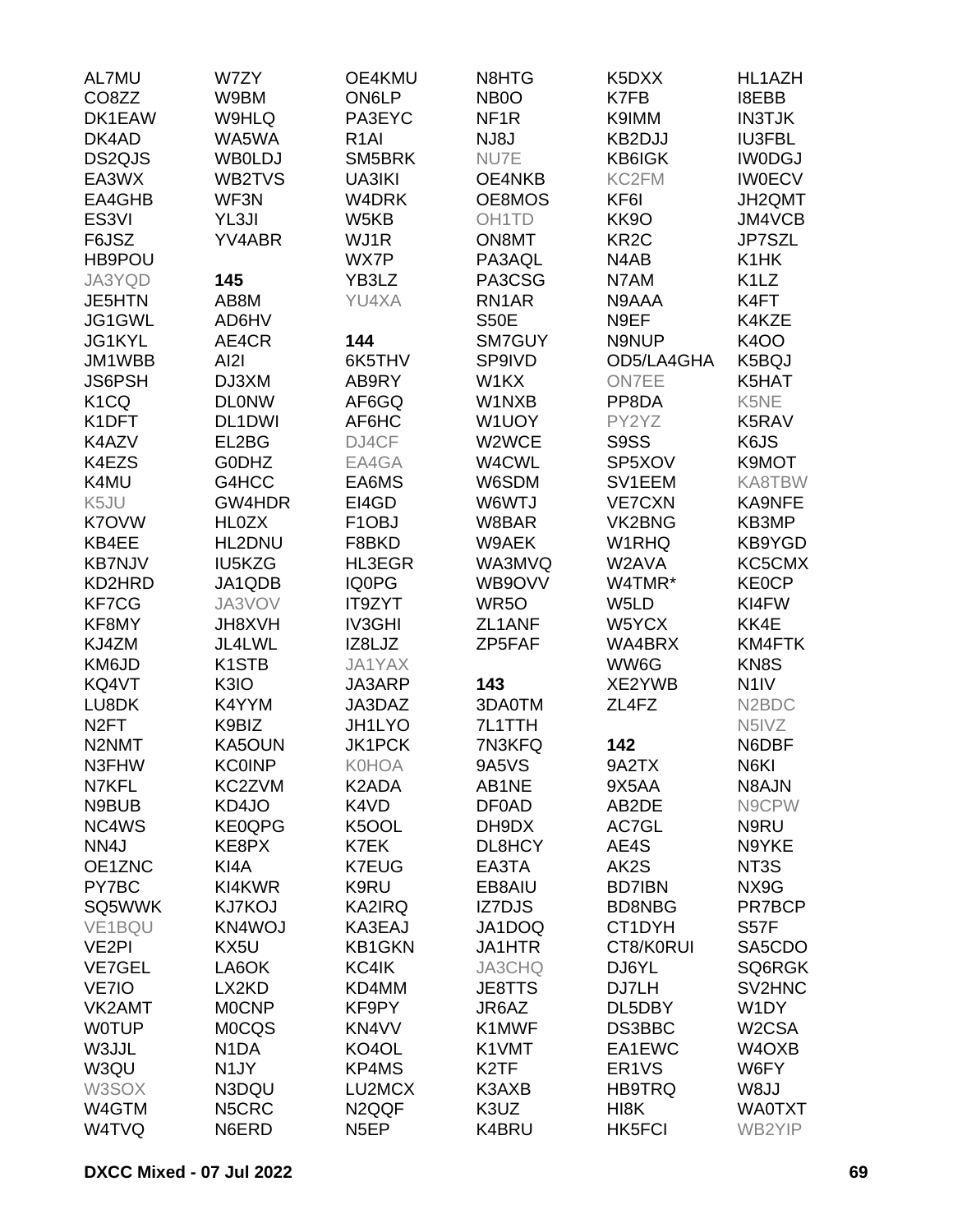AL7MU
CO8ZZ
DK1EAW
DK4AD
DS2QJS
EA3WX
EA4GHB
ES3VI
F6JSZ
HB9POU
JA3YQD
JE5HTN
JG1GWL
JG1KYL
JM1WBB
JS6PSH
K1CQ
K1DFT
K4AZV
K4EZS
K4MU
K5JU
K7OVW
KB4EE
KB7NJV
KD2HRD
KF7CG
KF8MY
KJ4ZM
KM6JD
KQ4VT
LU8DK
N2FT
N2NMT
N3FHW
N7KFL
N9BUB
NC4WS
NN4J
OE1ZNC
PY7BC
SQ5WWK
VE1BQU
VE2PI
VE7GEL
VE7IO
VK2AMT
W0TUP
W3JJL
W3QU
W3SOX
W4GTM
W4TVQ
W7ZY
W9BM
W9HLQ
WA5WA
WB0LDJ
WB2TVS
WF3N
YL3JI
YV4ABR

**145**

AB8M
AD6HV
AE4CR
AI2I
DJ3XM
DL0NW
DL1DWI
EL2BG
G0DHZ
G4HCC
GW4HDR
HL0ZX
HL2DNU
IU5KZG
JA1QDB
JA3VOV
JH8XVH
JL4LWL
K1STB
K3IO
K4YYM
K9BIZ
KA5OUN
KC0INP
KC2ZVM
KD4JO
KE0QPG
KE8PX
KI4A
KI4KWR
KJ7KOJ
KN4WOJ
KX5U
LA6OK
LX2KD
M0CNP
M0CQS
N1DA
N1JY
N3DQU
N5CRC
N6ERD
OE4KMU
ON6LP
PA3EYC
R1AI
SM5BRK
UA3IKI
W4DRK
W5KB
WJ1R
WX7P
YB3LZ
YU4XA

**144**

6K5THV
AB9RY
AF6GQ
AF6HC
DJ4CF
EA4GA
EA6MS
EI4GD
F1OBJ
F8BKD
HL3EGR
IQ0PG
IT9ZYT
IV3GHI
IZ8LJZ
JA1YAX
JA3ARP
JA3DAZ
JH1LYO
JK1PCK
K0HOA
K2ADA
K4VD
K5OOL
K7EK
K7EUG
K9RU
KA2IRQ
KA3EAJ
KB1GKN
KC4IK
KD4MM
KF9PY
KN4VV
KO4OL
KP4MS
LU2MCX
N2QQF
N5EP
N8HTG
NB0O
NF1R
NJ8J
NU7E
OE4NKB
OE8MOS
OH1TD
ON8MT
PA3AQL
PA3CSG
RN1AR
S50E
SM7GUY
SP9IVD
W1KX
W1NXB
W1UOY
W2WCE
W4CWL
W6SDM
W6WTJ
W8BAR
W9AEK
WA3MVQ
WB9OVV
WR5O
ZL1ANF
ZP5FAF

**143**

3DA0TM
7L1TTH
7N3KFQ
9A5VS
AB1NE
DF0AD
DH9DX
DL8HCY
EA3TA
EB8AIU
IZ7DJS
JA1DOQ
JA1HTR
JA3CHQ
JE8TTS
JR6AZ
K1MWF
K1VMT
K2TF
K3AXB
K3UZ
K4BRU
K5DXX
K7FB
K9IMM
KB2DJJ
KB6IGK
KC2FM
KF6I
KK9O
KR2C
N4AB
N7AM
N9AAA
N9EF
N9NUP
OD5/LA4GHA
ON7EE
PP8DA
PY2YZ
S9SS
SP5XOV
SV1EEM
VE7CXN
VK2BNG
W1RHQ
W2AVA
W4TMR*
W5LD
W5YCX
WA4BRX
WW6G
XE2YWB
ZL4FZ

**142**

9A2TX
9X5AA
AB2DE
AC7GL
AE4S
AK2S
BD7IBN
BD8NBG
CT1DYH
CT8/K0RUI
DJ6YL
DJ7LH
DL5DBY
DS3BBC
EA1EWC
ER1VS
HB9TRQ
HI8K
HK5FCI
HL1AZH
I8EBB
IN3TJK
IU3FBL
IW0DGJ
IW0ECV
JH2QMT
JM4VCB
JP7SZL
K1HK
K1LZ
K4FT
K4KZE
K4OO
K5BQJ
K5HAT
K5NE
K5RAV
K6JS
K9MOT
KA8TBW
KA9NFE
KB3MP
KB9YGD
KC5CMX
KE0CP
KI4FW
KK4E
KM4FTK
KN8S
N1IV
N2BDC
N5IVZ
N6DBF
N6KI
N8AJN
N9CPW
N9RU
N9YKE
NT3S
NX9G
PR7BCP
S57F
SA5CDO
SQ6RGK
SV2HNC
W1DY
W2CSA
W4OXB
W6FY
W8JJ
WA0TXT
WB2YIP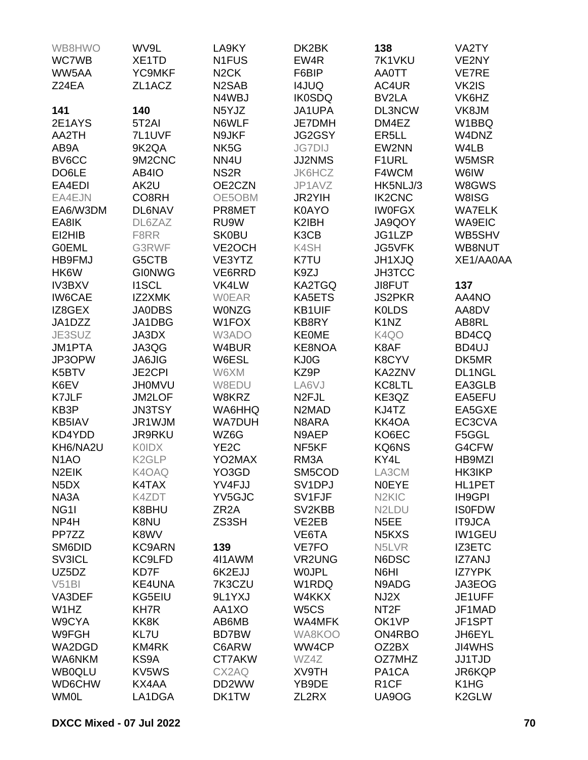WB8HWO
WC7WB
WW5AA
Z24EA

**141**
2E1AYS
AA2TH
AB9A
BV6CC
DO6LE
EA4EDI
EA4EJN
EA6/W3DM
EA8IK
EI2HIB
G0EML
HB9FMJ
HK6W
IV3BXV
IW6CAE
IZ8GEX
JA1DZZ
JE3SUZ
JM1PTA
JP3OPW
K5BTV
K6EV
K7JLF
KB3P
KB5IAV
KD4YDD
KH6/NA2U
N1AO
N2EIK
N5DX
NA3A
NG1I
NP4H
PP7ZZ
SM6DID
SV3ICL
UZ5DZ
V51BI
VA3DEF
W1HZ
W9CYA
W9FGH
WA2DGD
WA6NKM
WB0QLU
WD6CHW
WM0L

WV9L
XE1TD
YC9MKF
ZL1ACZ

**140**
5T2AI
7L1UVF
9K2QA
9M2CNC
AB4IO
AK2U
CO8RH
DL6NAV
DL6ZAZ
F8RR
G3RWF
G5CTB
GI0NWG
I1SCL
IZ2XMK
JA0DBS
JA1DBG
JA3DX
JA3QG
JA6JIG
JE2CPI
JH0MVU
JM2LOF
JN3TSY
JR1WJM
JR9RKU
K0IDX
K2GLP
K4OAQ
K4TAX
K4ZDT
K8BHU
K8NU
K8WV
KC9ARN
KC9LFD
KD7F
KE4UNA
KG5EIU
KH7R
KK8K
KL7U
KM4RK
KS9A
KV5WS
KX4AA
LA1DGA

LA9KY
N1FUS
N2CK
N2SAB
N4WBJ
N5YJZ
N6WLF
N9JKF
NK5G
NN4U
NS2R
OE2CZN
OE5OBM
PR8MET
RU9W
SK0BU
VE2OCH
VE3YTZ
VE6RRD
VK4LW
W0EAR
W0NZG
W1FOX
W3ADO
W4BUR
W6ESL
W6XM
W8EDU
W8KRZ
WA6HHQ
WA7DUH
WZ6G
YE2C
YO2MAX
YO3GD
YV4FJJ
YV5GJC
ZR2A
ZS3SH

**139**
4I1AWM
6K2EJJ
7K3CZU
9L1YXJ
AA1XO
AB6MB
BD7BW
C6ARW
CT7AKW
CX2AQ
DD2WW
DK1TW

DK2BK
EW4R
F6BIP
I4JUQ
IK0SDQ
JA1UPA
JE7DMH
JG2GSY
JG7DIJ
JJ2NMS
JK6HCZ
JP1AVZ
JR2YIH
K0AYO
K2IBH
K3CB
K4SH
K7TU
K9ZJ
KA2TGQ
KA5ETS
KB1UIF
KB8RY
KE0ME
KE8NOA
KJ0G
KZ9P
LA6VJ
N2FJL
N2MAD
N8ARA
N9AEP
NF5KF
RM3A
SM5COD
SV1DPJ
SV1FJF
SV2KBB
VE2EB
VE6TA
VE7FO
VR2UNG
W0JPL
W1RDQ
W4KKX
W5CS
WA4MFK
WA8KOO
WW4CP
WZ4Z
XV9TH
YB9DE
ZL2RX

**138**
7K1VKU
AA0TT
AC4UR
BV2LA
DL3NCW
DM4EZ
ER5LL
EW2NN
F1URL
F4WCM
HK5NLJ/3
IK2CNC
IW0FGX
JA9QOY
JG1LZP
JG5VFK
JH1XJQ
JH3TCC
JI8FUT
JS2PKR
K0LDS
K1NZ
K4QO
K8AF
K8CYV
KA2ZNV
KC8LTL
KE3QZ
KJ4TZ
KK4OA
KO6EC
KQ6NS
KY4L
LA3CM
N0EYE
N2KIC
N2LDU
N5EE
N5KXS
N5LVR
N6DSC
N6HI
N9ADG
NJ2X
NT2F
OK1VP
ON4RBO
OZ2BX
OZ7MHZ
PA1CA
R1CF
UA9OG

VA2TY
VE2NY
VE7RE
VK2IS
VK6HZ
VK8JM
W1BBQ
W4DNZ
W4LB
W5MSR
W6IW
W8GWS
W8ISG
WA7ELK
WA9EIC
WB5SHV
WB8NUT
XE1/AA0AA

**137**
AA4NO
AA8DV
AB8RL
BD4CQ
BD4UJ
DK5MR
DL1NGL
EA3GLB
EA5EFU
EA5GXE
EC3CVA
F5GGL
G4CFW
HB9MZI
HK3IKP
HL1PET
IH9GPI
IS0FDW
IT9JCA
IW1GEU
IZ3ETC
IZ7ANJ
IZ7YPK
JA3EOG
JE1UFF
JF1MAD
JF1SPT
JH6EYL
JI4WHS
JJ1TJD
JR6KQP
K1HG
K2GLW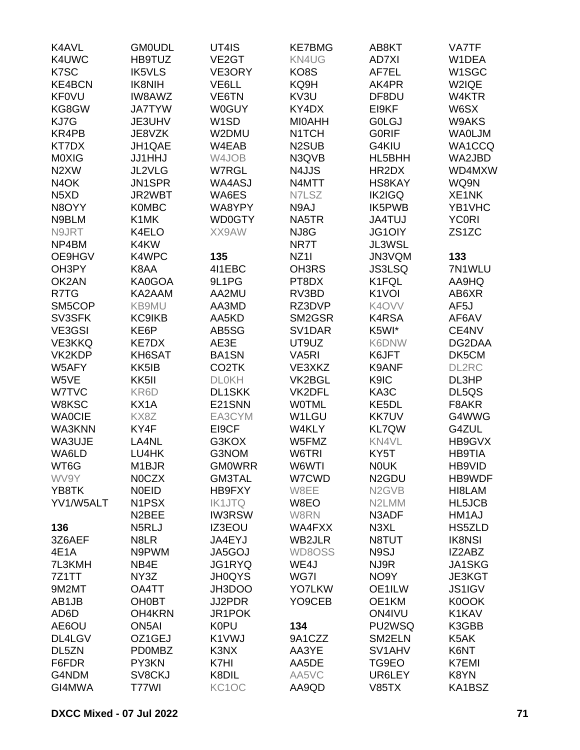K4AVL
K4UWC
K7SC
KE4BCN
KF0VU
KG8GW
KJ7G
KR4PB
KT7DX
M0XIG
N2XW
N4OK
N5XD
N8OYY
N9BLM
N9JRT
NP4BM
OE9HGV
OH3PY
OK2AN
R7TG
SM5COP
SV3SFK
VE3GSI
VE3KKQ
VK2KDP
W5AFY
W5VE
W7TVC
W8KSC
WA0CIE
WA3KNN
WA3UJE
WA6LD
WT6G
WV9Y
YB8TK
YV1/W5ALT

**136**

3Z6AEF
4E1A
7L3KMH
7Z1TT
9M2MT
AB1JB
AD6D
AE6OU
DL4LGV
DL5ZN
F6FDR
G4NDM
GI4MWA

GM0UDL
HB9TUZ
IK5VLS
IK8NIH
IW8AWZ
JA7TYW
JE3UHV
JE8VZK
JH1QAE
JJ1HHJ
JL2VLG
JN1SPR
JR2WBT
K0MBC
K1MK
K4ELO
K4KW
K4WPC
K8AA
KA0GOA
KA2AAM
KB9MU
KC9IKB
KE6P
KE7DX
KH6SAT
KK5IB
KK5II
KR6D
KX1A
KX8Z
KY4F
LA4NL
LU4HK
M1BJR
N0CZX
N0EID
N1PSX
N2BEE
N5RLJ
N8LR
N9PWM
NB4E
NY3Z
OA4TT
OH0BT
OH4KRN
ON5AI
OZ1GEJ
PD0MBZ
PY3KN
SV8CKJ
T77WI

UT4IS
VE2GT
VE3ORY
VE6LL
VE6TN
W0GUY
W1SD
W2DMU
W4EAB
W4JOB
W7RGL
WA4ASJ
WA6ES
WA8YPY
WD0GTY
XX9AW

**135**

4I1EBC
9L1PG
AA2MU
AA3MD
AA5KD
AB5SG
AE3E
BA1SN
CO2TK
DL0KH
DL1SKK
E21SNN
EA3CYM
EI9CF
G3KOX
G3NOM
GM0WRR
GM3TAL
HB9FXY
IK1JTQ
IW3RSW
IZ3EOU
JA4EYJ
JA5GOJ
JG1RYQ
JH0QYS
JH3DOO
JJ2PDR
JR1POK
K0PU
K1VWJ
K3NX
K7HI
K8DIL
KC1OC

KE7BMG
KN4UG
KO8S
KQ9H
KV3U
KY4DX
MI0AHH
N1TCH
N2SUB
N3QVB
N4JJS
N4MTT
N7LSZ
N9AJ
NA5TR
NJ8G
NR7T
NZ1I
OH3RS
PT8DX
RV3BD
RZ3DVP
SM2GSR
SV1DAR
UT9UZ
VA5RI
VE3XKZ
VK2BGL
VK2DFL
W0TML
W1LGU
W4KLY
W5FMZ
W6TRI
W6WTI
W7CWD
W8EE
W8EO
W8RN
WA4FXX
WB2JLR
WD8OSS
WE4J
WG7I
YO7LKW
YO9CEB

**134**

9A1CZZ
AA3YE
AA5DE
AA5VC
AA9QD

AB8KT
AD7XI
AF7EL
AK4PR
DF8DU
EI9KF
G0LGJ
G0RIF
G4KIU
HL5BHH
HR2DX
HS8KAY
IK2IGQ
IK5PWB
JA4TUJ
JG1OIY
JL3WSL
JN3VQM
JS3LSQ
K1FQL
K1VOI
K4OVV
K4RSA
K5WI*
K6DNW
K6JFT
K9ANF
K9IC
KA3C
KE5DL
KK7UV
KL7QW
KN4VL
KY5T
N0UK
N2GDU
N2GVB
N2LMM
N3ADF
N3XL
N8TUT
N9SJ
NJ9R
NO9Y
OE1ILW
OE1KM
ON4IVU
PU2WSQ
SM2ELN
SV1AHV
TG9EO
UR6LEY
V85TX

VA7TF
W1DEA
W1SGC
W2IQE
W4KTR
W6SX
W9AKS
WA0LJM
WA1CCQ
WA2JBD
WD4MXW
WQ9N
XE1NK
YB1VHC
YC0RI
ZS1ZC

**133**

7N1WLU
AA9HQ
AB6XR
AF5J
AF6AV
CE4NV
DG2DAA
DK5CM
DL2RC
DL3HP
DL5QS
F8AKR
G4WWG
G4ZUL
HB9GVX
HB9TIA
HB9VID
HB9WDF
HI8LAM
HL5JCB
HM1AJ
HS5ZLD
IK8NSI
IZ2ABZ
JA1SKG
JE3KGT
JS1IGV
K0OOK
K1KAV
K3GBB
K5AK
K6NT
K7EMI
K8YN
KA1BSZ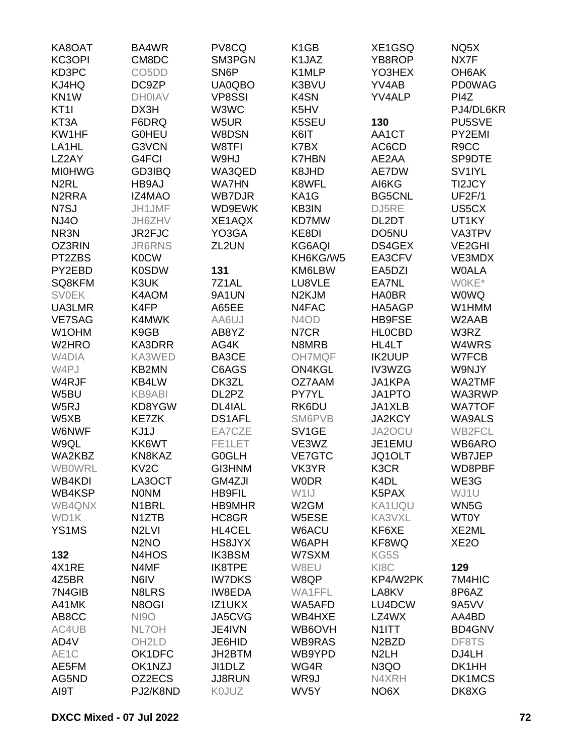KA8OAT
KC3OPI
KD3PC
KJ4HQ
KN1W
KT1I
KT3A
KW1HF
LA1HL
LZ2AY
MI0HWG
N2RL
N2RRA
N7SJ
NJ4O
NR3N
OZ3RIN
PT2ZBS
PY2EBD
SQ8KFM
SV0EK
UA3LMR
VE7SAG
W1OHM
W2HRO
W4DIA
W4PJ
W4RJF
W5BU
W5RJ
W5XB
W6NWF
W9QL
WA2KBZ
WB0WRL
WB4KDI
WB4KSP
WB4QNX
WD1K
YS1MS

**132**

4X1RE
4Z5BR
7N4GIB
A41MK
AB8CC
AC4UB
AD4V
AE1C
AE5FM
AG5ND
AI9T
BA4WR
CM8DC
CO5DD
DC9ZP
DH0IAV
DX3H
F6DRQ
G0HEU
G3VCN
G4FCI
GD3IBQ
HB9AJ
IZ4MAO
JH1JMF
JH6ZHV
JR2FJC
JR6RNS
K0CW
K0SDW
K3UK
K4AOM
K4FP
K4MWK
K9GB
KA3DRR
KA3WED
KB2MN
KB4LW
KB9ABI
KD8YGW
KE7ZK
KJ1J
KK6WT
KN8KAZ
KV2C
LA3OCT
N0NM
N1BRL
N1ZTB
N2LVI
N2NO
N4HOS
N4MF
N6IV
N8LRS
N8OGI
NI9O
NL7OH
OH2LD
OK1DFC
OK1NZJ
OZ2ECS
PJ2/K8ND
PV8CQ
SM3PGN
SN6P
UA0QBO
VP8SSI
W3WC
W5UR
W8DSN
W8TFI
W9HJ
WA3QED
WA7HN
WB7DJR
WD9EWK
XE1AQX
YO3GA
ZL2UN

**131**

7Z1AL
9A1UN
A65EE
AA6UJ
AB8YZ
AG4K
BA3CE
C6AGS
DK3ZL
DL2PZ
DL4IAL
DS1AFL
EA7CZE
FE1LET
G0GLH
GI3HNM
GM4ZJI
HB9FIL
HB9MHR
HC8GR
HL4CEL
HS8JYX
IK3BSM
IK8TPE
IW7DKS
IW8EDA
IZ1UKX
JA5CVG
JE4IVN
JE6HID
JH2BTM
JI1DLZ
JJ8RUN
K0JUZ
K1GB
K1JAZ
K1MLP
K3BVU
K4SN
K5HV
K5SEU
K6IT
K7BX
K7HBN
K8JHD
K8WFL
KA1G
KB3IN
KD7MW
KE8DI
KG6AQI
KH6KG/W5
KM6LBW
LU8VLE
N2KJM
N4FAC
N4OD
N7CR
N8MRB
OH7MQF
ON4KGL
OZ7AAM
PY7YL
RK6DU
SM6PVB
SV1GE
VE3WZ
VE7GTC
VK3YR
W0DR
W1IJ
W2GM
W5ESE
W6ACU
W6APH
W7SXM
W8EU
W8QP
WA1FFL
WA5AFD
WB4HXE
WB6OVH
WB9RAS
WB9YPD
WG4R
WR9J
WV5Y
XE1GSQ
YB8ROP
YO3HEX
YV4AB
YV4ALP

**130**

AA1CT
AC6CD
AE2AA
AE7DW
AI6KG
BG5CNL
DJ5RE
DL2DT
DO5NU
DS4GEX
EA3CFV
EA5DZI
EA7NL
HA0BR
HA5AGP
HB9FSE
HL0CBD
HL4LT
IK2UUP
IV3WZG
JA1KPA
JA1PTO
JA1XLB
JA2KCY
JA2OCU
JE1EMU
JQ1OLT
K3CR
K4DL
K5PAX
KA1UQU
KA3VXL
KF6XE
KF8WQ
KG5S
KI8C
KP4/W2PK
LA8KV
LU4DCW
LZ4WX
N1ITT
N2BZD
N2LH
N3QO
N4XRH
NO6X
NQ5X
NX7F
OH6AK
PD0WAG
PI4Z
PJ4/DL6KR
PU5SVE
PY2EMI
R9CC
SP9DTE
SV1IYL
TI2JCY
UF2F/1
US5CX
UT1KY
VA3TPV
VE2GHI
VE3MDX
W0ALA
W0KE*
W0WQ
W1HMM
W2AAB
W3RZ
W4WRS
W7FCB
W9NJY
WA2TMF
WA3RWP
WA7TOF
WA9ALS
WB2FCL
WB6ARO
WB7JEP
WD8PBF
WE3G
WJ1U
WN5G
WT0Y
XE2ML
XE2O

**129**

7M4HIC
8P6AZ
9A5VV
AA4BD
BD4GNV
DF8TS
DJ4LH
DK1HH
DK1MCS
DK8XG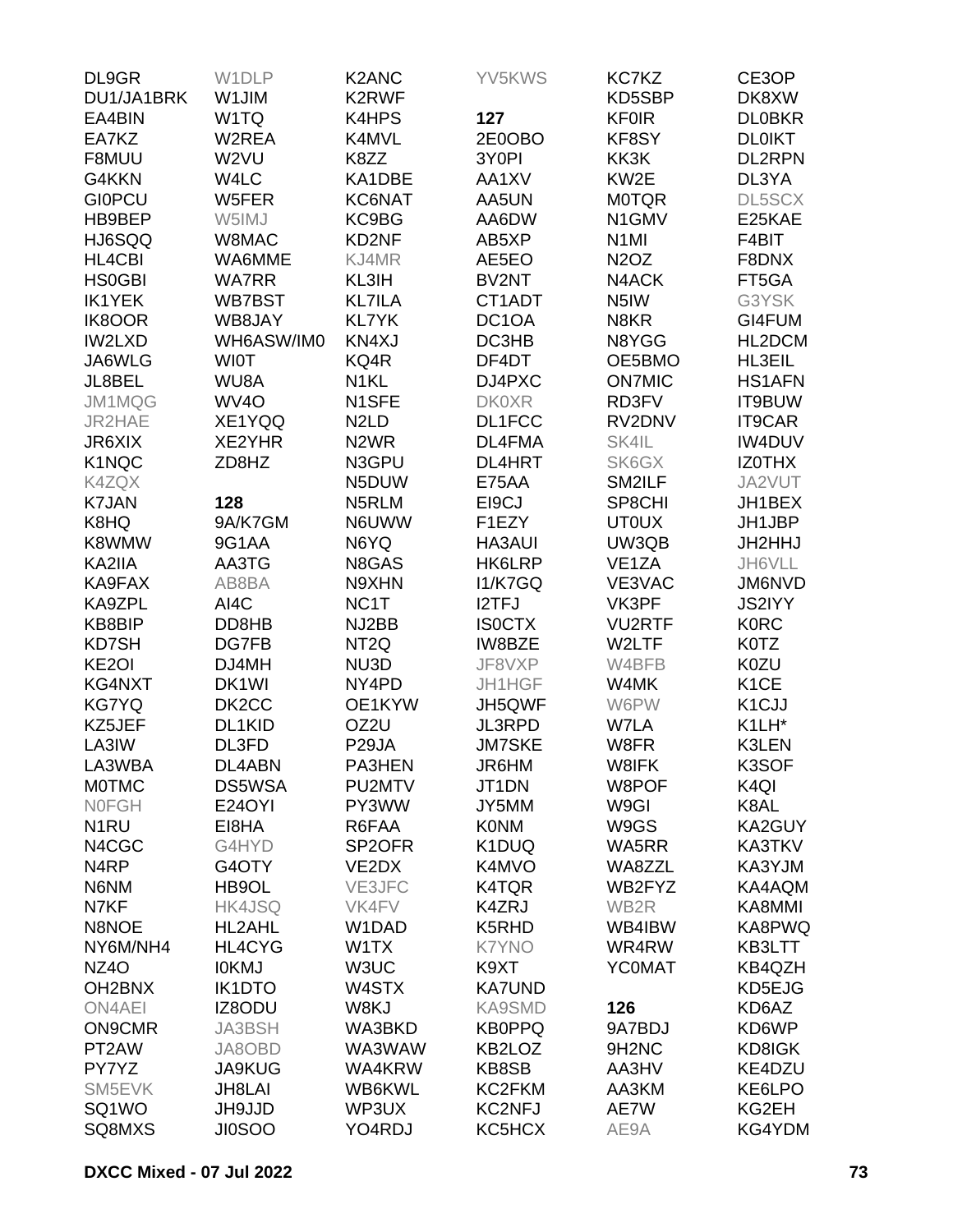DL9GR
DU1/JA1BRK
EA4BIN
EA7KZ
F8MUU
G4KKN
GI0PCU
HB9BEP
HJ6SQQ
HL4CBI
HS0GBI
IK1YEK
IK8OOR
IW2LXD
JA6WLG
JL8BEL
JM1MQG
JR2HAE
JR6XIX
K1NQC
K4ZQX
K7JAN
K8HQ
K8WMW
KA2IIA
KA9FAX
KA9ZPL
KB8BIP
KD7SH
KE2OI
KG4NXT
KG7YQ
KZ5JEF
LA3IW
LA3WBA
M0TMC
N0FGH
N1RU
N4CGC
N4RP
N6NM
N7KF
N8NOE
NY6M/NH4
NZ4O
OH2BNX
ON4AEI
ON9CMR
PT2AW
PY7YZ
SM5EVK
SQ1WO
SQ8MXS
W1DLP
W1JIM
W1TQ
W2REA
W2VU
W4LC
W5FER
W5IMJ
W8MAC
WA6MME
WA7RR
WB7BST
WB8JAY
WH6ASW/IM0
WI0T
WU8A
WV4O
XE1YQQ
XE2YHR
ZD8HZ

**128**

9A/K7GM
9G1AA
AA3TG
AB8BA
AI4C
DD8HB
DG7FB
DJ4MH
DK1WI
DK2CC
DL1KID
DL3FD
DL4ABN
DS5WSA
E24OYI
EI8HA
G4HYD
G4OTY
HB9OL
HK4JSQ
HL2AHL
HL4CYG
I0KMJ
IK1DTO
IZ8ODU
JA3BSH
JA8OBD
JA9KUG
JH8LAI
JH9JJD
JI0SOO
K2ANC
K2RWF
K4HPS
K4MVL
K8ZZ
KA1DBE
KC6NAT
KC9BG
KD2NF
KJ4MR
KL3IH
KL7ILA
KL7YK
KN4XJ
KQ4R
N1KL
N1SFE
N2LD
N2WR
N3GPU
N5DUW
N5RLM
N6UWW
N6YQ
N8GAS
N9XHN
NC1T
NJ2BB
NT2Q
NU3D
NY4PD
OE1KYW
OZ2U
P29JA
PA3HEN
PU2MTV
PY3WW
R6FAA
SP2OFR
VE2DX
VE3JFC
VK4FV
W1DAD
W1TX
W3UC
W4STX
W8KJ
WA3BKD
WA3WAW
WA4KRW
WB6KWL
WP3UX
YO4RDJ
YV5KWS

**127**

2E0OBO
3Y0PI
AA1XV
AA5UN
AA6DW
AB5XP
AE5EO
BV2NT
CT1ADT
DC1OA
DC3HB
DF4DT
DJ4PXC
DK0XR
DL1FCC
DL4FMA
DL4HRT
E75AA
EI9CJ
F1EZY
HA3AUI
HK6LRP
I1/K7GQ
I2TFJ
IS0CTX
IW8BZE
JF8VXP
JH1HGF
JH5QWF
JL3RPD
JM7SKE
JR6HM
JT1DN
JY5MM
K0NM
K1DUQ
K4MVO
K4TQR
K4ZRJ
K5RHD
K7YNO
K9XT
KA7UND
KA9SMD
KB0PPQ
KB2LOZ
KB8SB
KC2FKM
KC2NFJ
KC5HCX
KC7KZ
KD5SBP
KF0IR
KF8SY
KK3K
KW2E
M0TQR
N1GMV
N1MI
N2OZ
N4ACK
N5IW
N8KR
N8YGG
OE5BMO
ON7MIC
RD3FV
RV2DNV
SK4IL
SK6GX
SM2ILF
SP8CHI
UT0UX
UW3QB
VE1ZA
VE3VAC
VK3PF
VU2RTF
W2LTF
W4BFB
W4MK
W6PW
W7LA
W8FR
W8IFK
W8POF
W9GI
W9GS
WA5RR
WA8ZZL
WB2FYZ
WB2R
WB4IBW
WR4RW
YC0MAT

**126**

9A7BDJ
9H2NC
AA3HV
AA3KM
AE7W
AE9A
CE3OP
DK8XW
DL0BKR
DL0IKT
DL2RPN
DL3YA
DL5SCX
E25KAE
F4BIT
F8DNX
FT5GA
G3YSK
GI4FUM
HL2DCM
HL3EIL
HS1AFN
IT9BUW
IT9CAR
IW4DUV
IZ0THX
JA2VUT
JH1BEX
JH1JBP
JH2HHJ
JH6VLL
JM6NVD
JS2IYY
K0RC
K0TZ
K0ZU
K1CE
K1CJJ
K1LH*
K3LEN
K3SOF
K4QI
K8AL
KA2GUY
KA3TKV
KA3YJM
KA4AQM
KA8MMI
KA8PWQ
KB3LTT
KB4QZH
KD5EJG
KD6AZ
KD6WP
KD8IGK
KE4DZU
KE6LPO
KG2EH
KG4YDM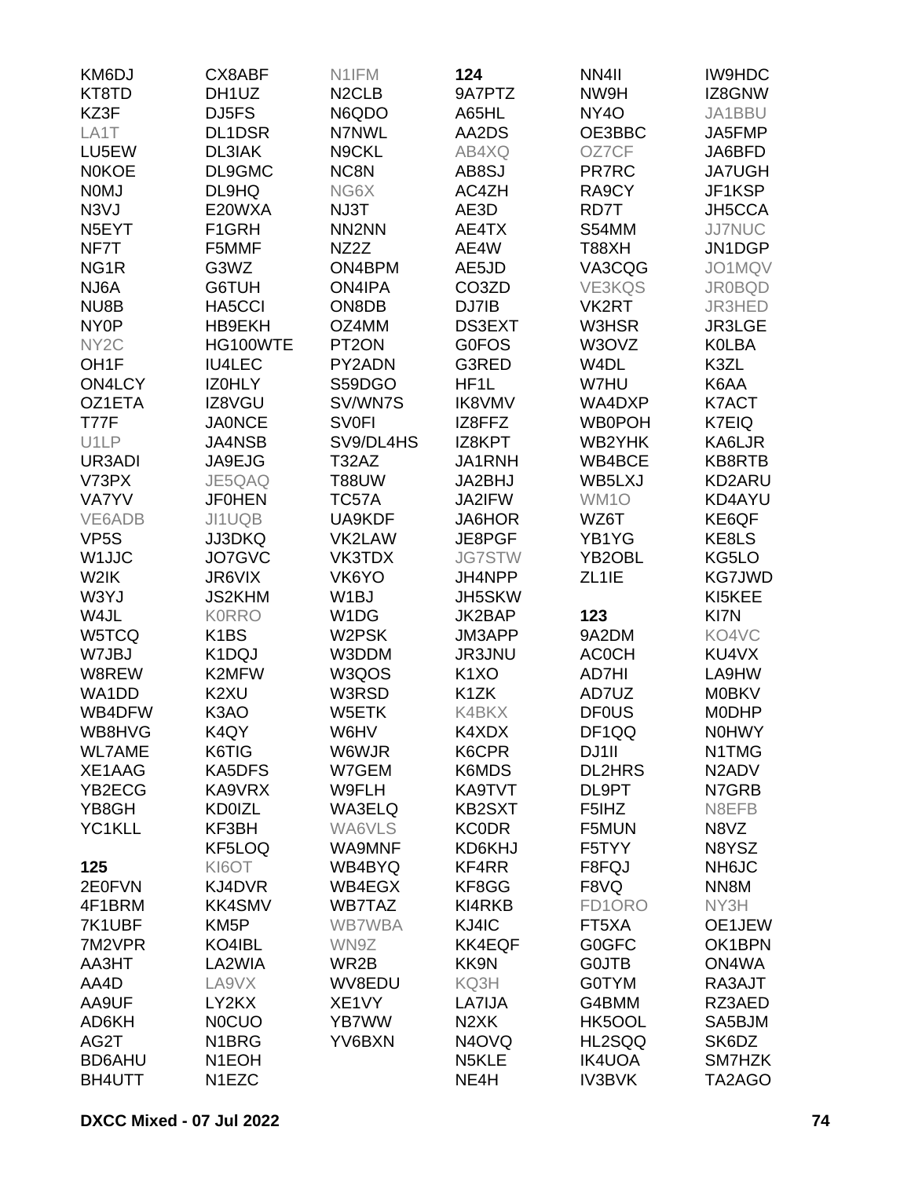KM6DJ
KT8TD
KZ3F
LA1T
LU5EW
N0KOE
N0MJ
N3VJ
N5EYT
NF7T
NG1R
NJ6A
NU8B
NY0P
NY2C
OH1F
ON4LCY
OZ1ETA
T77F
U1LP
UR3ADI
V73PX
VA7YV
VE6ADB
VP5S
W1JJC
W2IK
W3YJ
W4JL
W5TCQ
W7JBJ
W8REW
WA1DD
WB4DFW
WB8HVG
WL7AME
XE1AAG
YB2ECG
YB8GH
YC1KLL

**125**

2E0FVN
4F1BRM
7K1UBF
7M2VPR
AA3HT
AA4D
AA9UF
AD6KH
AG2T
BD6AHU
BH4UTT
CX8ABF
DH1UZ
DJ5FS
DL1DSR
DL3IAK
DL9GMC
DL9HQ
E20WXA
F1GRH
F5MMF
G3WZ
G6TUH
HA5CCI
HB9EKH
HG100WTE
IU4LEC
IZ0HLY
IZ8VGU
JA0NCE
JA4NSB
JA9EJG
JE5QAQ
JF0HEN
JI1UQB
JJ3DKQ
JO7GVC
JR6VIX
JS2KHM
K0RRO
K1BS
K1DQJ
K2MFW
K2XU
K3AO
K4QY
K6TIG
KA5DFS
KA9VRX
KD0IZL
KF3BH
KF5LOQ
KI6OT
KJ4DVR
KK4SMV
KM5P
KO4IBL
LA2WIA
LA9VX
LY2KX
N0CUO
N1BRG
N1EOH
N1EZC
N1IFM
N2CLB
N6QDO
N7NWL
N9CKL
NC8N
NG6X
NJ3T
NN2NN
NZ2Z
ON4BPM
ON4IPA
ON8DB
OZ4MM
PT2ON
PY2ADN
S59DGO
SV/WN7S
SV0FI
SV9/DL4HS
T32AZ
T88UW
TC57A
UA9KDF
VK2LAW
VK3TDX
VK6YO
W1BJ
W1DG
W2PSK
W3DDM
W3QOS
W3RSD
W5ETK
W6HV
W6WJR
W7GEM
W9FLH
WA3ELQ
WA6VLS
WA9MNF
WB4BYQ
WB4EGX
WB7TAZ
WB7WBA
WN9Z
WR2B
WV8EDU
XE1VY
YB7WW
YV6BXN

**124**

9A7PTZ
A65HL
AA2DS
AB4XQ
AB8SJ
AC4ZH
AE3D
AE4TX
AE4W
AE5JD
CO3ZD
DJ7IB
DS3EXT
G0FOS
G3RED
HF1L
IK8VMV
IZ8FFZ
IZ8KPT
JA1RNH
JA2BHJ
JA2IFW
JA6HOR
JE8PGF
JG7STW
JH4NPP
JH5SKW
JK2BAP
JM3APP
JR3JNU
K1XO
K1ZK
K4BKX
K4XDX
K6CPR
K6MDS
KA9TVT
KB2SXT
KC0DR
KD6KHJ
KF4RR
KF8GG
KI4RKB
KJ4IC
KK4EQF
KK9N
KQ3H
LA7IJA
N2XK
N4OVQ
N5KLE
NE4H
NN4II
NW9H
NY4O
OE3BBC
OZ7CF
PR7RC
RA9CY
RD7T
S54MM
T88XH
VA3CQG
VE3KQS
VK2RT
W3HSR
W3OVZ
W4DL
W7HU
WA4DXP
WB0POH
WB2YHK
WB4BCE
WB5LXJ
WM1O
WZ6T
YB1YG
YB2OBL
ZL1IE

**123**

9A2DM
AC0CH
AD7HI
AD7UZ
DF0US
DF1QQ
DJ1II
DL2HRS
DL9PT
F5IHZ
F5MUN
F5TYY
F8FQJ
F8VQ
FD1ORO
FT5XA
G0GFC
G0JTB
G0TYM
G4BMM
HK5OOL
HL2SQQ
IK4UOA
IV3BVK
IW9HDC
IZ8GNW
JA1BBU
JA5FMP
JA6BFD
JA7UGH
JF1KSP
JH5CCA
JJ7NUC
JN1DGP
JO1MQV
JR0BQD
JR3HED
JR3LGE
K0LBA
K3ZL
K6AA
K7ACT
K7EIQ
KA6LJR
KB8RTB
KD2ARU
KD4AYU
KE6QF
KE8LS
KG5LO
KG7JWD
KI5KEE
KI7N
KO4VC
KU4VX
LA9HW
M0BKV
M0DHP
N0HWY
N1TMG
N2ADV
N7GRB
N8EFB
N8VZ
N8YSZ
NH6JC
NN8M
NY3H
OE1JEW
OK1BPN
ON4WA
RA3AJT
RZ3AED
SA5BJM
SK6DZ
SM7HZK
TA2AGO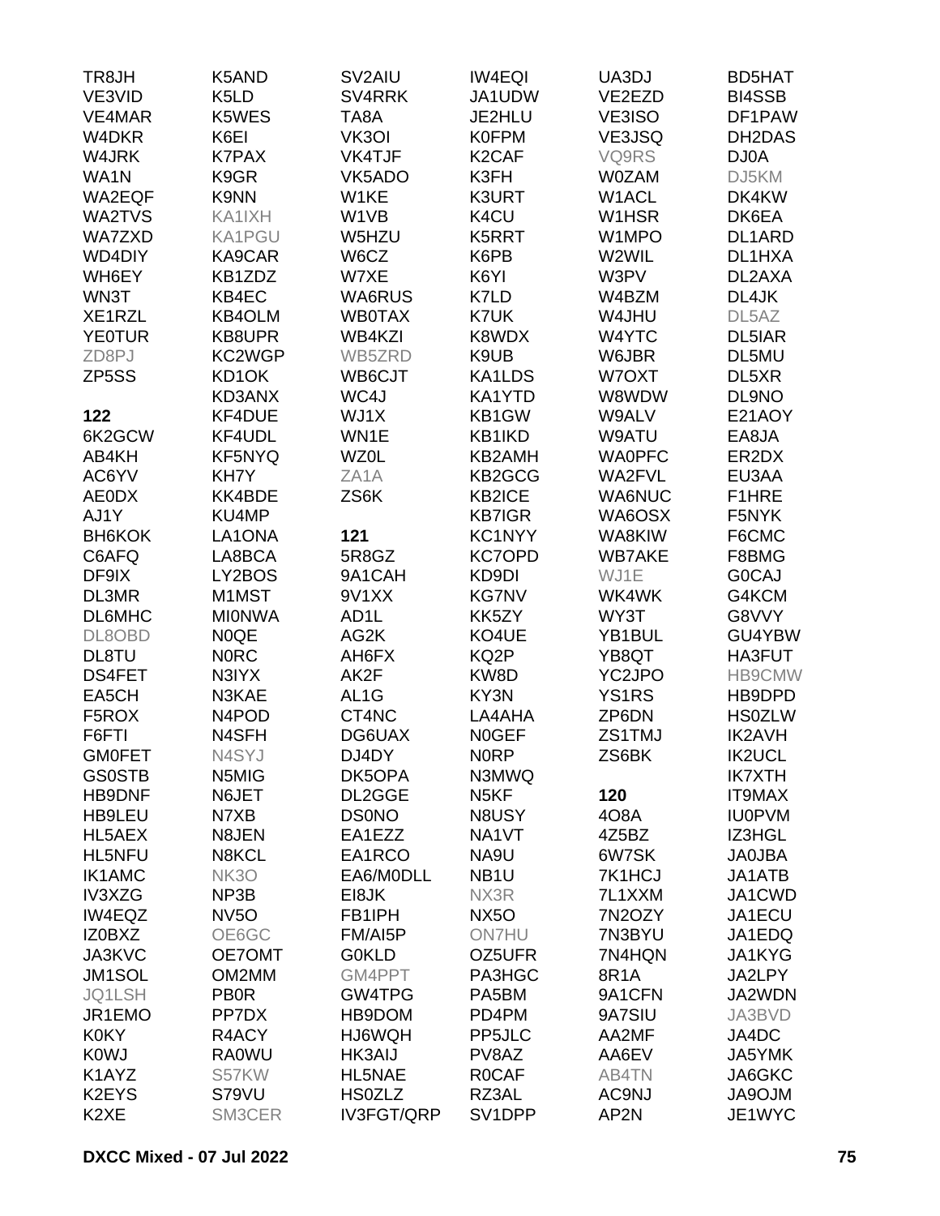TR8JH
VE3VID
VE4MAR
W4DKR
W4JRK
WA1N
WA2EQF
WA2TVS
WA7ZXD
WD4DIY
WH6EY
WN3T
XE1RZL
YE0TUR
ZD8PJ
ZP5SS

**122**

6K2GCW
AB4KH
AC6YV
AE0DX
AJ1Y
BH6KOK
C6AFQ
DF9IX
DL3MR
DL6MHC
DL8OBD
DL8TU
DS4FET
EA5CH
F5ROX
F6FTI
GM0FET
GS0STB
HB9DNF
HB9LEU
HL5AEX
HL5NFU
IK1AMC
IV3XZG
IW4EQZ
IZ0BXZ
JA3KVC
JM1SOL
JQ1LSH
JR1EMO
K0KY
K0WJ
K1AYZ
K2EYS
K2XE
K5AND
K5LD
K5WES
K6EI
K7PAX
K9GR
K9NN
KA1IXH
KA1PGU
KA9CAR
KB1ZDZ
KB4EC
KB4OLM
KB8UPR
KC2WGP
KD1OK
KD3ANX
KF4DUE
KF4UDL
KF5NYQ
KH7Y
KK4BDE
KU4MP
LA1ONA
LA8BCA
LY2BOS
M1MST
MI0NWA
N0QE
N0RC
N3IYX
N3KAE
N4POD
N4SFH
N4SYJ
N5MIG
N6JET
N7XB
N8JEN
N8KCL
NK3O
NP3B
NV5O
OE6GC
OE7OMT
OM2MM
PB0R
PP7DX
R4ACY
RA0WU
S57KW
S79VU
SM3CER
SV2AIU
SV4RRK
TA8A
VK3OI
VK4TJF
VK5ADO
W1KE
W1VB
W5HZU
W6CZ
W7XE
WA6RUS
WB0TAX
WB4KZI
WB5ZRD
WB6CJT
WC4J
WJ1X
WN1E
WZ0L
ZA1A
ZS6K

**121**

5R8GZ
9A1CAH
9V1XX
AD1L
AG2K
AH6FX
AK2F
AL1G
CT4NC
DG6UAX
DJ4DY
DK5OPA
DL2GGE
DS0NO
EA1EZZ
EA1RCO
EA6/M0DLL
EI8JK
FB1IPH
FM/AI5P
G0KLD
GM4PPT
GW4TPG
HB9DOM
HJ6WQH
HK3AIJ
HL5NAE
HS0ZLZ
IV3FGT/QRP
IW4EQI
JA1UDW
JE2HLU
K0FPM
K2CAF
K3FH
K3URT
K4CU
K5RRT
K6PB
K6YI
K7LD
K7UK
K8WDX
K9UB
KA1LDS
KA1YTD
KB1GW
KB1IKD
KB2AMH
KB2GCG
KB2ICE
KB7IGR
KC1NYY
KC7OPD
KD9DI
KG7NV
KK5ZY
KO4UE
KQ2P
KW8D
KY3N
LA4AHA
N0GEF
N0RP
N3MWQ
N5KF
N8USY
NA1VT
NA9U
NB1U
NX3R
NX5O
ON7HU
OZ5UFR
PA3HGC
PA5BM
PD4PM
PP5JLC
PV8AZ
R0CAF
RZ3AL
SV1DPP
UA3DJ
VE2EZD
VE3ISO
VE3JSQ
VQ9RS
W0ZAM
W1ACL
W1HSR
W1MPO
W2WIL
W3PV
W4BZM
W4JHU
W4YTC
W6JBR
W7OXT
W8WDW
W9ALV
W9ATU
WA0PFC
WA2FVL
WA6NUC
WA6OSX
WA8KIW
WB7AKE
WJ1E
WK4WK
WY3T
YB1BUL
YB8QT
YC2JPO
YS1RS
ZP6DN
ZS1TMJ
ZS6BK

**120**

4O8A
4Z5BZ
6W7SK
7K1HCJ
7L1XXM
7N2OZY
7N3BYU
7N4HQN
8R1A
9A1CFN
9A7SIU
AA2MF
AA6EV
AB4TN
AC9NJ
AP2N
BD5HAT
BI4SSB
DF1PAW
DH2DAS
DJ0A
DJ5KM
DK4KW
DK6EA
DL1ARD
DL1HXA
DL2AXA
DL4JK
DL5AZ
DL5IAR
DL5MU
DL5XR
DL9NO
E21AOY
EA8JA
ER2DX
EU3AA
F1HRE
F5NYK
F6CMC
F8BMG
G0CAJ
G4KCM
G8VVY
GU4YBW
HA3FUT
HB9CMW
HB9DPD
HS0ZLW
IK2AVH
IK2UCL
IK7XTH
IT9MAX
IU0PVM
IZ3HGL
JA0JBA
JA1ATB
JA1CWD
JA1ECU
JA1EDQ
JA1KYG
JA2LPY
JA2WDN
JA3BVD
JA4DC
JA5YMK
JA6GKC
JA9OJM
JE1WYC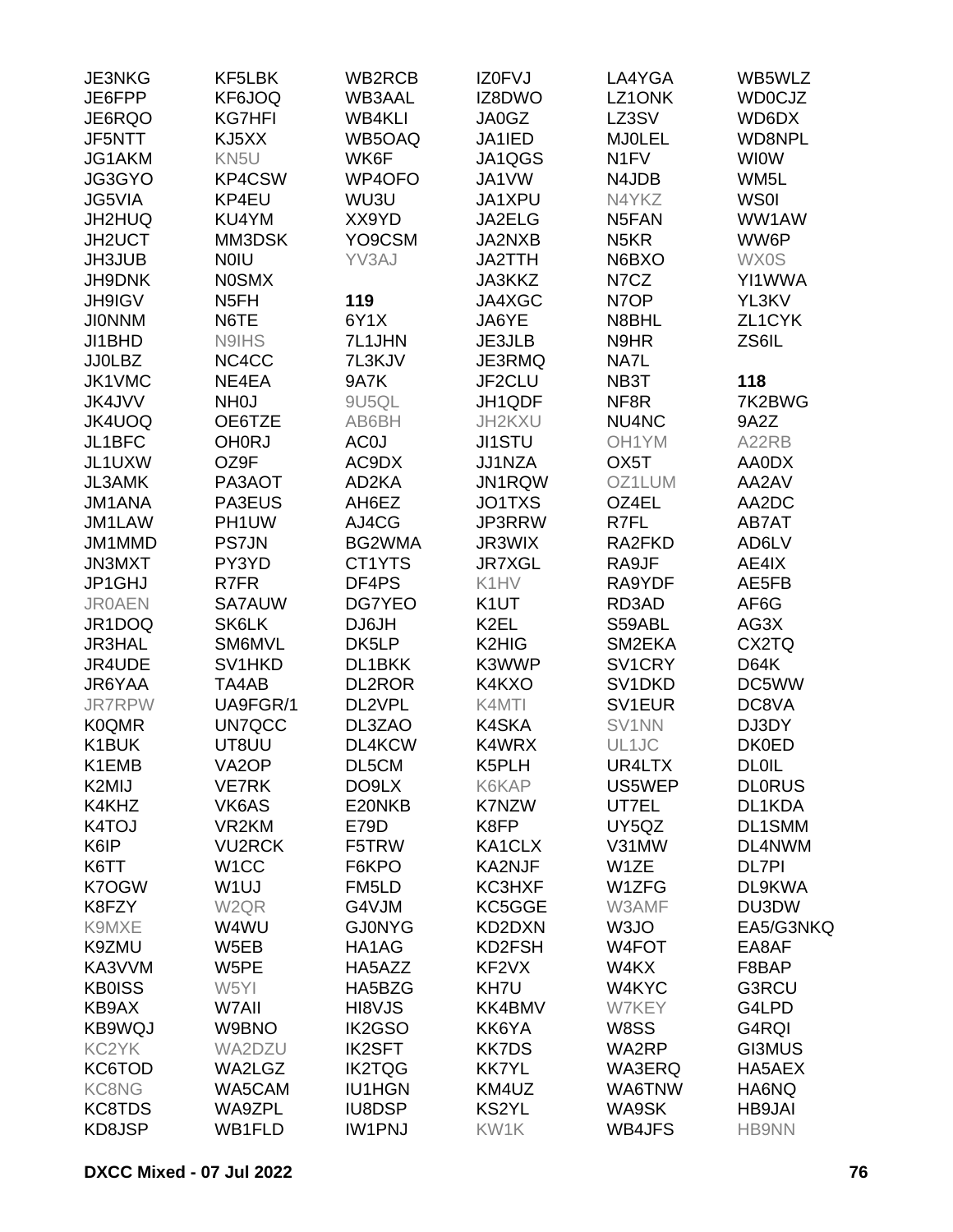JE3NKG
JE6FPP
JE6RQO
JF5NTT
JG1AKM
JG3GYO
JG5VIA
JH2HUQ
JH2UCT
JH3JUB
JH9DNK
JH9IGV
JI0NNM
JI1BHD
JJ0LBZ
JK1VMC
JK4JVV
JK4UOQ
JL1BFC
JL1UXW
JL3AMK
JM1ANA
JM1LAW
JM1MMD
JN3MXT
JP1GHJ
JR0AEN
JR1DOQ
JR3HAL
JR4UDE
JR6YAA
JR7RPW
K0QMR
K1BUK
K1EMB
K2MIJ
K4KHZ
K4TOJ
K6IP
K6TT
K7OGW
K8FZY
K9MXE
K9ZMU
KA3VVM
KB0ISS
KB9AX
KB9WQJ
KC2YK
KC6TOD
KC8NG
KC8TDS
KD8JSP
KF5LBK
KF6JOQ
KG7HFI
KJ5XX
KN5U
KP4CSW
KP4EU
KU4YM
MM3DSK
N0IU
N0SMX
N5FH
N6TE
N9IHS
NC4CC
NE4EA
NH0J
OE6TZE
OH0RJ
OZ9F
PA3AOT
PA3EUS
PH1UW
PS7JN
PY3YD
R7FR
SA7AUW
SK6LK
SM6MVL
SV1HKD
TA4AB
UA9FGR/1
UN7QCC
UT8UU
VA2OP
VE7RK
VK6AS
VR2KM
VU2RCK
W1CC
W1UJ
W2QR
W4WU
W5EB
W5PE
W5YI
W7AII
W9BNO
WA2DZU
WA2LGZ
WA5CAM
WA9ZPL
WB1FLD
WB2RCB
WB3AAL
WB4KLI
WB5OAQ
WK6F
WP4OFO
WU3U
XX9YD
YO9CSM
YV3AJ

**119**

6Y1X
7L1JHN
7L3KJV
9A7K
9U5QL
AB6BH
AC0J
AC9DX
AD2KA
AH6EZ
AJ4CG
BG2WMA
CT1YTS
DF4PS
DG7YEO
DJ6JH
DK5LP
DL1BKK
DL2ROR
DL2VPL
DL3ZAO
DL4KCW
DL5CM
DO9LX
E20NKB
E79D
F5TRW
F6KPO
FM5LD
G4VJM
GJ0NYG
HA1AG
HA5AZZ
HA5BZG
HI8VJS
IK2GSO
IK2SFT
IK2TQG
IU1HGN
IU8DSP
IW1PNJ
IZ0FVJ
IZ8DWO
JA0GZ
JA1IED
JA1QGS
JA1VW
JA1XPU
JA2ELG
JA2NXB
JA2TTH
JA3KKZ
JA4XGC
JA6YE
JE3JLB
JE3RMQ
JF2CLU
JH1QDF
JH2KXU
JI1STU
JJ1NZA
JN1RQW
JO1TXS
JP3RRW
JR3WIX
JR7XGL
K1HV
K1UT
K2EL
K2HIG
K3WWP
K4KXO
K4MTI
K4SKA
K4WRX
K5PLH
K6KAP
K7NZW
K8FP
KA1CLX
KA2NJF
KC3HXF
KC5GGE
KD2DXN
KD2FSH
KF2VX
KH7U
KK4BMV
KK6YA
KK7DS
KK7YL
KM4UZ
KS2YL
KW1K
LA4YGA
LZ1ONK
LZ3SV
MJ0LEL
N1FV
N4JDB
N4YKZ
N5FAN
N5KR
N6BXO
N7CZ
N7OP
N8BHL
N9HR
NA7L
NB3T
NF8R
NU4NC
OH1YM
OX5T
OZ1LUM
OZ4EL
R7FL
RA2FKD
RA9JF
RA9YDF
RD3AD
S59ABL
SM2EKA
SV1CRY
SV1DKD
SV1EUR
SV1NN
UL1JC
UR4LTX
US5WEP
UT7EL
UY5QZ
V31MW
W1ZE
W1ZFG
W3AMF
W3JO
W4FOT
W4KX
W4KYC
W7KEY
W8SS
WA2RP
WA3ERQ
WA6TNW
WA9SK
WB4JFS
WB5WLZ
WD0CJZ
WD6DX
WD8NPL
WI0W
WM5L
WS0I
WW1AW
WW6P
WX0S
YI1WWA
YL3KV
ZL1CYK
ZS6IL

**118**

7K2BWG
9A2Z
A22RB
AA0DX
AA2AV
AA2DC
AB7AT
AD6LV
AE4IX
AE5FB
AF6G
AG3X
CX2TQ
D64K
DC5WW
DC8VA
DJ3DY
DK0ED
DL0IL
DL0RUS
DL1KDA
DL1SMM
DL4NWM
DL7PI
DL9KWA
DU3DW
EA5/G3NKQ
EA8AF
F8BAP
G3RCU
G4LPD
G4RQI
GI3MUS
HA5AEX
HA6NQ
HB9JAI
HB9NN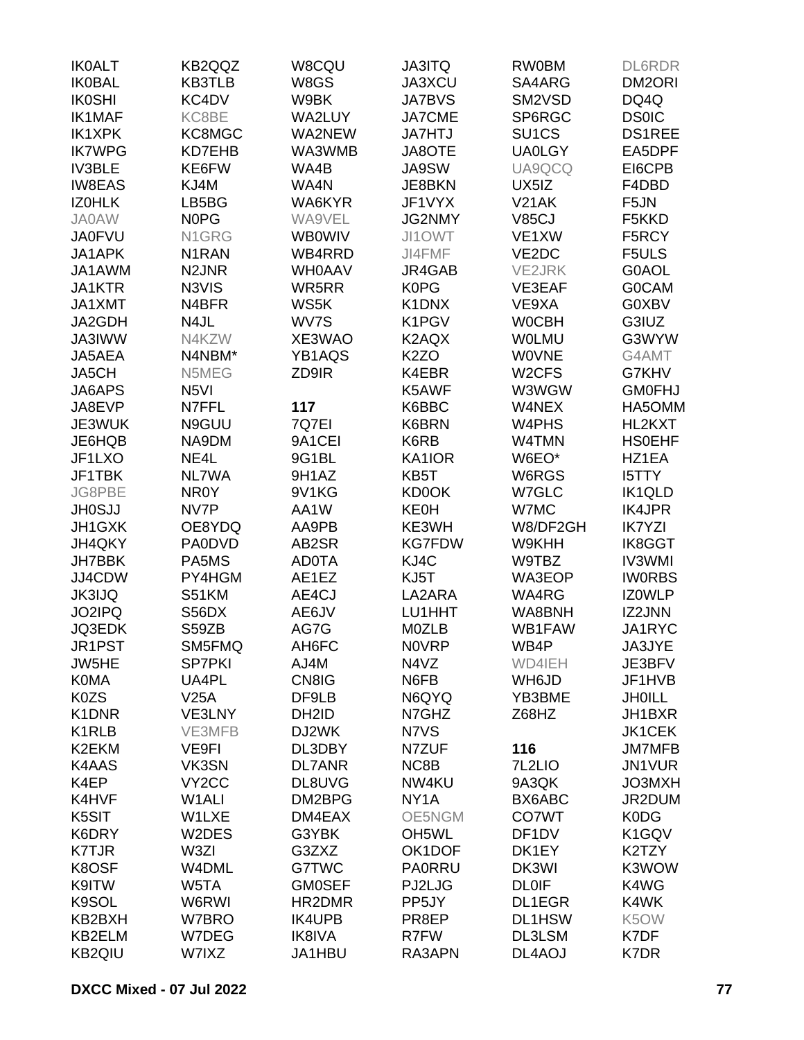IK0ALT
IK0BAL
IK0SHI
IK1MAF
IK1XPK
IK7WPG
IV3BLE
IW8EAS
IZ0HLK
JA0AW
JA0FVU
JA1APK
JA1AWM
JA1KTR
JA1XMT
JA2GDH
JA3IWW
JA5AEA
JA5CH
JA6APS
JA8EVP
JE3WUK
JE6HQB
JF1LXO
JF1TBK
JG8PBE
JH0SJJ
JH1GXK
JH4QKY
JH7BBK
JJ4CDW
JK3IJQ
JO2IPQ
JQ3EDK
JR1PST
JW5HE
K0MA
K0ZS
K1DNR
K1RLB
K2EKM
K4AAS
K4EP
K4HVF
K5SIT
K6DRY
K7TJR
K8OSF
K9ITW
K9SOL
KB2BXH
KB2ELM
KB2QIU

KB2QQZ
KB3TLB
KC4DV
KC8BE
KC8MGC
KD7EHB
KE6FW
KJ4M
LB5BG
N0PG
N1GRG
N1RAN
N2JNR
N3VIS
N4BFR
N4JL
N4KZW
N4NBM*
N5MEG
N5VI
N7FFL
N9GUU
NA9DM
NE4L
NL7WA
NR0Y
NV7P
OE8YDQ
PA0DVD
PA5MS
PY4HGM
S51KM
S56DX
S59ZB
SM5FMQ
SP7PKI
UA4PL
V25A
VE3LNY
VE3MFB
VE9FI
VK3SN
VY2CC
W1ALI
W1LXE
W2DES
W3ZI
W4DML
W5TA
W6RWI
W7BRO
W7DEG
W7IXZ

W8CQU
W8GS
W9BK
WA2LUY
WA2NEW
WA3WMB
WA4B
WA4N
WA6KYR
WA9VEL
WB0WIV
WB4RRD
WH0AAV
WR5RR
WS5K
WV7S
XE3WAO
YB1AQS
ZD9IR

**117**

7Q7EI
9A1CEI
9G1BL
9H1AZ
9V1KG
AA1W
AA9PB
AB2SR
AD0TA
AE1EZ
AE4CJ
AE6JV
AG7G
AH6FC
AJ4M
CN8IG
DF9LB
DH2ID
DJ2WK
DL3DBY
DL7ANR
DL8UVG
DM2BPG
DM4EAX
G3YBK
G3ZXZ
G7TWC
GM0SEF
HR2DMR
IK4UPB
IK8IVA
JA1HBU

JA3ITQ
JA3XCU
JA7BVS
JA7CME
JA7HTJ
JA8OTE
JA9SW
JE8BKN
JF1VYX
JG2NMY
JI1OWT
JI4FMF
JR4GAB
K0PG
K1DNX
K1PGV
K2AQX
K2ZO
K4EBR
K5AWF
K6BBC
K6BRN
K6RB
KA1IOR
KB5T
KD0OK
KE0H
KE3WH
KG7FDW
KJ4C
KJ5T
LA2ARA
LU1HHT
M0ZLB
N0VRP
N4VZ
N6FB
N6QYQ
N7GHZ
N7VS
N7ZUF
NC8B
NW4KU
NY1A
OE5NGM
OH5WL
OK1DOF
PA0RRU
PJ2LJG
PP5JY
PR8EP
R7FW
RA3APN

RW0BM
SA4ARG
SM2VSD
SP6RGC
SU1CS
UA0LGY
UA9QCQ
UX5IZ
V21AK
V85CJ
VE1XW
VE2DC
VE2JRK
VE3EAF
VE9XA
W0CBH
W0LMU
W0VNE
W2CFS
W3WGW
W4NEX
W4PHS
W4TMN
W6EO*
W6RGS
W7GLC
W7MC
W8/DF2GH
W9KHH
W9TBZ
WA3EOP
WA4RG
WA8BNH
WB1FAW
WB4P
WD4IEH
WH6JD
YB3BME
Z68HZ

**116**

7L2LIO
9A3QK
BX6ABC
CO7WT
DF1DV
DK1EY
DK3WI
DL0IF
DL1EGR
DL1HSW
DL3LSM
DL4AOJ

DL6RDR
DM2ORI
DQ4Q
DS0IC
DS1REE
EA5DPF
EI6CPB
F4DBD
F5JN
F5KKD
F5RCY
F5ULS
G0AOL
G0CAM
G0XBV
G3IUZ
G3WYW
G4AMT
G7KHV
GM0FHJ
HA5OMM
HL2KXT
HS0EHF
HZ1EA
I5TTY
IK1QLD
IK4JPR
IK7YZI
IK8GGT
IV3WMI
IW0RBS
IZ0WLP
IZ2JNN
JA1RYC
JA3JYE
JE3BFV
JF1HVB
JH0ILL
JH1BXR
JK1CEK
JM7MFB
JN1VUR
JO3MXH
JR2DUM
K0DG
K1GQV
K2TZY
K3WOW
K4WG
K4WK
K5OW
K7DF
K7DR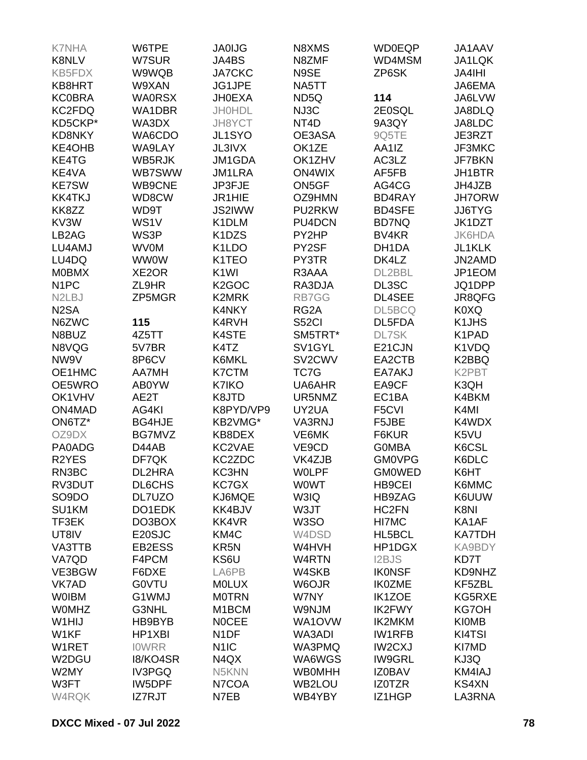K7NHA
K8NLV
KB5FDX
KB8HRT
KC0BRA
KC2FDQ
KD5CKP*
KD8NKY
KE4OHB
KE4TG
KE4VA
KE7SW
KK4TKJ
KK8ZZ
KV3W
LB2AG
LU4AMJ
LU4DQ
M0BMX
N1PC
N2LBJ
N2SA
N6ZWC
N8BUZ
N8VQG
NW9V
OE1HMC
OE5WRO
OK1VHV
ON4MAD
ON6TZ*
OZ9DX
PA0ADG
R2YES
RN3BC
RV3DUT
SO9DO
SU1KM
TF3EK
UT8IV
VA3TTB
VA7QD
VE3BGW
VK7AD
W0IBM
W0MHZ
W1HIJ
W1KF
W1RET
W2DGU
W2MY
W3FT
W4RQK

W6TPE
W7SUR
W9WQB
W9XAN
WA0RSX
WA1DBR
WA3DX
WA6CDO
WA9LAY
WB5RJK
WB7SWW
WB9CNE
WD8CW
WD9T
WS1V
WS3P
WV0M
WW0W
XE2OR
ZL9HR
ZP5MGR

**115**

4Z5TT
5V7BR
8P6CV
AA7MH
AB0YW
AE2T
AG4KI
BG4HJE
BG7MVZ
D44AB
DF7QK
DL2HRA
DL6CHS
DL7UZO
DO1EDK
DO3BOX
E20SJC
EB2ESS
F4PCM
F6DXE
G0VTU
G1WMJ
G3NHL
HB9BYB
HP1XBI
I0WRR
I8/KO4SR
IV3PGQ
IW5DPF
IZ7RJT

JA0IJG
JA4BS
JA7CKC
JG1JPE
JH0EXA
JH0HDL
JH8YCT
JL1SYO
JL3IVX
JM1GDA
JM1LRA
JP3FJE
JR1HIE
JS2IWW
K1DLM
K1DZS
K1LDO
K1TEO
K1WI
K2GOC
K2MRK
K4NKY
K4RVH
K4STE
K4TZ
K6MKL
K7CTM
K7IKO
K8JTD
K8PYD/VP9
KB2VMG*
KB8DEX
KC2VAE
KC2ZDC
KC3HN
KC7GX
KJ6MQE
KK4BJV
KK4VR
KM4C
KR5N
KS6U
LA6PB
M0LUX
M0TRN
M1BCM
N0CEE
N1DF
N1IC
N4QX
N5KNN
N7COA
N7EB

N8XMS
N8ZMF
N9SE
NA5TT
ND5Q
NJ3C
NT4D
OE3ASA
OK1ZE
OK1ZHV
ON4WIX
ON5GF
OZ9HMN
PU2RKW
PU4DCN
PY2HP
PY2SF
PY3TR
R3AAA
RA3DJA
RB7GG
RG2A
S52CI
SM5TRT*
SV1GYL
SV2CWV
TC7G
UA6AHR
UR5NMZ
UY2UA
VA3RNJ
VE6MK
VE9CD
VK4ZJB
W0LPF
W0WT
W3IQ
W3JT
W3SO
W4DSD
W4HVH
W4RTN
W4SKB
W6OJR
W7NY
W9NJM
WA1OVW
WA3ADI
WA3PMQ
WA6WGS
WB0MHH
WB2LOU
WB4YBY

WD0EQP
WD4MSM
ZP6SK

**114**

2E0SQL
9A3QY
9Q5TE
AA1IZ
AC3LZ
AF5FB
AG4CG
BD4RAY
BD4SFE
BD7NQ
BV4KR
DH1DA
DK4LZ
DL2BBL
DL3SC
DL4SEE
DL5BCQ
DL5FDA
DL7SK
E21CJN
EA2CTB
EA7AKJ
EA9CF
EC1BA
F5CVI
F5JBE
F6KUR
G0MBA
GM0VPG
GM0WED
HB9CEI
HB9ZAG
HC2FN
HI7MC
HL5BCL
HP1DGX
I2BJS
IK0NSF
IK0ZME
IK1ZOE
IK2FWY
IK2MKM
IW1RFB
IW2CXJ
IW9GRL
IZ0BAV
IZ0TZR
IZ1HGP

JA1AAV
JA1LQK
JA4IHI
JA6EMA
JA6LVW
JA8DLQ
JA8LDC
JE3RZT
JF3MKC
JF7BKN
JH1BTR
JH4JZB
JH7ORW
JJ6TYG
JK1DZT
JK6HDA
JL1KLK
JN2AMD
JP1EOM
JQ1DPP
JR8QFG
K0XQ
K1JHS
K1PAD
K1VDQ
K2BBQ
K2PBT
K3QH
K4BKM
K4MI
K4WDX
K5VU
K6CSL
K6DLC
K6HT
K6MMC
K6UUW
K8NI
KA1AF
KA7TDH
KA9BDY
KD7T
KD9NHZ
KF5ZBL
KG5RXE
KG7OH
KI0MB
KI4TSI
KI7MD
KJ3Q
KM4IAJ
KS4XN
LA3RNA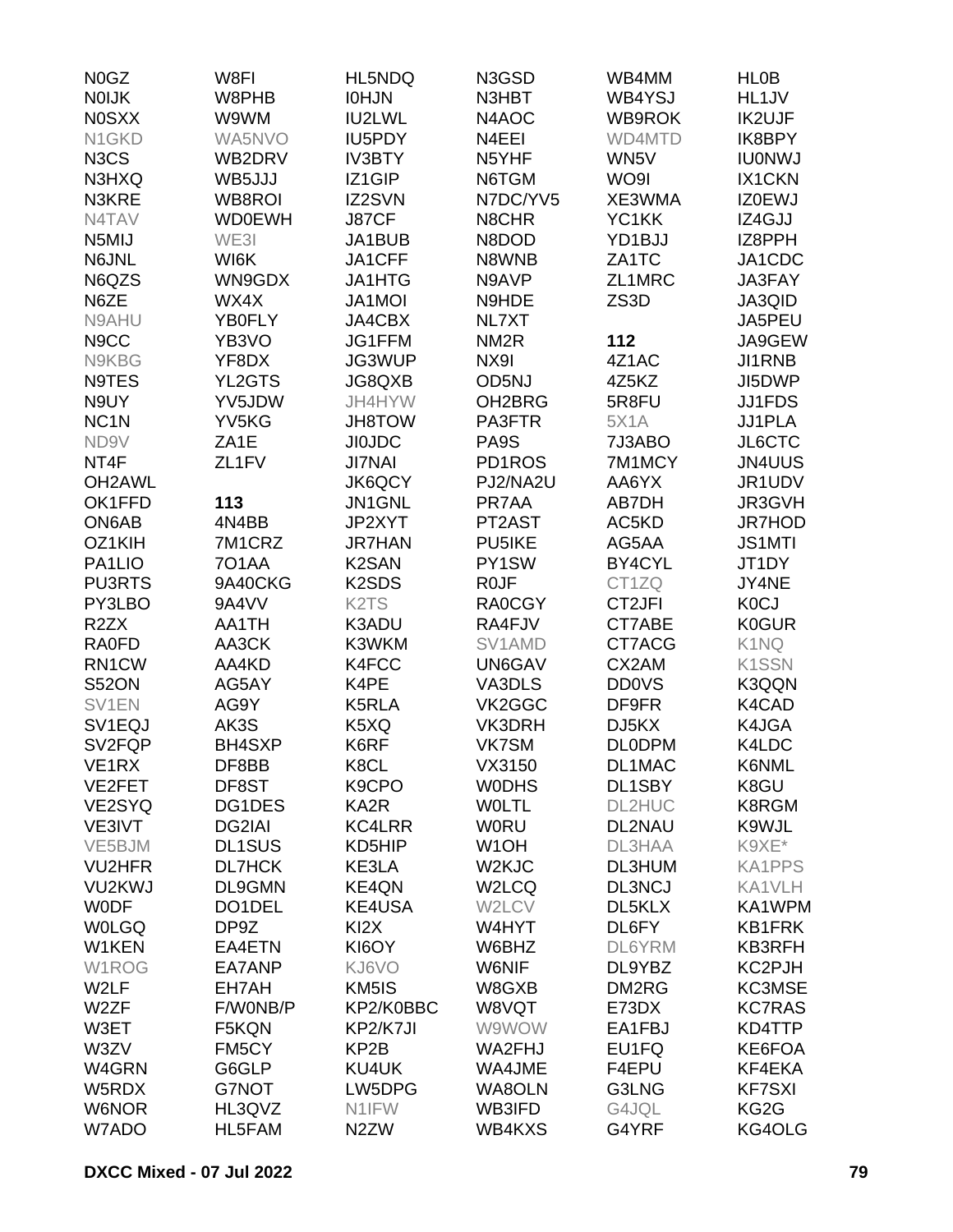N0GZ
N0IJK
N0SXX
N1GKD
N3CS
N3HXQ
N3KRE
N4TAV
N5MIJ
N6JNL
N6QZS
N6ZE
N9AHU
N9CC
N9KBG
N9TES
N9UY
NC1N
ND9V
NT4F
OH2AWL
OK1FFD
ON6AB
OZ1KIH
PA1LIO
PU3RTS
PY3LBO
R2ZX
RA0FD
RN1CW
S52ON
SV1EN
SV1EQJ
SV2FQP
VE1RX
VE2FET
VE2SYQ
VE3IVT
VE5BJM
VU2HFR
VU2KWJ
W0DF
W0LGQ
W1KEN
W1ROG
W2LF
W2ZF
W3ET
W3ZV
W4GRN
W5RDX
W6NOR
W7ADO

W8FI
W8PHB
W9WM
WA5NVO
WB2DRV
WB5JJJ
WB8ROI
WD0EWH
WE3I
WI6K
WN9GDX
WX4X
YB0FLY
YB3VO
YF8DX
YL2GTS
YV5JDW
YV5KG
ZA1E
ZL1FV

**113**

4N4BB
7M1CRZ
7O1AA
9A40CKG
9A4VV
AA1TH
AA3CK
AA4KD
AG5AY
AG9Y
AK3S
BH4SXP
DF8BB
DF8ST
DG1DES
DG2IAI
DL1SUS
DL7HCK
DL9GMN
DO1DEL
DP9Z
EA4ETN
EA7ANP
EH7AH
F/W0NB/P
F5KQN
FM5CY
G6GLP
G7NOT
HL3QVZ
HL5FAM

HL5NDQ
I0HJN
IU2LWL
IU5PDY
IV3BTY
IZ1GIP
IZ2SVN
J87CF
JA1BUB
JA1CFF
JA1HTG
JA1MOI
JA4CBX
JG1FFM
JG3WUP
JG8QXB
JH4HYW
JH8TOW
JI0JDC
JI7NAI
JK6QCY
JN1GNL
JP2XYT
JR7HAN
K2SAN
K2SDS
K2TS
K3ADU
K3WKM
K4FCC
K4PE
K5RLA
K5XQ
K6RF
K8CL
K9CPO
KA2R
KC4LRR
KD5HIP
KE3LA
KE4QN
KE4USA
KI2X
KI6OY
KJ6VO
KM5IS
KP2/K0BBC
KP2/K7JI
KP2B
KU4UK
LW5DPG
N1IFW
N2ZW

N3GSD
N3HBT
N4AOC
N4EEI
N5YHF
N6TGM
N7DC/YV5
N8CHR
N8DOD
N8WNB
N9AVP
N9HDE
NL7XT
NM2R
NX9I
OD5NJ
OH2BRG
PA3FTR
PA9S
PD1ROS
PJ2/NA2U
PR7AA
PT2AST
PU5IKE
PY1SW
R0JF
RA0CGY
RA4FJV
SV1AMD
UN6GAV
VA3DLS
VK2GGC
VK3DRH
VK7SM
VX3150
W0DHS
W0LTL
W0RU
W1OH
W2KJC
W2LCQ
W2LCV
W4HYT
W6BHZ
W6NIF
W8GXB
W8VQT
W9WOW
WA2FHJ
WA4JME
WA8OLN
WB3IFD
WB4KXS

WB4MM
WB4YSJ
WB9ROK
WD4MTD
WN5V
WO9I
XE3WMA
YC1KK
YD1BJJ
ZA1TC
ZL1MRC
ZS3D

**112**

4Z1AC
4Z5KZ
5R8FU
5X1A
7J3ABO
7M1MCY
AA6YX
AB7DH
AC5KD
AG5AA
BY4CYL
CT1ZQ
CT2JFI
CT7ABE
CT7ACG
CX2AM
DD0VS
DF9FR
DJ5KX
DL0DPM
DL1MAC
DL1SBY
DL2HUC
DL2NAU
DL3HAA
DL3HUM
DL3NCJ
DL5KLX
DL6FY
DL6YRM
DL9YBZ
DM2RG
E73DX
EA1FBJ
EU1FQ
F4EPU
G3LNG
G4JQL
G4YRF

HL0B
HL1JV
IK2UJF
IK8BPY
IU0NWJ
IX1CKN
IZ0EWJ
IZ4GJJ
IZ8PPH
JA1CDC
JA3FAY
JA3QID
JA5PEU
JA9GEW
JI1RNB
JI5DWP
JJ1FDS
JJ1PLA
JL6CTC
JN4UUS
JR1UDV
JR3GVH
JR7HOD
JS1MTI
JT1DY
JY4NE
K0CJ
K0GUR
K1NQ
K1SSN
K3QQN
K4CAD
K4JGA
K4LDC
K6NML
K8GU
K8RGM
K9WJL
K9XE*
KA1PPS
KA1VLH
KA1WPM
KB1FRK
KB3RFH
KC2PJH
KC3MSE
KC7RAS
KD4TTP
KE6FOA
KF4EKA
KF7SXI
KG2G
KG4OLG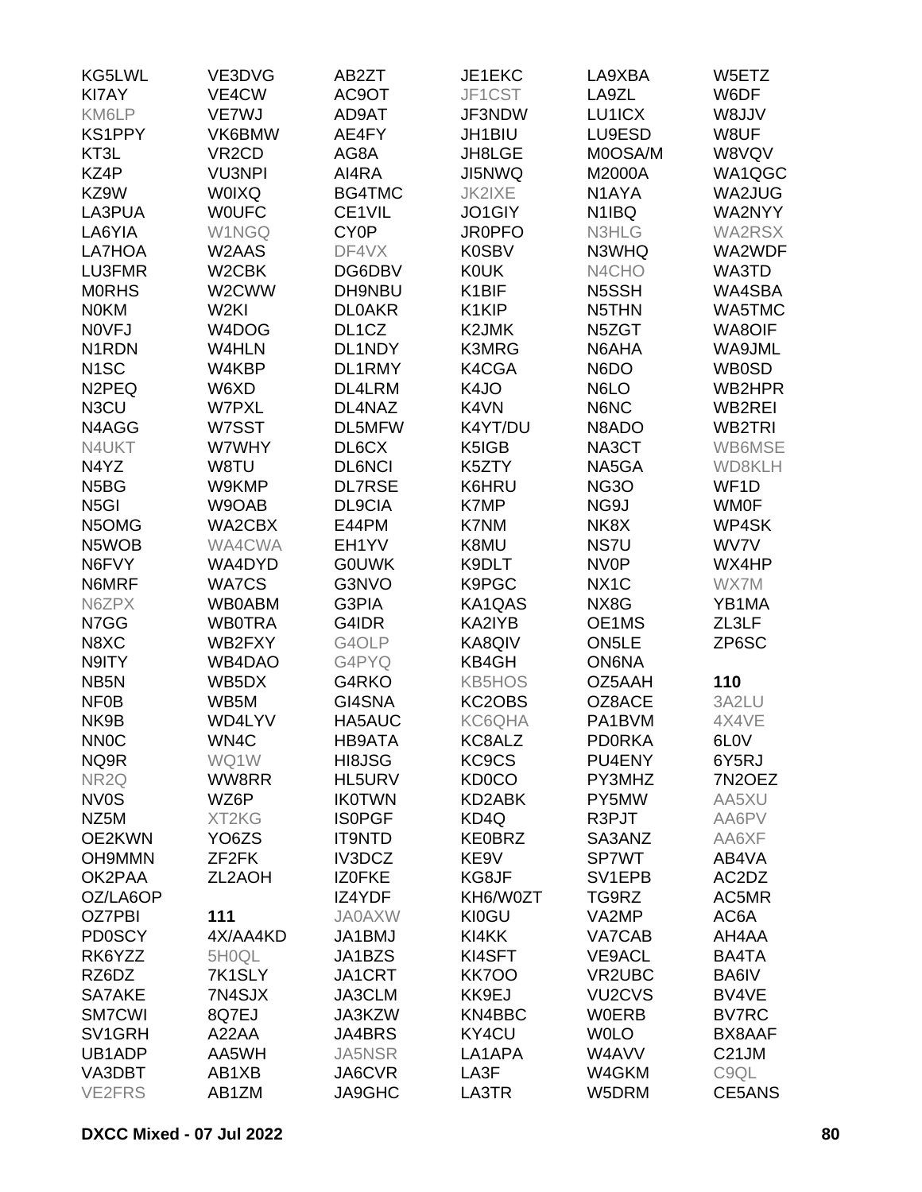KG5LWL
KI7AY
KM6LP
KS1PPY
KT3L
KZ4P
KZ9W
LA3PUA
LA6YIA
LA7HOA
LU3FMR
M0RHS
N0KM
N0VFJ
N1RDN
N1SC
N2PEQ
N3CU
N4AGG
N4UKT
N4YZ
N5BG
N5GI
N5OMG
N5WOB
N6FVY
N6MRF
N6ZPX
N7GG
N8XC
N9ITY
NB5N
NF0B
NK9B
NN0C
NQ9R
NR2Q
NV0S
NZ5M
OE2KWN
OH9MMN
OK2PAA
OZ/LA6OP
OZ7PBI
PD0SCY
RK6YZZ
RZ6DZ
SA7AKE
SM7CWI
SV1GRH
UB1ADP
VA3DBT
VE2FRS

VE3DVG
VE4CW
VE7WJ
VK6BMW
VR2CD
VU3NPI
W0IXQ
W0UFC
W1NGQ
W2AAS
W2CBK
W2CWW
W2KI
W4DOG
W4HLN
W4KBP
W6XD
W7PXL
W7SST
W7WHY
W8TU
W9KMP
W9OAB
WA2CBX
WA4CWA
WA4DYD
WA7CS
WB0ABM
WB0TRA
WB2FXY
WB4DAO
WB5DX
WB5M
WD4LYV
WN4C
WQ1W
WW8RR
WZ6P
XT2KG
YO6ZS
ZF2FK
ZL2AOH

**111**

4X/AA4KD
5H0QL
7K1SLY
7N4SJX
8Q7EJ
A22AA
AA5WH
AB1XB
AB1ZM

AB2ZT
AC9OT
AD9AT
AE4FY
AG8A
AI4RA
BG4TMC
CE1VIL
CY0P
DF4VX
DG6DBV
DH9NBU
DL0AKR
DL1CZ
DL1NDY
DL1RMY
DL4LRM
DL4NAZ
DL5MFW
DL6CX
DL6NCI
DL7RSE
DL9CIA
E44PM
EH1YV
G0UWK
G3NVO
G3PIA
G4IDR
G4OLP
G4PYQ
G4RKO
GI4SNA
HA5AUC
HB9ATA
HI8JSG
HL5URV
IK0TWN
IS0PGF
IT9NTD
IV3DCZ
IZ0FKE
IZ4YDF
JA0AXW
JA1BMJ
JA1BZS
JA1CRT
JA3CLM
JA3KZW
JA4BRS
JA5NSR
JA6CVR
JA9GHC

JE1EKC
JF1CST
JF3NDW
JH1BIU
JH8LGE
JI5NWQ
JK2IXE
JO1GIY
JR0PFO
K0SBV
K0UK
K1BIF
K1KIP
K2JMK
K3MRG
K4CGA
K4JO
K4VN
K4YT/DU
K5IGB
K5ZTY
K6HRU
K7MP
K7NM
K8MU
K9DLT
K9PGC
KA1QAS
KA2IYB
KA8QIV
KB4GH
KB5HOS
KC2OBS
KC6QHA
KC8ALZ
KC9CS
KD0CO
KD2ABK
KD4Q
KE0BRZ
KE9V
KG8JF
KH6/W0ZT
KI0GU
KI4KK
KI4SFT
KK7OO
KK9EJ
KN4BBC
KY4CU
LA1APA
LA3F
LA3TR

LA9XBA
LA9ZL
LU1ICX
LU9ESD
M0OSA/M
M2000A
N1AYA
N1IBQ
N3HLG
N3WHQ
N4CHO
N5SSH
N5THN
N5ZGT
N6AHA
N6DO
N6LO
N6NC
N8ADO
NA3CT
NA5GA
NG3O
NG9J
NK8X
NS7U
NV0P
NX1C
NX8G
OE1MS
ON5LE
ON6NA
OZ5AAH
OZ8ACE
PA1BVM
PD0RKA
PU4ENY
PY3MHZ
PY5MW
R3PJT
SA3ANZ
SP7WT
SV1EPB
TG9RZ
VA2MP
VA7CAB
VE9ACL
VR2UBC
VU2CVS
W0ERB
W0LO
W4AVV
W4GKM
W5DRM

W5ETZ
W6DF
W8JJV
W8UF
W8VQV
WA1QGC
WA2JUG
WA2NYY
WA2RSX
WA2WDF
WA3TD
WA4SBA
WA5TMC
WA8OIF
WA9JML
WB0SD
WB2HPR
WB2REI
WB2TRI
WB6MSE
WD8KLH
WF1D
WM0F
WP4SK
WV7V
WX4HP
WX7M
YB1MA
ZL3LF
ZP6SC

**110**

3A2LU
4X4VE
6L0V
6Y5RJ
7N2OEZ
AA5XU
AA6PV
AA6XF
AB4VA
AC2DZ
AC5MR
AC6A
AH4AA
BA4TA
BA6IV
BV4VE
BV7RC
BX8AAF
C21JM
C9QL
CE5ANS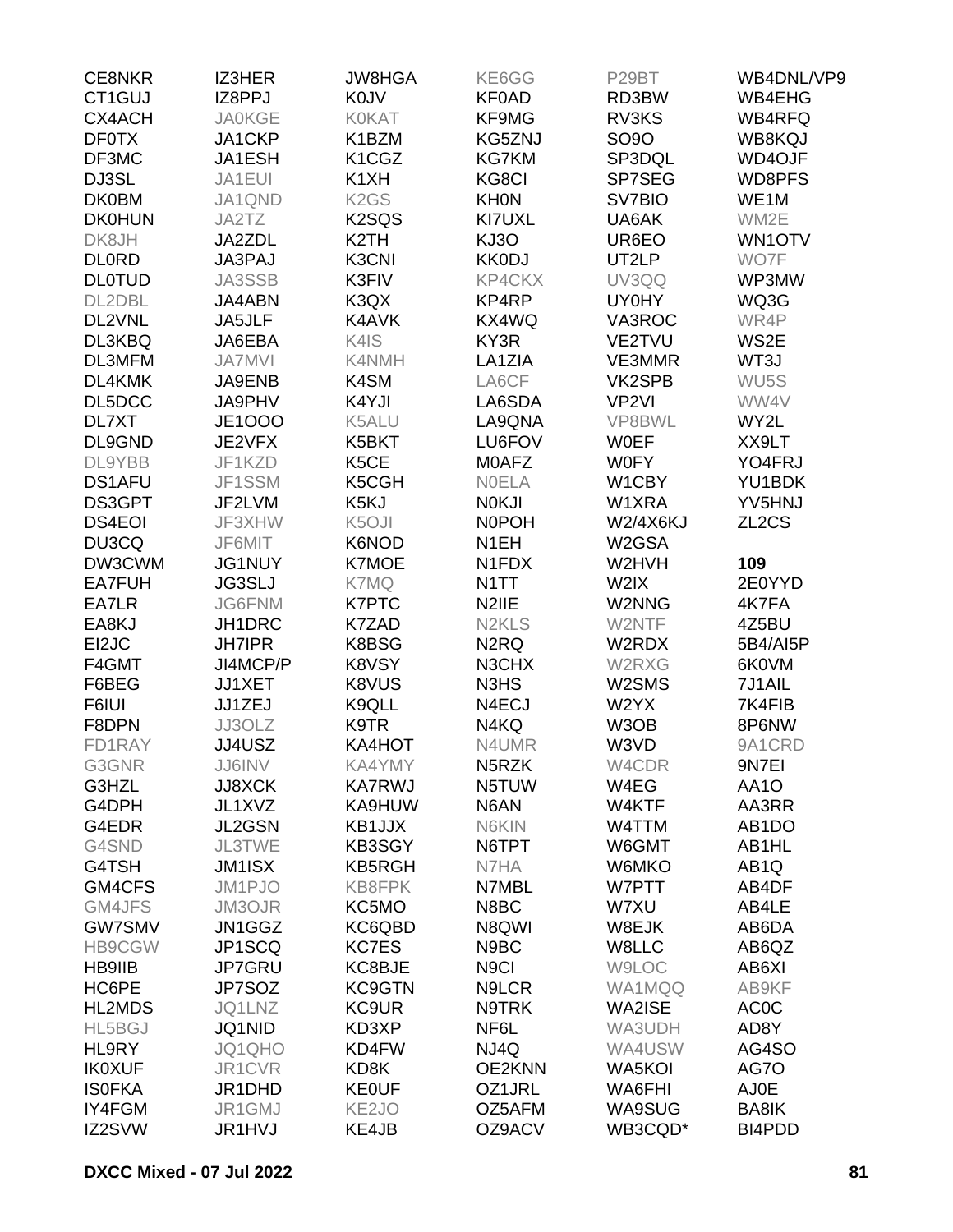CE8NKR
CT1GUJ
CX4ACH
DF0TX
DF3MC
DJ3SL
DK0BM
DK0HUN
DK8JH
DL0RD
DL0TUD
DL2DBL
DL2VNL
DL3KBQ
DL3MFM
DL4KMK
DL5DCC
DL7XT
DL9GND
DL9YBB
DS1AFU
DS3GPT
DS4EOI
DU3CQ
DW3CWM
EA7FUH
EA7LR
EA8KJ
EI2JC
F4GMT
F6BEG
F6IUI
F8DPN
FD1RAY
G3GNR
G3HZL
G4DPH
G4EDR
G4SND
G4TSH
GM4CFS
GM4JFS
GW7SMV
HB9CGW
HB9IIB
HC6PE
HL2MDS
HL5BGJ
HL9RY
IK0XUF
IS0FKA
IY4FGM
IZ2SVW
IZ3HER
IZ8PPJ
JA0KGE
JA1CKP
JA1ESH
JA1EUI
JA1QND
JA2TZ
JA2ZDL
JA3PAJ
JA3SSB
JA4ABN
JA5JLF
JA6EBA
JA7MVI
JA9ENB
JA9PHV
JE1OOO
JE2VFX
JF1KZD
JF1SSM
JF2LVM
JF3XHW
JF6MIT
JG1NUY
JG3SLJ
JG6FNM
JH1DRC
JH7IPR
JI4MCP/P
JJ1XET
JJ1ZEJ
JJ3OLZ
JJ4USZ
JJ6INV
JJ8XCK
JL1XVZ
JL2GSN
JL3TWE
JM1ISX
JM1PJO
JM3OJR
JN1GGZ
JP1SCQ
JP7GRU
JP7SOZ
JQ1LNZ
JQ1NID
JQ1QHO
JR1CVR
JR1DHD
JR1GMJ
JR1HVJ
JW8HGA
K0JV
K0KAT
K1BZM
K1CGZ
K1XH
K2GS
K2SQS
K2TH
K3CNI
K3FIV
K3QX
K4AVK
K4IS
K4NMH
K4SM
K4YJI
K5ALU
K5BKT
K5CE
K5CGH
K5KJ
K5OJI
K6NOD
K7MOE
K7MQ
K7PTC
K7ZAD
K8BSG
K8VSY
K8VUS
K9QLL
K9TR
KA4HOT
KA4YMY
KA7RWJ
KA9HUW
KB1JJX
KB3SGY
KB5RGH
KB8FPK
KC5MO
KC6QBD
KC7ES
KC8BJE
KC9GTN
KC9UR
KD3XP
KD4FW
KD8K
KE0UF
KE2JO
KE4JB
KE6GG
KF0AD
KF9MG
KG5ZNJ
KG7KM
KG8CI
KH0N
KI7UXL
KJ3O
KK0DJ
KP4CKX
KP4RP
KX4WQ
KY3R
LA1ZIA
LA6CF
LA6SDA
LA9QNA
LU6FOV
M0AFZ
N0ELA
N0KJI
N0POH
N1EH
N1FDX
N1TT
N2IIE
N2KLS
N2RQ
N3CHX
N3HS
N4ECJ
N4KQ
N4UMR
N5RZK
N5TUW
N6AN
N6KIN
N6TPT
N7HA
N7MBL
N8BC
N8QWI
N9BC
N9CI
N9LCR
N9TRK
NF6L
NJ4Q
OE2KNN
OZ1JRL
OZ5AFM
OZ9ACV
P29BT
RD3BW
RV3KS
SO9O
SP3DQL
SP7SEG
SV7BIO
UA6AK
UR6EO
UT2LP
UV3QQ
UY0HY
VA3ROC
VE2TVU
VE3MMR
VK2SPB
VP2VI
VP8BWL
W0EF
W0FY
W1CBY
W1XRA
W2/4X6KJ
W2GSA
W2HVH
W2IX
W2NNG
W2NTF
W2RDX
W2RXG
W2SMS
W2YX
W3OB
W3VD
W4CDR
W4EG
W4KTF
W4TTM
W6GMT
W6MKO
W7PTT
W7XU
W8EJK
W8LLC
W9LOC
WA1MQQ
WA2ISE
WA3UDH
WA4USW
WA5KOI
WA6FHI
WA9SUG
WB3CQD*
WB4DNL/VP9
WB4EHG
WB4RFQ
WB8KQJ
WD4OJF
WD8PFS
WE1M
WM2E
WN1OTV
WO7F
WP3MW
WQ3G
WR4P
WS2E
WT3J
WU5S
WW4V
WY2L
XX9LT
YO4FRJ
YU1BDK
YV5HNJ
ZL2CS

**109**

2E0YYD
4K7FA
4Z5BU
5B4/AI5P
6K0VM
7J1AIL
7K4FIB
8P6NW
9A1CRD
9N7EI
AA1O
AA3RR
AB1DO
AB1HL
AB1Q
AB4DF
AB4LE
AB6DA
AB6QZ
AB6XI
AB9KF
AC0C
AD8Y
AG4SO
AG7O
AJ0E
BA8IK
BI4PDD

**DXCC Mixed - 07 Jul 2022**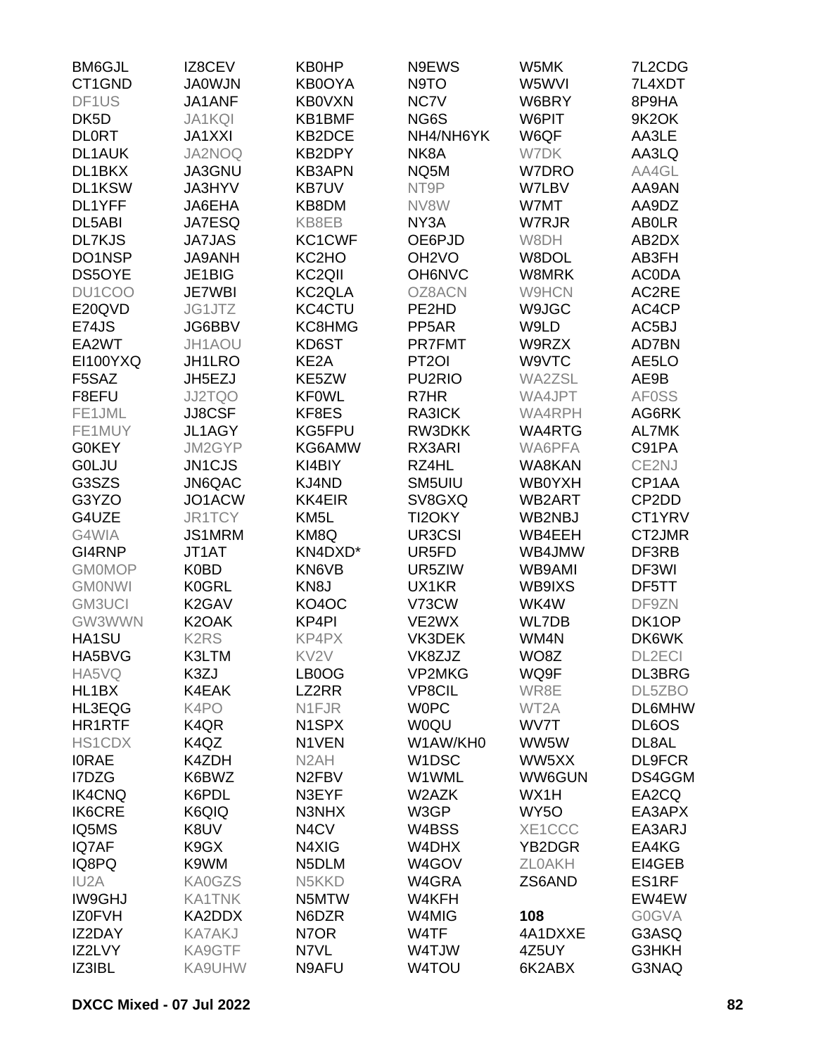| | | | | | |
|---|---|---|---|---|---|
| BM6GJL | IZ8CEV | KB0HP | N9EWS | W5MK | 7L2CDG |
| CT1GND | JA0WJN | KB0OYA | N9TO | W5WVI | 7L4XDT |
| DF1US | JA1ANF | KB0VXN | NC7V | W6BRY | 8P9HA |
| DK5D | JA1KQI | KB1BMF | NG6S | W6PIT | 9K2OK |
| DL0RT | JA1XXI | KB2DCE | NH4/NH6YK | W6QF | AA3LE |
| DL1AUK | JA2NOQ | KB2DPY | NK8A | W7DK | AA3LQ |
| DL1BKX | JA3GNU | KB3APN | NQ5M | W7DRO | AA4GL |
| DL1KSW | JA3HYV | KB7UV | NT9P | W7LBV | AA9AN |
| DL1YFF | JA6EHA | KB8DM | NV8W | W7MT | AA9DZ |
| DL5ABI | JA7ESQ | KB8EB | NY3A | W7RJR | AB0LR |
| DL7KJS | JA7JAS | KC1CWF | OE6PJD | W8DH | AB2DX |
| DO1NSP | JA9ANH | KC2HO | OH2VO | W8DOL | AB3FH |
| DS5OYE | JE1BIG | KC2QII | OH6NVC | W8MRK | AC0DA |
| DU1COO | JE7WBI | KC2QLA | OZ8ACN | W9HCN | AC2RE |
| E20QVD | JG1JTZ | KC4CTU | PE2HD | W9JGC | AC4CP |
| E74JS | JG6BBV | KC8HMG | PP5AR | W9LD | AC5BJ |
| EA2WT | JH1AOU | KD6ST | PR7FMT | W9RZX | AD7BN |
| EI100YXQ | JH1LRO | KE2A | PT2OI | W9VTC | AE5LO |
| F5SAZ | JH5EZJ | KE5ZW | PU2RIO | WA2ZSL | AE9B |
| F8EFU | JJ2TQO | KF0WL | R7HR | WA4JPT | AF0SS |
| FE1JML | JJ8CSF | KF8ES | RA3ICK | WA4RPH | AG6RK |
| FE1MUY | JL1AGY | KG5FPU | RW3DKK | WA4RTG | AL7MK |
| G0KEY | JM2GYP | KG6AMW | RX3ARI | WA6PFA | C91PA |
| G0LJU | JN1CJS | KI4BIY | RZ4HL | WA8KAN | CE2NJ |
| G3SZS | JN6QAC | KJ4ND | SM5UIU | WB0YXH | CP1AA |
| G3YZO | JO1ACW | KK4EIR | SV8GXQ | WB2ART | CP2DD |
| G4UZE | JR1TCY | KM5L | TI2OKY | WB2NBJ | CT1YRV |
| G4WIA | JS1MRM | KM8Q | UR3CSI | WB4EEH | CT2JMR |
| GI4RNP | JT1AT | KN4DXD* | UR5FD | WB4JMW | DF3RB |
| GM0MOP | K0BD | KN6VB | UR5ZIW | WB9AMI | DF3WI |
| GM0NWI | K0GRL | KN8J | UX1KR | WB9IXS | DF5TT |
| GM3UCI | K2GAV | KO4OC | V73CW | WK4W | DF9ZN |
| GW3WWN | K2OAK | KP4PI | VE2WX | WL7DB | DK1OP |
| HA1SU | K2RS | KP4PX | VK3DEK | WM4N | DK6WK |
| HA5BVG | K3LTM | KV2V | VK8ZJZ | WO8Z | DL2ECI |
| HA5VQ | K3ZJ | LB0OG | VP2MKG | WQ9F | DL3BRG |
| HL1BX | K4EAK | LZ2RR | VP8CIL | WR8E | DL5ZBO |
| HL3EQG | K4PO | N1FJR | W0PC | WT2A | DL6MHW |
| HR1RTF | K4QR | N1SPX | W0QU | WV7T | DL6OS |
| HS1CDX | K4QZ | N1VEN | W1AW/KH0 | WW5W | DL8AL |
| I0RAE | K4ZDH | N2AH | W1DSC | WW5XX | DL9FCR |
| I7DZG | K6BWZ | N2FBV | W1WML | WW6GUN | DS4GGM |
| IK4CNQ | K6PDL | N3EYF | W2AZK | WX1H | EA2CQ |
| IK6CRE | K6QIQ | N3NHX | W3GP | WY5O | EA3APX |
| IQ5MS | K8UV | N4CV | W4BSS | XE1CCC | EA3ARJ |
| IQ7AF | K9GX | N4XIG | W4DHX | YB2DGR | EA4KG |
| IQ8PQ | K9WM | N5DLM | W4GOV | ZL0AKH | EI4GEB |
| IU2A | KA0GZS | N5KKD | W4GRA | ZS6AND | ES1RF |
| IW9GHJ | KA1TNK | N5MTW | W4KFH | | EW4EW |
| IZ0FVH | KA2DDX | N6DZR | W4MIG | **108** | G0GVA |
| IZ2DAY | KA7AKJ | N7OR | W4TF | 4A1DXXE | G3ASQ |
| IZ2LVY | KA9GTF | N7VL | W4TJW | 4Z5UY | G3HKH |
| IZ3IBL | KA9UHW | N9AFU | W4TOU | 6K2ABX | G3NAQ |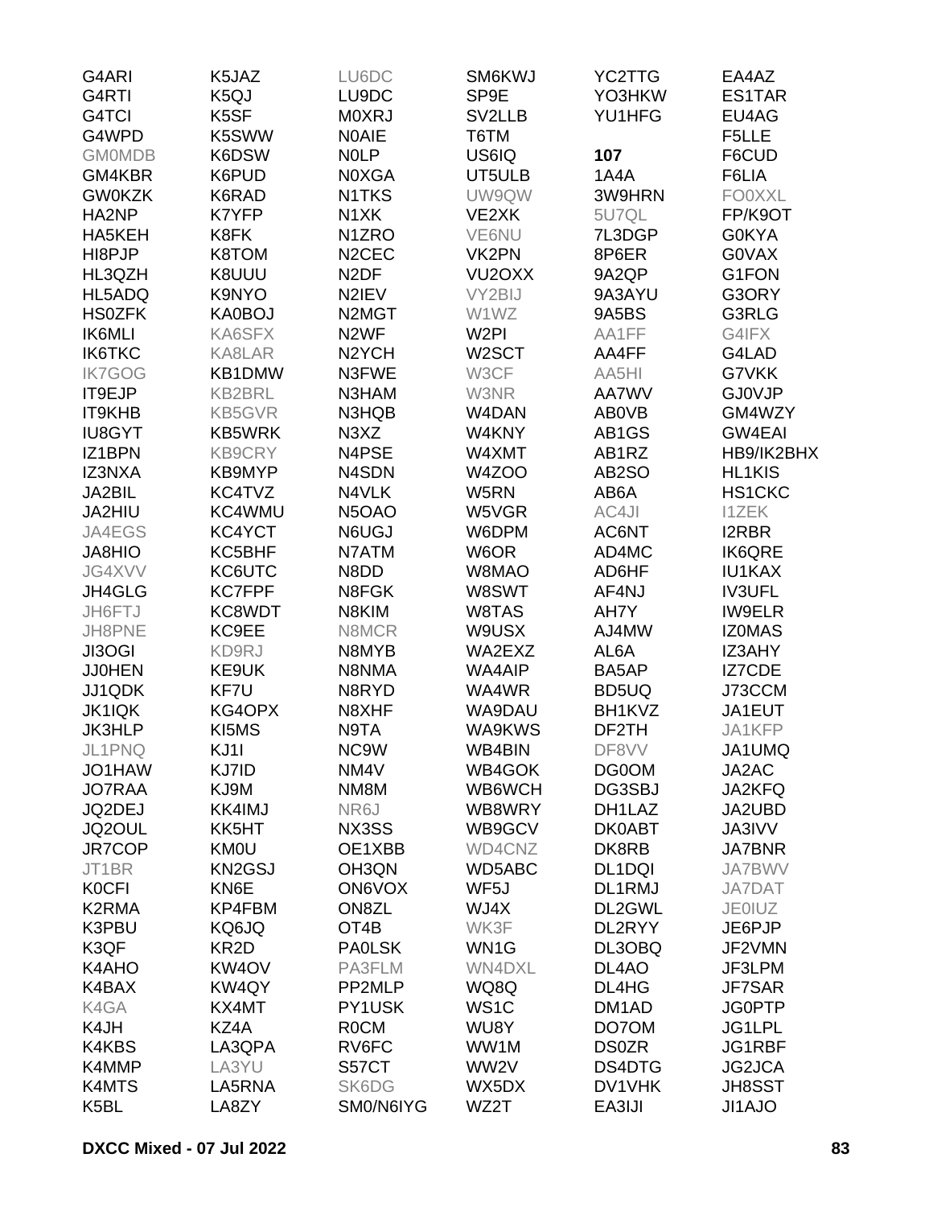G4ARI
G4RTI
G4TCI
G4WPD
GM0MDB
GM4KBR
GW0KZK
HA2NP
HA5KEH
HI8PJP
HL3QZH
HL5ADQ
HS0ZFK
IK6MLI
IK6TKC
IK7GOG
IT9EJP
IT9KHB
IU8GYT
IZ1BPN
IZ3NXA
JA2BIL
JA2HIU
JA4EGS
JA8HIO
JG4XVV
JH4GLG
JH6FTJ
JH8PNE
JI3OGI
JJ0HEN
JJ1QDK
JK1IQK
JK3HLP
JL1PNQ
JO1HAW
JO7RAA
JQ2DEJ
JQ2OUL
JR7COP
JT1BR
K0CFI
K2RMA
K3PBU
K3QF
K4AHO
K4BAX
K4GA
K4JH
K4KBS
K4MMP
K4MTS
K5BL

K5JAZ
K5QJ
K5SF
K5SWW
K6DSW
K6PUD
K6RAD
K7YFP
K8FK
K8TOM
K8UUU
K9NYO
KA0BOJ
KA6SFX
KA8LAR
KB1DMW
KB2BRL
KB5GVR
KB5WRK
KB9CRY
KB9MYP
KC4TVZ
KC4WMU
KC4YCT
KC5BHF
KC6UTC
KC7FPF
KC8WDT
KC9EE
KD9RJ
KE9UK
KF7U
KG4OPX
KI5MS
KJ1I
KJ7ID
KJ9M
KK4IMJ
KK5HT
KM0U
KN2GSJ
KN6E
KP4FBM
KQ6JQ
KR2D
KW4OV
KW4QY
KX4MT
KZ4A
LA3QPA
LA3YU
LA5RNA
LA8ZY

LU6DC
LU9DC
M0XRJ
N0AIE
N0LP
N0XGA
N1TKS
N1XK
N1ZRO
N2CEC
N2DF
N2IEV
N2MGT
N2WF
N2YCH
N3FWE
N3HAM
N3HQB
N3XZ
N4PSE
N4SDN
N4VLK
N5OAO
N6UGJ
N7ATM
N8DD
N8FGK
N8KIM
N8MCR
N8MYB
N8NMA
N8RYD
N8XHF
N9TA
NC9W
NM4V
NM8M
NR6J
NX3SS
OE1XBB
OH3QN
ON6VOX
ON8ZL
OT4B
PA0LSK
PA3FLM
PP2MLP
PY1USK
R0CM
RV6FC
S57CT
SK6DG
SM0/N6IYG

SM6KWJ
SP9E
SV2LLB
T6TM
US6IQ
UT5ULB
UW9QW
VE2XK
VE6NU
VK2PN
VU2OXX
VY2BIJ
W1WZ
W2PI
W2SCT
W3CF
W3NR
W4DAN
W4KNY
W4XMT
W4ZOO
W5RN
W5VGR
W6DPM
W6OR
W8MAO
W8SWT
W8TAS
W9USX
WA2EXZ
WA4AIP
WA4WR
WA9DAU
WA9KWS
WB4BIN
WB4GOK
WB6WCH
WB8WRY
WB9GCV
WD4CNZ
WD5ABC
WF5J
WJ4X
WK3F
WN1G
WN4DXL
WQ8Q
WS1C
WU8Y
WW1M
WW2V
WX5DX
WZ2T

YC2TTG
YO3HKW
YU1HFG

**107**

1A4A
3W9HRN
5U7QL
7L3DGP
8P6ER
9A2QP
9A3AYU
9A5BS
AA1FF
AA4FF
AA5HI
AA7WV
AB0VB
AB1GS
AB1RZ
AB2SO
AB6A
AC4JI
AC6NT
AD4MC
AD6HF
AF4NJ
AH7Y
AJ4MW
AL6A
BA5AP
BD5UQ
BH1KVZ
DF2TH
DF8VV
DG0OM
DG3SBJ
DH1LAZ
DK0ABT
DK8RB
DL1DQI
DL1RMJ
DL2GWL
DL2RYY
DL3OBQ
DL4AO
DL4HG
DM1AD
DO7OM
DS0ZR
DS4DTG
DV1VHK
EA3IJI

EA4AZ
ES1TAR
EU4AG
F5LLE
F6CUD
F6LIA
FO0XXL
FP/K9OT
G0KYA
G0VAX
G1FON
G3ORY
G3RLG
G4IFX
G4LAD
G7VKK
GJ0VJP
GM4WZY
GW4EAI
HB9/IK2BHX
HL1KIS
HS1CKC
I1ZEK
I2RBR
IK6QRE
IU1KAX
IV3UFL
IW9ELR
IZ0MAS
IZ3AHY
IZ7CDE
J73CCM
JA1EUT
JA1KFP
JA1UMQ
JA2AC
JA2KFQ
JA2UBD
JA3IVV
JA7BNR
JA7BWV
JA7DAT
JE0IUZ
JE6PJP
JF2VMN
JF3LPM
JF7SAR
JG0PTP
JG1LPL
JG1RBF
JG2JCA
JH8SST
JI1AJO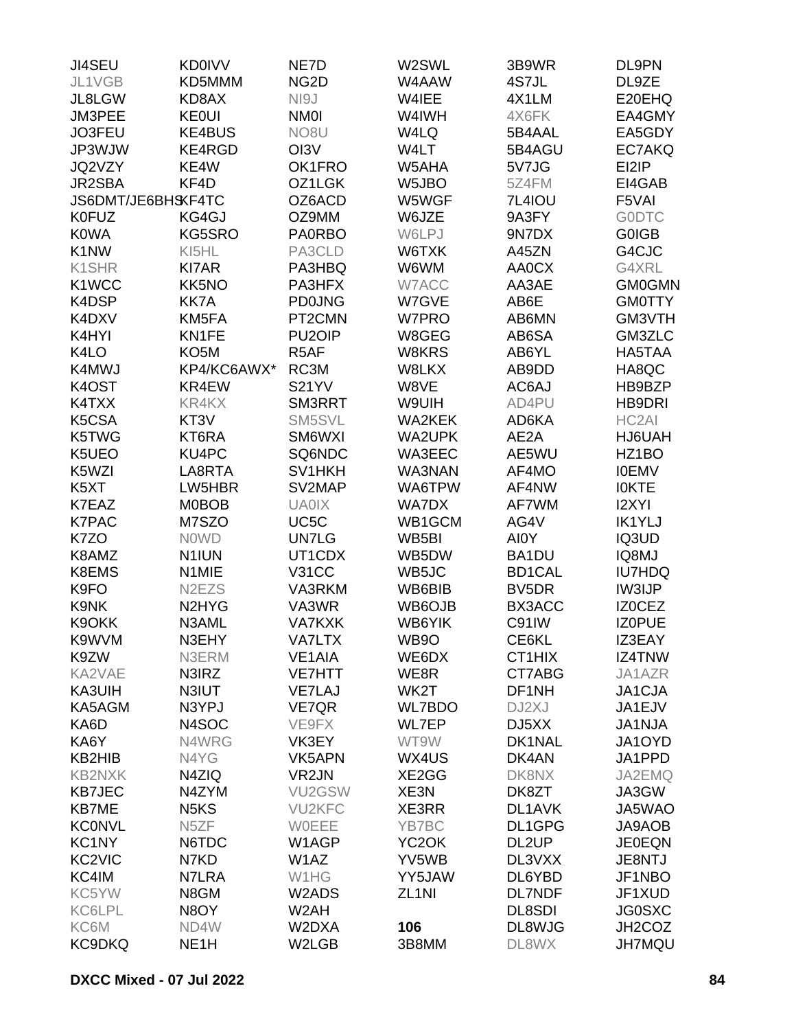JI4SEU
JL1VGB
JL8LGW
JM3PEE
JO3FEU
JP3WJW
JQ2VZY
JR2SBA
JS6DMT/JE6BHS
K0FUZ
K0WA
K1NW
K1SHR
K1WCC
K4DSP
K4DXV
K4HYI
K4LO
K4MWJ
K4OST
K4TXX
K5CSA
K5TWG
K5UEO
K5WZI
K5XT
K7EAZ
K7PAC
K7ZO
K8AMZ
K8EMS
K9FO
K9NK
K9OKK
K9WVM
K9ZW
KA2VAE
KA3UIH
KA5AGM
KA6D
KA6Y
KB2HIB
KB2NXK
KB7JEC
KB7ME
KC0NVL
KC1NY
KC2VIC
KC4IM
KC5YW
KC6LPL
KC6M
KC9DKQ

KD0IVV
KD5MMM
KD8AX
KE0UI
KE4BUS
KE4RGD
KE4W
KF4D
KF4TC
KG4GJ
KG5SRO
KI5HL
KI7AR
KK5NO
KK7A
KM5FA
KN1FE
KO5M
KP4/KC6AWX*
KR4EW
KR4KX
KT3V
KT6RA
KU4PC
LA8RTA
LW5HBR
M0BOB
M7SZO
N0WD
N1IUN
N1MIE
N2EZS
N2HYG
N3AML
N3EHY
N3ERM
N3IRZ
N3IUT
N3YPJ
N4SOC
N4WRG
N4YG
N4ZIQ
N4ZYM
N5KS
N5ZF
N6TDC
N7KD
N7LRA
N8GM
N8OY
ND4W
NE1H

NE7D
NG2D
NI9J
NM0I
NO8U
OI3V
OK1FRO
OZ1LGK
OZ6ACD
OZ9MM
PA0RBO
PA3CLD
PA3HBQ
PA3HFX
PD0JNG
PT2CMN
PU2OIP
R5AF
RC3M
S21YV
SM3RRT
SM5SVL
SM6WXI
SQ6NDC
SV1HKH
SV2MAP
UA0IX
UC5C
UN7LG
UT1CDX
V31CC
VA3RKM
VA3WR
VA7KXK
VA7LTX
VE1AIA
VE7HTT
VE7LAJ
VE7QR
VE9FX
VK3EY
VK5APN
VR2JN
VU2GSW
VU2KFC
W0EEE
W1AGP
W1AZ
W1HG
W2ADS
W2AH
W2DXA
W2LGB

W2SWL
W4AAW
W4IEE
W4IWH
W4LQ
W4LT
W5AHA
W5JBO
W5WGF
W6JZE
W6LPJ
W6TXK
W6WM
W7ACC
W7GVE
W7PRO
W8GEG
W8KRS
W8LKX
W8VE
W9UIH
WA2KEK
WA2UPK
WA3EEC
WA3NAN
WA6TPW
WA7DX
WB1GCM
WB5BI
WB5DW
WB5JC
WB6BIB
WB6OJB
WB6YIK
WB9O
WE6DX
WE8R
WK2T
WL7BDO
WL7EP
WT9W
WX4US
XE2GG
XE3N
XE3RR
YB7BC
YC2OK
YV5WB
YY5JAW
ZL1NI

**106**
3B8MM

3B9WR
4S7JL
4X1LM
4X6FK
5B4AAL
5B4AGU
5V7JG
5Z4FM
7L4IOU
9A3FY
9N7DX
A45ZN
AA0CX
AA3AE
AB6E
AB6MN
AB6SA
AB6YL
AB9DD
AC6AJ
AD4PU
AD6KA
AE2A
AE5WU
AF4MO
AF4NW
AF7WM
AG4V
AI0Y
BA1DU
BD1CAL
BV5DR
BX3ACC
C91IW
CE6KL
CT1HIX
CT7ABG
DF1NH
DJ2XJ
DJ5XX
DK1NAL
DK4AN
DK8NX
DK8ZT
DL1AVK
DL1GPG
DL2UP
DL3VXX
DL6YBD
DL7NDF
DL8SDI
DL8WJG
DL8WX

DL9PN
DL9ZE
E20EHQ
EA4GMY
EA5GDY
EC7AKQ
EI2IP
EI4GAB
F5VAI
G0DTC
G0IGB
G4CJC
G4XRL
GM0GMN
GM0TTY
GM3VTH
GM3ZLC
HA5TAA
HA8QC
HB9BZP
HB9DRI
HC2AI
HJ6UAH
HZ1BO
I0EMV
I0KTE
I2XYI
IK1YLJ
IQ3UD
IQ8MJ
IU7HDQ
IW3IJP
IZ0CEZ
IZ0PUE
IZ3EAY
IZ4TNW
JA1AZR
JA1CJA
JA1EJV
JA1NJA
JA1OYD
JA1PPD
JA2EMQ
JA3GW
JA5WAO
JA9AOB
JE0EQN
JE8NTJ
JF1NBO
JF1XUD
JG0SXC
JH2COZ
JH7MQU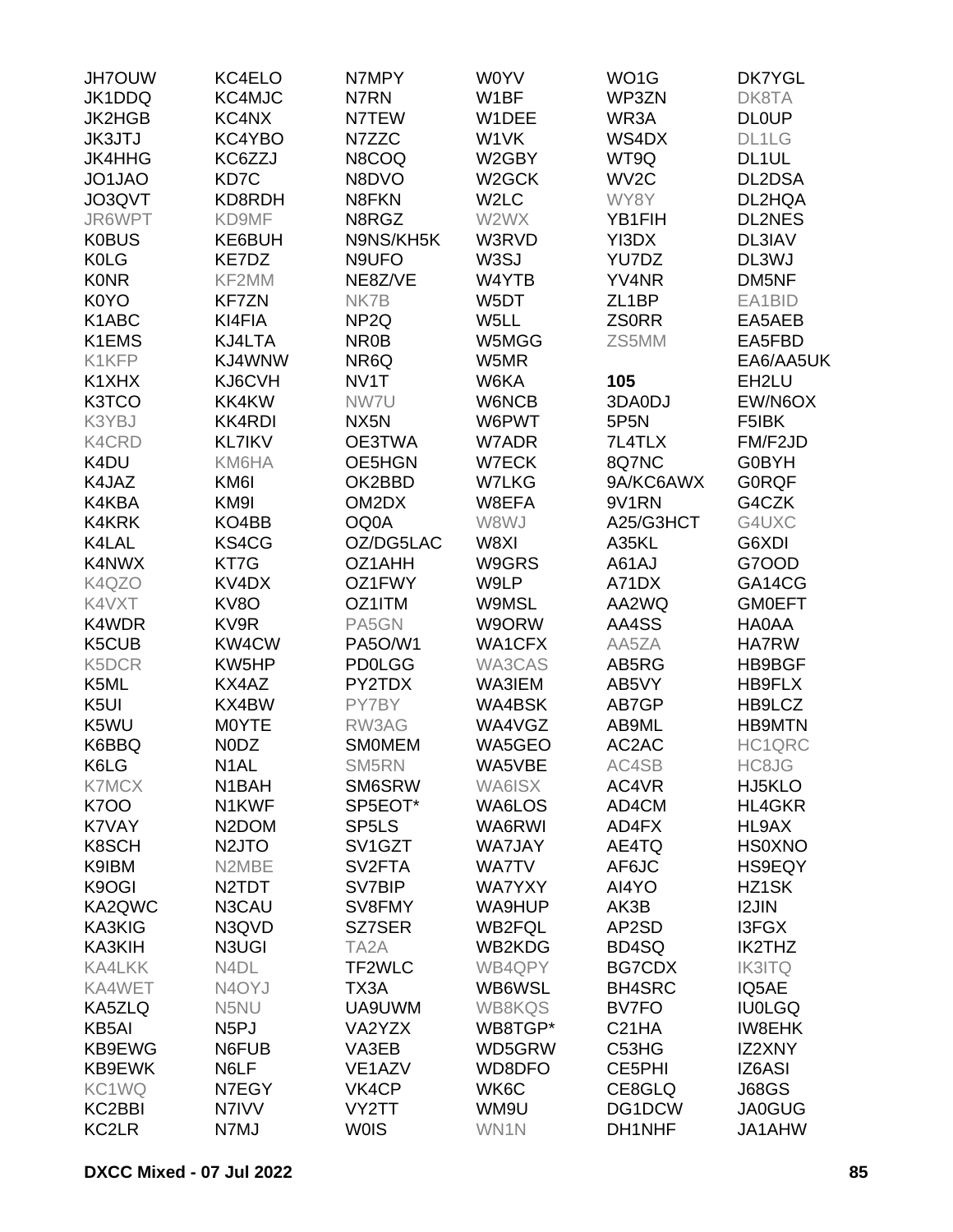JH7OUW
JK1DDQ
JK2HGB
JK3JTJ
JK4HHG
JO1JAO
JO3QVT
JR6WPT
K0BUS
K0LG
K0NR
K0YO
K1ABC
K1EMS
K1KFP
K1XHX
K3TCO
K3YBJ
K4CRD
K4DU
K4JAZ
K4KBA
K4KRK
K4LAL
K4NWX
K4QZO
K4VXT
K4WDR
K5CUB
K5DCR
K5ML
K5UI
K5WU
K6BBQ
K6LG
K7MCX
K7OO
K7VAY
K8SCH
K9IBM
K9OGI
KA2QWC
KA3KIG
KA3KIH
KA4LKK
KA4WET
KA5ZLQ
KB5AI
KB9EWG
KB9EWK
KC1WQ
KC2BBI
KC2LR

KC4ELO
KC4MJC
KC4NX
KC4YBO
KC6ZZJ
KD7C
KD8RDH
KD9MF
KE6BUH
KE7DZ
KF2MM
KF7ZN
KI4FIA
KJ4LTA
KJ4WNW
KJ6CVH
KK4KW
KK4RDI
KL7IKV
KM6HA
KM6I
KM9I
KO4BB
KS4CG
KT7G
KV4DX
KV8O
KV9R
KW4CW
KW5HP
KX4AZ
KX4BW
M0YTE
N0DZ
N1AL
N1BAH
N1KWF
N2DOM
N2JTO
N2MBE
N2TDT
N3CAU
N3QVD
N3UGI
N4DL
N4OYJ
N5NU
N5PJ
N6FUB
N6LF
N7EGY
N7IVV
N7MJ

N7MPY
N7RN
N7TEW
N7ZZC
N8COQ
N8DVO
N8FKN
N8RGZ
N9NS/KH5K
N9UFO
NE8Z/VE
NK7B
NP2Q
NR0B
NR6Q
NV1T
NW7U
NX5N
OE3TWA
OE5HGN
OK2BBD
OM2DX
OQ0A
OZ/DG5LAC
OZ1AHH
OZ1FWY
OZ1ITM
PA5GN
PA5O/W1
PD0LGG
PY2TDX
PY7BY
RW3AG
SM0MEM
SM5RN
SM6SRW
SP5EOT*
SP5LS
SV1GZT
SV2FTA
SV7BIP
SV8FMY
SZ7SER
TA2A
TF2WLC
TX3A
UA9UWM
VA2YZX
VA3EB
VE1AZV
VK4CP
VY2TT
W0IS

W0YV
W1BF
W1DEE
W1VK
W2GBY
W2GCK
W2LC
W2WX
W3RVD
W3SJ
W4YTB
W5DT
W5LL
W5MGG
W5MR
W6KA
W6NCB
W6PWT
W7ADR
W7ECK
W7LKG
W8EFA
W8WJ
W8XI
W9GRS
W9LP
W9MSL
W9ORW
WA1CFX
WA3CAS
WA3IEM
WA4BSK
WA4VGZ
WA5GEO
WA5VBE
WA6ISX
WA6LOS
WA6RWI
WA7JAY
WA7TV
WA7YXY
WA9HUP
WB2FQL
WB2KDG
WB4QPY
WB6WSL
WB8KQS
WB8TGP*
WD5GRW
WD8DFO
WK6C
WM9U
WN1N

WO1G
WP3ZN
WR3A
WS4DX
WT9Q
WV2C
WY8Y
YB1FIH
YI3DX
YU7DZ
YV4NR
ZL1BP
ZS0RR
ZS5MM

**105**

3DA0DJ
5P5N
7L4TLX
8Q7NC
9A/KC6AWX
9V1RN
A25/G3HCT
A35KL
A61AJ
A71DX
AA2WQ
AA4SS
AA5ZA
AB5RG
AB5VY
AB7GP
AB9ML
AC2AC
AC4SB
AC4VR
AD4CM
AD4FX
AE4TQ
AF6JC
AI4YO
AK3B
AP2SD
BD4SQ
BG7CDX
BH4SRC
BV7FO
C21HA
C53HG
CE5PHI
CE8GLQ
DG1DCW
DH1NHF

DK7YGL
DK8TA
DL0UP
DL1LG
DL1UL
DL2DSA
DL2HQA
DL2NES
DL3IAV
DL3WJ
DM5NF
EA1BID
EA5AEB
EA5FBD
EA6/AA5UK
EH2LU
EW/N6OX
F5IBK
FM/F2JD
G0BYH
G0RQF
G4CZK
G4UXC
G6XDI
G7OOD
GA14CG
GM0EFT
HA0AA
HA7RW
HB9BGF
HB9FLX
HB9LCZ
HB9MTN
HC1QRC
HC8JG
HJ5KLO
HL4GKR
HL9AX
HS0XNO
HS9EQY
HZ1SK
I2JIN
I3FGX
IK2THZ
IK3ITQ
IQ5AE
IU0LGQ
IW8EHK
IZ2XNY
IZ6ASI
J68GS
JA0GUG
JA1AHW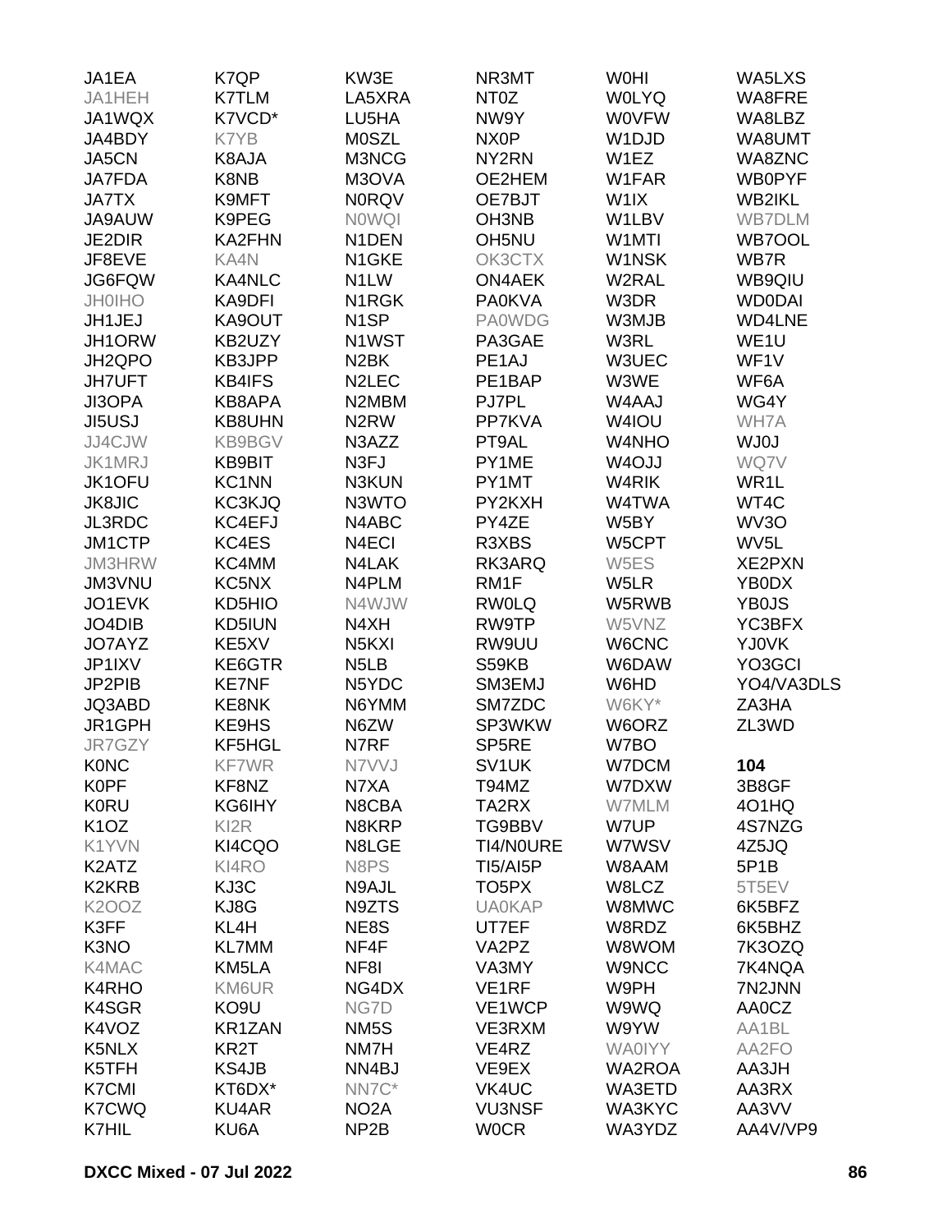JA1EA
JA1HEH
JA1WQX
JA4BDY
JA5CN
JA7FDA
JA7TX
JA9AUW
JE2DIR
JF8EVE
JG6FQW
JH0IHO
JH1JEJ
JH1ORW
JH2QPO
JH7UFT
JI3OPA
JI5USJ
JJ4CJW
JK1MRJ
JK1OFU
JK8JIC
JL3RDC
JM1CTP
JM3HRW
JM3VNU
JO1EVK
JO4DIB
JO7AYZ
JP1IXV
JP2PIB
JQ3ABD
JR1GPH
JR7GZY
K0NC
K0PF
K0RU
K1OZ
K1YVN
K2ATZ
K2KRB
K2OOZ
K3FF
K3NO
K4MAC
K4RHO
K4SGR
K4VOZ
K5NLX
K5TFH
K7CMI
K7CWQ
K7HIL

K7QP
K7TLM
K7VCD*
K7YB
K8AJA
K8NB
K9MFT
K9PEG
KA2FHN
KA4N
KA4NLC
KA9DFI
KA9OUT
KB2UZY
KB3JPP
KB4IFS
KB8APA
KB8UHN
KB9BGV
KB9BIT
KC1NN
KC3KJQ
KC4EFJ
KC4ES
KC4MM
KC5NX
KD5HIO
KD5IUN
KE5XV
KE6GTR
KE7NF
KE8NK
KE9HS
KF5HGL
KF7WR
KF8NZ
KG6IHY
KI2R
KI4CQO
KI4RO
KJ3C
KJ8G
KL4H
KL7MM
KM5LA
KM6UR
KO9U
KR1ZAN
KR2T
KS4JB
KT6DX*
KU4AR
KU6A

KW3E
LA5XRA
LU5HA
M0SZL
M3NCG
M3OVA
N0RQV
N0WQI
N1DEN
N1GKE
N1LW
N1RGK
N1SP
N1WST
N2BK
N2LEC
N2MBM
N2RW
N3AZZ
N3FJ
N3KUN
N3WTO
N4ABC
N4ECI
N4LAK
N4PLM
N4WJW
N4XH
N5KXI
N5LB
N5YDC
N6YMM
N6ZW
N7RF
N7VVJ
N7XA
N8CBA
N8KRP
N8LGE
N8PS
N9AJL
N9ZTS
NE8S
NF4F
NF8I
NG4DX
NG7D
NM5S
NM7H
NN4BJ
NN7C*
NO2A
NP2B

NR3MT
NT0Z
NW9Y
NX0P
NY2RN
OE2HEM
OE7BJT
OH3NB
OH5NU
OK3CTX
ON4AEK
PA0KVA
PA0WDG
PA3GAE
PE1AJ
PE1BAP
PJ7PL
PP7KVA
PT9AL
PY1ME
PY1MT
PY2KXH
PY4ZE
R3XBS
RK3ARQ
RM1F
RW0LQ
RW9TP
RW9UU
S59KB
SM3EMJ
SM7ZDC
SP3WKW
SP5RE
SV1UK
T94MZ
TA2RX
TG9BBV
TI4/N0URE
TI5/AI5P
TO5PX
UA0KAP
UT7EF
VA2PZ
VA3MY
VE1RF
VE1WCP
VE3RXM
VE4RZ
VE9EX
VK4UC
VU3NSF
W0CR

W0HI
W0LYQ
W0VFW
W1DJD
W1EZ
W1FAR
W1IX
W1LBV
W1MTI
W1NSK
W2RAL
W3DR
W3MJB
W3RL
W3UEC
W3WE
W4AAJ
W4IOU
W4NHO
W4OJJ
W4RIK
W4TWA
W5BY
W5CPT
W5ES
W5LR
W5RWB
W5VNZ
W6CNC
W6DAW
W6HD
W6KY*
W6ORZ
W7BO
W7DCM
W7DXW
W7MLM
W7UP
W7WSV
W8AAM
W8LCZ
W8MWC
W8RDZ
W8WOM
W9NCC
W9PH
W9WQ
W9YW
WA0IYY
WA2ROA
WA3ETD
WA3KYC
WA3YDZ

WA5LXS
WA8FRE
WA8LBZ
WA8UMT
WA8ZNC
WB0PYF
WB2IKL
WB7DLM
WB7OOL
WB7R
WB9QIU
WD0DAI
WD4LNE
WE1U
WF1V
WF6A
WG4Y
WH7A
WJ0J
WQ7V
WR1L
WT4C
WV3O
WV5L
XE2PXN
YB0DX
YB0JS
YC3BFX
YJ0VK
YO3GCI
YO4/VA3DLS
ZA3HA
ZL3WD

**104**

3B8GF
4O1HQ
4S7NZG
4Z5JQ
5P1B
5T5EV
6K5BFZ
6K5BHZ
7K3OZQ
7K4NQA
7N2JNN
AA0CZ
AA1BL
AA2FO
AA3JH
AA3RX
AA3VV
AA4V/VP9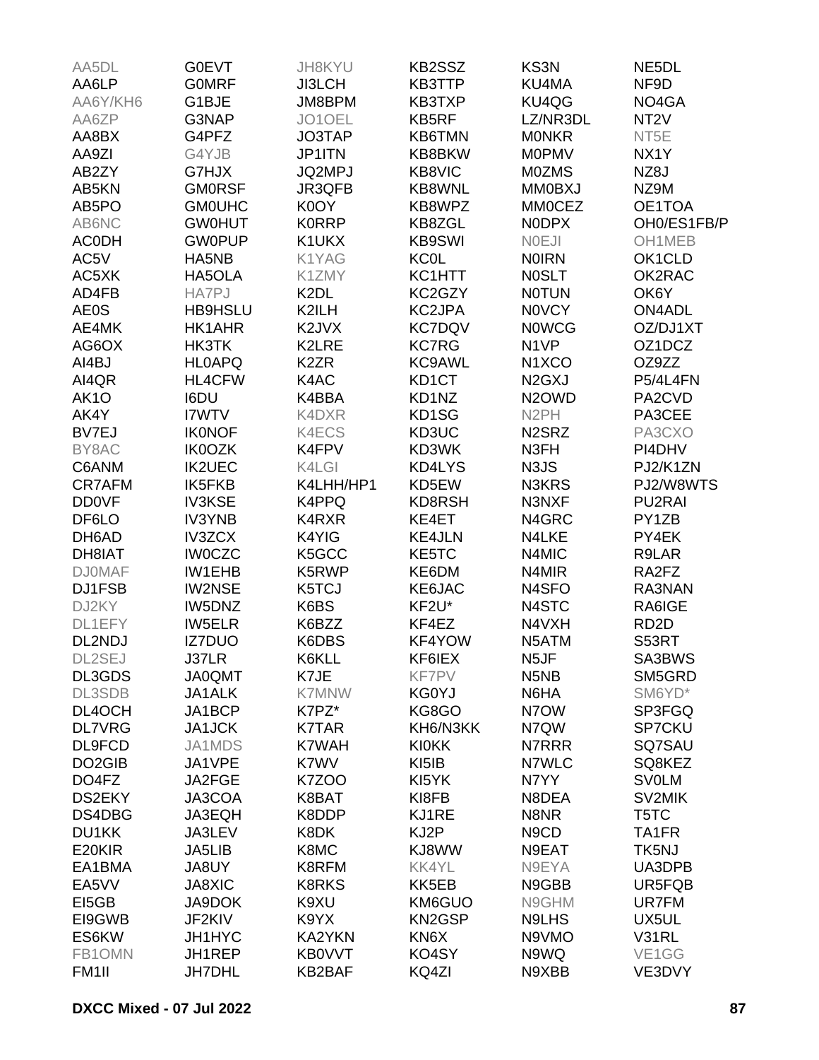| | | | | | |
|---|---|---|---|---|---|
| AA5DL | G0EVT | JH8KYU | KB2SSZ | KS3N | NE5DL |
| AA6LP | G0MRF | JI3LCH | KB3TTP | KU4MA | NF9D |
| AA6Y/KH6 | G1BJE | JM8BPM | KB3TXP | KU4QG | NO4GA |
| AA6ZP | G3NAP | JO1OEL | KB5RF | LZ/NR3DL | NT2V |
| AA8BX | G4PFZ | JO3TAP | KB6TMN | M0NKR | NT5E |
| AA9ZI | G4YJB | JP1ITN | KB8BKW | M0PMV | NX1Y |
| AB2ZY | G7HJX | JQ2MPJ | KB8VIC | M0ZMS | NZ8J |
| AB5KN | GM0RSF | JR3QFB | KB8WNL | MM0BXJ | NZ9M |
| AB5PO | GM0UHC | K0OY | KB8WPZ | MM0CEZ | OE1TOA |
| AB6NC | GW0HUT | K0RRP | KB8ZGL | N0DPX | OH0/ES1FB/P |
| AC0DH | GW0PUP | K1UKX | KB9SWI | N0EJI | OH1MEB |
| AC5V | HA5NB | K1YAG | KC0L | N0IRN | OK1CLD |
| AC5XK | HA5OLA | K1ZMY | KC1HTT | N0SLT | OK2RAC |
| AD4FB | HA7PJ | K2DL | KC2GZY | N0TUN | OK6Y |
| AE0S | HB9HSLU | K2ILH | KC2JPA | N0VCY | ON4ADL |
| AE4MK | HK1AHR | K2JVX | KC7DQV | N0WCG | OZ/DJ1XT |
| AG6OX | HK3TK | K2LRE | KC7RG | N1VP | OZ1DCZ |
| AI4BJ | HL0APQ | K2ZR | KC9AWL | N1XCO | OZ9ZZ |
| AI4QR | HL4CFW | K4AC | KD1CT | N2GXJ | P5/4L4FN |
| AK1O | I6DU | K4BBA | KD1NZ | N2OWD | PA2CVD |
| AK4Y | I7WTV | K4DXR | KD1SG | N2PH | PA3CEE |
| BV7EJ | IK0NOF | K4ECS | KD3UC | N2SRZ | PA3CXO |
| BY8AC | IK0OZK | K4FPV | KD3WK | N3FH | PI4DHV |
| C6ANM | IK2UEC | K4LGI | KD4LYS | N3JS | PJ2/K1ZN |
| CR7AFM | IK5FKB | K4LHH/HP1 | KD5EW | N3KRS | PJ2/W8WTS |
| DD0VF | IV3KSE | K4PPQ | KD8RSH | N3NXF | PU2RAI |
| DF6LO | IV3YNB | K4RXR | KE4ET | N4GRC | PY1ZB |
| DH6AD | IV3ZCX | K4YIG | KE4JLN | N4LKE | PY4EK |
| DH8IAT | IW0CZC | K5GCC | KE5TC | N4MIC | R9LAR |
| DJ0MAF | IW1EHB | K5RWP | KE6DM | N4MIR | RA2FZ |
| DJ1FSB | IW2NSE | K5TCJ | KE6JAC | N4SFO | RA3NAN |
| DJ2KY | IW5DNZ | K6BS | KF2U* | N4STC | RA6IGE |
| DL1EFY | IW5ELR | K6BZZ | KF4EZ | N4VXH | RD2D |
| DL2NDJ | IZ7DUO | K6DBS | KF4YOW | N5ATM | S53RT |
| DL2SEJ | J37LR | K6KLL | KF6IEX | N5JF | SA3BWS |
| DL3GDS | JA0QMT | K7JE | KF7PV | N5NB | SM5GRD |
| DL3SDB | JA1ALK | K7MNW | KG0YJ | N6HA | SM6YD* |
| DL4OCH | JA1BCP | K7PZ* | KG8GO | N7OW | SP3FGQ |
| DL7VRG | JA1JCK | K7TAR | KH6/N3KK | N7QW | SP7CKU |
| DL9FCD | JA1MDS | K7WAH | KI0KK | N7RRR | SQ7SAU |
| DO2GIB | JA1VPE | K7WV | KI5IB | N7WLC | SQ8KEZ |
| DO4FZ | JA2FGE | K7ZOO | KI5YK | N7YY | SV0LM |
| DS2EKY | JA3COA | K8BAT | KI8FB | N8DEA | SV2MIK |
| DS4DBG | JA3EQH | K8DDP | KJ1RE | N8NR | T5TC |
| DU1KK | JA3LEV | K8DK | KJ2P | N9CD | TA1FR |
| E20KIR | JA5LIB | K8MC | KJ8WW | N9EAT | TK5NJ |
| EA1BMA | JA8UY | K8RFM | KK4YL | N9EYA | UA3DPB |
| EA5VV | JA8XIC | K8RKS | KK5EB | N9GBB | UR5FQB |
| EI5GB | JA9DOK | K9XU | KM6GUO | N9GHM | UR7FM |
| EI9GWB | JF2KIV | K9YX | KN2GSP | N9LHS | UX5UL |
| ES6KW | JH1HYC | KA2YKN | KN6X | N9VMO | V31RL |
| FB1OMN | JH1REP | KB0VVT | KO4SY | N9WQ | VE1GG |
| FM1II | JH7DHL | KB2BAF | KQ4ZI | N9XBB | VE3DVY |

**DXCC Mixed - 07 Jul 2022**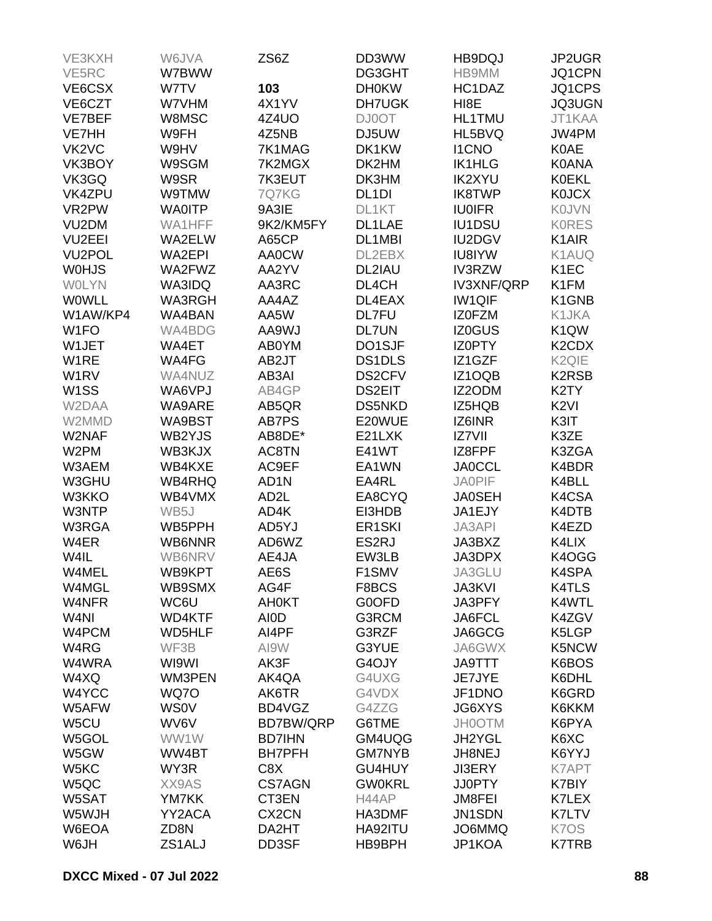VE3KXH
VE5RC
VE6CSX
VE6CZT
VE7BEF
VE7HH
VK2VC
VK3BOY
VK3GQ
VK4ZPU
VR2PW
VU2DM
VU2EEI
VU2POL
W0HJS
W0LYN
W0WLL
W1AW/KP4
W1FO
W1JET
W1RE
W1RV
W1SS
W2DAA
W2MMD
W2NAF
W2PM
W3AEM
W3GHU
W3KKO
W3NTP
W3RGA
W4ER
W4IL
W4MEL
W4MGL
W4NFR
W4NI
W4PCM
W4RG
W4WRA
W4XQ
W4YCC
W5AFW
W5CU
W5GOL
W5GW
W5KC
W5QC
W5SAT
W5WJH
W6EOA
W6JH
W6JVA
W7BWW
W7TV
W7VHM
W8MSC
W9FH
W9HV
W9SGM
W9SR
W9TMW
WA0ITP
WA1HFF
WA2ELW
WA2EPI
WA2FWZ
WA3IDQ
WA3RGH
WA4BAN
WA4BDG
WA4ET
WA4FG
WA4NUZ
WA6VPJ
WA9ARE
WA9BST
WB2YJS
WB3KJX
WB4KXE
WB4RHQ
WB4VMX
WB5J
WB5PPH
WB6NNR
WB6NRV
WB9KPT
WB9SMX
WC6U
WD4KTF
WD5HLF
WF3B
WI9WI
WM3PEN
WQ7O
WS0V
WV6V
WW1W
WW4BT
WY3R
XX9AS
YM7KK
YY2ACA
ZD8N
ZS1ALJ
ZS6Z

**103**

4X1YV
4Z4UO
4Z5NB
7K1MAG
7K2MGX
7K3EUT
7Q7KG
9A3IE
9K2/KM5FY
A65CP
AA0CW
AA2YV
AA3RC
AA4AZ
AA5W
AA9WJ
AB0YM
AB2JT
AB3AI
AB4GP
AB5QR
AB7PS
AB8DE*
AC8TN
AC9EF
AD1N
AD2L
AD4K
AD5YJ
AD6WZ
AE4JA
AE6S
AG4F
AH0KT
AI0D
AI4PF
AI9W
AK3F
AK4QA
AK6TR
BD4VGZ
BD7BW/QRP
BD7IHN
BH7PFH
C8X
CS7AGN
CT3EN
CX2CN
DA2HT
DD3SF
DD3WW
DG3GHT
DH0KW
DH7UGK
DJ0OT
DJ5UW
DK1KW
DK2HM
DK3HM
DL1DI
DL1KT
DL1LAE
DL1MBI
DL2EBX
DL2IAU
DL4CH
DL4EAX
DL7FU
DL7UN
DO1SJF
DS1DLS
DS2CFV
DS2EIT
DS5NKD
E20WUE
E21LXK
E41WT
EA1WN
EA4RL
EA8CYQ
EI3HDB
ER1SKI
ES2RJ
EW3LB
F1SMV
F8BCS
G0OFD
G3RCM
G3RZF
G3YUE
G4OJY
G4UXG
G4VDX
G4ZZG
G6TME
GM4UQG
GM7NYB
GU4HUY
GW0KRL
H44AP
HA3DMF
HA92ITU
HB9BPH
HB9DQJ
HB9MM
HC1DAZ
HI8E
HL1TMU
HL5BVQ
I1CNO
IK1HLG
IK2XYU
IK8TWP
IU0IFR
IU1DSU
IU2DGV
IU8IYW
IV3RZW
IV3XNF/QRP
IW1QIF
IZ0FZM
IZ0GUS
IZ0PTY
IZ1GZF
IZ1OQB
IZ2ODM
IZ5HQB
IZ6INR
IZ7VII
IZ8FPF
JA0CCL
JA0PIF
JA0SEH
JA1EJY
JA3API
JA3BXZ
JA3DPX
JA3GLU
JA3KVI
JA3PFY
JA6FCL
JA6GCG
JA6GWX
JA9TTT
JE7JYE
JF1DNO
JG6XYS
JH0OTM
JH2YGL
JH8NEJ
JI3ERY
JJ0PTY
JM8FEI
JN1SDN
JO6MMQ
JP1KOA
JP2UGR
JQ1CPN
JQ1CPS
JQ3UGN
JT1KAA
JW4PM
K0AE
K0ANA
K0EKL
K0JCX
K0JVN
K0RES
K1AIR
K1AUQ
K1EC
K1FM
K1GNB
K1JKA
K1QW
K2CDX
K2QIE
K2RSB
K2TY
K2VI
K3IT
K3ZE
K3ZGA
K4BDR
K4BLL
K4CSA
K4DTB
K4EZD
K4LIX
K4OGG
K4SPA
K4TLS
K4WTL
K4ZGV
K5LGP
K5NCW
K6BOS
K6DHL
K6GRD
K6KKM
K6PYA
K6XC
K6YYJ
K7APT
K7BIY
K7LEX
K7LTV
K7OS
K7TRB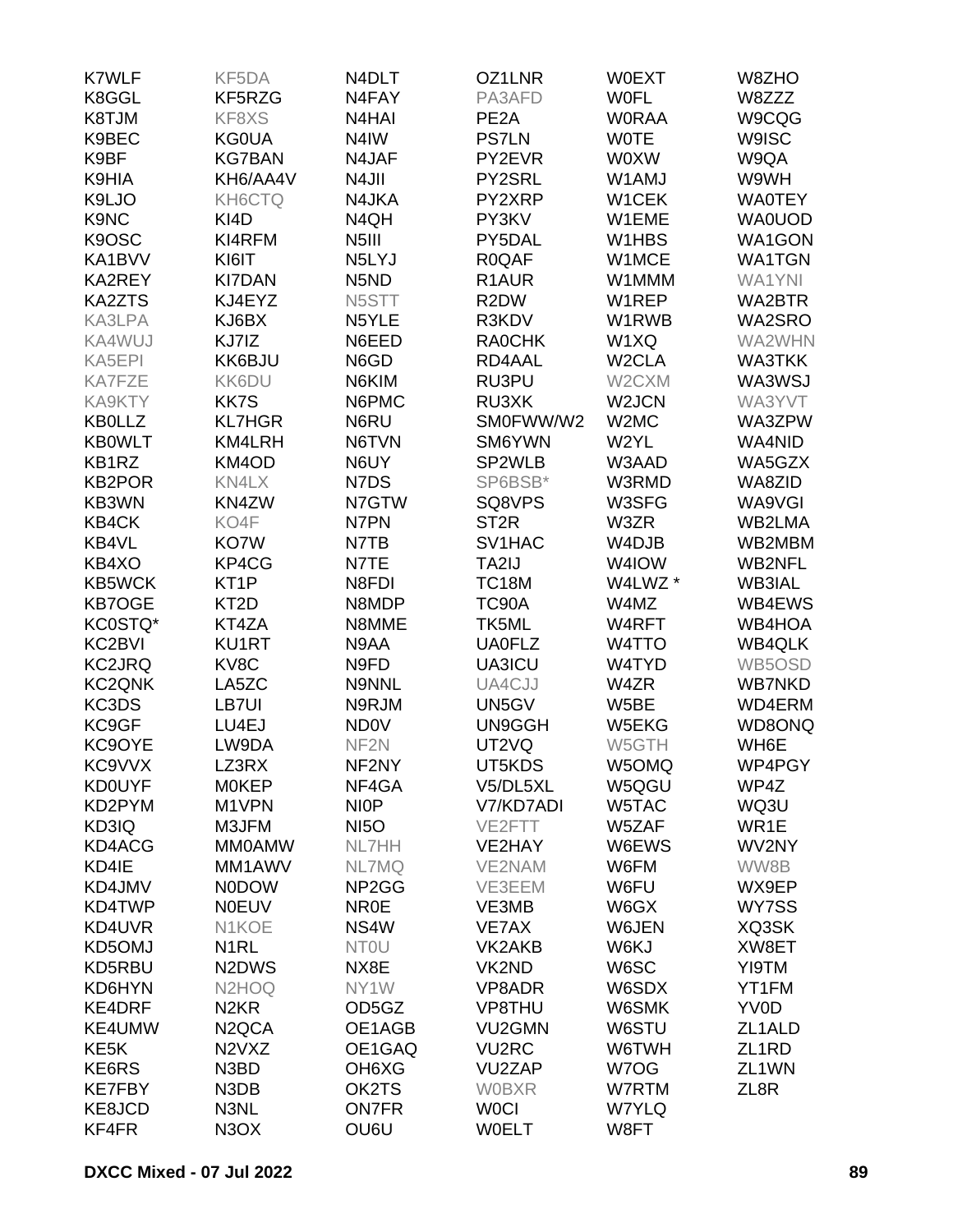K7WLF
K8GGL
K8TJM
K9BEC
K9BF
K9HIA
K9LJO
K9NC
K9OSC
KA1BVV
KA2REY
KA2ZTS
KA3LPA
KA4WUJ
KA5EPI
KA7FZE
KA9KTY
KB0LLZ
KB0WLT
KB1RZ
KB2POR
KB3WN
KB4CK
KB4VL
KB4XO
KB5WCK
KB7OGE
KC0STQ*
KC2BVI
KC2JRQ
KC2QNK
KC3DS
KC9GF
KC9OYE
KC9VVX
KD0UYF
KD2PYM
KD3IQ
KD4ACG
KD4IE
KD4JMV
KD4TWP
KD4UVR
KD5OMJ
KD5RBU
KD6HYN
KE4DRF
KE4UMW
KE5K
KE6RS
KE7FBY
KE8JCD
KF4FR
KF5DA
KF5RZG
KF8XS
KG0UA
KG7BAN
KH6/AA4V
KH6CTQ
KI4D
KI4RFM
KI6IT
KI7DAN
KJ4EYZ
KJ6BX
KJ7IZ
KK6BJU
KK6DU
KK7S
KL7HGR
KM4LRH
KM4OD
KN4LX
KN4ZW
KO4F
KO7W
KP4CG
KT1P
KT2D
KT4ZA
KU1RT
KV8C
LA5ZC
LB7UI
LU4EJ
LW9DA
LZ3RX
M0KEP
M1VPN
M3JFM
MM0AMW
MM1AWV
N0DOW
N0EUV
N1KOE
N1RL
N2DWS
N2HOQ
N2KR
N2QCA
N2VXZ
N3BD
N3DB
N3NL
N3OX
N4DLT
N4FAY
N4HAI
N4IW
N4JAF
N4JII
N4JKA
N4QH
N5III
N5LYJ
N5ND
N5STT
N5YLE
N6EED
N6GD
N6KIM
N6PMC
N6RU
N6TVN
N6UY
N7DS
N7GTW
N7PN
N7TB
N7TE
N8FDI
N8MDP
N8MME
N9AA
N9FD
N9NNL
N9RJM
ND0V
NF2N
NF2NY
NF4GA
NI0P
NI5O
NL7HH
NL7MQ
NP2GG
NR0E
NS4W
NT0U
NX8E
NY1W
OD5GZ
OE1AGB
OE1GAQ
OH6XG
OK2TS
ON7FR
OU6U
OZ1LNR
PA3AFD
PE2A
PS7LN
PY2EVR
PY2SRL
PY2XRP
PY3KV
PY5DAL
R0QAF
R1AUR
R2DW
R3KDV
RA0CHK
RD4AAL
RU3PU
RU3XK
SM0FWW/W2
SM6YWN
SP2WLB
SP6BSB*
SQ8VPS
ST2R
SV1HAC
TA2IJ
TC18M
TC90A
TK5ML
UA0FLZ
UA3ICU
UA4CJJ
UN5GV
UN9GGH
UT2VQ
UT5KDS
V5/DL5XL
V7/KD7ADI
VE2FTT
VE2HAY
VE2NAM
VE3EEM
VE3MB
VE7AX
VK2AKB
VK2ND
VP8ADR
VP8THU
VU2GMN
VU2RC
VU2ZAP
W0BXR
W0CI
W0ELT
W0EXT
W0FL
W0RAA
W0TE
W0XW
W1AMJ
W1CEK
W1EME
W1HBS
W1MCE
W1MMM
W1REP
W1RWB
W1XQ
W2CLA
W2CXM
W2JCN
W2MC
W2YL
W3AAD
W3RMD
W3SFG
W3ZR
W4DJB
W4IOW
W4LWZ *
W4MZ
W4RFT
W4TTO
W4TYD
W4ZR
W5BE
W5EKG
W5GTH
W5OMQ
W5QGU
W5TAC
W5ZAF
W6EWS
W6FM
W6FU
W6GX
W6JEN
W6KJ
W6SC
W6SDX
W6SMK
W6STU
W6TWH
W7OG
W7RTM
W7YLQ
W8FT
W8ZHO
W8ZZZ
W9CQG
W9ISC
W9QA
W9WH
WA0TEY
WA0UOD
WA1GON
WA1TGN
WA1YNI
WA2BTR
WA2SRO
WA2WHN
WA3TKK
WA3WSJ
WA3YVT
WA3ZPW
WA4NID
WA5GZX
WA8ZID
WA9VGI
WB2LMA
WB2MBM
WB2NFL
WB3IAL
WB4EWS
WB4HOA
WB4QLK
WB5OSD
WB7NKD
WD4ERM
WD8ONQ
WH6E
WP4PGY
WP4Z
WQ3U
WR1E
WV2NY
WW8B
WX9EP
WY7SS
XQ3SK
XW8ET
YI9TM
YT1FM
YV0D
ZL1ALD
ZL1RD
ZL1WN
ZL8R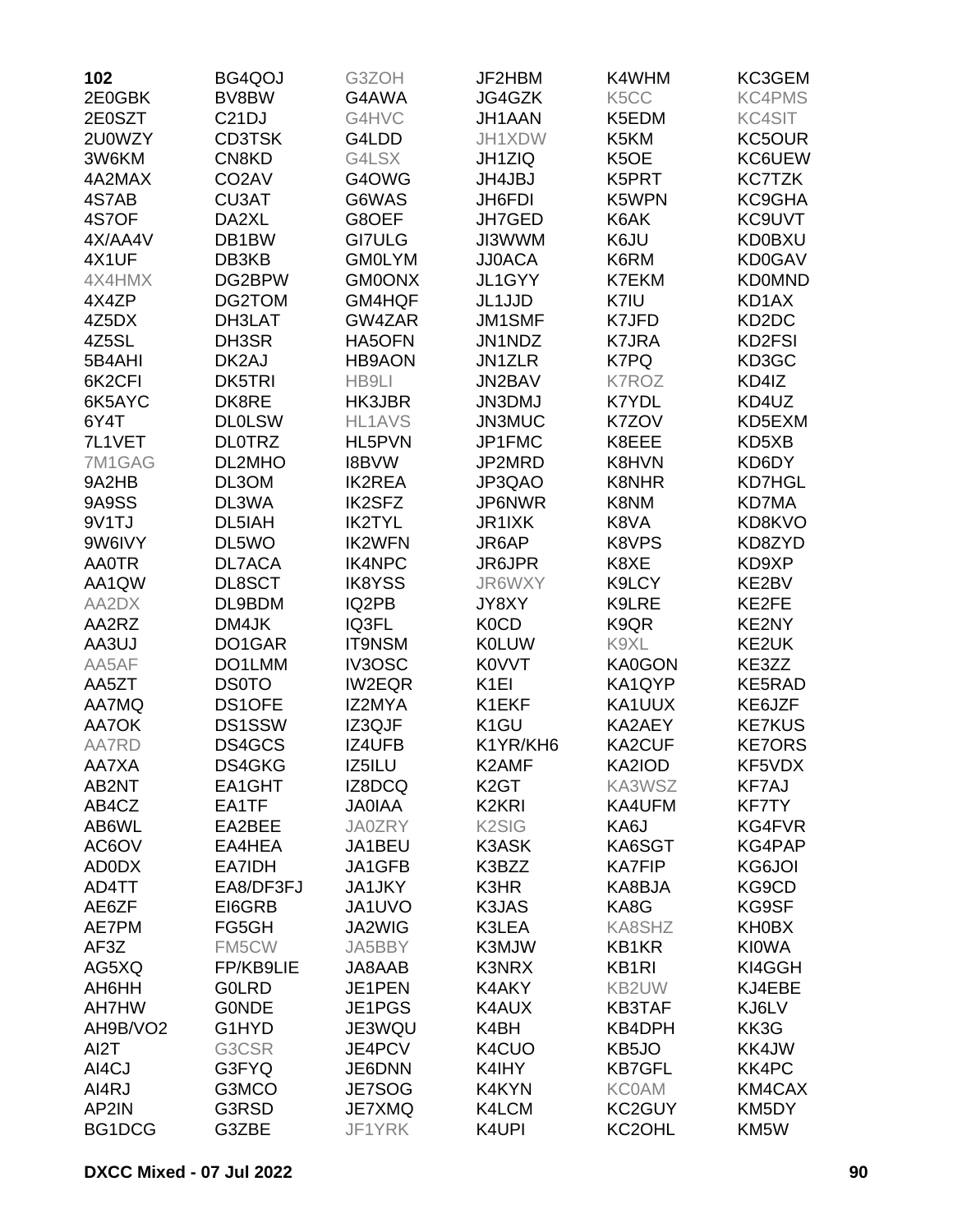| | | | | | |
|---|---|---|---|---|---|
| **102** | BG4QOJ | G3ZOH | JF2HBM | K4WHM | KC3GEM |
| 2E0GBK | BV8BW | G4AWA | JG4GZK | K5CC | KC4PMS |
| 2E0SZT | C21DJ | G4HVC | JH1AAN | K5EDM | KC4SIT |
| 2U0WZY | CD3TSK | G4LDD | JH1XDW | K5KM | KC5OUR |
| 3W6KM | CN8KD | G4LSX | JH1ZIQ | K5OE | KC6UEW |
| 4A2MAX | CO2AV | G4OWG | JH4JBJ | K5PRT | KC7TZK |
| 4S7AB | CU3AT | G6WAS | JH6FDI | K5WPN | KC9GHA |
| 4S7OF | DA2XL | G8OEF | JH7GED | K6AK | KC9UVT |
| 4X/AA4V | DB1BW | GI7ULG | JI3WWM | K6JU | KD0BXU |
| 4X1UF | DB3KB | GM0LYM | JJ0ACA | K6RM | KD0GAV |
| 4X4HMX | DG2BPW | GM0ONX | JL1GYY | K7EKM | KD0MND |
| 4X4ZP | DG2TOM | GM4HQF | JL1JJD | K7IU | KD1AX |
| 4Z5DX | DH3LAT | GW4ZAR | JM1SMF | K7JFD | KD2DC |
| 4Z5SL | DH3SR | HA5OFN | JN1NDZ | K7JRA | KD2FSI |
| 5B4AHI | DK2AJ | HB9AON | JN1ZLR | K7PQ | KD3GC |
| 6K2CFI | DK5TRI | HB9LI | JN2BAV | K7ROZ | KD4IZ |
| 6K5AYC | DK8RE | HK3JBR | JN3DMJ | K7YDL | KD4UZ |
| 6Y4T | DL0LSW | HL1AVS | JN3MUC | K7ZOV | KD5EXM |
| 7L1VET | DL0TRZ | HL5PVN | JP1FMC | K8EEE | KD5XB |
| 7M1GAG | DL2MHO | I8BVW | JP2MRD | K8HVN | KD6DY |
| 9A2HB | DL3OM | IK2REA | JP3QAO | K8NHR | KD7HGL |
| 9A9SS | DL3WA | IK2SFZ | JP6NWR | K8NM | KD7MA |
| 9V1TJ | DL5IAH | IK2TYL | JR1IXK | K8VA | KD8KVO |
| 9W6IVY | DL5WO | IK2WFN | JR6AP | K8VPS | KD8ZYD |
| AA0TR | DL7ACA | IK4NPC | JR6JPR | K8XE | KD9XP |
| AA1QW | DL8SCT | IK8YSS | JR6WXY | K9LCY | KE2BV |
| AA2DX | DL9BDM | IQ2PB | JY8XY | K9LRE | KE2FE |
| AA2RZ | DM4JK | IQ3FL | K0CD | K9QR | KE2NY |
| AA3UJ | DO1GAR | IT9NSM | K0LUW | K9XL | KE2UK |
| AA5AF | DO1LMM | IV3OSC | K0VVT | KA0GON | KE3ZZ |
| AA5ZT | DS0TO | IW2EQR | K1EI | KA1QYP | KE5RAD |
| AA7MQ | DS1OFE | IZ2MYA | K1EKF | KA1UUX | KE6JZF |
| AA7OK | DS1SSW | IZ3QJF | K1GU | KA2AEY | KE7KUS |
| AA7RD | DS4GCS | IZ4UFB | K1YR/KH6 | KA2CUF | KE7ORS |
| AA7XA | DS4GKG | IZ5ILU | K2AMF | KA2IOD | KF5VDX |
| AB2NT | EA1GHT | IZ8DCQ | K2GT | KA3WSZ | KF7AJ |
| AB4CZ | EA1TF | JA0IAA | K2KRI | KA4UFM | KF7TY |
| AB6WL | EA2BEE | JA0ZRY | K2SIG | KA6J | KG4FVR |
| AC6OV | EA4HEA | JA1BEU | K3ASK | KA6SGT | KG4PAP |
| AD0DX | EA7IDH | JA1GFB | K3BZZ | KA7FIP | KG6JOI |
| AD4TT | EA8/DF3FJ | JA1JKY | K3HR | KA8BJA | KG9CD |
| AE6ZF | EI6GRB | JA1UVO | K3JAS | KA8G | KG9SF |
| AE7PM | FG5GH | JA2WIG | K3LEA | KA8SHZ | KH0BX |
| AF3Z | FM5CW | JA5BBY | K3MJW | KB1KR | KI0WA |
| AG5XQ | FP/KB9LIE | JA8AAB | K3NRX | KB1RI | KI4GGH |
| AH6HH | G0LRD | JE1PEN | K4AKY | KB2UW | KJ4EBE |
| AH7HW | G0NDE | JE1PGS | K4AUX | KB3TAF | KJ6LV |
| AH9B/VO2 | G1HYD | JE3WQU | K4BH | KB4DPH | KK3G |
| AI2T | G3CSR | JE4PCV | K4CUO | KB5JO | KK4JW |
| AI4CJ | G3FYQ | JE6DNN | K4IHY | KB7GFL | KK4PC |
| AI4RJ | G3MCO | JE7SOG | K4KYN | KC0AM | KM4CAX |
| AP2IN | G3RSD | JE7XMQ | K4LCM | KC2GUY | KM5DY |
| BG1DCG | G3ZBE | JF1YRK | K4UPI | KC2OHL | KM5W |

**DXCC Mixed - 07 Jul 2022**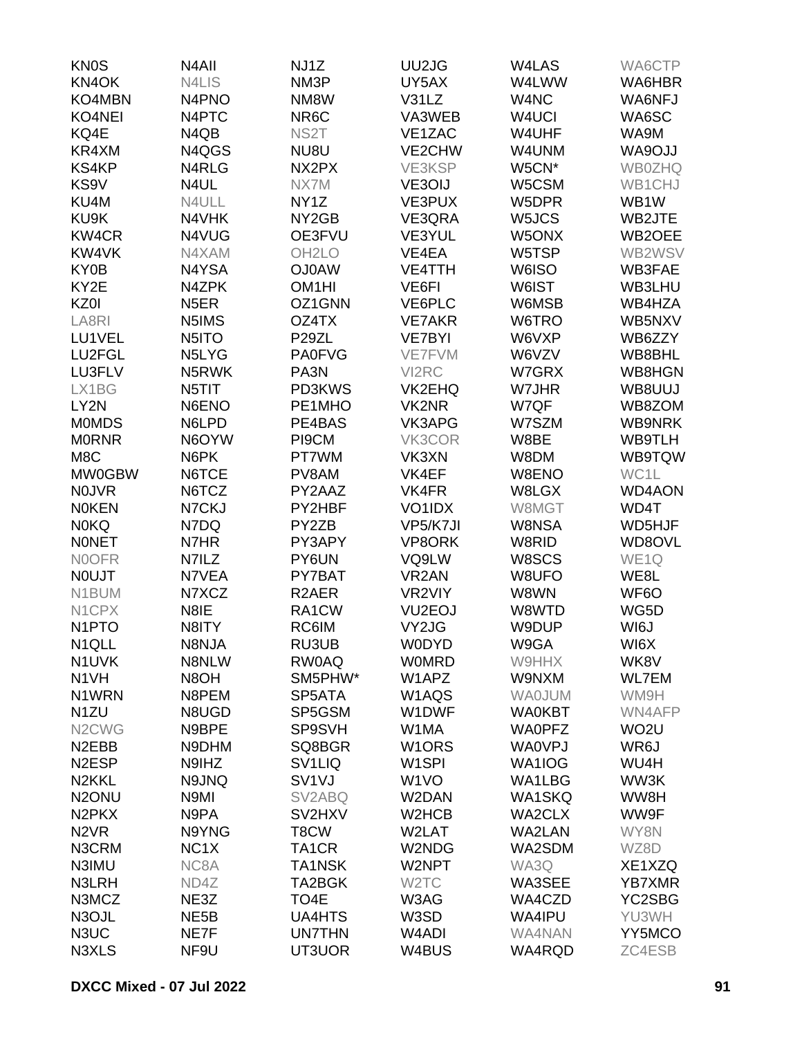| | | | | | |
|---|---|---|---|---|---|
| KN0S | N4AII | NJ1Z | UU2JG | W4LAS | WA6CTP |
| KN4OK | N4LIS | NM3P | UY5AX | W4LWW | WA6HBR |
| KO4MBN | N4PNO | NM8W | V31LZ | W4NC | WA6NFJ |
| KO4NEI | N4PTC | NR6C | VA3WEB | W4UCI | WA6SC |
| KQ4E | N4QB | NS2T | VE1ZAC | W4UHF | WA9M |
| KR4XM | N4QGS | NU8U | VE2CHW | W4UNM | WA9OJJ |
| KS4KP | N4RLG | NX2PX | VE3KSP | W5CN* | WB0ZHQ |
| KS9V | N4UL | NX7M | VE3OIJ | W5CSM | WB1CHJ |
| KU4M | N4ULL | NY1Z | VE3PUX | W5DPR | WB1W |
| KU9K | N4VHK | NY2GB | VE3QRA | W5JCS | WB2JTE |
| KW4CR | N4VUG | OE3FVU | VE3YUL | W5ONX | WB2OEE |
| KW4VK | N4XAM | OH2LO | VE4EA | W5TSP | WB2WSV |
| KY0B | N4YSA | OJ0AW | VE4TTH | W6ISO | WB3FAE |
| KY2E | N4ZPK | OM1HI | VE6FI | W6IST | WB3LHU |
| KZ0I | N5ER | OZ1GNN | VE6PLC | W6MSB | WB4HZA |
| LA8RI | N5IMS | OZ4TX | VE7AKR | W6TRO | WB5NXV |
| LU1VEL | N5ITO | P29ZL | VE7BYI | W6VXP | WB6ZZY |
| LU2FGL | N5LYG | PA0FVG | VE7FVM | W6VZV | WB8BHL |
| LU3FLV | N5RWK | PA3N | VI2RC | W7GRX | WB8HGN |
| LX1BG | N5TIT | PD3KWS | VK2EHQ | W7JHR | WB8UUJ |
| LY2N | N6ENO | PE1MHO | VK2NR | W7QF | WB8ZOM |
| M0MDS | N6LPD | PE4BAS | VK3APG | W7SZM | WB9NRK |
| M0RNR | N6OYW | PI9CM | VK3COR | W8BE | WB9TLH |
| M8C | N6PK | PT7WM | VK3XN | W8DM | WB9TQW |
| MW0GBW | N6TCE | PV8AM | VK4EF | W8ENO | WC1L |
| N0JVR | N6TCZ | PY2AAZ | VK4FR | W8LGX | WD4AON |
| N0KEN | N7CKJ | PY2HBF | VO1IDX | W8MGT | WD4T |
| N0KQ | N7DQ | PY2ZB | VP5/K7JI | W8NSA | WD5HJF |
| N0NET | N7HR | PY3APY | VP8ORK | W8RID | WD8OVL |
| N0OFR | N7ILZ | PY6UN | VQ9LW | W8SCS | WE1Q |
| N0UJT | N7VEA | PY7BAT | VR2AN | W8UFO | WE8L |
| N1BUM | N7XCZ | R2AER | VR2VIY | W8WN | WF6O |
| N1CPX | N8IE | RA1CW | VU2EOJ | W8WTD | WG5D |
| N1PTO | N8ITY | RC6IM | VY2JG | W9DUP | WI6J |
| N1QLL | N8NJA | RU3UB | W0DYD | W9GA | WI6X |
| N1UVK | N8NLW | RW0AQ | W0MRD | W9HHX | WK8V |
| N1VH | N8OH | SM5PHW* | W1APZ | W9NXM | WL7EM |
| N1WRN | N8PEM | SP5ATA | W1AQS | WA0JUM | WM9H |
| N1ZU | N8UGD | SP5GSM | W1DWF | WA0KBT | WN4AFP |
| N2CWG | N9BPE | SP9SVH | W1MA | WA0PFZ | WO2U |
| N2EBB | N9DHM | SQ8BGR | W1ORS | WA0VPJ | WR6J |
| N2ESP | N9IHZ | SV1LIQ | W1SPI | WA1IOG | WU4H |
| N2KKL | N9JNQ | SV1VJ | W1VO | WA1LBG | WW3K |
| N2ONU | N9MI | SV2ABQ | W2DAN | WA1SKQ | WW8H |
| N2PKX | N9PA | SV2HXV | W2HCB | WA2CLX | WW9F |
| N2VR | N9YNG | T8CW | W2LAT | WA2LAN | WY8N |
| N3CRM | NC1X | TA1CR | W2NDG | WA2SDM | WZ8D |
| N3IMU | NC8A | TA1NSK | W2NPT | WA3Q | XE1XZQ |
| N3LRH | ND4Z | TA2BGK | W2TC | WA3SEE | YB7XMR |
| N3MCZ | NE3Z | TO4E | W3AG | WA4CZD | YC2SBG |
| N3OJL | NE5B | UA4HTS | W3SD | WA4IPU | YU3WH |
| N3UC | NE7F | UN7THN | W4ADI | WA4NAN | YY5MCO |
| N3XLS | NF9U | UT3UOR | W4BUS | WA4RQD | ZC4ESB |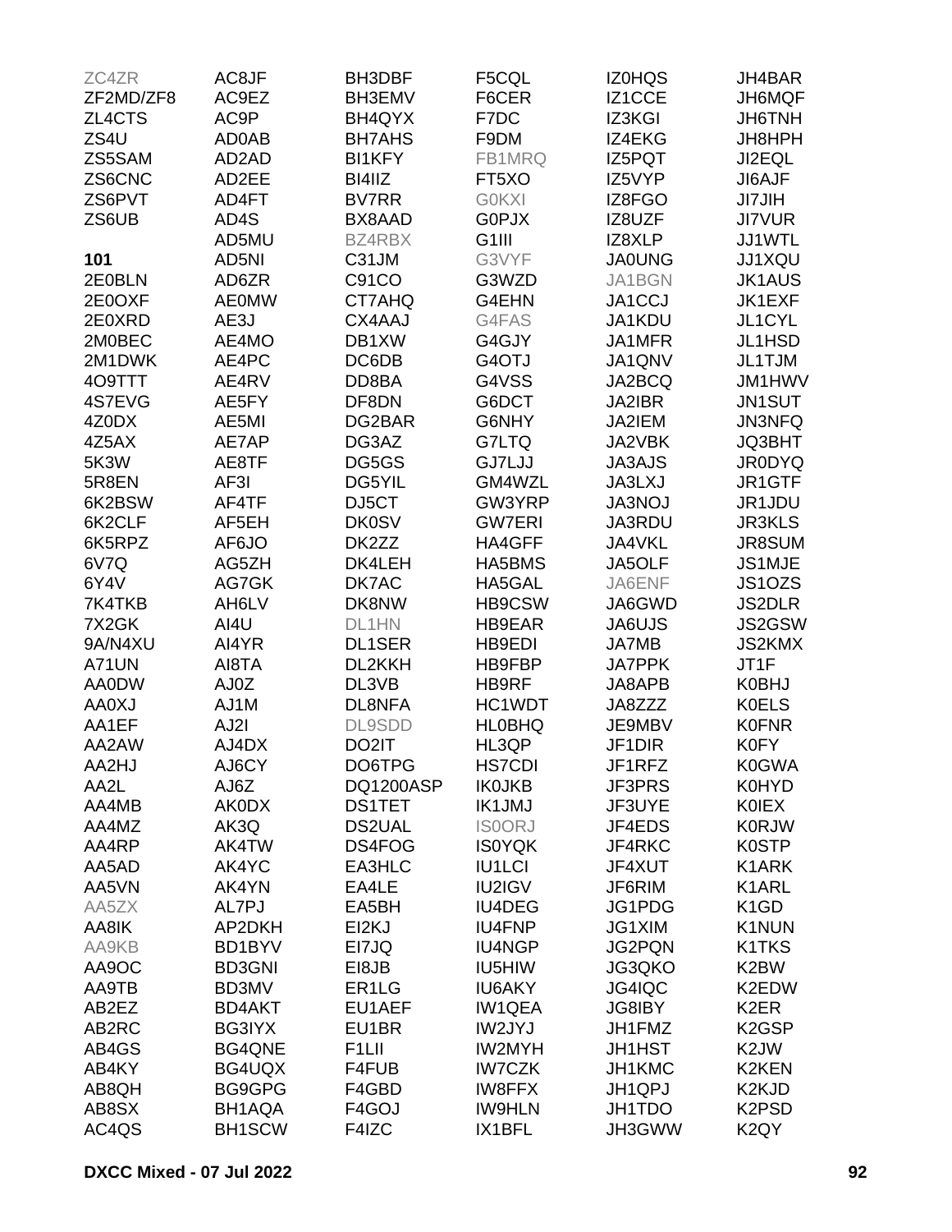ZC4ZR
ZF2MD/ZF8
ZL4CTS
ZS4U
ZS5SAM
ZS6CNC
ZS6PVT
ZS6UB

**101**

2E0BLN
2E0OXF
2E0XRD
2M0BEC
2M1DWK
4O9TTT
4S7EVG
4Z0DX
4Z5AX
5K3W
5R8EN
6K2BSW
6K2CLF
6K5RPZ
6V7Q
6Y4V
7K4TKB
7X2GK
9A/N4XU
A71UN
AA0DW
AA0XJ
AA1EF
AA2AW
AA2HJ
AA2L
AA4MB
AA4MZ
AA4RP
AA5AD
AA5VN
AA5ZX
AA8IK
AA9KB
AA9OC
AA9TB
AB2EZ
AB2RC
AB4GS
AB4KY
AB8QH
AB8SX
AC4QS
AC8JF
AC9EZ
AC9P
AD0AB
AD2AD
AD2EE
AD4FT
AD4S
AD5MU
AD5NI
AD6ZR
AE0MW
AE3J
AE4MO
AE4PC
AE4RV
AE5FY
AE5MI
AE7AP
AE8TF
AF3I
AF4TF
AF5EH
AF6JO
AG5ZH
AG7GK
AH6LV
AI4U
AI4YR
AI8TA
AJ0Z
AJ1M
AJ2I
AJ4DX
AJ6CY
AJ6Z
AK0DX
AK3Q
AK4TW
AK4YC
AK4YN
AL7PJ
AP2DKH
BD1BYV
BD3GNI
BD3MV
BD4AKT
BG3IYX
BG4QNE
BG4UQX
BG9GPG
BH1AQA
BH1SCW
BH3DBF
BH3EMV
BH4QYX
BH7AHS
BI1KFY
BI4IIZ
BV7RR
BX8AAD
BZ4RBX
C31JM
C91CO
CT7AHQ
CX4AAJ
DB1XW
DC6DB
DD8BA
DF8DN
DG2BAR
DG3AZ
DG5GS
DG5YIL
DJ5CT
DK0SV
DK2ZZ
DK4LEH
DK7AC
DK8NW
DL1HN
DL1SER
DL2KKH
DL3VB
DL8NFA
DL9SDD
DO2IT
DO6TPG
DQ1200ASP
DS1TET
DS2UAL
DS4FOG
EA3HLC
EA4LE
EA5BH
EI2KJ
EI7JQ
EI8JB
ER1LG
EU1AEF
EU1BR
F1LII
F4FUB
F4GBD
F4GOJ
F4IZC
F5CQL
F6CER
F7DC
F9DM
FB1MRQ
FT5XO
G0KXI
G0PJX
G1III
G3VYF
G3WZD
G4EHN
G4FAS
G4GJY
G4OTJ
G4VSS
G6DCT
G6NHY
G7LTQ
GJ7LJJ
GM4WZL
GW3YRP
GW7ERI
HA4GFF
HA5BMS
HA5GAL
HB9CSW
HB9EAR
HB9EDI
HB9FBP
HB9RF
HC1WDT
HL0BHQ
HL3QP
HS7CDI
IK0JKB
IK1JMJ
IS0ORJ
IS0YQK
IU1LCI
IU2IGV
IU4DEG
IU4FNP
IU4NGP
IU5HIW
IU6AKY
IW1QEA
IW2JYJ
IW2MYH
IW7CZK
IW8FFX
IW9HLN
IX1BFL
IZ0HQS
IZ1CCE
IZ3KGI
IZ4EKG
IZ5PQT
IZ5VYP
IZ8FGO
IZ8UZF
IZ8XLP
JA0UNG
JA1BGN
JA1CCJ
JA1KDU
JA1MFR
JA1QNV
JA2BCQ
JA2IBR
JA2IEM
JA2VBK
JA3AJS
JA3LXJ
JA3NOJ
JA3RDU
JA4VKL
JA5OLF
JA6ENF
JA6GWD
JA6UJS
JA7MB
JA7PPK
JA8APB
JA8ZZZ
JE9MBV
JF1DIR
JF1RFZ
JF3PRS
JF3UYE
JF4EDS
JF4RKC
JF4XUT
JF6RIM
JG1PDG
JG1XIM
JG2PQN
JG3QKO
JG4IQC
JG8IBY
JH1FMZ
JH1HST
JH1KMC
JH1QPJ
JH1TDO
JH3GWW
JH4BAR
JH6MQF
JH6TNH
JH8HPH
JI2EQL
JI6AJF
JI7JIH
JI7VUR
JJ1WTL
JJ1XQU
JK1AUS
JK1EXF
JL1CYL
JL1HSD
JL1TJM
JM1HWV
JN1SUT
JN3NFQ
JQ3BHT
JR0DYQ
JR1GTF
JR1JDU
JR3KLS
JR8SUM
JS1MJE
JS1OZS
JS2DLR
JS2GSW
JS2KMX
JT1F
K0BHJ
K0ELS
K0FNR
K0FY
K0GWA
K0HYD
K0IEX
K0RJW
K0STP
K1ARK
K1ARL
K1GD
K1NUN
K1TKS
K2BW
K2EDW
K2ER
K2GSP
K2JW
K2KEN
K2KJD
K2PSD
K2QY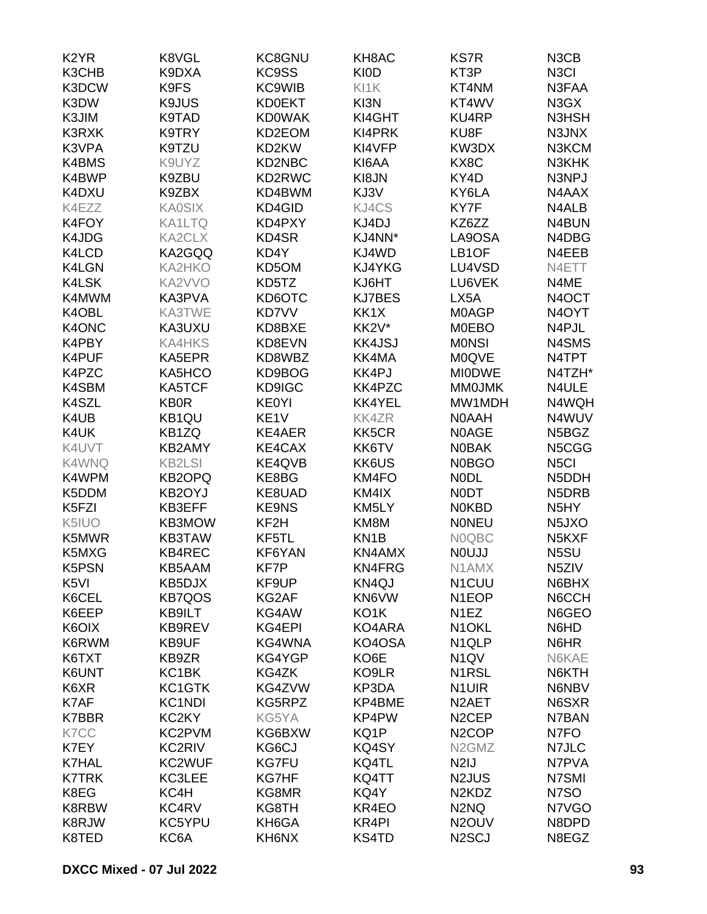| | | | | | |
|---|---|---|---|---|---|
| K2YR | K8VGL | KC8GNU | KH8AC | KS7R | N3CB |
| K3CHB | K9DXA | KC9SS | KI0D | KT3P | N3CI |
| K3DCW | K9FS | KC9WIB | KI1K | KT4NM | N3FAA |
| K3DW | K9JUS | KD0EKT | KI3N | KT4WV | N3GX |
| K3JIM | K9TAD | KD0WAK | KI4GHT | KU4RP | N3HSH |
| K3RXK | K9TRY | KD2EOM | KI4PRK | KU8F | N3JNX |
| K3VPA | K9TZU | KD2KW | KI4VFP | KW3DX | N3KCM |
| K4BMS | K9UYZ | KD2NBC | KI6AA | KX8C | N3KHK |
| K4BWP | K9ZBU | KD2RWC | KI8JN | KY4D | N3NPJ |
| K4DXU | K9ZBX | KD4BWM | KJ3V | KY6LA | N4AAX |
| K4EZZ | KA0SIX | KD4GID | KJ4CS | KY7F | N4ALB |
| K4FOY | KA1LTQ | KD4PXY | KJ4DJ | KZ6ZZ | N4BUN |
| K4JDG | KA2CLX | KD4SR | KJ4NN* | LA9OSA | N4DBG |
| K4LCD | KA2GQQ | KD4Y | KJ4WD | LB1OF | N4EEB |
| K4LGN | KA2HKO | KD5OM | KJ4YKG | LU4VSD | N4ETT |
| K4LSK | KA2VVO | KD5TZ | KJ6HT | LU6VEK | N4ME |
| K4MWM | KA3PVA | KD6OTC | KJ7BES | LX5A | N4OCT |
| K4OBL | KA3TWE | KD7VV | KK1X | M0AGP | N4OYT |
| K4ONC | KA3UXU | KD8BXE | KK2V* | M0EBO | N4PJL |
| K4PBY | KA4HKS | KD8EVN | KK4JSJ | M0NSI | N4SMS |
| K4PUF | KA5EPR | KD8WBZ | KK4MA | M0QVE | N4TPT |
| K4PZC | KA5HCO | KD9BOG | KK4PJ | MI0DWE | N4TZH* |
| K4SBM | KA5TCF | KD9IGC | KK4PZC | MM0JMK | N4ULE |
| K4SZL | KB0R | KE0YI | KK4YEL | MW1MDH | N4WQH |
| K4UB | KB1QU | KE1V | KK4ZR | N0AAH | N4WUV |
| K4UK | KB1ZQ | KE4AER | KK5CR | N0AGE | N5BGZ |
| K4UVT | KB2AMY | KE4CAX | KK6TV | N0BAK | N5CGG |
| K4WNQ | KB2LSI | KE4QVB | KK6US | N0BGO | N5CI |
| K4WPM | KB2OPQ | KE8BG | KM4FO | N0DL | N5DDH |
| K5DDM | KB2OYJ | KE8UAD | KM4IX | N0DT | N5DRB |
| K5FZI | KB3EFF | KE9NS | KM5LY | N0KBD | N5HY |
| K5IUO | KB3MOW | KF2H | KM8M | N0NEU | N5JXO |
| K5MWR | KB3TAW | KF5TL | KN1B | N0QBC | N5KXF |
| K5MXG | KB4REC | KF6YAN | KN4AMX | N0UJJ | N5SU |
| K5PSN | KB5AAM | KF7P | KN4FRG | N1AMX | N5ZIV |
| K5VI | KB5DJX | KF9UP | KN4QJ | N1CUU | N6BHX |
| K6CEL | KB7QOS | KG2AF | KN6VW | N1EOP | N6CCH |
| K6EEP | KB9ILT | KG4AW | KO1K | N1EZ | N6GEO |
| K6OIX | KB9REV | KG4EPI | KO4ARA | N1OKL | N6HD |
| K6RWM | KB9UF | KG4WNA | KO4OSA | N1QLP | N6HR |
| K6TXT | KB9ZR | KG4YGP | KO6E | N1QV | N6KAE |
| K6UNT | KC1BK | KG4ZK | KO9LR | N1RSL | N6KTH |
| K6XR | KC1GTK | KG4ZVW | KP3DA | N1UIR | N6NBV |
| K7AF | KC1NDI | KG5RPZ | KP4BME | N2AET | N6SXR |
| K7BBR | KC2KY | KG5YA | KP4PW | N2CEP | N7BAN |
| K7CC | KC2PVM | KG6BXW | KQ1P | N2COP | N7FO |
| K7EY | KC2RIV | KG6CJ | KQ4SY | N2GMZ | N7JLC |
| K7HAL | KC2WUF | KG7FU | KQ4TL | N2IJ | N7PVA |
| K7TRK | KC3LEE | KG7HF | KQ4TT | N2JUS | N7SMI |
| K8EG | KC4H | KG8MR | KQ4Y | N2KDZ | N7SO |
| K8RBW | KC4RV | KG8TH | KR4EO | N2NQ | N7VGO |
| K8RJW | KC5YPU | KH6GA | KR4PI | N2OUV | N8DPD |
| K8TED | KC6A | KH6NX | KS4TD | N2SCJ | N8EGZ |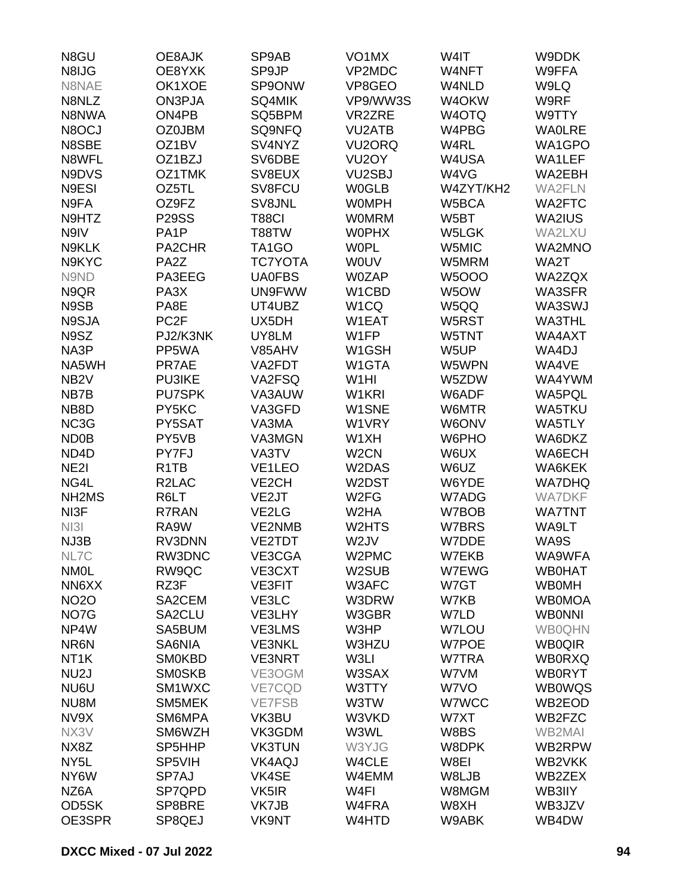| | | | | | |
|---|---|---|---|---|---|
| N8GU | OE8AJK | SP9AB | VO1MX | W4IT | W9DDK |
| N8IJG | OE8YXK | SP9JP | VP2MDC | W4NFT | W9FFA |
| N8NAE | OK1XOE | SP9ONW | VP8GEO | W4NLD | W9LQ |
| N8NLZ | ON3PJA | SQ4MIK | VP9/WW3S | W4OKW | W9RF |
| N8NWA | ON4PB | SQ5BPM | VR2ZRE | W4OTQ | W9TTY |
| N8OCJ | OZ0JBM | SQ9NFQ | VU2ATB | W4PBG | WA0LRE |
| N8SBE | OZ1BV | SV4NYZ | VU2ORQ | W4RL | WA1GPO |
| N8WFL | OZ1BZJ | SV6DBE | VU2OY | W4USA | WA1LEF |
| N9DVS | OZ1TMK | SV8EUX | VU2SBJ | W4VG | WA2EBH |
| N9ESI | OZ5TL | SV8FCU | W0GLB | W4ZYT/KH2 | WA2FLN |
| N9FA | OZ9FZ | SV8JNL | W0MPH | W5BCA | WA2FTC |
| N9HTZ | P29SS | T88CI | W0MRM | W5BT | WA2IUS |
| N9IV | PA1P | T88TW | W0PHX | W5LGK | WA2LXU |
| N9KLK | PA2CHR | TA1GO | W0PL | W5MIC | WA2MNO |
| N9KYC | PA2Z | TC7YOTA | W0UV | W5MRM | WA2T |
| N9ND | PA3EEG | UA0FBS | W0ZAP | W5OOO | WA2ZQX |
| N9QR | PA3X | UN9FWW | W1CBD | W5OW | WA3SFR |
| N9SB | PA8E | UT4UBZ | W1CQ | W5QQ | WA3SWJ |
| N9SJA | PC2F | UX5DH | W1EAT | W5RST | WA3THL |
| N9SZ | PJ2/K3NK | UY8LM | W1FP | W5TNT | WA4AXT |
| NA3P | PP5WA | V85AHV | W1GSH | W5UP | WA4DJ |
| NA5WH | PR7AE | VA2FDT | W1GTA | W5WPN | WA4VE |
| NB2V | PU3IKE | VA2FSQ | W1HI | W5ZDW | WA4YWM |
| NB7B | PU7SPK | VA3AUW | W1KRI | W6ADF | WA5PQL |
| NB8D | PY5KC | VA3GFD | W1SNE | W6MTR | WA5TKU |
| NC3G | PY5SAT | VA3MA | W1VRY | W6ONV | WA5TLY |
| ND0B | PY5VB | VA3MGN | W1XH | W6PHO | WA6DKZ |
| ND4D | PY7FJ | VA3TV | W2CN | W6UX | WA6ECH |
| NE2I | R1TB | VE1LEO | W2DAS | W6UZ | WA6KEK |
| NG4L | R2LAC | VE2CH | W2DST | W6YDE | WA7DHQ |
| NH2MS | R6LT | VE2JT | W2FG | W7ADG | WA7DKF |
| NI3F | R7RAN | VE2LG | W2HA | W7BOB | WA7TNT |
| NI3I | RA9W | VE2NMB | W2HTS | W7BRS | WA9LT |
| NJ3B | RV3DNN | VE2TDT | W2JV | W7DDE | WA9S |
| NL7C | RW3DNC | VE3CGA | W2PMC | W7EKB | WA9WFA |
| NM0L | RW9QC | VE3CXT | W2SUB | W7EWG | WB0HAT |
| NN6XX | RZ3F | VE3FIT | W3AFC | W7GT | WB0MH |
| NO2O | SA2CEM | VE3LC | W3DRW | W7KB | WB0MOA |
| NO7G | SA2CLU | VE3LHY | W3GBR | W7LD | WB0NNI |
| NP4W | SA5BUM | VE3LMS | W3HP | W7LOU | WB0QHN |
| NR6N | SA6NIA | VE3NKL | W3HZU | W7POE | WB0QIR |
| NT1K | SM0KBD | VE3NRT | W3LI | W7TRA | WB0RXQ |
| NU2J | SM0SKB | VE3OGM | W3SAX | W7VM | WB0RYT |
| NU6U | SM1WXC | VE7CQD | W3TTY | W7VO | WB0WQS |
| NU8M | SM5MEK | VE7FSB | W3TW | W7WCC | WB2EOD |
| NV9X | SM6MPA | VK3BU | W3VKD | W7XT | WB2FZC |
| NX3V | SM6WZH | VK3GDM | W3WL | W8BS | WB2MAI |
| NX8Z | SP5HHP | VK3TUN | W3YJG | W8DPK | WB2RPW |
| NY5L | SP5VIH | VK4AQJ | W4CLE | W8EI | WB2VKK |
| NY6W | SP7AJ | VK4SE | W4EMM | W8LJB | WB2ZEX |
| NZ6A | SP7QPD | VK5IR | W4FI | W8MGM | WB3IIY |
| OD5SK | SP8BRE | VK7JB | W4FRA | W8XH | WB3JZV |
| OE3SPR | SP8QEJ | VK9NT | W4HTD | W9ABK | WB4DW |

**DXCC Mixed - 07 Jul 2022**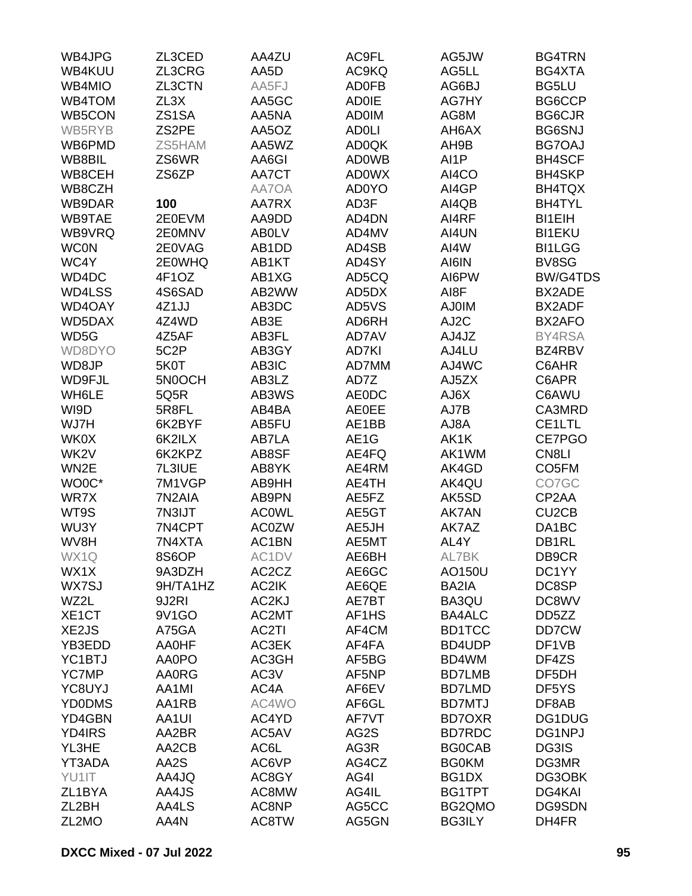| | | | | | |
|---|---|---|---|---|---|
| WB4JPG | ZL3CED | AA4ZU | AC9FL | AG5JW | BG4TRN |
| WB4KUU | ZL3CRG | AA5D | AC9KQ | AG5LL | BG4XTA |
| WB4MIO | ZL3CTN | AA5FJ | AD0FB | AG6BJ | BG5LU |
| WB4TOM | ZL3X | AA5GC | AD0IE | AG7HY | BG6CCP |
| WB5CON | ZS1SA | AA5NA | AD0IM | AG8M | BG6CJR |
| WB5RYB | ZS2PE | AA5OZ | AD0LI | AH6AX | BG6SNJ |
| WB6PMD | ZS5HAM | AA5WZ | AD0QK | AH9B | BG7OAJ |
| WB8BIL | ZS6WR | AA6GI | AD0WB | AI1P | BH4SCF |
| WB8CEH | ZS6ZP | AA7CT | AD0WX | AI4CO | BH4SKP |
| WB8CZH | | AA7OA | AD0YO | AI4GP | BH4TQX |
| WB9DAR | **100** | AA7RX | AD3F | AI4QB | BH4TYL |
| WB9TAE | 2E0EVM | AA9DD | AD4DN | AI4RF | BI1EIH |
| WB9VRQ | 2E0MNV | AB0LV | AD4MV | AI4UN | BI1EKU |
| WC0N | 2E0VAG | AB1DD | AD4SB | AI4W | BI1LGG |
| WC4Y | 2E0WHQ | AB1KT | AD4SY | AI6IN | BV8SG |
| WD4DC | 4F1OZ | AB1XG | AD5CQ | AI6PW | BW/G4TDS |
| WD4LSS | 4S6SAD | AB2WW | AD5DX | AI8F | BX2ADE |
| WD4OAY | 4Z1JJ | AB3DC | AD5VS | AJ0IM | BX2ADF |
| WD5DAX | 4Z4WD | AB3E | AD6RH | AJ2C | BX2AFO |
| WD5G | 4Z5AF | AB3FL | AD7AV | AJ4JZ | BY4RSA |
| WD8DYO | 5C2P | AB3GY | AD7KI | AJ4LU | BZ4RBV |
| WD8JP | 5K0T | AB3IC | AD7MM | AJ4WC | C6AHR |
| WD9FJL | 5N0OCH | AB3LZ | AD7Z | AJ5ZX | C6APR |
| WH6LE | 5Q5R | AB3WS | AE0DC | AJ6X | C6AWU |
| WI9D | 5R8FL | AB4BA | AE0EE | AJ7B | CA3MRD |
| WJ7H | 6K2BYF | AB5FU | AE1BB | AJ8A | CE1LTL |
| WK0X | 6K2ILX | AB7LA | AE1G | AK1K | CE7PGO |
| WK2V | 6K2KPZ | AB8SF | AE4FQ | AK1WM | CN8LI |
| WN2E | 7L3IUE | AB8YK | AE4RM | AK4GD | CO5FM |
| WO0C* | 7M1VGP | AB9HH | AE4TH | AK4QU | CO7GC |
| WR7X | 7N2AIA | AB9PN | AE5FZ | AK5SD | CP2AA |
| WT9S | 7N3IJT | AC0WL | AE5GT | AK7AN | CU2CB |
| WU3Y | 7N4CPT | AC0ZW | AE5JH | AK7AZ | DA1BC |
| WV8H | 7N4XTA | AC1BN | AE5MT | AL4Y | DB1RL |
| WX1Q | 8S6OP | AC1DV | AE6BH | AL7BK | DB9CR |
| WX1X | 9A3DZH | AC2CZ | AE6GC | AO150U | DC1YY |
| WX7SJ | 9H/TA1HZ | AC2IK | AE6QE | BA2IA | DC8SP |
| WZ2L | 9J2RI | AC2KJ | AE7BT | BA3QU | DC8WV |
| XE1CT | 9V1GO | AC2MT | AF1HS | BA4ALC | DD5ZZ |
| XE2JS | A75GA | AC2TI | AF4CM | BD1TCC | DD7CW |
| YB3EDD | AA0HF | AC3EK | AF4FA | BD4UDP | DF1VB |
| YC1BTJ | AA0PO | AC3GH | AF5BG | BD4WM | DF4ZS |
| YC7MP | AA0RG | AC3V | AF5NP | BD7LMB | DF5DH |
| YC8UYJ | AA1MI | AC4A | AF6EV | BD7LMD | DF5YS |
| YD0DMS | AA1RB | AC4WO | AF6GL | BD7MTJ | DF8AB |
| YD4GBN | AA1UI | AC4YD | AF7VT | BD7OXR | DG1DUG |
| YD4IRS | AA2BR | AC5AV | AG2S | BD7RDC | DG1NPJ |
| YL3HE | AA2CB | AC6L | AG3R | BG0CAB | DG3IS |
| YT3ADA | AA2S | AC6VP | AG4CZ | BG0KM | DG3MR |
| YU1IT | AA4JQ | AC8GY | AG4I | BG1DX | DG3OBK |
| ZL1BYA | AA4JS | AC8MW | AG4IL | BG1TPT | DG4KAI |
| ZL2BH | AA4LS | AC8NP | AG5CC | BG2QMO | DG9SDN |
| ZL2MO | AA4N | AC8TW | AG5GN | BG3ILY | DH4FR |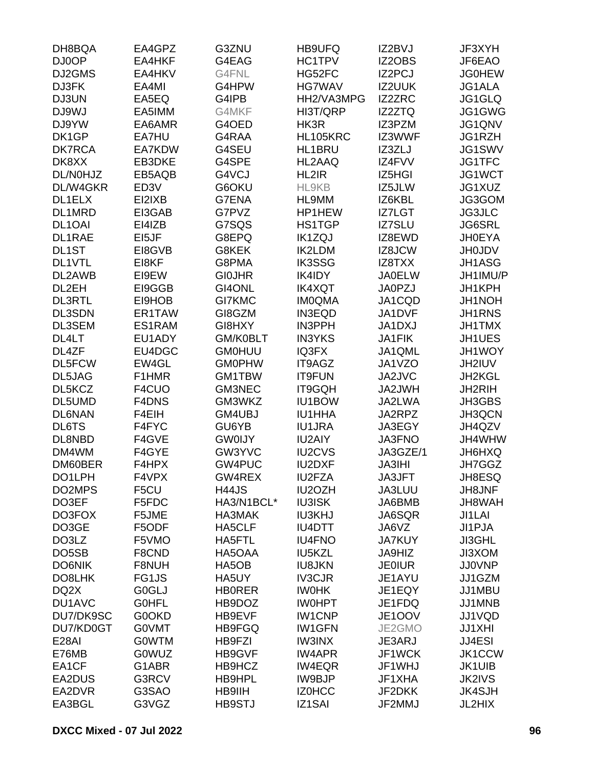| | | | | | |
|---|---|---|---|---|---|
| DH8BQA | EA4GPZ | G3ZNU | HB9UFQ | IZ2BVJ | JF3XYH |
| DJ0OP | EA4HKF | G4EAG | HC1TPV | IZ2OBS | JF6EAO |
| DJ2GMS | EA4HKV | G4FNL | HG52FC | IZ2PCJ | JG0HEW |
| DJ3FK | EA4MI | G4HPW | HG7WAV | IZ2UUK | JG1ALA |
| DJ3UN | EA5EQ | G4IPB | HH2/VA3MPG | IZ2ZRC | JG1GLQ |
| DJ9WJ | EA5IMM | G4MKF | HI3T/QRP | IZ2ZTQ | JG1GWG |
| DJ9YW | EA6AMR | G4OED | HK3R | IZ3PZM | JG1QNV |
| DK1GP | EA7HU | G4RAA | HL105KRC | IZ3WWF | JG1RZH |
| DK7RCA | EA7KDW | G4SEU | HL1BRU | IZ3ZLJ | JG1SWV |
| DK8XX | EB3DKE | G4SPE | HL2AAQ | IZ4FVV | JG1TFC |
| DL/N0HJZ | EB5AQB | G4VCJ | HL2IR | IZ5HGI | JG1WCT |
| DL/W4GKR | ED3V | G6OKU | HL9KB | IZ5JLW | JG1XUZ |
| DL1ELX | EI2IXB | G7ENA | HL9MM | IZ6KBL | JG3GOM |
| DL1MRD | EI3GAB | G7PVZ | HP1HEW | IZ7LGT | JG3JLC |
| DL1OAI | EI4IZB | G7SQS | HS1TGP | IZ7SLU | JG6SRL |
| DL1RAE | EI5JF | G8EPQ | IK1ZQJ | IZ8EWD | JH0EYA |
| DL1ST | EI8GVB | G8KEK | IK2LDM | IZ8JCW | JH0JDV |
| DL1VTL | EI8KF | G8PMA | IK3SSG | IZ8TXX | JH1ASG |
| DL2AWB | EI9EW | GI0JHR | IK4IDY | JA0ELW | JH1IMU/P |
| DL2EH | EI9GGB | GI4ONL | IK4XQT | JA0PZJ | JH1KPH |
| DL3RTL | EI9HOB | GI7KMC | IM0QMA | JA1CQD | JH1NOH |
| DL3SDN | ER1TAW | GI8GZM | IN3EQD | JA1DVF | JH1RNS |
| DL3SEM | ES1RAM | GI8HXY | IN3PPH | JA1DXJ | JH1TMX |
| DL4LT | EU1ADY | GM/K0BLT | IN3YKS | JA1FIK | JH1UES |
| DL4ZF | EU4DGC | GM0HUU | IQ3FX | JA1QML | JH1WOY |
| DL5FCW | EW4GL | GM0PHW | IT9AGZ | JA1VZO | JH2IUV |
| DL5JAG | F1HMR | GM1TBW | IT9FUN | JA2JVC | JH2KGL |
| DL5KCZ | F4CUO | GM3NEC | IT9GQH | JA2JWH | JH2RIH |
| DL5UMD | F4DNS | GM3WKZ | IU1BOW | JA2LWA | JH3GBS |
| DL6NAN | F4EIH | GM4UBJ | IU1HHA | JA2RPZ | JH3QCN |
| DL6TS | F4FYC | GU6YB | IU1JRA | JA3EGY | JH4QZV |
| DL8NBD | F4GVE | GW0IJY | IU2AIY | JA3FNO | JH4WHW |
| DM4WM | F4GYE | GW3YVC | IU2CVS | JA3GZE/1 | JH6HXQ |
| DM60BER | F4HPX | GW4PUC | IU2DXF | JA3IHI | JH7GGZ |
| DO1LPH | F4VPX | GW4REX | IU2FZA | JA3JFT | JH8ESQ |
| DO2MPS | F5CU | H44JS | IU2OZH | JA3LUU | JH8JNF |
| DO3EF | F5FDC | HA3/N1BCL* | IU3ISK | JA6BMB | JH8WAH |
| DO3FOX | F5JME | HA3MAK | IU3KHJ | JA6SQR | JI1LAI |
| DO3GE | F5ODF | HA5CLF | IU4DTT | JA6VZ | JI1PJA |
| DO3LZ | F5VMO | HA5FTL | IU4FNO | JA7KUY | JI3GHL |
| DO5SB | F8CND | HA5OAA | IU5KZL | JA9HIZ | JI3XOM |
| DO6NIK | F8NUH | HA5OB | IU8JKN | JE0IUR | JJ0VNP |
| DO8LHK | FG1JS | HA5UY | IV3CJR | JE1AYU | JJ1GZM |
| DQ2X | G0GLJ | HB0RER | IW0HK | JE1EQY | JJ1MBU |
| DU1AVC | G0HFL | HB9DOZ | IW0HPT | JE1FDQ | JJ1MNB |
| DU7/DK9SC | G0OKD | HB9EVF | IW1CNP | JE1OOV | JJ1VQD |
| DU7/KD0GT | G0VMT | HB9FGQ | IW1GFN | JE2GMO | JJ1XHI |
| E28AI | G0WTM | HB9FZI | IW3INX | JE3ARJ | JJ4ESI |
| E76MB | G0WUZ | HB9GVF | IW4APR | JF1WCK | JK1CCW |
| EA1CF | G1ABR | HB9HCZ | IW4EQR | JF1WHJ | JK1UIB |
| EA2DUS | G3RCV | HB9HPL | IW9BJP | JF1XHA | JK2IVS |
| EA2DVR | G3SAO | HB9IIH | IZ0HCC | JF2DKK | JK4SJH |
| EA3BGL | G3VGZ | HB9STJ | IZ1SAI | JF2MMJ | JL2HIX |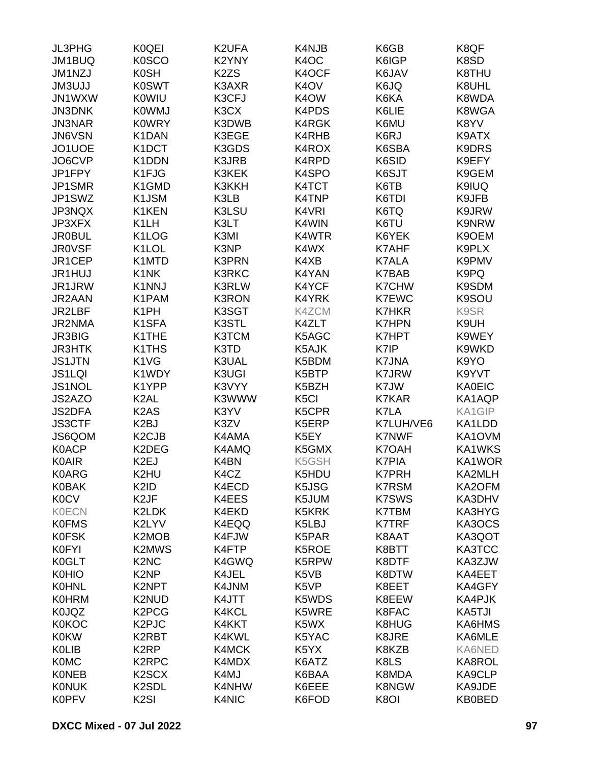| | | | | | |
|---|---|---|---|---|---|
| JL3PHG | K0QEI | K2UFA | K4NJB | K6GB | K8QF |
| JM1BUQ | K0SCO | K2YNY | K4OC | K6IGP | K8SD |
| JM1NZJ | K0SH | K2ZS | K4OCF | K6JAV | K8THU |
| JM3UJJ | K0SWT | K3AXR | K4OV | K6JQ | K8UHL |
| JN1WXW | K0WIU | K3CFJ | K4OW | K6KA | K8WDA |
| JN3DNK | K0WMJ | K3CX | K4PDS | K6LIE | K8WGA |
| JN3NAR | K0WRY | K3DWB | K4RGK | K6MU | K8YV |
| JN6VSN | K1DAN | K3EGE | K4RHB | K6RJ | K9ATX |
| JO1UOE | K1DCT | K3GDS | K4ROX | K6SBA | K9DRS |
| JO6CVP | K1DDN | K3JRB | K4RPD | K6SID | K9EFY |
| JP1FPY | K1FJG | K3KEK | K4SPO | K6SJT | K9GEM |
| JP1SMR | K1GMD | K3KKH | K4TCT | K6TB | K9IUQ |
| JP1SWZ | K1JSM | K3LB | K4TNP | K6TDI | K9JFB |
| JP3NQX | K1KEN | K3LSU | K4VRI | K6TQ | K9JRW |
| JP3XFX | K1LH | K3LT | K4WIN | K6TU | K9NRW |
| JR0BUL | K1LOG | K3MI | K4WTR | K6YEK | K9OEM |
| JR0VSF | K1LOL | K3NP | K4WX | K7AHF | K9PLX |
| JR1CEP | K1MTD | K3PRN | K4XB | K7ALA | K9PMV |
| JR1HUJ | K1NK | K3RKC | K4YAN | K7BAB | K9PQ |
| JR1JRW | K1NNJ | K3RLW | K4YCF | K7CHW | K9SDM |
| JR2AAN | K1PAM | K3RON | K4YRK | K7EWC | K9SOU |
| JR2LBF | K1PH | K3SGT | K4ZCM | K7HKR | K9SR |
| JR2NMA | K1SFA | K3STL | K4ZLT | K7HPN | K9UH |
| JR3BIG | K1THE | K3TCM | K5AGC | K7HPT | K9WEY |
| JR3HTK | K1THS | K3TD | K5AJK | K7IP | K9WKD |
| JS1JTN | K1VG | K3UAL | K5BDM | K7JNA | K9YO |
| JS1LQI | K1WDY | K3UGI | K5BTP | K7JRW | K9YVT |
| JS1NOL | K1YPP | K3VYY | K5BZH | K7JW | KA0EIC |
| JS2AZO | K2AL | K3WWW | K5CI | K7KAR | KA1AQP |
| JS2DFA | K2AS | K3YV | K5CPR | K7LA | KA1GIP |
| JS3CTF | K2BJ | K3ZV | K5ERP | K7LUH/VE6 | KA1LDD |
| JS6QOM | K2CJB | K4AMA | K5EY | K7NWF | KA1OVM |
| K0ACP | K2DEG | K4AMQ | K5GMX | K7OAH | KA1WKS |
| K0AIR | K2EJ | K4BN | K5GSH | K7PIA | KA1WOR |
| K0ARG | K2HU | K4CZ | K5HDU | K7PRH | KA2MLH |
| K0BAK | K2ID | K4ECD | K5JSG | K7RSM | KA2OFM |
| K0CV | K2JF | K4EES | K5JUM | K7SWS | KA3DHV |
| K0ECN | K2LDK | K4EKD | K5KRK | K7TBM | KA3HYG |
| K0FMS | K2LYV | K4EQQ | K5LBJ | K7TRF | KA3OCS |
| K0FSK | K2MOB | K4FJW | K5PAR | K8AAT | KA3QOT |
| K0FYI | K2MWS | K4FTP | K5ROE | K8BTT | KA3TCC |
| K0GLT | K2NC | K4GWQ | K5RPW | K8DTF | KA3ZJW |
| K0HIO | K2NP | K4JEL | K5VB | K8DTW | KA4EET |
| K0HNL | K2NPT | K4JNM | K5VP | K8EET | KA4GFY |
| K0HRM | K2NUD | K4JTT | K5WDS | K8EEW | KA4PJK |
| K0JQZ | K2PCG | K4KCL | K5WRE | K8FAC | KA5TJI |
| K0KOC | K2PJC | K4KKT | K5WX | K8HUG | KA6HMS |
| K0KW | K2RBT | K4KWL | K5YAC | K8JRE | KA6MLE |
| K0LIB | K2RP | K4MCK | K5YX | K8KZB | KA6NED |
| K0MC | K2RPC | K4MDX | K6ATZ | K8LS | KA8ROL |
| K0NEB | K2SCX | K4MJ | K6BAA | K8MDA | KA9CLP |
| K0NUK | K2SDL | K4NHW | K6EEE | K8NGW | KA9JDE |
| K0PFV | K2SI | K4NIC | K6FOD | K8OI | KB0BED |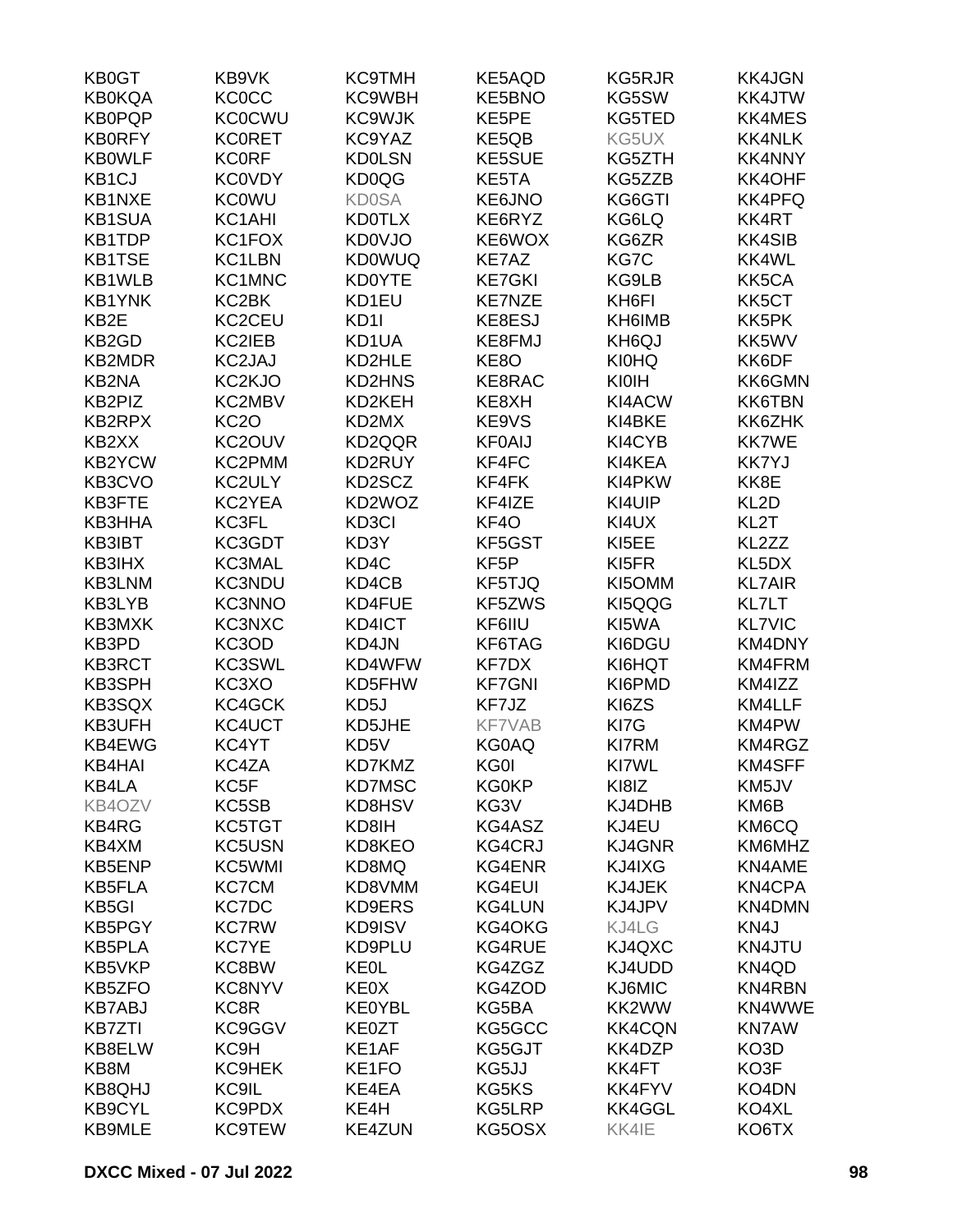| | | | | | |
|---|---|---|---|---|---|
| KB0GT | KB9VK | KC9TMH | KE5AQD | KG5RJR | KK4JGN |
| KB0KQA | KC0CC | KC9WBH | KE5BNO | KG5SW | KK4JTW |
| KB0PQP | KC0CWU | KC9WJK | KE5PE | KG5TED | KK4MES |
| KB0RFY | KC0RET | KC9YAZ | KE5QB | KG5UX | KK4NLK |
| KB0WLF | KC0RF | KD0LSN | KE5SUE | KG5ZTH | KK4NNY |
| KB1CJ | KC0VDY | KD0QG | KE5TA | KG5ZZB | KK4OHF |
| KB1NXE | KC0WU | KD0SA | KE6JNO | KG6GTI | KK4PFQ |
| KB1SUA | KC1AHI | KD0TLX | KE6RYZ | KG6LQ | KK4RT |
| KB1TDP | KC1FOX | KD0VJO | KE6WOX | KG6ZR | KK4SIB |
| KB1TSE | KC1LBN | KD0WUQ | KE7AZ | KG7C | KK4WL |
| KB1WLB | KC1MNC | KD0YTE | KE7GKI | KG9LB | KK5CA |
| KB1YNK | KC2BK | KD1EU | KE7NZE | KH6FI | KK5CT |
| KB2E | KC2CEU | KD1I | KE8ESJ | KH6IMB | KK5PK |
| KB2GD | KC2IEB | KD1UA | KE8FMJ | KH6QJ | KK5WV |
| KB2MDR | KC2JAJ | KD2HLE | KE8O | KI0HQ | KK6DF |
| KB2NA | KC2KJO | KD2HNS | KE8RAC | KI0IH | KK6GMN |
| KB2PIZ | KC2MBV | KD2KEH | KE8XH | KI4ACW | KK6TBN |
| KB2RPX | KC2O | KD2MX | KE9VS | KI4BKE | KK6ZHK |
| KB2XX | KC2OUV | KD2QQR | KF0AIJ | KI4CYB | KK7WE |
| KB2YCW | KC2PMM | KD2RUY | KF4FC | KI4KEA | KK7YJ |
| KB3CVO | KC2ULY | KD2SCZ | KF4FK | KI4PKW | KK8E |
| KB3FTE | KC2YEA | KD2WOZ | KF4IZE | KI4UIP | KL2D |
| KB3HHA | KC3FL | KD3CI | KF4O | KI4UX | KL2T |
| KB3IBT | KC3GDT | KD3Y | KF5GST | KI5EE | KL2ZZ |
| KB3IHX | KC3MAL | KD4C | KF5P | KI5FR | KL5DX |
| KB3LNM | KC3NDU | KD4CB | KF5TJQ | KI5OMM | KL7AIR |
| KB3LYB | KC3NNO | KD4FUE | KF5ZWS | KI5QQG | KL7LT |
| KB3MXK | KC3NXC | KD4ICT | KF6IIU | KI5WA | KL7VIC |
| KB3PD | KC3OD | KD4JN | KF6TAG | KI6DGU | KM4DNY |
| KB3RCT | KC3SWL | KD4WFW | KF7DX | KI6HQT | KM4FRM |
| KB3SPH | KC3XO | KD5FHW | KF7GNI | KI6PMD | KM4IZZ |
| KB3SQX | KC4GCK | KD5J | KF7JZ | KI6ZS | KM4LLF |
| KB3UFH | KC4UCT | KD5JHE | KF7VAB | KI7G | KM4PW |
| KB4EWG | KC4YT | KD5V | KG0AQ | KI7RM | KM4RGZ |
| KB4HAI | KC4ZA | KD7KMZ | KG0I | KI7WL | KM4SFF |
| KB4LA | KC5F | KD7MSC | KG0KP | KI8IZ | KM5JV |
| KB4OZV | KC5SB | KD8HSV | KG3V | KJ4DHB | KM6B |
| KB4RG | KC5TGT | KD8IH | KG4ASZ | KJ4EU | KM6CQ |
| KB4XM | KC5USN | KD8KEO | KG4CRJ | KJ4GNR | KM6MHZ |
| KB5ENP | KC5WMI | KD8MQ | KG4ENR | KJ4IXG | KN4AME |
| KB5FLA | KC7CM | KD8VMM | KG4EUI | KJ4JEK | KN4CPA |
| KB5GI | KC7DC | KD9ERS | KG4LUN | KJ4JPV | KN4DMN |
| KB5PGY | KC7RW | KD9ISV | KG4OKG | KJ4LG | KN4J |
| KB5PLA | KC7YE | KD9PLU | KG4RUE | KJ4QXC | KN4JTU |
| KB5VKP | KC8BW | KE0L | KG4ZGZ | KJ4UDD | KN4QD |
| KB5ZFO | KC8NYV | KE0X | KG4ZOD | KJ6MIC | KN4RBN |
| KB7ABJ | KC8R | KE0YBL | KG5BA | KK2WW | KN4WWE |
| KB7ZTI | KC9GGV | KE0ZT | KG5GCC | KK4CQN | KN7AW |
| KB8ELW | KC9H | KE1AF | KG5GJT | KK4DZP | KO3D |
| KB8M | KC9HEK | KE1FO | KG5JJ | KK4FT | KO3F |
| KB8QHJ | KC9IL | KE4EA | KG5KS | KK4FYV | KO4DN |
| KB9CYL | KC9PDX | KE4H | KG5LRP | KK4GGL | KO4XL |
| KB9MLE | KC9TEW | KE4ZUN | KG5OSX | KK4IE | KO6TX |

**DXCC Mixed - 07 Jul 2022**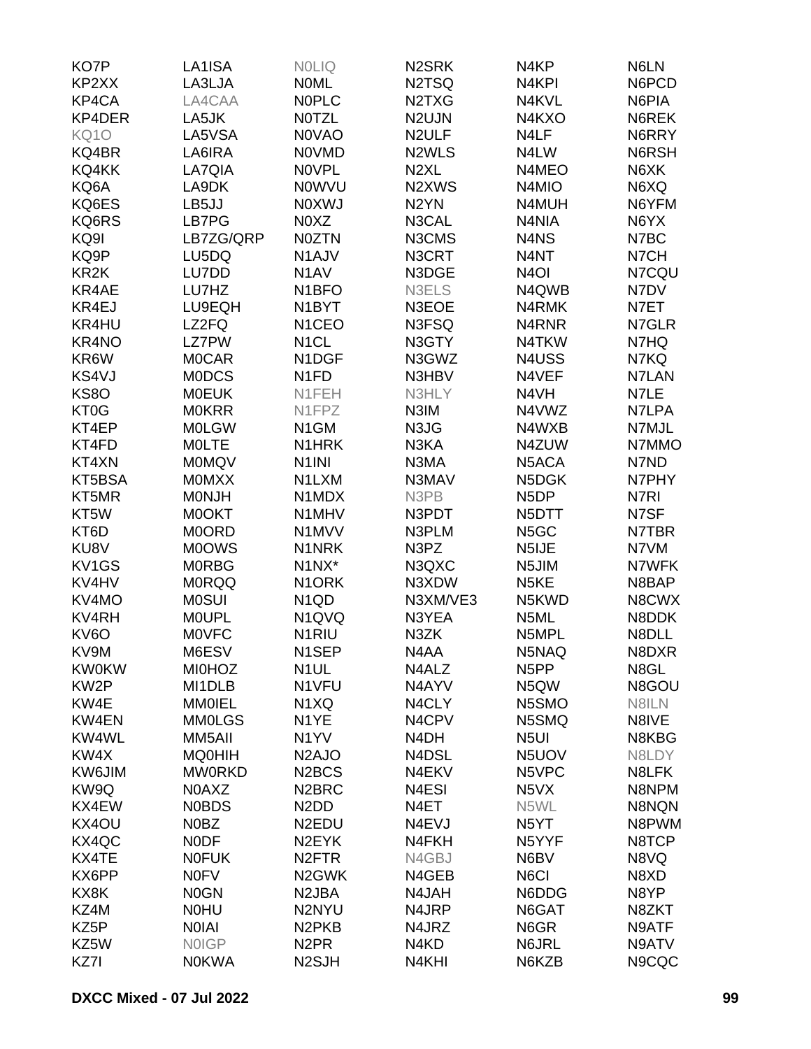KO7P
KP2XX
KP4CA
KP4DER
KQ1O
KQ4BR
KQ4KK
KQ6A
KQ6ES
KQ6RS
KQ9I
KQ9P
KR2K
KR4AE
KR4EJ
KR4HU
KR4NO
KR6W
KS4VJ
KS8O
KT0G
KT4EP
KT4FD
KT4XN
KT5BSA
KT5MR
KT5W
KT6D
KU8V
KV1GS
KV4HV
KV4MO
KV4RH
KV6O
KV9M
KW0KW
KW2P
KW4E
KW4EN
KW4WL
KW4X
KW6JIM
KW9Q
KX4EW
KX4OU
KX4QC
KX4TE
KX6PP
KX8K
KZ4M
KZ5P
KZ5W
KZ7I

LA1ISA
LA3LJA
LA4CAA
LA5JK
LA5VSA
LA6IRA
LA7QIA
LA9DK
LB5JJ
LB7PG
LB7ZG/QRP
LU5DQ
LU7DD
LU7HZ
LU9EQH
LZ2FQ
LZ7PW
M0CAR
M0DCS
M0EUK
M0KRR
M0LGW
M0LTE
M0MQV
M0MXX
M0NJH
M0OKT
M0ORD
M0OWS
M0RBG
M0RQQ
M0SUI
M0UPL
M0VFC
M6ESV
MI0HOZ
MI1DLB
MM0IEL
MM0LGS
MM5AII
MQ0HIH
MW0RKD
N0AXZ
N0BDS
N0BZ
N0DF
N0FUK
N0FV
N0GN
N0HU
N0IAI
N0IGP
N0KWA

N0LIQ
N0ML
N0PLC
N0TZL
N0VAO
N0VMD
N0VPL
N0WVU
N0XWJ
N0XZ
N0ZTN
N1AJV
N1AV
N1BFO
N1BYT
N1CEO
N1CL
N1DGF
N1FD
N1FEH
N1FPZ
N1GM
N1HRK
N1INI
N1LXM
N1MDX
N1MHV
N1MVV
N1NRK
N1NX*
N1ORK
N1QD
N1QVQ
N1RIU
N1SEP
N1UL
N1VFU
N1XQ
N1YE
N1YV
N2AJO
N2BCS
N2BRC
N2DD
N2EDU
N2EYK
N2FTR
N2GWK
N2JBA
N2NYU
N2PKB
N2PR
N2SJH

N2SRK
N2TSQ
N2TXG
N2UJN
N2ULF
N2WLS
N2XL
N2XWS
N2YN
N3CAL
N3CMS
N3CRT
N3DGE
N3ELS
N3EOE
N3FSQ
N3GTY
N3GWZ
N3HBV
N3HLY
N3IM
N3JG
N3KA
N3MA
N3MAV
N3PB
N3PDT
N3PLM
N3PZ
N3QXC
N3XDW
N3XM/VE3
N3YEA
N3ZK
N4AA
N4ALZ
N4AYV
N4CLY
N4CPV
N4DH
N4DSL
N4EKV
N4ESI
N4ET
N4EVJ
N4FKH
N4GBJ
N4GEB
N4JAH
N4JRP
N4JRZ
N4KD
N4KHI

N4KP
N4KPI
N4KVL
N4KXO
N4LF
N4LW
N4MEO
N4MIO
N4MUH
N4NIA
N4NS
N4NT
N4OI
N4QWB
N4RMK
N4RNR
N4TKW
N4USS
N4VEF
N4VH
N4VWZ
N4WXB
N4ZUW
N5ACA
N5DGK
N5DP
N5DTT
N5GC
N5IJE
N5JIM
N5KE
N5KWD
N5ML
N5MPL
N5NAQ
N5PP
N5QW
N5SMO
N5SMQ
N5UI
N5UOV
N5VPC
N5VX
N5WL
N5YT
N5YYF
N6BV
N6CI
N6DDG
N6GAT
N6GR
N6JRL
N6KZB

N6LN
N6PCD
N6PIA
N6REK
N6RRY
N6RSH
N6XK
N6XQ
N6YFM
N6YX
N7BC
N7CH
N7CQU
N7DV
N7ET
N7GLR
N7HQ
N7KQ
N7LAN
N7LE
N7LPA
N7MJL
N7MMO
N7ND
N7PHY
N7RI
N7SF
N7TBR
N7VM
N7WFK
N8BAP
N8CWX
N8DDK
N8DLL
N8DXR
N8GL
N8GOU
N8ILN
N8IVE
N8KBG
N8LDY
N8LFK
N8NPM
N8NQN
N8PWM
N8TCP
N8VQ
N8XD
N8YP
N8ZKT
N9ATF
N9ATV
N9CQC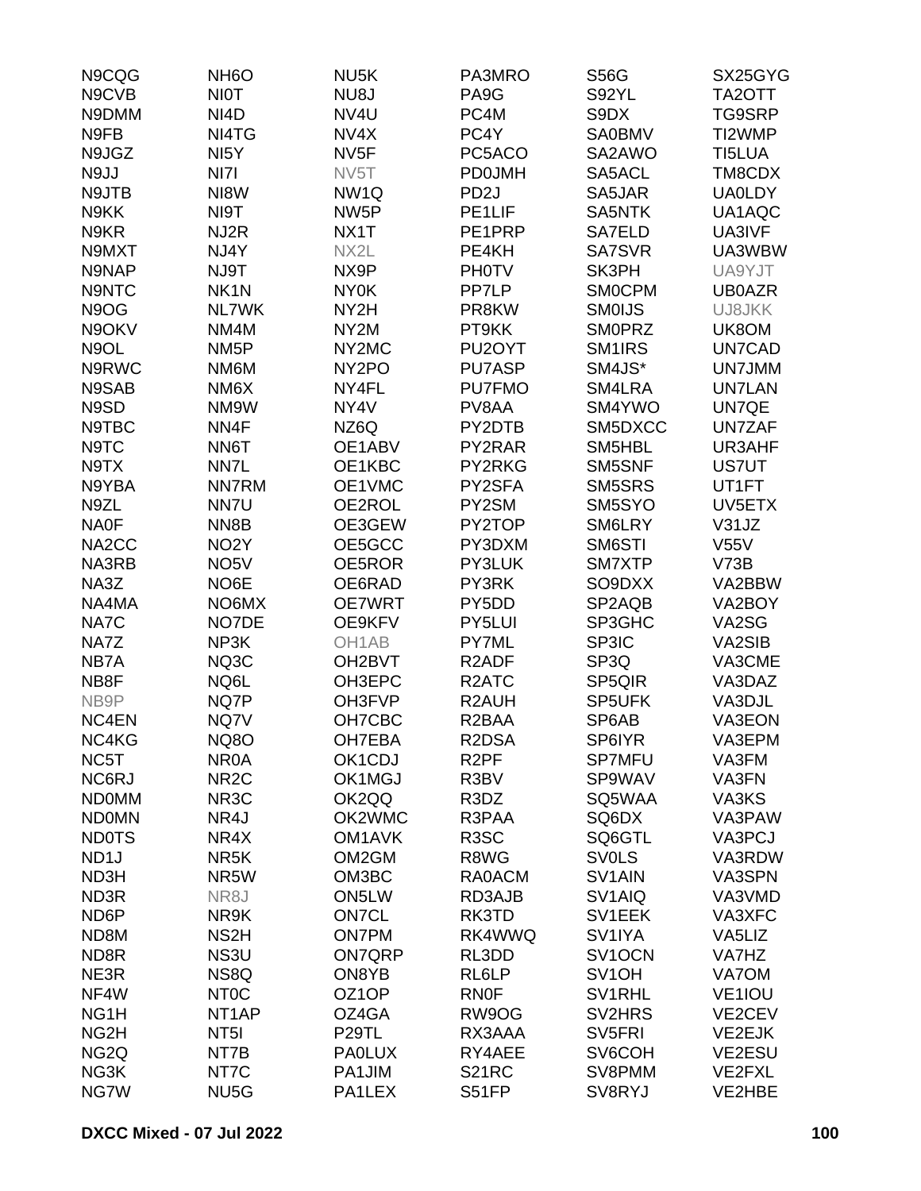| | | | | | |
|---|---|---|---|---|---|
| N9CQG | NH6O | NU5K | PA3MRO | S56G | SX25GYG |
| N9CVB | NI0T | NU8J | PA9G | S92YL | TA2OTT |
| N9DMM | NI4D | NV4U | PC4M | S9DX | TG9SRP |
| N9FB | NI4TG | NV4X | PC4Y | SA0BMV | TI2WMP |
| N9JGZ | NI5Y | NV5F | PC5ACO | SA2AWO | TI5LUA |
| N9JJ | NI7I | NV5T | PD0JMH | SA5ACL | TM8CDX |
| N9JTB | NI8W | NW1Q | PD2J | SA5JAR | UA0LDY |
| N9KK | NI9T | NW5P | PE1LIF | SA5NTK | UA1AQC |
| N9KR | NJ2R | NX1T | PE1PRP | SA7ELD | UA3IVF |
| N9MXT | NJ4Y | NX2L | PE4KH | SA7SVR | UA3WBW |
| N9NAP | NJ9T | NX9P | PH0TV | SK3PH | UA9YJT |
| N9NTC | NK1N | NY0K | PP7LP | SM0CPM | UB0AZR |
| N9OG | NL7WK | NY2H | PR8KW | SM0IJS | UJ8JKK |
| N9OKV | NM4M | NY2M | PT9KK | SM0PRZ | UK8OM |
| N9OL | NM5P | NY2MC | PU2OYT | SM1IRS | UN7CAD |
| N9RWC | NM6M | NY2PO | PU7ASP | SM4JS* | UN7JMM |
| N9SAB | NM6X | NY4FL | PU7FMO | SM4LRA | UN7LAN |
| N9SD | NM9W | NY4V | PV8AA | SM4YWO | UN7QE |
| N9TBC | NN4F | NZ6Q | PY2DTB | SM5DXCC | UN7ZAF |
| N9TC | NN6T | OE1ABV | PY2RAR | SM5HBL | UR3AHF |
| N9TX | NN7L | OE1KBC | PY2RKG | SM5SNF | US7UT |
| N9YBA | NN7RM | OE1VMC | PY2SFA | SM5SRS | UT1FT |
| N9ZL | NN7U | OE2ROL | PY2SM | SM5SYO | UV5ETX |
| NA0F | NN8B | OE3GEW | PY2TOP | SM6LRY | V31JZ |
| NA2CC | NO2Y | OE5GCC | PY3DXM | SM6STI | V55V |
| NA3RB | NO5V | OE5ROR | PY3LUK | SM7XTP | V73B |
| NA3Z | NO6E | OE6RAD | PY3RK | SO9DXX | VA2BBW |
| NA4MA | NO6MX | OE7WRT | PY5DD | SP2AQB | VA2BOY |
| NA7C | NO7DE | OE9KFV | PY5LUI | SP3GHC | VA2SG |
| NA7Z | NP3K | OH1AB | PY7ML | SP3IC | VA2SIB |
| NB7A | NQ3C | OH2BVT | R2ADF | SP3Q | VA3CME |
| NB8F | NQ6L | OH3EPC | R2ATC | SP5QIR | VA3DAZ |
| NB9P | NQ7P | OH3FVP | R2AUH | SP5UFK | VA3DJL |
| NC4EN | NQ7V | OH7CBC | R2BAA | SP6AB | VA3EON |
| NC4KG | NQ8O | OH7EBA | R2DSA | SP6IYR | VA3EPM |
| NC5T | NR0A | OK1CDJ | R2PF | SP7MFU | VA3FM |
| NC6RJ | NR2C | OK1MGJ | R3BV | SP9WAV | VA3FN |
| ND0MM | NR3C | OK2QQ | R3DZ | SQ5WAA | VA3KS |
| ND0MN | NR4J | OK2WMC | R3PAA | SQ6DX | VA3PAW |
| ND0TS | NR4X | OM1AVK | R3SC | SQ6GTL | VA3PCJ |
| ND1J | NR5K | OM2GM | R8WG | SV0LS | VA3RDW |
| ND3H | NR5W | OM3BC | RA0ACM | SV1AIN | VA3SPN |
| ND3R | NR8J | ON5LW | RD3AJB | SV1AIQ | VA3VMD |
| ND6P | NR9K | ON7CL | RK3TD | SV1EEK | VA3XFC |
| ND8M | NS2H | ON7PM | RK4WWQ | SV1IYA | VA5LIZ |
| ND8R | NS3U | ON7QRP | RL3DD | SV1OCN | VA7HZ |
| NE3R | NS8Q | ON8YB | RL6LP | SV1OH | VA7OM |
| NF4W | NT0C | OZ1OP | RN0F | SV1RHL | VE1IOU |
| NG1H | NT1AP | OZ4GA | RW9OG | SV2HRS | VE2CEV |
| NG2H | NT5I | P29TL | RX3AAA | SV5FRI | VE2EJK |
| NG2Q | NT7B | PA0LUX | RY4AEE | SV6COH | VE2ESU |
| NG3K | NT7C | PA1JIM | S21RC | SV8PMM | VE2FXL |
| NG7W | NU5G | PA1LEX | S51FP | SV8RYJ | VE2HBE |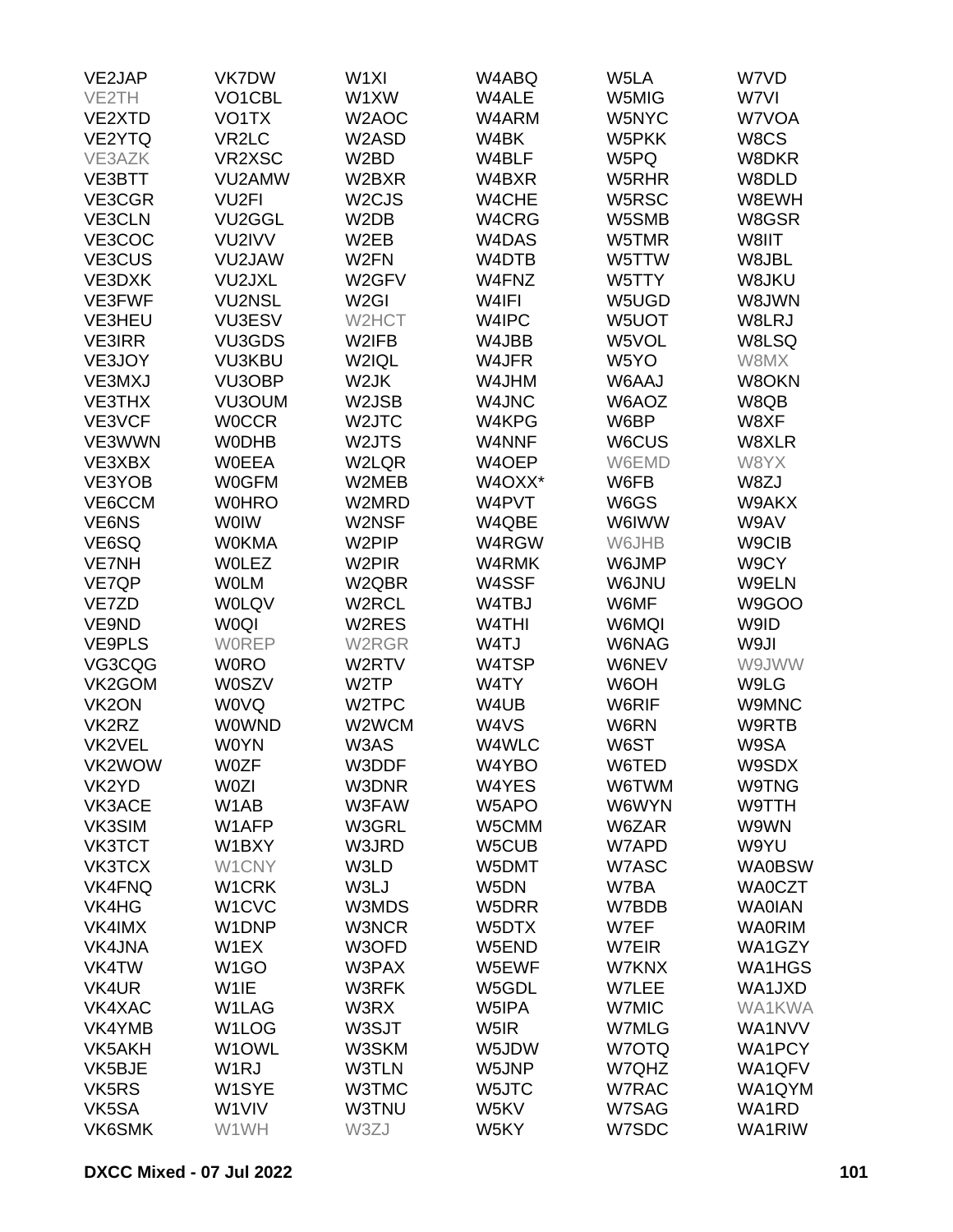| | | | | | |
|---|---|---|---|---|---|
| VE2JAP | VK7DW | W1XI | W4ABQ | W5LA | W7VD |
| VE2TH | VO1CBL | W1XW | W4ALE | W5MIG | W7VI |
| VE2XTD | VO1TX | W2AOC | W4ARM | W5NYC | W7VOA |
| VE2YTQ | VR2LC | W2ASD | W4BK | W5PKK | W8CS |
| VE3AZK | VR2XSC | W2BD | W4BLF | W5PQ | W8DKR |
| VE3BTT | VU2AMW | W2BXR | W4BXR | W5RHR | W8DLD |
| VE3CGR | VU2FI | W2CJS | W4CHE | W5RSC | W8EWH |
| VE3CLN | VU2GGL | W2DB | W4CRG | W5SMB | W8GSR |
| VE3COC | VU2IVV | W2EB | W4DAS | W5TMR | W8IIT |
| VE3CUS | VU2JAW | W2FN | W4DTB | W5TTW | W8JBL |
| VE3DXK | VU2JXL | W2GFV | W4FNZ | W5TTY | W8JKU |
| VE3FWF | VU2NSL | W2GI | W4IFI | W5UGD | W8JWN |
| VE3HEU | VU3ESV | W2HCT | W4IPC | W5UOT | W8LRJ |
| VE3IRR | VU3GDS | W2IFB | W4JBB | W5VOL | W8LSQ |
| VE3JOY | VU3KBU | W2IQL | W4JFR | W5YO | W8MX |
| VE3MXJ | VU3OBP | W2JK | W4JHM | W6AAJ | W8OKN |
| VE3THX | VU3OUM | W2JSB | W4JNC | W6AOZ | W8QB |
| VE3VCF | W0CCR | W2JTC | W4KPG | W6BP | W8XF |
| VE3WWN | W0DHB | W2JTS | W4NNF | W6CUS | W8XLR |
| VE3XBX | W0EEA | W2LQR | W4OEP | W6EMD | W8YX |
| VE3YOB | W0GFM | W2MEB | W4OXX* | W6FB | W8ZJ |
| VE6CCM | W0HRO | W2MRD | W4PVT | W6GS | W9AKX |
| VE6NS | W0IW | W2NSF | W4QBE | W6IWW | W9AV |
| VE6SQ | W0KMA | W2PIP | W4RGW | W6JHB | W9CIB |
| VE7NH | W0LEZ | W2PIR | W4RMK | W6JMP | W9CY |
| VE7QP | W0LM | W2QBR | W4SSF | W6JNU | W9ELN |
| VE7ZD | W0LQV | W2RCL | W4TBJ | W6MF | W9GOO |
| VE9ND | W0QI | W2RES | W4THI | W6MQI | W9ID |
| VE9PLS | W0REP | W2RGR | W4TJ | W6NAG | W9JI |
| VG3CQG | W0RO | W2RTV | W4TSP | W6NEV | W9JWW |
| VK2GOM | W0SZV | W2TP | W4TY | W6OH | W9LG |
| VK2ON | W0VQ | W2TPC | W4UB | W6RIF | W9MNC |
| VK2RZ | W0WND | W2WCM | W4VS | W6RN | W9RTB |
| VK2VEL | W0YN | W3AS | W4WLC | W6ST | W9SA |
| VK2WOW | W0ZF | W3DDF | W4YBO | W6TED | W9SDX |
| VK2YD | W0ZI | W3DNR | W4YES | W6TWM | W9TNG |
| VK3ACE | W1AB | W3FAW | W5APO | W6WYN | W9TTH |
| VK3SIM | W1AFP | W3GRL | W5CMM | W6ZAR | W9WN |
| VK3TCT | W1BXY | W3JRD | W5CUB | W7APD | W9YU |
| VK3TCX | W1CNY | W3LD | W5DMT | W7ASC | WA0BSW |
| VK4FNQ | W1CRK | W3LJ | W5DN | W7BA | WA0CZT |
| VK4HG | W1CVC | W3MDS | W5DRR | W7BDB | WA0IAN |
| VK4IMX | W1DNP | W3NCR | W5DTX | W7EF | WA0RIM |
| VK4JNA | W1EX | W3OFD | W5END | W7EIR | WA1GZY |
| VK4TW | W1GO | W3PAX | W5EWF | W7KNX | WA1HGS |
| VK4UR | W1IE | W3RFK | W5GDL | W7LEE | WA1JXD |
| VK4XAC | W1LAG | W3RX | W5IPA | W7MIC | WA1KWA |
| VK4YMB | W1LOG | W3SJT | W5IR | W7MLG | WA1NVV |
| VK5AKH | W1OWL | W3SKM | W5JDW | W7OTQ | WA1PCY |
| VK5BJE | W1RJ | W3TLN | W5JNP | W7QHZ | WA1QFV |
| VK5RS | W1SYE | W3TMC | W5JTC | W7RAC | WA1QYM |
| VK5SA | W1VIV | W3TNU | W5KV | W7SAG | WA1RD |
| VK6SMK | W1WH | W3ZJ | W5KY | W7SDC | WA1RIW |

DXCC Mixed - 07 Jul 2022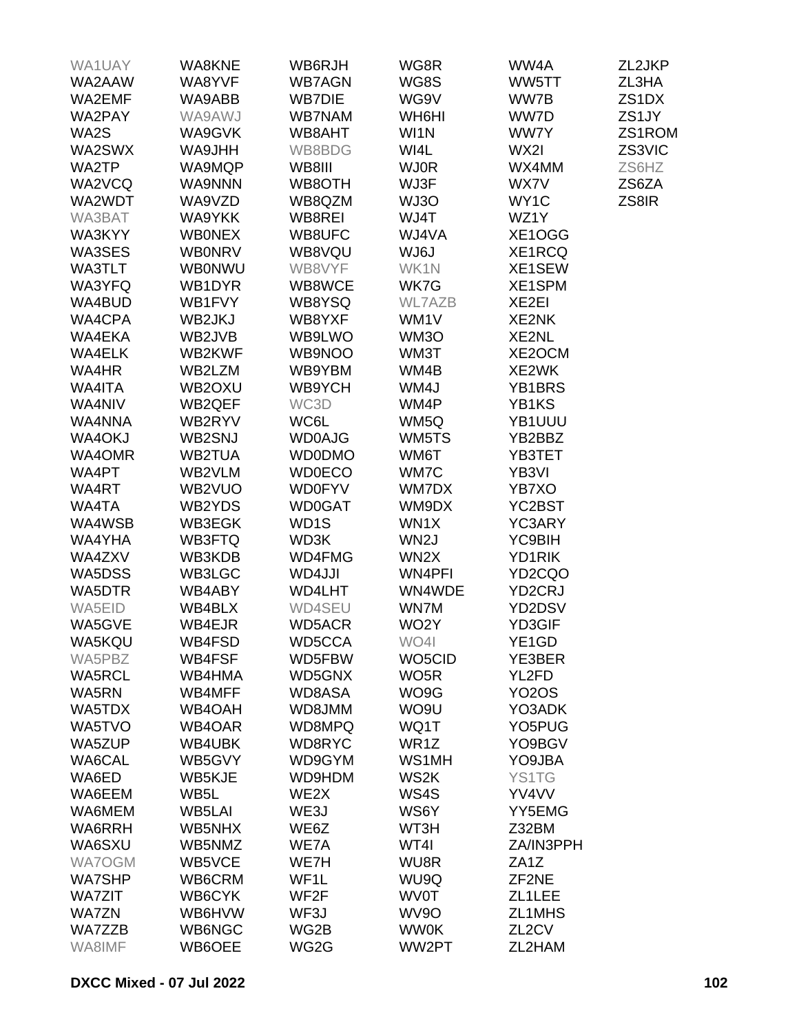| | | | | | |
|---|---|---|---|---|---|
| WA1UAY | WA8KNE | WB6RJH | WG8R | WW4A | ZL2JKP |
| WA2AAW | WA8YVF | WB7AGN | WG8S | WW5TT | ZL3HA |
| WA2EMF | WA9ABB | WB7DIE | WG9V | WW7B | ZS1DX |
| WA2PAY | WA9AWJ | WB7NAM | WH6HI | WW7D | ZS1JY |
| WA2S | WA9GVK | WB8AHT | WI1N | WW7Y | ZS1ROM |
| WA2SWX | WA9JHH | WB8BDG | WI4L | WX2I | ZS3VIC |
| WA2TP | WA9MQP | WB8III | WJ0R | WX4MM | ZS6HZ |
| WA2VCQ | WA9NNN | WB8OTH | WJ3F | WX7V | ZS6ZA |
| WA2WDT | WA9VZD | WB8QZM | WJ3O | WY1C | ZS8IR |
| WA3BAT | WA9YKK | WB8REI | WJ4T | WZ1Y | |
| WA3KYY | WB0NEX | WB8UFC | WJ4VA | XE1OGG | |
| WA3SES | WB0NRV | WB8VQU | WJ6J | XE1RCQ | |
| WA3TLT | WB0NWU | WB8VYF | WK1N | XE1SEW | |
| WA3YFQ | WB1DYR | WB8WCE | WK7G | XE1SPM | |
| WA4BUD | WB1FVY | WB8YSQ | WL7AZB | XE2EI | |
| WA4CPA | WB2JKJ | WB8YXF | WM1V | XE2NK | |
| WA4EKA | WB2JVB | WB9LWO | WM3O | XE2NL | |
| WA4ELK | WB2KWF | WB9NOO | WM3T | XE2OCM | |
| WA4HR | WB2LZM | WB9YBM | WM4B | XE2WK | |
| WA4ITA | WB2OXU | WB9YCH | WM4J | YB1BRS | |
| WA4NIV | WB2QEF | WC3D | WM4P | YB1KS | |
| WA4NNA | WB2RYV | WC6L | WM5Q | YB1UUU | |
| WA4OKJ | WB2SNJ | WD0AJG | WM5TS | YB2BBZ | |
| WA4OMR | WB2TUA | WD0DMO | WM6T | YB3TET | |
| WA4PT | WB2VLM | WD0ECO | WM7C | YB3VI | |
| WA4RT | WB2VUO | WD0FYV | WM7DX | YB7XO | |
| WA4TA | WB2YDS | WD0GAT | WM9DX | YC2BST | |
| WA4WSB | WB3EGK | WD1S | WN1X | YC3ARY | |
| WA4YHA | WB3FTQ | WD3K | WN2J | YC9BIH | |
| WA4ZXV | WB3KDB | WD4FMG | WN2X | YD1RIK | |
| WA5DSS | WB3LGC | WD4JJI | WN4PFI | YD2CQO | |
| WA5DTR | WB4ABY | WD4LHT | WN4WDE | YD2CRJ | |
| WA5EID | WB4BLX | WD4SEU | WN7M | YD2DSV | |
| WA5GVE | WB4EJR | WD5ACR | WO2Y | YD3GIF | |
| WA5KQU | WB4FSD | WD5CCA | WO4I | YE1GD | |
| WA5PBZ | WB4FSF | WD5FBW | WO5CID | YE3BER | |
| WA5RCL | WB4HMA | WD5GNX | WO5R | YL2FD | |
| WA5RN | WB4MFF | WD8ASA | WO9G | YO2OS | |
| WA5TDX | WB4OAH | WD8JMM | WO9U | YO3ADK | |
| WA5TVO | WB4OAR | WD8MPQ | WQ1T | YO5PUG | |
| WA5ZUP | WB4UBK | WD8RYC | WR1Z | YO9BGV | |
| WA6CAL | WB5GVY | WD9GYM | WS1MH | YO9JBA | |
| WA6ED | WB5KJE | WD9HDM | WS2K | YS1TG | |
| WA6EEM | WB5L | WE2X | WS4S | YV4VV | |
| WA6MEM | WB5LAI | WE3J | WS6Y | YY5EMG | |
| WA6RRH | WB5NHX | WE6Z | WT3H | Z32BM | |
| WA6SXU | WB5NMZ | WE7A | WT4I | ZA/IN3PPH | |
| WA7OGM | WB5VCE | WE7H | WU8R | ZA1Z | |
| WA7SHP | WB6CRM | WF1L | WU9Q | ZF2NE | |
| WA7ZIT | WB6CYK | WF2F | WV0T | ZL1LEE | |
| WA7ZN | WB6HVW | WF3J | WV9O | ZL1MHS | |
| WA7ZZB | WB6NGC | WG2B | WW0K | ZL2CV | |
| WA8IMF | WB6OEE | WG2G | WW2PT | ZL2HAM | |